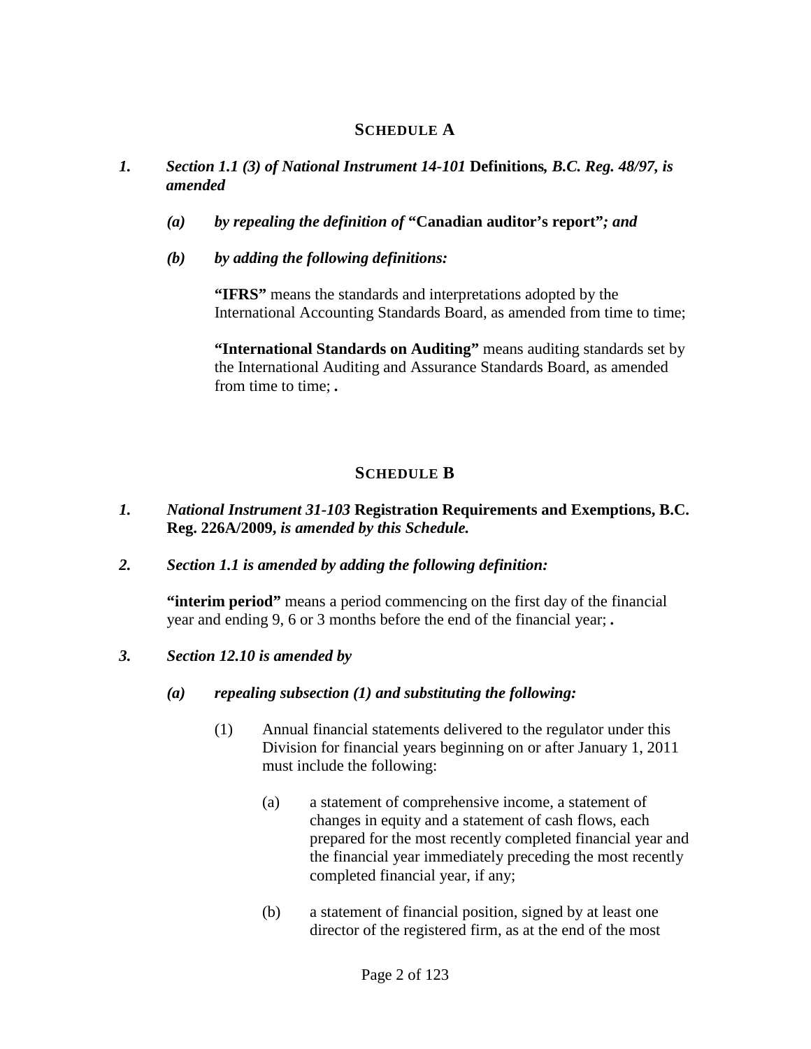## SCHEDULE A

***1. Section 1.1 (3) of National Instrument 14-101* Definitions*, B.C. Reg. 48/97, is amended***

> ***(a) by repealing the definition of* "Canadian auditor's report"*; and***
>
> ***(b) by adding the following definitions:***
>
> **"IFRS"** means the standards and interpretations adopted by the International Accounting Standards Board, as amended from time to time;
>
> **"International Standards on Auditing"** means auditing standards set by the International Auditing and Assurance Standards Board, as amended from time to time; **.**

## SCHEDULE B

***1. National Instrument 31-103* Registration Requirements and Exemptions, B.C. Reg. 226A/2009*, is amended by this Schedule.***

***2. Section 1.1 is amended by adding the following definition:***

> **"interim period"** means a period commencing on the first day of the financial year and ending 9, 6 or 3 months before the end of the financial year; **.**

***3. Section 12.10 is amended by***

> ***(a) repealing subsection (1) and substituting the following:***
>
> (1) Annual financial statements delivered to the regulator under this Division for financial years beginning on or after January 1, 2011 must include the following:
>
> (a) a statement of comprehensive income, a statement of changes in equity and a statement of cash flows, each prepared for the most recently completed financial year and the financial year immediately preceding the most recently completed financial year, if any;
>
> (b) a statement of financial position, signed by at least one director of the registered firm, as at the end of the most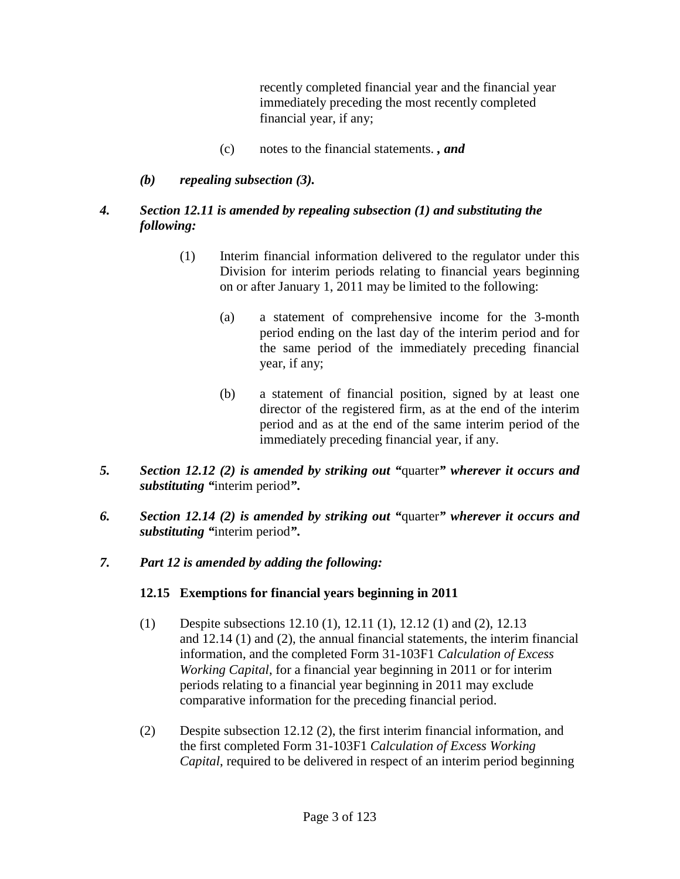recently completed financial year and the financial year immediately preceding the most recently completed financial year, if any;

(c) notes to the financial statements. ***, and***

***(b) repealing subsection (3).***

***4. Section 12.11 is amended by repealing subsection (1) and substituting the following:***

(1) Interim financial information delivered to the regulator under this Division for interim periods relating to financial years beginning on or after January 1, 2011 may be limited to the following:

(a) a statement of comprehensive income for the 3-month period ending on the last day of the interim period and for the same period of the immediately preceding financial year, if any;

(b) a statement of financial position, signed by at least one director of the registered firm, as at the end of the interim period and as at the end of the same interim period of the immediately preceding financial year, if any.

***5. Section 12.12 (2) is amended by striking out "***quarter***" wherever it occurs and substituting "***interim period***".***

***6. Section 12.14 (2) is amended by striking out "***quarter***" wherever it occurs and substituting "***interim period***".***

***7. Part 12 is amended by adding the following:***

**12.15 Exemptions for financial years beginning in 2011**

(1) Despite subsections 12.10 (1), 12.11 (1), 12.12 (1) and (2), 12.13 and 12.14 (1) and (2), the annual financial statements, the interim financial information, and the completed Form 31-103F1 *Calculation of Excess Working Capital*, for a financial year beginning in 2011 or for interim periods relating to a financial year beginning in 2011 may exclude comparative information for the preceding financial period.

(2) Despite subsection 12.12 (2), the first interim financial information, and the first completed Form 31-103F1 *Calculation of Excess Working Capital*, required to be delivered in respect of an interim period beginning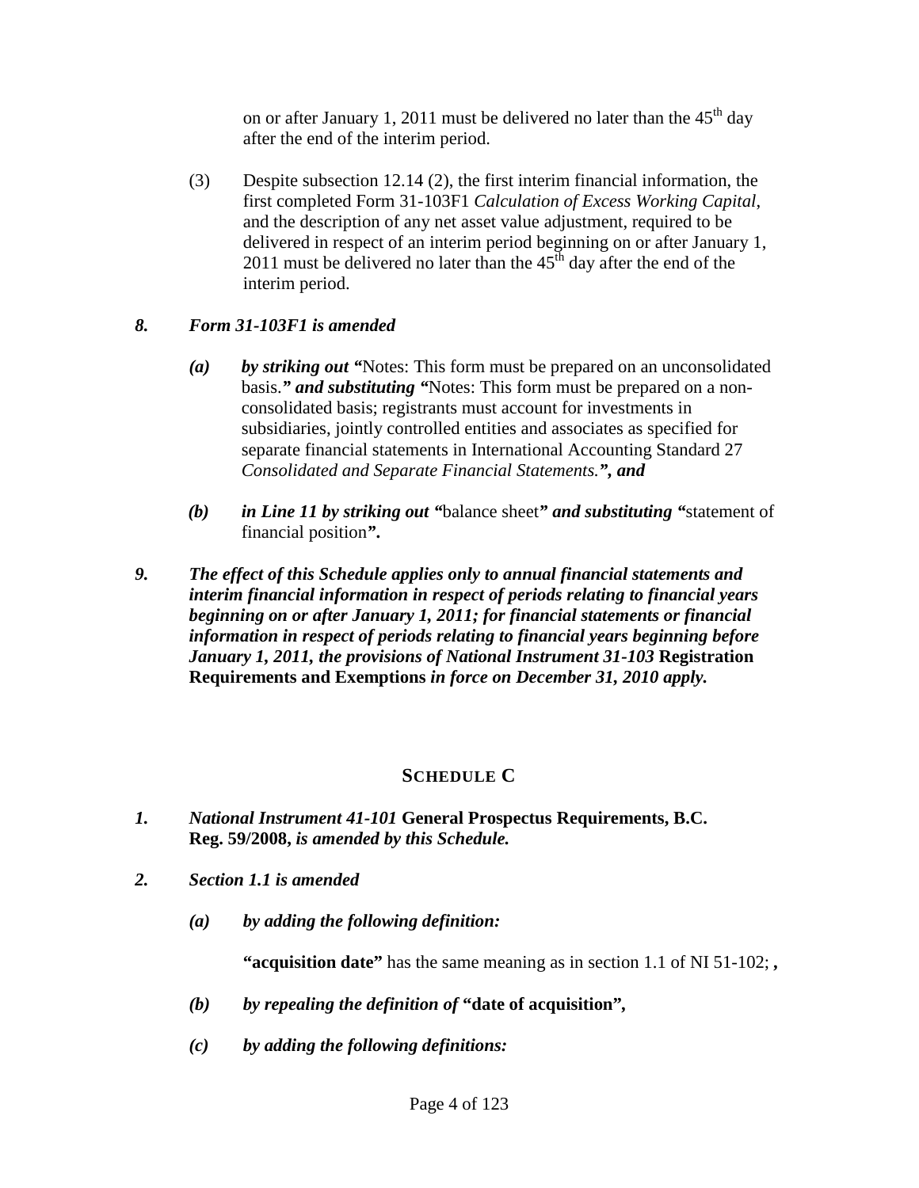on or after January 1, 2011 must be delivered no later than the 45th day after the end of the interim period.

(3) Despite subsection 12.14 (2), the first interim financial information, the first completed Form 31-103F1 *Calculation of Excess Working Capital*, and the description of any net asset value adjustment, required to be delivered in respect of an interim period beginning on or after January 1, 2011 must be delivered no later than the 45th day after the end of the interim period.

***8. Form 31-103F1 is amended***

***(a) by striking out "***Notes: This form must be prepared on an unconsolidated basis.***" and substituting "***Notes: This form must be prepared on a non-consolidated basis; registrants must account for investments in subsidiaries, jointly controlled entities and associates as specified for separate financial statements in International Accounting Standard 27 *Consolidated and Separate Financial Statements.****", and***

***(b) in Line 11 by striking out "***balance sheet***" and substituting "***statement of financial position***".***

***9. The effect of this Schedule applies only to annual financial statements and interim financial information in respect of periods relating to financial years beginning on or after January 1, 2011; for financial statements or financial information in respect of periods relating to financial years beginning before January 1, 2011, the provisions of National Instrument 31-103*** **Registration Requirements and Exemptions** ***in force on December 31, 2010 apply.***

## SCHEDULE C

***1. National Instrument 41-101*** **General Prospectus Requirements, B.C. Reg. 59/2008*****, is amended by this Schedule.***

***2. Section 1.1 is amended***

***(a) by adding the following definition:***

**"acquisition date"** has the same meaning as in section 1.1 of NI 51-102; **,**

***(b) by repealing the definition of*** **"date of acquisition",**

***(c) by adding the following definitions:***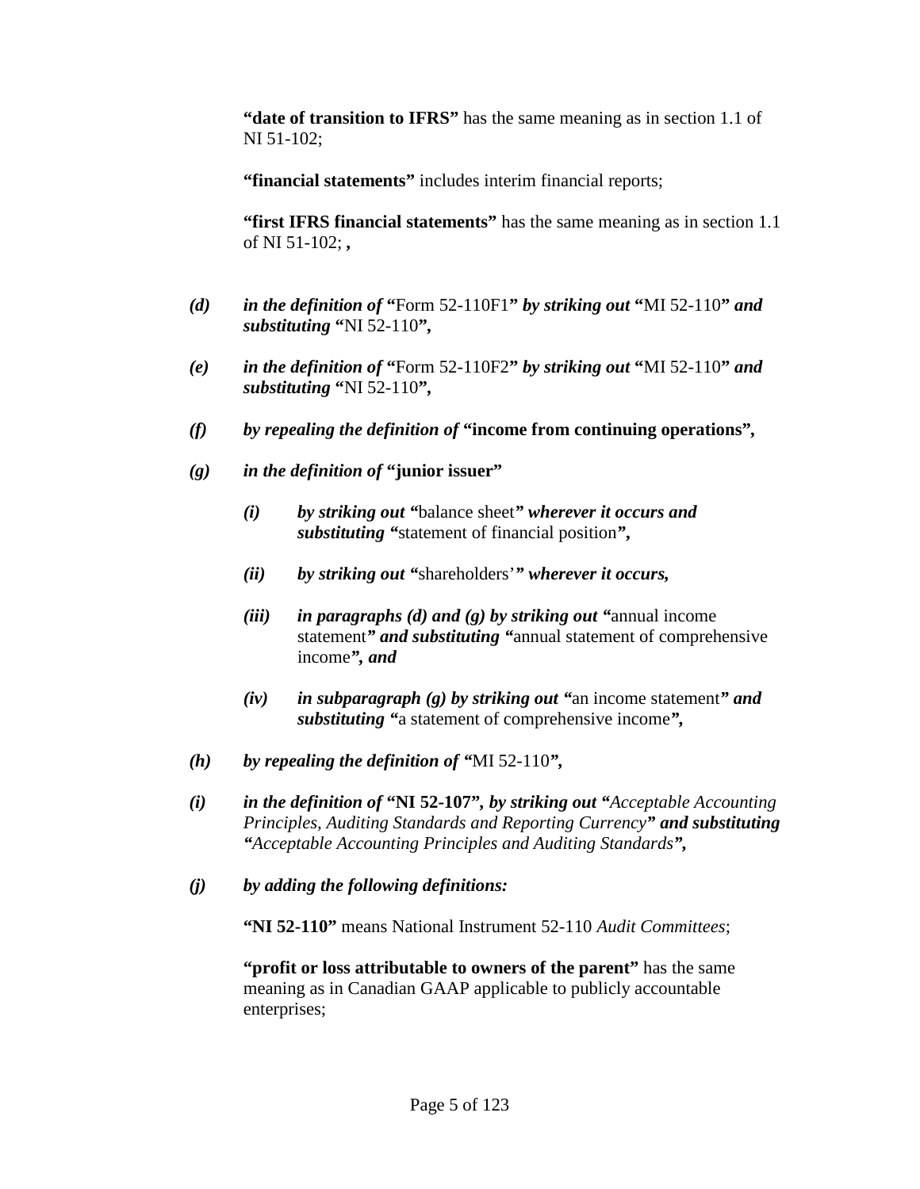**"date of transition to IFRS"** has the same meaning as in section 1.1 of NI 51-102;

**"financial statements"** includes interim financial reports;

**"first IFRS financial statements"** has the same meaning as in section 1.1 of NI 51-102; **,**

***(d)*** ***in the definition of*** **"**Form 52-110F1**"** ***by striking out*** **"**MI 52-110**"** ***and substituting*** **"**NI 52-110**",**

***(e)*** ***in the definition of*** **"**Form 52-110F2**"** ***by striking out*** **"**MI 52-110**"** ***and substituting*** **"**NI 52-110**",**

***(f)*** ***by repealing the definition of*** **"income from continuing operations",**

***(g)*** ***in the definition of*** **"junior issuer"**

> ***(i)*** ***by striking out "***balance sheet***" wherever it occurs and substituting "***statement of financial position***",***
>
> ***(ii)*** ***by striking out "***shareholders'***" wherever it occurs,***
>
> ***(iii)*** ***in paragraphs (d) and (g) by striking out "***annual income statement***" and substituting "***annual statement of comprehensive income***", and***
>
> ***(iv)*** ***in subparagraph (g) by striking out "***an income statement***" and substituting "***a statement of comprehensive income***",***

***(h)*** ***by repealing the definition of "***MI 52-110***",***

***(i)*** ***in the definition of*** **"NI 52-107"*****, by striking out "****Acceptable Accounting Principles, Auditing Standards and Reporting Currency****" and substituting "****Acceptable Accounting Principles and Auditing Standards****",***

***(j)*** ***by adding the following definitions:***

**"NI 52-110"** means National Instrument 52-110 *Audit Committees*;

**"profit or loss attributable to owners of the parent"** has the same meaning as in Canadian GAAP applicable to publicly accountable enterprises;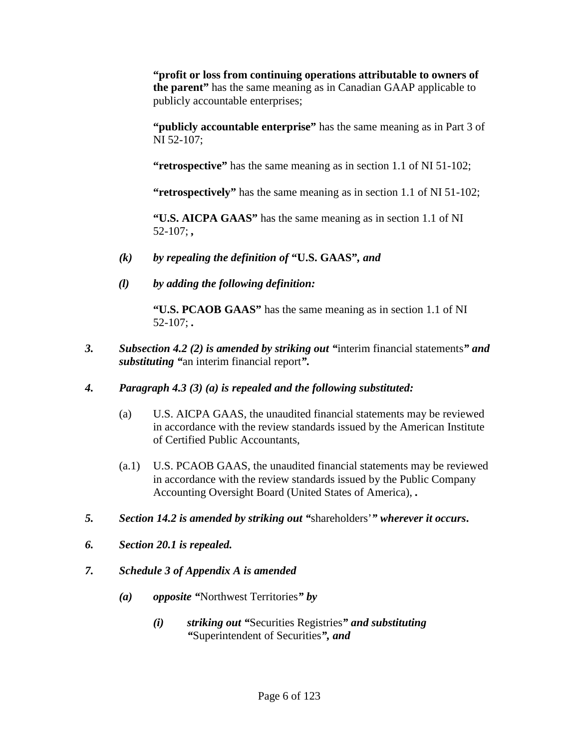**“profit or loss from continuing operations attributable to owners of the parent”** has the same meaning as in Canadian GAAP applicable to publicly accountable enterprises;

**“publicly accountable enterprise”** has the same meaning as in Part 3 of NI 52-107;

**“retrospective”** has the same meaning as in section 1.1 of NI 51-102;

**“retrospectively”** has the same meaning as in section 1.1 of NI 51-102;

**“U.S. AICPA GAAS”** has the same meaning as in section 1.1 of NI 52-107; **,**

***(k) by repealing the definition of* “U.S. GAAS”*, and***

***(l) by adding the following definition:***

**“U.S. PCAOB GAAS”** has the same meaning as in section 1.1 of NI 52-107; **.**

***3. Subsection 4.2 (2) is amended by striking out “*interim financial statements*” and substituting “*an interim financial report*”.***

***4. Paragraph 4.3 (3) (a) is repealed and the following substituted:***

(a) U.S. AICPA GAAS, the unaudited financial statements may be reviewed in accordance with the review standards issued by the American Institute of Certified Public Accountants,

(a.1) U.S. PCAOB GAAS, the unaudited financial statements may be reviewed in accordance with the review standards issued by the Public Company Accounting Oversight Board (United States of America), **.**

***5. Section 14.2 is amended by striking out “*shareholders’*” wherever it occurs.***

***6. Section 20.1 is repealed.***

***7. Schedule 3 of Appendix A is amended***

***(a) opposite “*Northwest Territories*” by***

***(i) striking out “*Securities Registries*” and substituting “*Superintendent of Securities*”, and***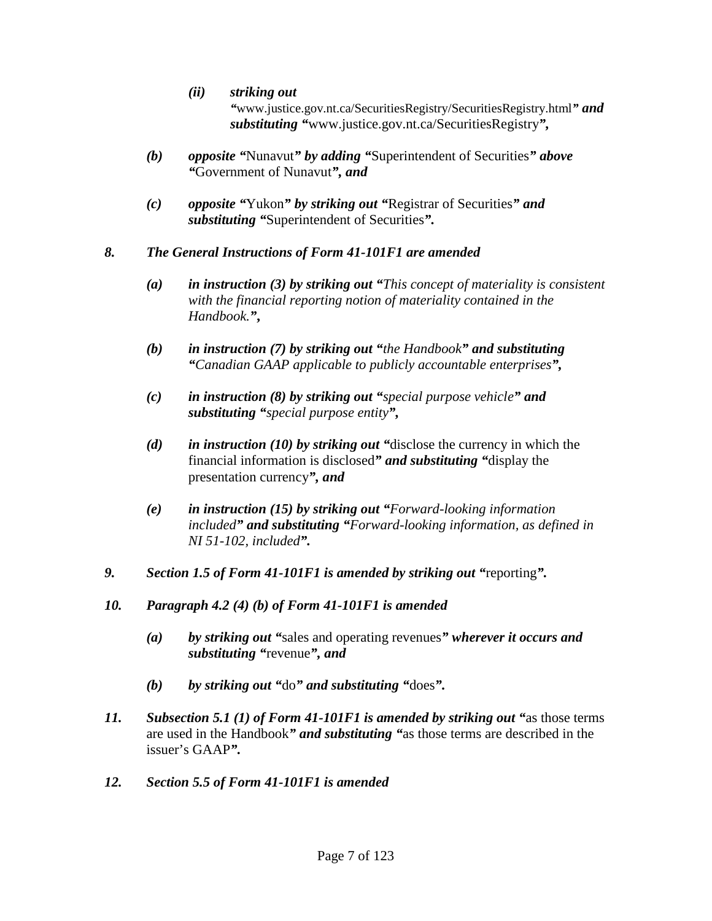*(ii)* ***striking out*** *"*www.justice.gov.nt.ca/SecuritiesRegistry/SecuritiesRegistry.html*"* ***and substituting*** *"*www.justice.gov.nt.ca/SecuritiesRegistry*",*

*(b)* ***opposite*** *"*Nunavut*"* ***by adding*** *"*Superintendent of Securities*"* ***above*** *"*Government of Nunavut*",* ***and***

*(c)* ***opposite*** *"*Yukon*"* ***by striking out*** *"*Registrar of Securities*"* ***and substituting*** *"*Superintendent of Securities*".*

***8. The General Instructions of Form 41-101F1 are amended***

*(a)* ***in instruction (3) by striking out "****This concept of materiality is consistent with the financial reporting notion of materiality contained in the Handbook.****",***

*(b)* ***in instruction (7) by striking out "****the Handbook****" and substituting "****Canadian GAAP applicable to publicly accountable enterprises****",***

*(c)* ***in instruction (8) by striking out "****special purpose vehicle****" and substituting "****special purpose entity****",***

*(d)* ***in instruction (10) by striking out "***disclose the currency in which the financial information is disclosed***" and substituting "***display the presentation currency***", and***

*(e)* ***in instruction (15) by striking out "****Forward-looking information included****" and substituting "****Forward-looking information, as defined in NI 51-102, included****".***

***9. Section 1.5 of Form 41-101F1 is amended by striking out "***reporting***".***

***10. Paragraph 4.2 (4) (b) of Form 41-101F1 is amended***

*(a)* ***by striking out "***sales and operating revenues***" wherever it occurs and substituting "***revenue***", and***

*(b)* ***by striking out "***do***" and substituting "***does***".***

***11. Subsection 5.1 (1) of Form 41-101F1 is amended by striking out "***as those terms are used in the Handbook***" and substituting "***as those terms are described in the issuer's GAAP***".***

***12. Section 5.5 of Form 41-101F1 is amended***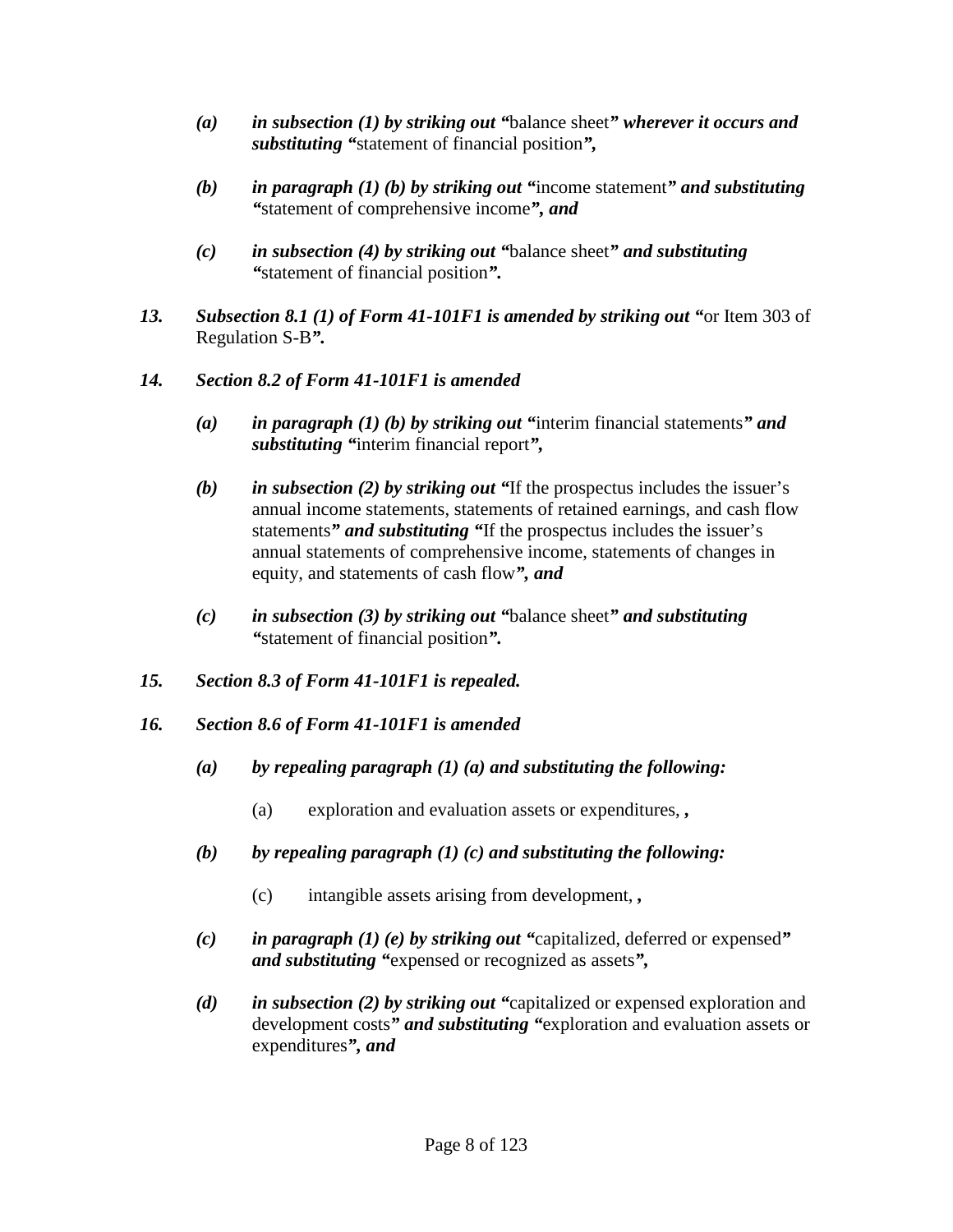- ***(a)*** ***in subsection (1) by striking out "***balance sheet***" wherever it occurs and substituting "***statement of financial position***",***

- ***(b)*** ***in paragraph (1) (b) by striking out "***income statement***" and substituting "***statement of comprehensive income***", and***

- ***(c)*** ***in subsection (4) by striking out "***balance sheet***" and substituting "***statement of financial position***".***

***13.*** ***Subsection 8.1 (1) of Form 41-101F1 is amended by striking out "***or Item 303 of Regulation S-B***".***

***14.*** ***Section 8.2 of Form 41-101F1 is amended***

- ***(a)*** ***in paragraph (1) (b) by striking out "***interim financial statements***" and substituting "***interim financial report***",***

- ***(b)*** ***in subsection (2) by striking out "***If the prospectus includes the issuer's annual income statements, statements of retained earnings, and cash flow statements***" and substituting "***If the prospectus includes the issuer's annual statements of comprehensive income, statements of changes in equity, and statements of cash flow***", and***

- ***(c)*** ***in subsection (3) by striking out "***balance sheet***" and substituting "***statement of financial position***".***

***15.*** ***Section 8.3 of Form 41-101F1 is repealed.***

***16.*** ***Section 8.6 of Form 41-101F1 is amended***

- ***(a)*** ***by repealing paragraph (1) (a) and substituting the following:***

  (a) exploration and evaluation assets or expenditures, ***,***

- ***(b)*** ***by repealing paragraph (1) (c) and substituting the following:***

  (c) intangible assets arising from development, ***,***

- ***(c)*** ***in paragraph (1) (e) by striking out "***capitalized, deferred or expensed***" and substituting "***expensed or recognized as assets***",***

- ***(d)*** ***in subsection (2) by striking out "***capitalized or expensed exploration and development costs***" and substituting "***exploration and evaluation assets or expenditures***", and***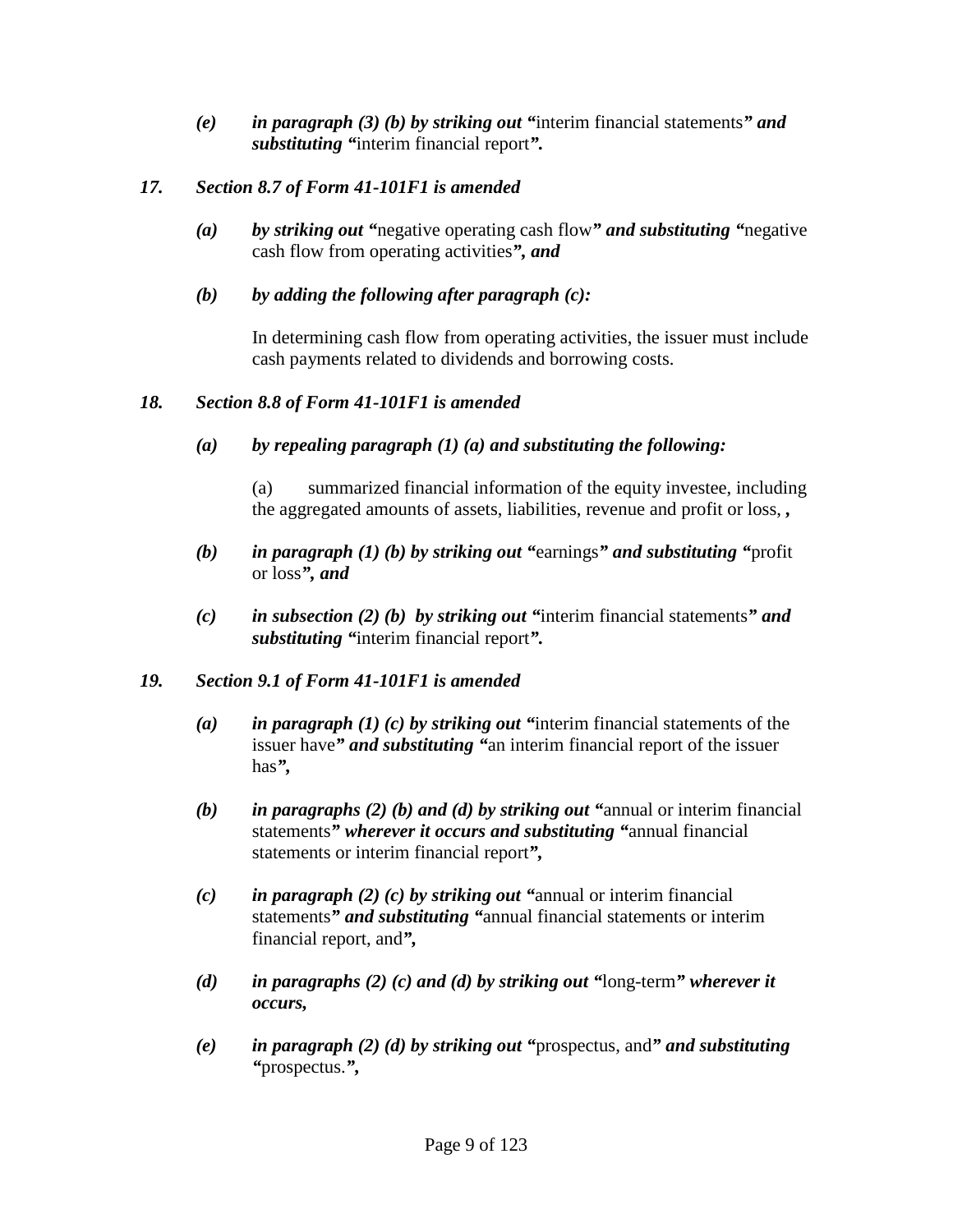*(e)* ***in paragraph (3) (b) by striking out "***interim financial statements***" and substituting "***interim financial report***".***

***17. Section 8.7 of Form 41-101F1 is amended***

*(a)* ***by striking out "***negative operating cash flow***" and substituting "***negative cash flow from operating activities***", and***

*(b)* ***by adding the following after paragraph (c):***

In determining cash flow from operating activities, the issuer must include cash payments related to dividends and borrowing costs.

***18. Section 8.8 of Form 41-101F1 is amended***

*(a)* ***by repealing paragraph (1) (a) and substituting the following:***

(a) summarized financial information of the equity investee, including the aggregated amounts of assets, liabilities, revenue and profit or loss, ***,***

*(b)* ***in paragraph (1) (b) by striking out "***earnings***" and substituting "***profit or loss***", and***

*(c)* ***in subsection (2) (b) by striking out "***interim financial statements***" and substituting "***interim financial report***".***

***19. Section 9.1 of Form 41-101F1 is amended***

*(a)* ***in paragraph (1) (c) by striking out "***interim financial statements of the issuer have***" and substituting "***an interim financial report of the issuer has***",***

*(b)* ***in paragraphs (2) (b) and (d) by striking out "***annual or interim financial statements***" wherever it occurs and substituting "***annual financial statements or interim financial report***",***

*(c)* ***in paragraph (2) (c) by striking out "***annual or interim financial statements***" and substituting "***annual financial statements or interim financial report, and***",***

*(d)* ***in paragraphs (2) (c) and (d) by striking out "***long-term***" wherever it occurs,***

*(e)* ***in paragraph (2) (d) by striking out "***prospectus, and***" and substituting "***prospectus.***",***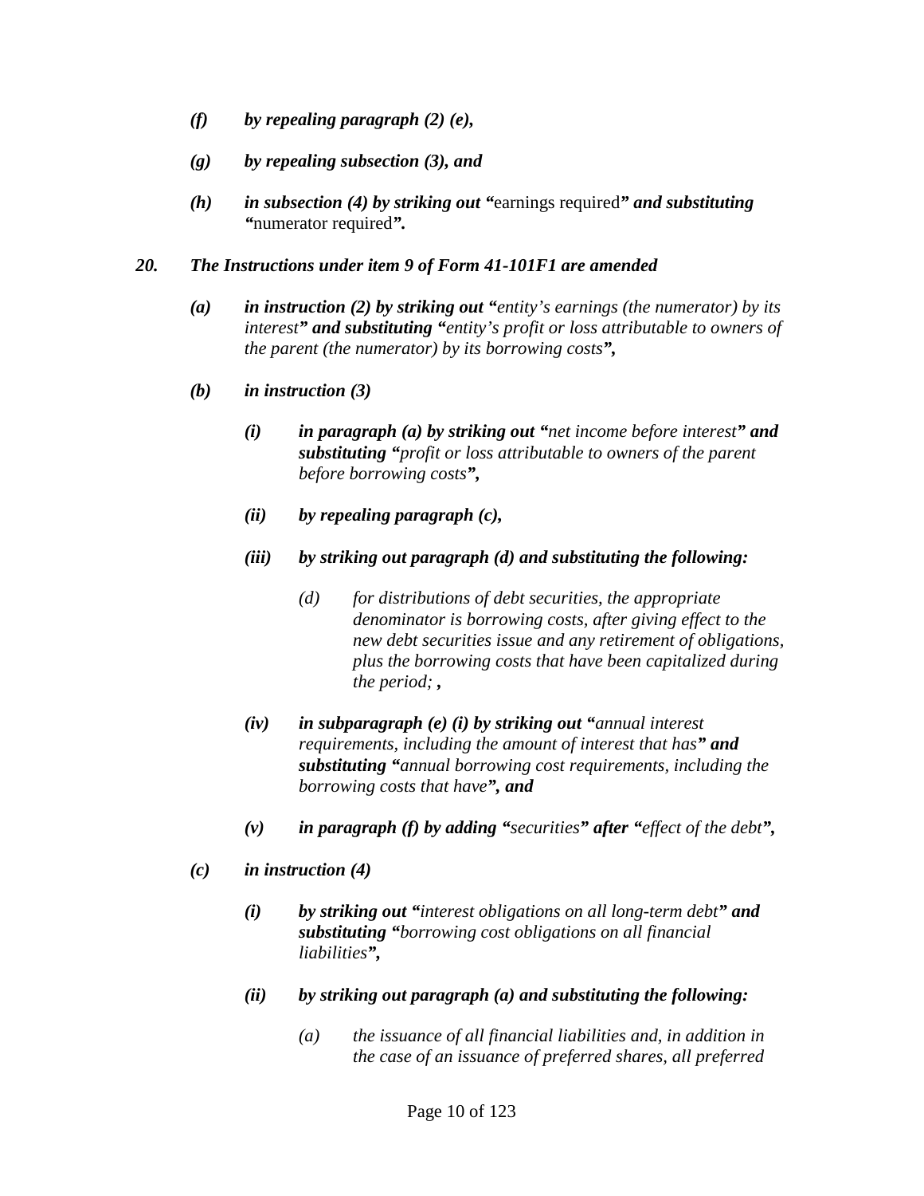*(f)* ***by repealing paragraph (2) (e),***

*(g)* ***by repealing subsection (3), and***

*(h)* ***in subsection (4) by striking out "***earnings required***" and substituting "***numerator required***".***

***20. The Instructions under item 9 of Form 41-101F1 are amended***

*(a)* ***in instruction (2) by striking out "****entity's earnings (the numerator) by its interest****" and substituting "****entity's profit or loss attributable to owners of the parent (the numerator) by its borrowing costs****",***

*(b)* ***in instruction (3)***

*(i)* ***in paragraph (a) by striking out "****net income before interest****" and substituting "****profit or loss attributable to owners of the parent before borrowing costs****",***

*(ii)* ***by repealing paragraph (c),***

*(iii)* ***by striking out paragraph (d) and substituting the following:***

*(d) for distributions of debt securities, the appropriate denominator is borrowing costs, after giving effect to the new debt securities issue and any retirement of obligations, plus the borrowing costs that have been capitalized during the period;* ***,***

*(iv)* ***in subparagraph (e) (i) by striking out "****annual interest requirements, including the amount of interest that has****" and substituting "****annual borrowing cost requirements, including the borrowing costs that have****", and***

*(v)* ***in paragraph (f) by adding "****securities****" after "****effect of the debt****",***

*(c)* ***in instruction (4)***

*(i)* ***by striking out "****interest obligations on all long-term debt****" and substituting "****borrowing cost obligations on all financial liabilities****",***

*(ii)* ***by striking out paragraph (a) and substituting the following:***

*(a) the issuance of all financial liabilities and, in addition in the case of an issuance of preferred shares, all preferred*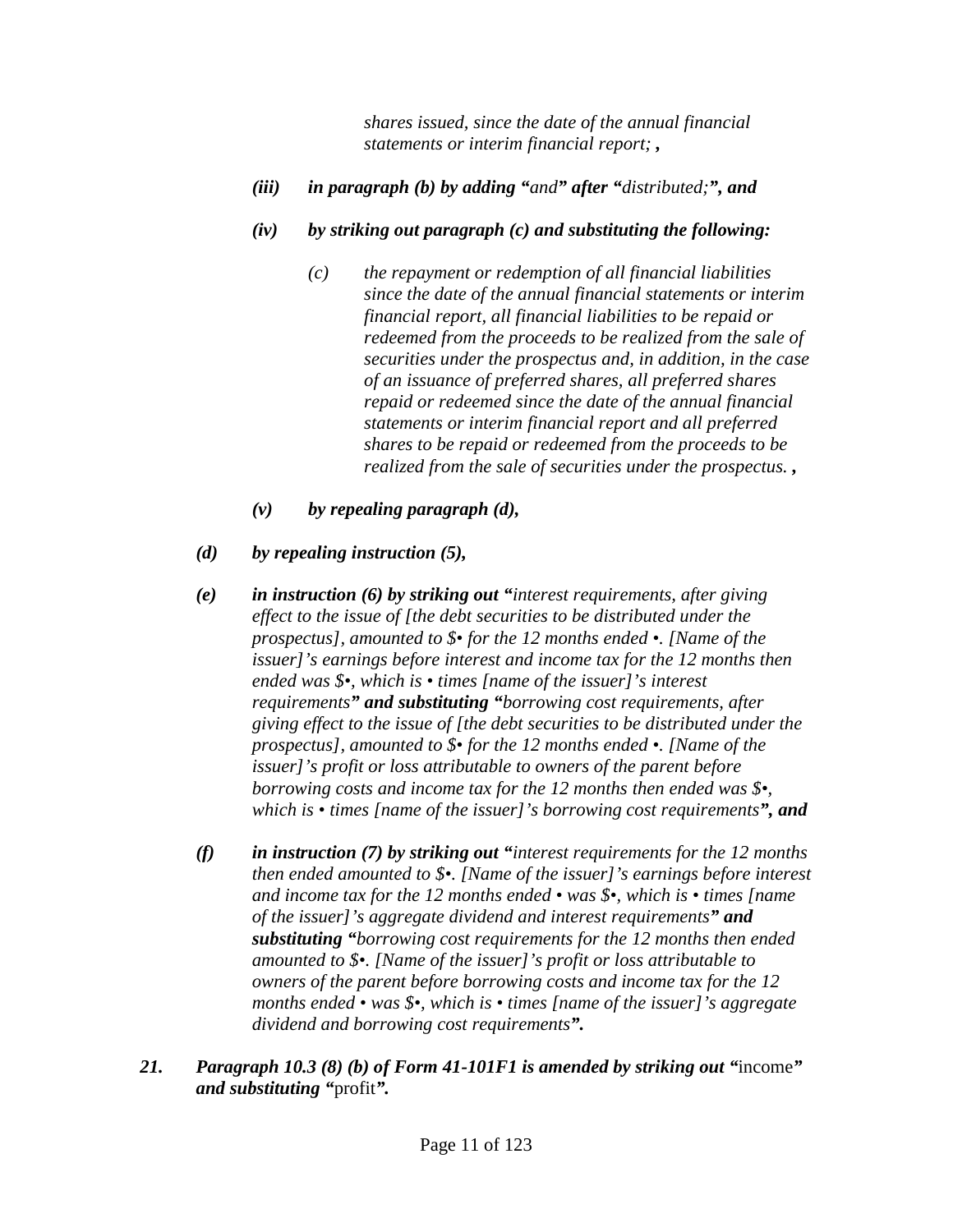*shares issued, since the date of the annual financial statements or interim financial report;* ***,***

***(iii) in paragraph (b) by adding "****and****" after "****distributed;****", and***

***(iv) by striking out paragraph (c) and substituting the following:***

*(c) the repayment or redemption of all financial liabilities since the date of the annual financial statements or interim financial report, all financial liabilities to be repaid or redeemed from the proceeds to be realized from the sale of securities under the prospectus and, in addition, in the case of an issuance of preferred shares, all preferred shares repaid or redeemed since the date of the annual financial statements or interim financial report and all preferred shares to be repaid or redeemed from the proceeds to be realized from the sale of securities under the prospectus.* ***,***

***(v) by repealing paragraph (d),***

***(d) by repealing instruction (5),***

***(e) in instruction (6) by striking out "****interest requirements, after giving effect to the issue of [the debt securities to be distributed under the prospectus], amounted to $• for the 12 months ended •. [Name of the issuer]'s earnings before interest and income tax for the 12 months then ended was $•, which is • times [name of the issuer]'s interest requirements****" and substituting "****borrowing cost requirements, after giving effect to the issue of [the debt securities to be distributed under the prospectus], amounted to $• for the 12 months ended •. [Name of the issuer]'s profit or loss attributable to owners of the parent before borrowing costs and income tax for the 12 months then ended was $•, which is • times [name of the issuer]'s borrowing cost requirements****", and***

***(f) in instruction (7) by striking out "****interest requirements for the 12 months then ended amounted to $•. [Name of the issuer]'s earnings before interest and income tax for the 12 months ended • was $•, which is • times [name of the issuer]'s aggregate dividend and interest requirements****" and substituting "****borrowing cost requirements for the 12 months then ended amounted to $•. [Name of the issuer]'s profit or loss attributable to owners of the parent before borrowing costs and income tax for the 12 months ended • was $•, which is • times [name of the issuer]'s aggregate dividend and borrowing cost requirements****".***

***21. Paragraph 10.3 (8) (b) of Form 41-101F1 is amended by striking out "***income***" and substituting "***profit***".***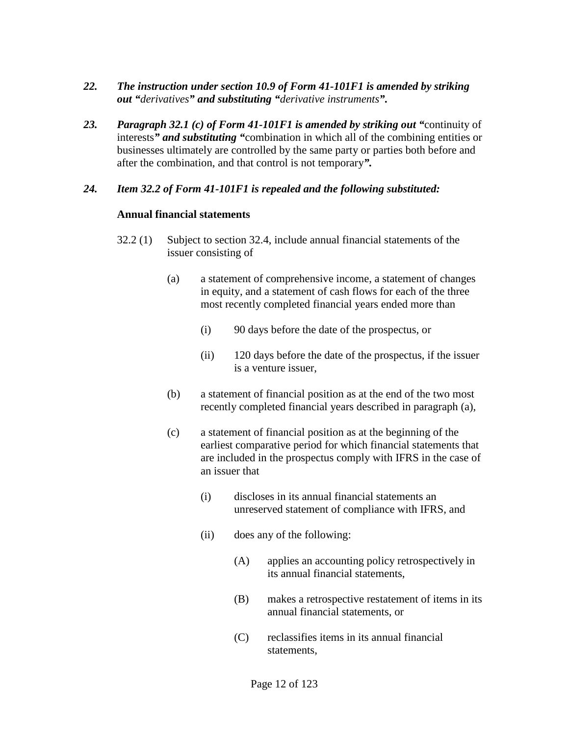***22. The instruction under section 10.9 of Form 41-101F1 is amended by striking out "****derivatives****" and substituting "****derivative instruments****".***

***23. Paragraph 32.1 (c) of Form 41-101F1 is amended by striking out "***continuity of interests***" and substituting "***combination in which all of the combining entities or businesses ultimately are controlled by the same party or parties both before and after the combination, and that control is not temporary***".***

***24. Item 32.2 of Form 41-101F1 is repealed and the following substituted:***

**Annual financial statements**

32.2 (1) Subject to section 32.4, include annual financial statements of the issuer consisting of

(a) a statement of comprehensive income, a statement of changes in equity, and a statement of cash flows for each of the three most recently completed financial years ended more than

(i) 90 days before the date of the prospectus, or

(ii) 120 days before the date of the prospectus, if the issuer is a venture issuer,

(b) a statement of financial position as at the end of the two most recently completed financial years described in paragraph (a),

(c) a statement of financial position as at the beginning of the earliest comparative period for which financial statements that are included in the prospectus comply with IFRS in the case of an issuer that

(i) discloses in its annual financial statements an unreserved statement of compliance with IFRS, and

(ii) does any of the following:

(A) applies an accounting policy retrospectively in its annual financial statements,

(B) makes a retrospective restatement of items in its annual financial statements, or

(C) reclassifies items in its annual financial statements,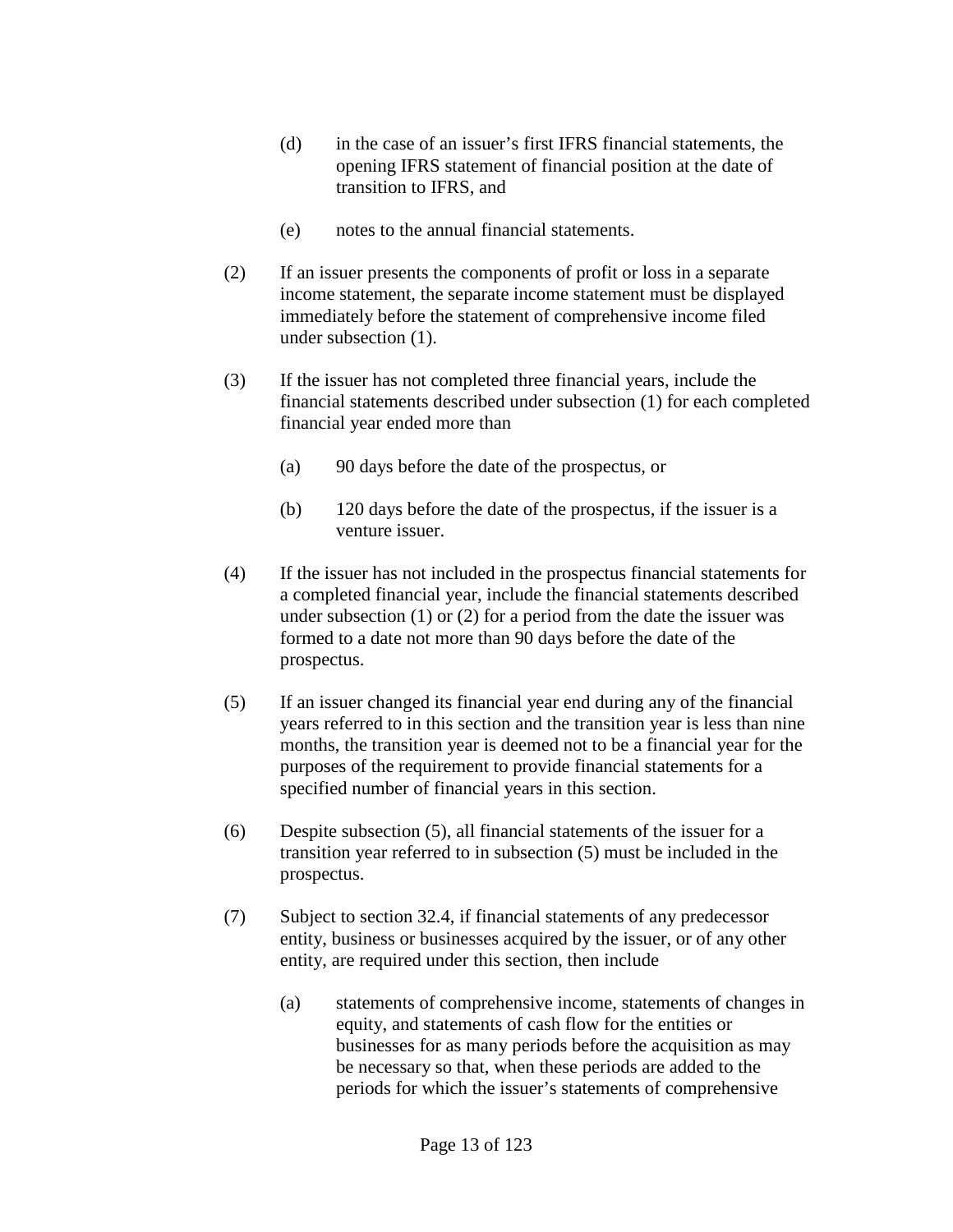(d) in the case of an issuer's first IFRS financial statements, the opening IFRS statement of financial position at the date of transition to IFRS, and

(e) notes to the annual financial statements.

(2) If an issuer presents the components of profit or loss in a separate income statement, the separate income statement must be displayed immediately before the statement of comprehensive income filed under subsection (1).

(3) If the issuer has not completed three financial years, include the financial statements described under subsection (1) for each completed financial year ended more than

(a) 90 days before the date of the prospectus, or

(b) 120 days before the date of the prospectus, if the issuer is a venture issuer.

(4) If the issuer has not included in the prospectus financial statements for a completed financial year, include the financial statements described under subsection (1) or (2) for a period from the date the issuer was formed to a date not more than 90 days before the date of the prospectus.

(5) If an issuer changed its financial year end during any of the financial years referred to in this section and the transition year is less than nine months, the transition year is deemed not to be a financial year for the purposes of the requirement to provide financial statements for a specified number of financial years in this section.

(6) Despite subsection (5), all financial statements of the issuer for a transition year referred to in subsection (5) must be included in the prospectus.

(7) Subject to section 32.4, if financial statements of any predecessor entity, business or businesses acquired by the issuer, or of any other entity, are required under this section, then include

(a) statements of comprehensive income, statements of changes in equity, and statements of cash flow for the entities or businesses for as many periods before the acquisition as may be necessary so that, when these periods are added to the periods for which the issuer's statements of comprehensive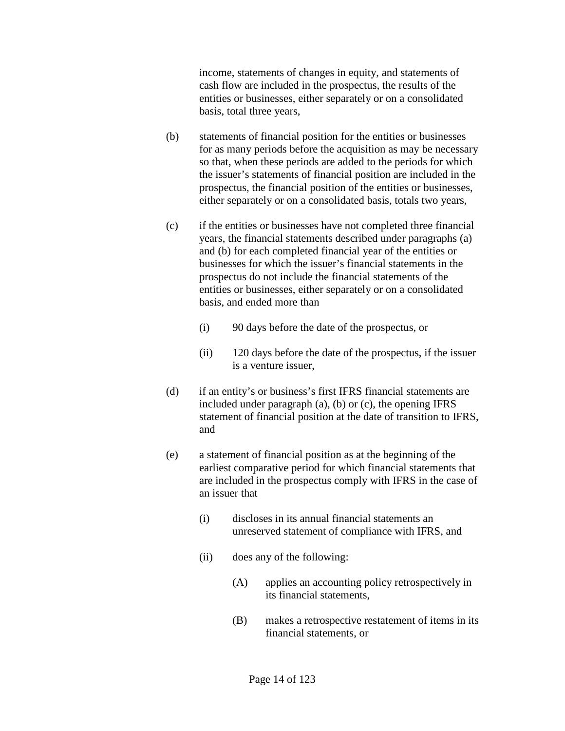income, statements of changes in equity, and statements of cash flow are included in the prospectus, the results of the entities or businesses, either separately or on a consolidated basis, total three years,

(b) statements of financial position for the entities or businesses for as many periods before the acquisition as may be necessary so that, when these periods are added to the periods for which the issuer's statements of financial position are included in the prospectus, the financial position of the entities or businesses, either separately or on a consolidated basis, totals two years,

(c) if the entities or businesses have not completed three financial years, the financial statements described under paragraphs (a) and (b) for each completed financial year of the entities or businesses for which the issuer's financial statements in the prospectus do not include the financial statements of the entities or businesses, either separately or on a consolidated basis, and ended more than

(i) 90 days before the date of the prospectus, or

(ii) 120 days before the date of the prospectus, if the issuer is a venture issuer,

(d) if an entity's or business's first IFRS financial statements are included under paragraph (a), (b) or (c), the opening IFRS statement of financial position at the date of transition to IFRS, and

(e) a statement of financial position as at the beginning of the earliest comparative period for which financial statements that are included in the prospectus comply with IFRS in the case of an issuer that

(i) discloses in its annual financial statements an unreserved statement of compliance with IFRS, and

(ii) does any of the following:

(A) applies an accounting policy retrospectively in its financial statements,

(B) makes a retrospective restatement of items in its financial statements, or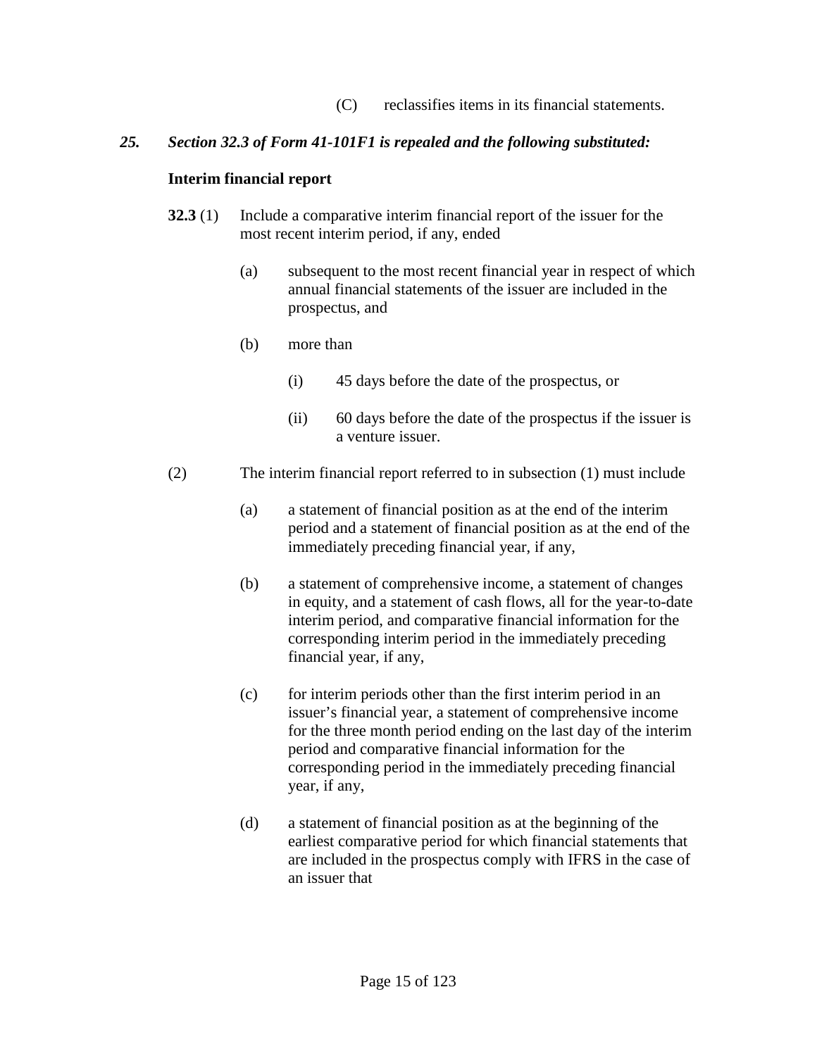(C) reclassifies items in its financial statements.

***25. Section 32.3 of Form 41-101F1 is repealed and the following substituted:***

**Interim financial report**

**32.3** (1) Include a comparative interim financial report of the issuer for the most recent interim period, if any, ended

(a) subsequent to the most recent financial year in respect of which annual financial statements of the issuer are included in the prospectus, and

(b) more than

(i) 45 days before the date of the prospectus, or

(ii) 60 days before the date of the prospectus if the issuer is a venture issuer.

(2) The interim financial report referred to in subsection (1) must include

(a) a statement of financial position as at the end of the interim period and a statement of financial position as at the end of the immediately preceding financial year, if any,

(b) a statement of comprehensive income, a statement of changes in equity, and a statement of cash flows, all for the year-to-date interim period, and comparative financial information for the corresponding interim period in the immediately preceding financial year, if any,

(c) for interim periods other than the first interim period in an issuer's financial year, a statement of comprehensive income for the three month period ending on the last day of the interim period and comparative financial information for the corresponding period in the immediately preceding financial year, if any,

(d) a statement of financial position as at the beginning of the earliest comparative period for which financial statements that are included in the prospectus comply with IFRS in the case of an issuer that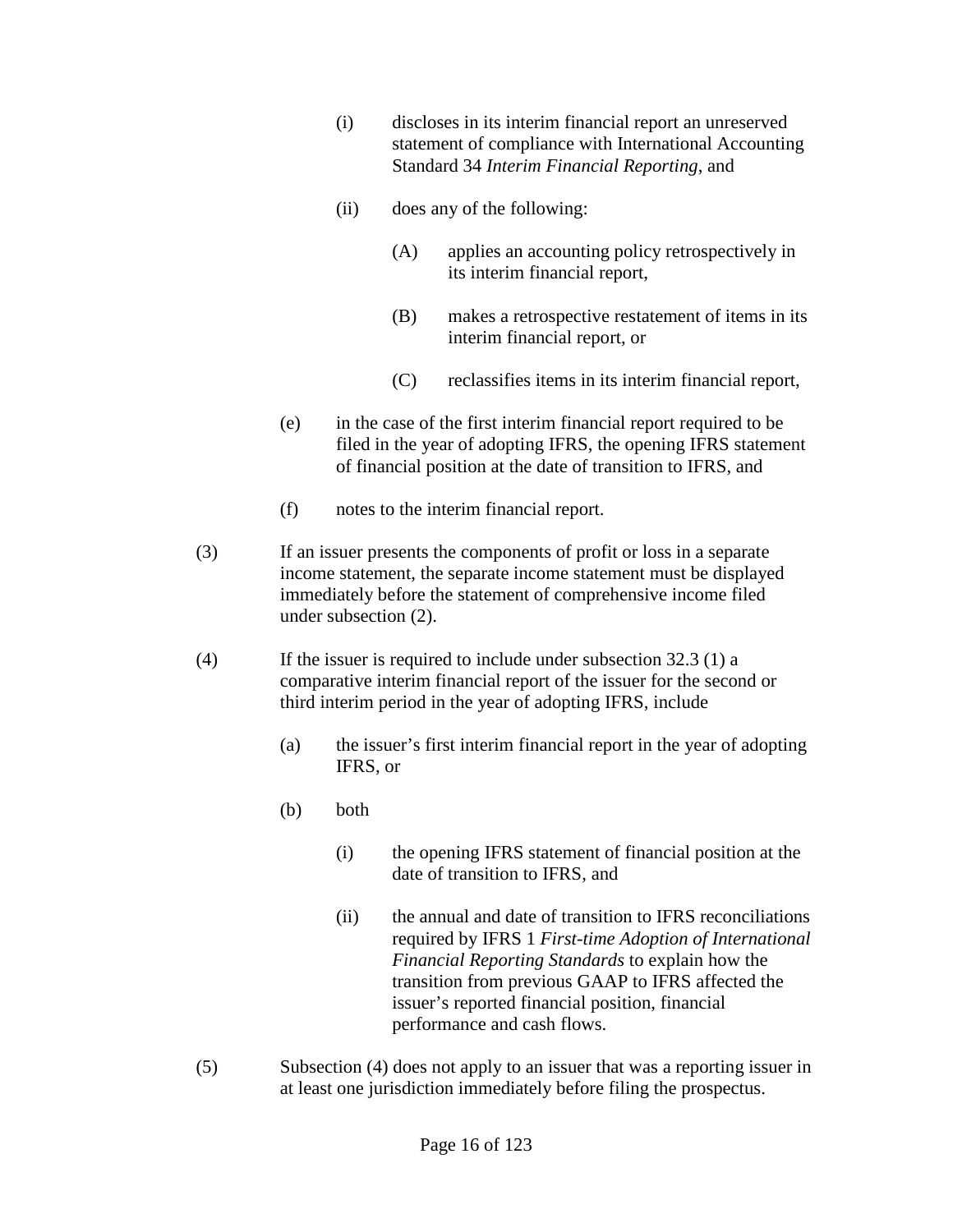(i) discloses in its interim financial report an unreserved statement of compliance with International Accounting Standard 34 *Interim Financial Reporting*, and

(ii) does any of the following:

(A) applies an accounting policy retrospectively in its interim financial report,

(B) makes a retrospective restatement of items in its interim financial report, or

(C) reclassifies items in its interim financial report,

(e) in the case of the first interim financial report required to be filed in the year of adopting IFRS, the opening IFRS statement of financial position at the date of transition to IFRS, and

(f) notes to the interim financial report.

(3) If an issuer presents the components of profit or loss in a separate income statement, the separate income statement must be displayed immediately before the statement of comprehensive income filed under subsection (2).

(4) If the issuer is required to include under subsection 32.3 (1) a comparative interim financial report of the issuer for the second or third interim period in the year of adopting IFRS, include

(a) the issuer's first interim financial report in the year of adopting IFRS, or

(b) both

(i) the opening IFRS statement of financial position at the date of transition to IFRS, and

(ii) the annual and date of transition to IFRS reconciliations required by IFRS 1 *First-time Adoption of International Financial Reporting Standards* to explain how the transition from previous GAAP to IFRS affected the issuer's reported financial position, financial performance and cash flows.

(5) Subsection (4) does not apply to an issuer that was a reporting issuer in at least one jurisdiction immediately before filing the prospectus.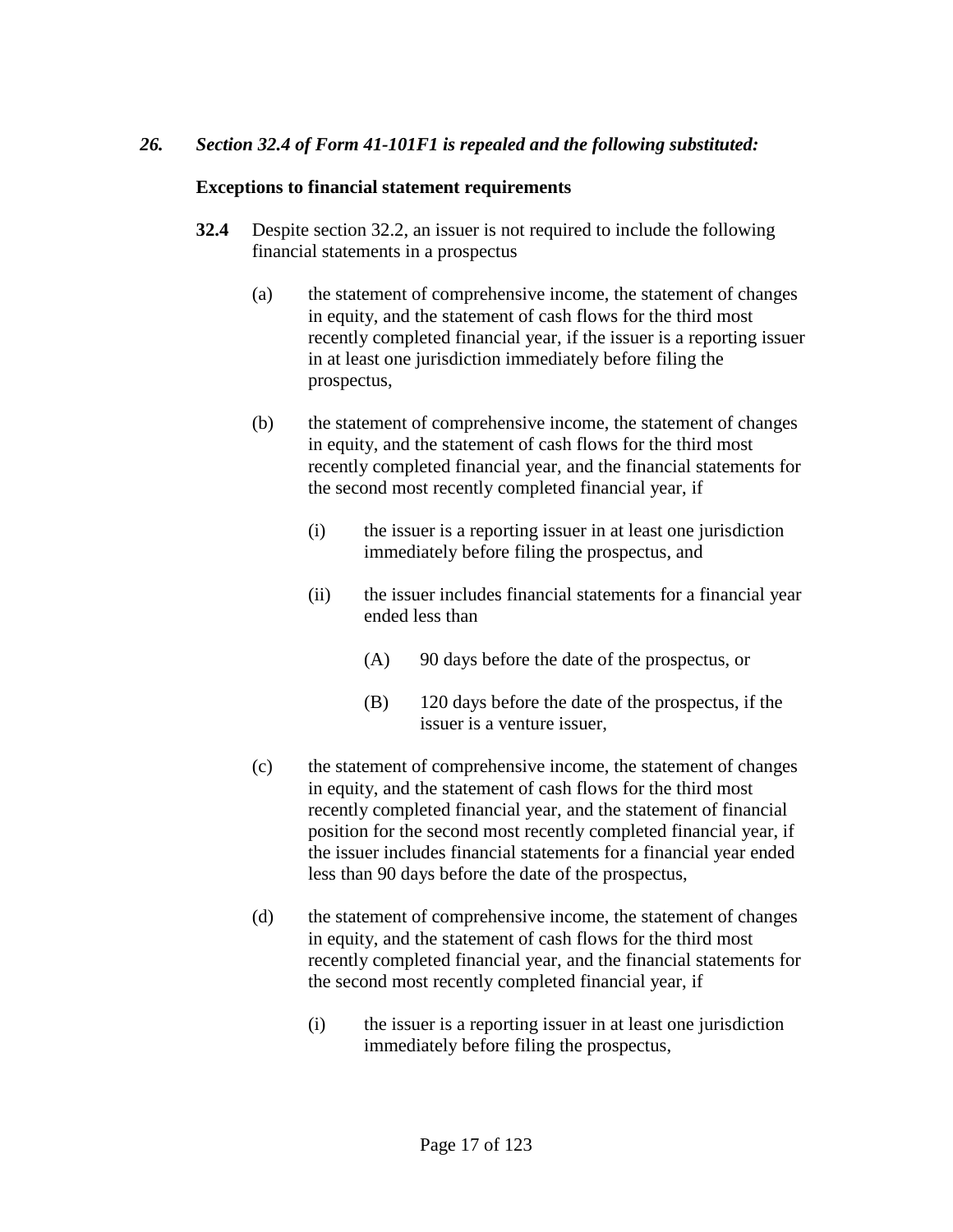*26. Section 32.4 of Form 41-101F1 is repealed and the following substituted:*

**Exceptions to financial statement requirements**

**32.4** Despite section 32.2, an issuer is not required to include the following financial statements in a prospectus

(a) the statement of comprehensive income, the statement of changes in equity, and the statement of cash flows for the third most recently completed financial year, if the issuer is a reporting issuer in at least one jurisdiction immediately before filing the prospectus,

(b) the statement of comprehensive income, the statement of changes in equity, and the statement of cash flows for the third most recently completed financial year, and the financial statements for the second most recently completed financial year, if

(i) the issuer is a reporting issuer in at least one jurisdiction immediately before filing the prospectus, and

(ii) the issuer includes financial statements for a financial year ended less than

(A) 90 days before the date of the prospectus, or

(B) 120 days before the date of the prospectus, if the issuer is a venture issuer,

(c) the statement of comprehensive income, the statement of changes in equity, and the statement of cash flows for the third most recently completed financial year, and the statement of financial position for the second most recently completed financial year, if the issuer includes financial statements for a financial year ended less than 90 days before the date of the prospectus,

(d) the statement of comprehensive income, the statement of changes in equity, and the statement of cash flows for the third most recently completed financial year, and the financial statements for the second most recently completed financial year, if

(i) the issuer is a reporting issuer in at least one jurisdiction immediately before filing the prospectus,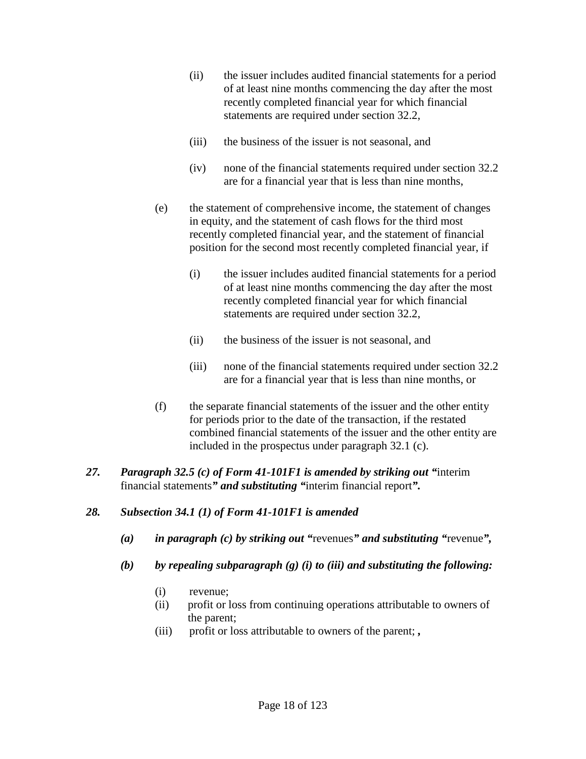(ii) the issuer includes audited financial statements for a period of at least nine months commencing the day after the most recently completed financial year for which financial statements are required under section 32.2,

(iii) the business of the issuer is not seasonal, and

(iv) none of the financial statements required under section 32.2 are for a financial year that is less than nine months,

(e) the statement of comprehensive income, the statement of changes in equity, and the statement of cash flows for the third most recently completed financial year, and the statement of financial position for the second most recently completed financial year, if

(i) the issuer includes audited financial statements for a period of at least nine months commencing the day after the most recently completed financial year for which financial statements are required under section 32.2,

(ii) the business of the issuer is not seasonal, and

(iii) none of the financial statements required under section 32.2 are for a financial year that is less than nine months, or

(f) the separate financial statements of the issuer and the other entity for periods prior to the date of the transaction, if the restated combined financial statements of the issuer and the other entity are included in the prospectus under paragraph 32.1 (c).

***27. Paragraph 32.5 (c) of Form 41-101F1 is amended by striking out "***interim financial statements***" and substituting "***interim financial report***".***

***28. Subsection 34.1 (1) of Form 41-101F1 is amended***

***(a) in paragraph (c) by striking out "***revenues***" and substituting "***revenue***",***

***(b) by repealing subparagraph (g) (i) to (iii) and substituting the following:***

(i) revenue;
(ii) profit or loss from continuing operations attributable to owners of the parent;
(iii) profit or loss attributable to owners of the parent; **,**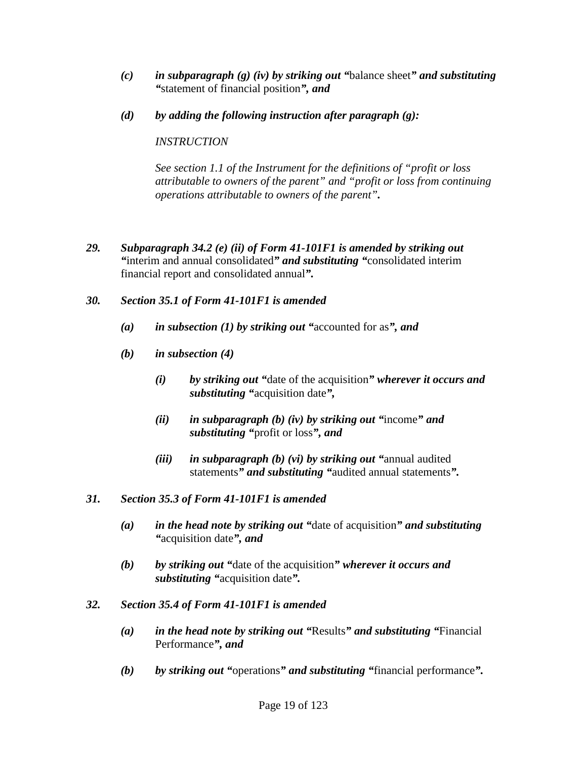*(c)* ***in subparagraph (g) (iv) by striking out "***balance sheet***" and substituting "***statement of financial position***", and***

*(d)* ***by adding the following instruction after paragraph (g):***

*INSTRUCTION*

*See section 1.1 of the Instrument for the definitions of "profit or loss attributable to owners of the parent" and "profit or loss from continuing operations attributable to owners of the parent".*

***29. Subparagraph 34.2 (e) (ii) of Form 41-101F1 is amended by striking out "***interim and annual consolidated***" and substituting "***consolidated interim financial report and consolidated annual***".***

***30. Section 35.1 of Form 41-101F1 is amended***

*(a)* ***in subsection (1) by striking out "***accounted for as***", and***

*(b)* ***in subsection (4)***

*(i)* ***by striking out "***date of the acquisition***" wherever it occurs and substituting "***acquisition date***",***

*(ii)* ***in subparagraph (b) (iv) by striking out "***income***" and substituting "***profit or loss***", and***

*(iii)* ***in subparagraph (b) (vi) by striking out "***annual audited statements***" and substituting "***audited annual statements***".***

***31. Section 35.3 of Form 41-101F1 is amended***

*(a)* ***in the head note by striking out "***date of acquisition***" and substituting "***acquisition date***", and***

*(b)* ***by striking out "***date of the acquisition***" wherever it occurs and substituting "***acquisition date***".***

***32. Section 35.4 of Form 41-101F1 is amended***

*(a)* ***in the head note by striking out "***Results***" and substituting "***Financial Performance***", and***

*(b)* ***by striking out "***operations***" and substituting "***financial performance***".***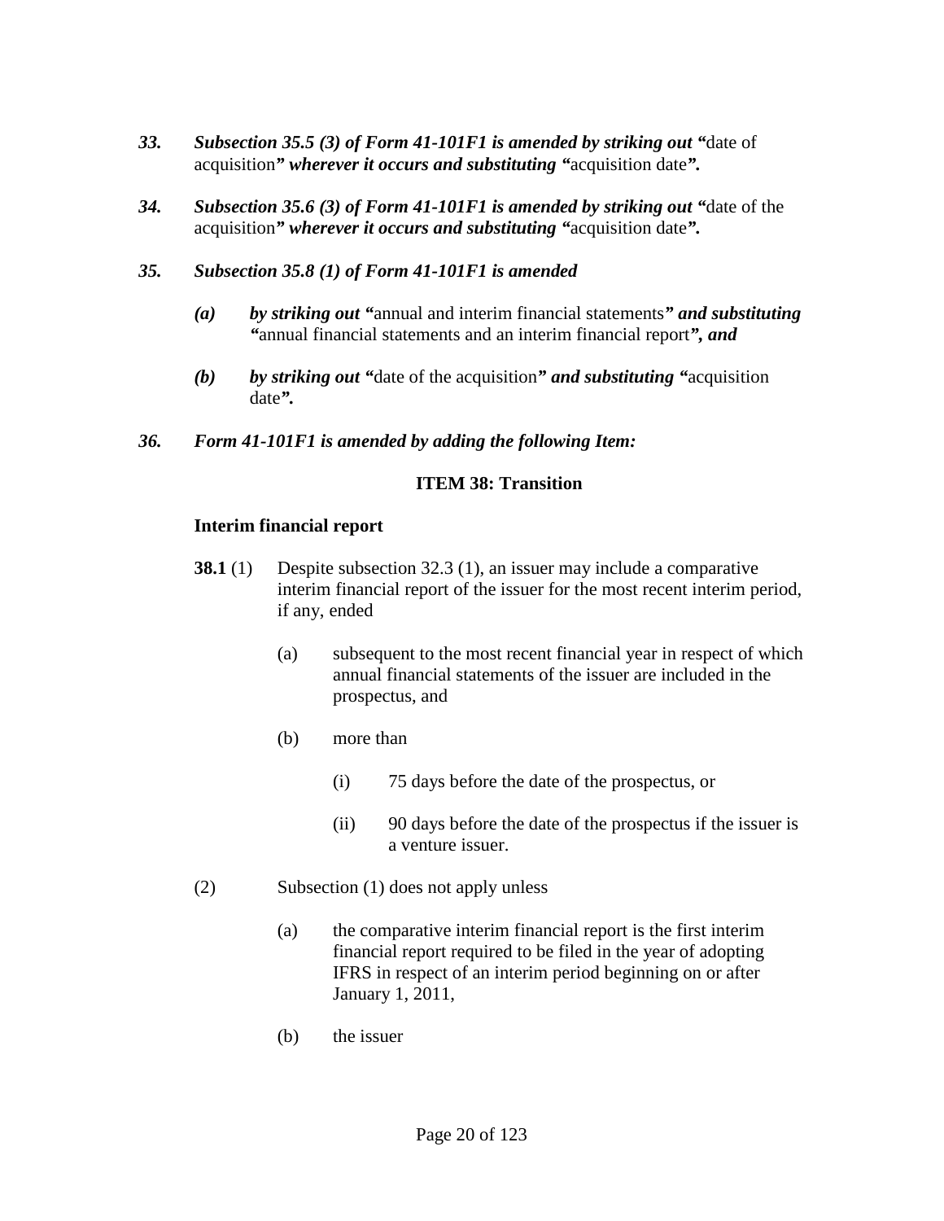***33. Subsection 35.5 (3) of Form 41-101F1 is amended by striking out "***date of acquisition***" wherever it occurs and substituting "***acquisition date***".***

***34. Subsection 35.6 (3) of Form 41-101F1 is amended by striking out "***date of the acquisition***" wherever it occurs and substituting "***acquisition date***".***

***35. Subsection 35.8 (1) of Form 41-101F1 is amended***

> ***(a) by striking out "***annual and interim financial statements***" and substituting "***annual financial statements and an interim financial report***", and***
>
> ***(b) by striking out "***date of the acquisition***" and substituting "***acquisition date***".***

***36. Form 41-101F1 is amended by adding the following Item:***

**ITEM 38: Transition**

**Interim financial report**

**38.1** (1) Despite subsection 32.3 (1), an issuer may include a comparative interim financial report of the issuer for the most recent interim period, if any, ended

- (a) subsequent to the most recent financial year in respect of which annual financial statements of the issuer are included in the prospectus, and
- (b) more than
  - (i) 75 days before the date of the prospectus, or
  - (ii) 90 days before the date of the prospectus if the issuer is a venture issuer.

(2) Subsection (1) does not apply unless

- (a) the comparative interim financial report is the first interim financial report required to be filed in the year of adopting IFRS in respect of an interim period beginning on or after January 1, 2011,
- (b) the issuer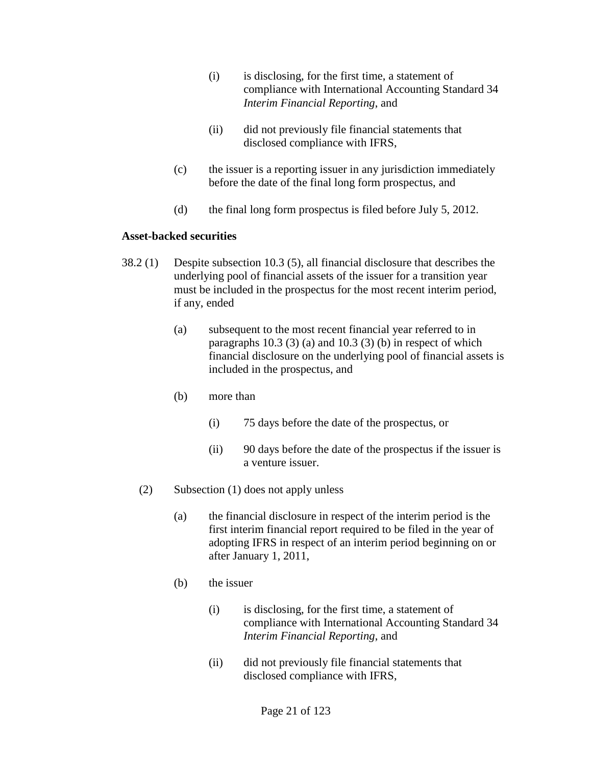(i) is disclosing, for the first time, a statement of compliance with International Accounting Standard 34 *Interim Financial Reporting*, and

(ii) did not previously file financial statements that disclosed compliance with IFRS,

(c) the issuer is a reporting issuer in any jurisdiction immediately before the date of the final long form prospectus, and

(d) the final long form prospectus is filed before July 5, 2012.

**Asset-backed securities**

38.2 (1) Despite subsection 10.3 (5), all financial disclosure that describes the underlying pool of financial assets of the issuer for a transition year must be included in the prospectus for the most recent interim period, if any, ended

(a) subsequent to the most recent financial year referred to in paragraphs 10.3 (3) (a) and 10.3 (3) (b) in respect of which financial disclosure on the underlying pool of financial assets is included in the prospectus, and

(b) more than

(i) 75 days before the date of the prospectus, or

(ii) 90 days before the date of the prospectus if the issuer is a venture issuer.

(2) Subsection (1) does not apply unless

(a) the financial disclosure in respect of the interim period is the first interim financial report required to be filed in the year of adopting IFRS in respect of an interim period beginning on or after January 1, 2011,

(b) the issuer

(i) is disclosing, for the first time, a statement of compliance with International Accounting Standard 34 *Interim Financial Reporting*, and

(ii) did not previously file financial statements that disclosed compliance with IFRS,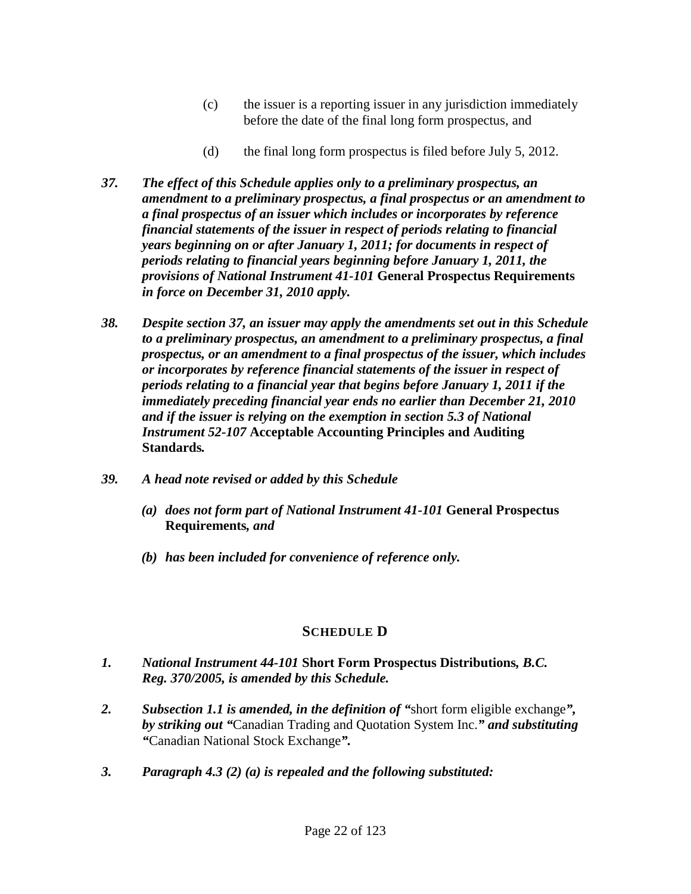(c) the issuer is a reporting issuer in any jurisdiction immediately before the date of the final long form prospectus, and

(d) the final long form prospectus is filed before July 5, 2012.

***37. The effect of this Schedule applies only to a preliminary prospectus, an amendment to a preliminary prospectus, a final prospectus or an amendment to a final prospectus of an issuer which includes or incorporates by reference financial statements of the issuer in respect of periods relating to financial years beginning on or after January 1, 2011; for documents in respect of periods relating to financial years beginning before January 1, 2011, the provisions of National Instrument 41-101*** **General Prospectus Requirements** ***in force on December 31, 2010 apply.***

***38. Despite section 37, an issuer may apply the amendments set out in this Schedule to a preliminary prospectus, an amendment to a preliminary prospectus, a final prospectus, or an amendment to a final prospectus of the issuer, which includes or incorporates by reference financial statements of the issuer in respect of periods relating to a financial year that begins before January 1, 2011 if the immediately preceding financial year ends no earlier than December 21, 2010 and if the issuer is relying on the exemption in section 5.3 of National Instrument 52-107*** **Acceptable Accounting Principles and Auditing Standards*.***

***39. A head note revised or added by this Schedule***

***(a) does not form part of National Instrument 41-101*** **General Prospectus Requirements*, and***

***(b) has been included for convenience of reference only.***

## SCHEDULE D

***1. National Instrument 44-101*** **Short Form Prospectus Distributions*, B.C. Reg. 370/2005, is amended by this Schedule.***

***2. Subsection 1.1 is amended, in the definition of "***short form eligible exchange***", by striking out "***Canadian Trading and Quotation System Inc.***" and substituting "***Canadian National Stock Exchange***".***

***3. Paragraph 4.3 (2) (a) is repealed and the following substituted:***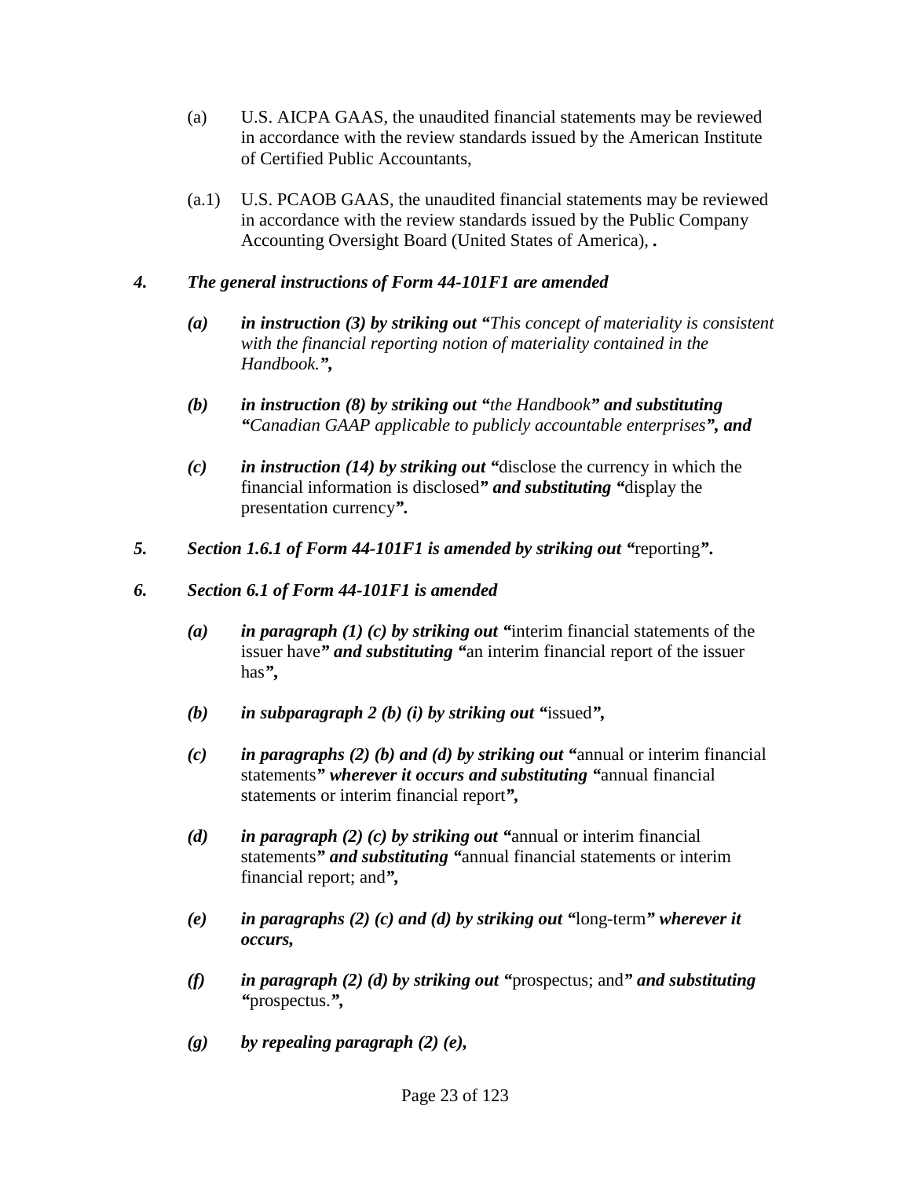(a) U.S. AICPA GAAS, the unaudited financial statements may be reviewed in accordance with the review standards issued by the American Institute of Certified Public Accountants,

(a.1) U.S. PCAOB GAAS, the unaudited financial statements may be reviewed in accordance with the review standards issued by the Public Company Accounting Oversight Board (United States of America), **.**

***4. The general instructions of Form 44-101F1 are amended***

***(a) in instruction (3) by striking out "****This concept of materiality is consistent with the financial reporting notion of materiality contained in the Handbook.****",***

***(b) in instruction (8) by striking out "****the Handbook****" and substituting "****Canadian GAAP applicable to publicly accountable enterprises****", and***

***(c) in instruction (14) by striking out "***disclose the currency in which the financial information is disclosed***" and substituting "***display the presentation currency***".***

***5. Section 1.6.1 of Form 44-101F1 is amended by striking out "***reporting***".***

***6. Section 6.1 of Form 44-101F1 is amended***

***(a) in paragraph (1) (c) by striking out "***interim financial statements of the issuer have***" and substituting "***an interim financial report of the issuer has***",***

***(b) in subparagraph 2 (b) (i) by striking out "***issued***",***

***(c) in paragraphs (2) (b) and (d) by striking out "***annual or interim financial statements***" wherever it occurs and substituting "***annual financial statements or interim financial report***",***

***(d) in paragraph (2) (c) by striking out "***annual or interim financial statements***" and substituting "***annual financial statements or interim financial report; and***",***

***(e) in paragraphs (2) (c) and (d) by striking out "***long-term***" wherever it occurs,***

***(f) in paragraph (2) (d) by striking out "***prospectus; and***" and substituting "***prospectus.***",***

***(g) by repealing paragraph (2) (e),***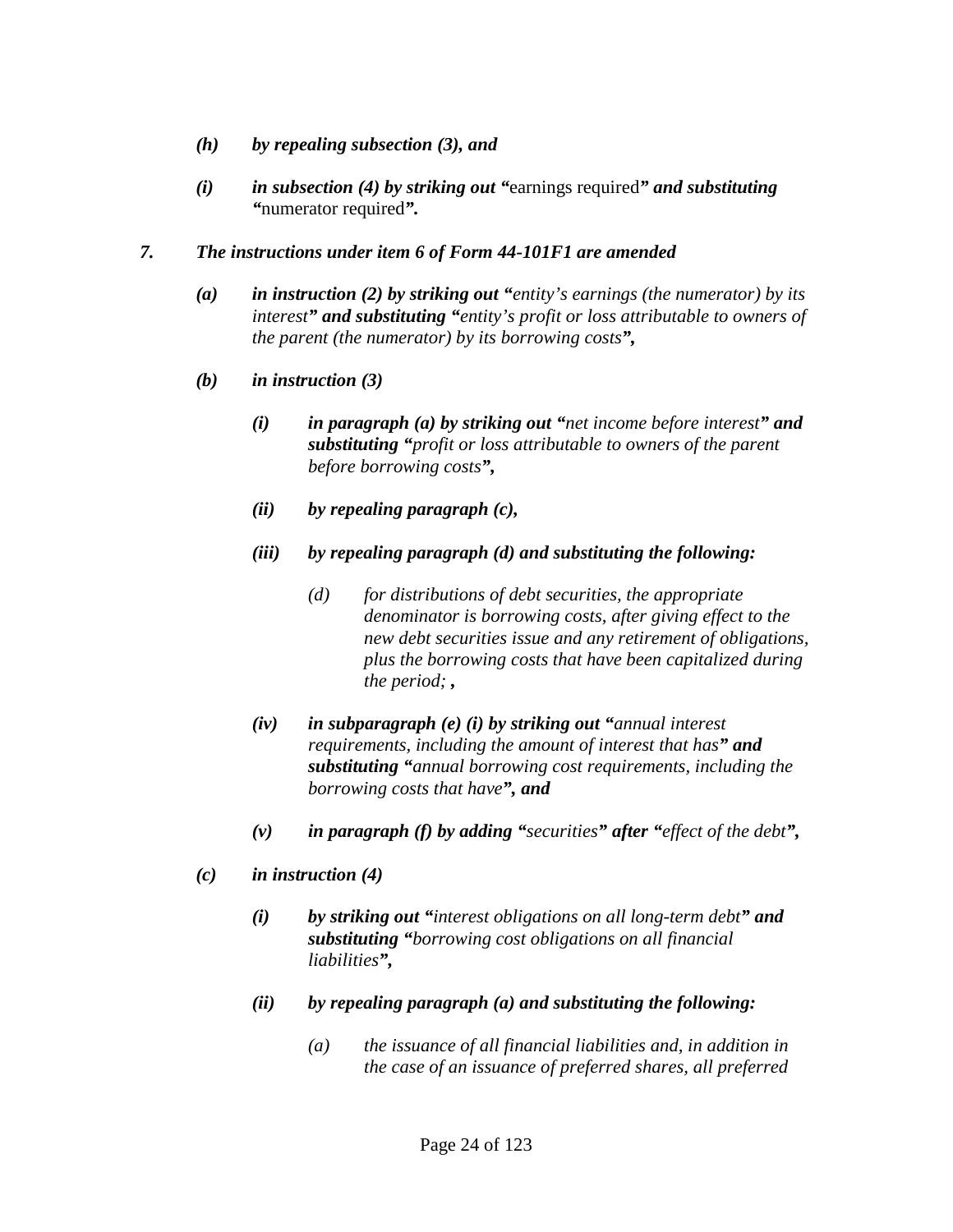*(h)* ***by repealing subsection (3), and***

*(i)* ***in subsection (4) by striking out "***earnings required***" and substituting "***numerator required***".***

***7. The instructions under item 6 of Form 44-101F1 are amended***

*(a)* ***in instruction (2) by striking out "****entity's earnings (the numerator) by its interest****" and substituting "****entity's profit or loss attributable to owners of the parent (the numerator) by its borrowing costs****",***

*(b)* ***in instruction (3)***

*(i)* ***in paragraph (a) by striking out "****net income before interest****" and substituting "****profit or loss attributable to owners of the parent before borrowing costs****",***

*(ii)* ***by repealing paragraph (c),***

*(iii)* ***by repealing paragraph (d) and substituting the following:***

*(d) for distributions of debt securities, the appropriate denominator is borrowing costs, after giving effect to the new debt securities issue and any retirement of obligations, plus the borrowing costs that have been capitalized during the period;* ***,***

*(iv)* ***in subparagraph (e) (i) by striking out "****annual interest requirements, including the amount of interest that has****" and substituting "****annual borrowing cost requirements, including the borrowing costs that have****", and***

*(v)* ***in paragraph (f) by adding "****securities****" after "****effect of the debt****",***

*(c)* ***in instruction (4)***

*(i)* ***by striking out "****interest obligations on all long-term debt****" and substituting "****borrowing cost obligations on all financial liabilities****",***

*(ii)* ***by repealing paragraph (a) and substituting the following:***

*(a) the issuance of all financial liabilities and, in addition in the case of an issuance of preferred shares, all preferred*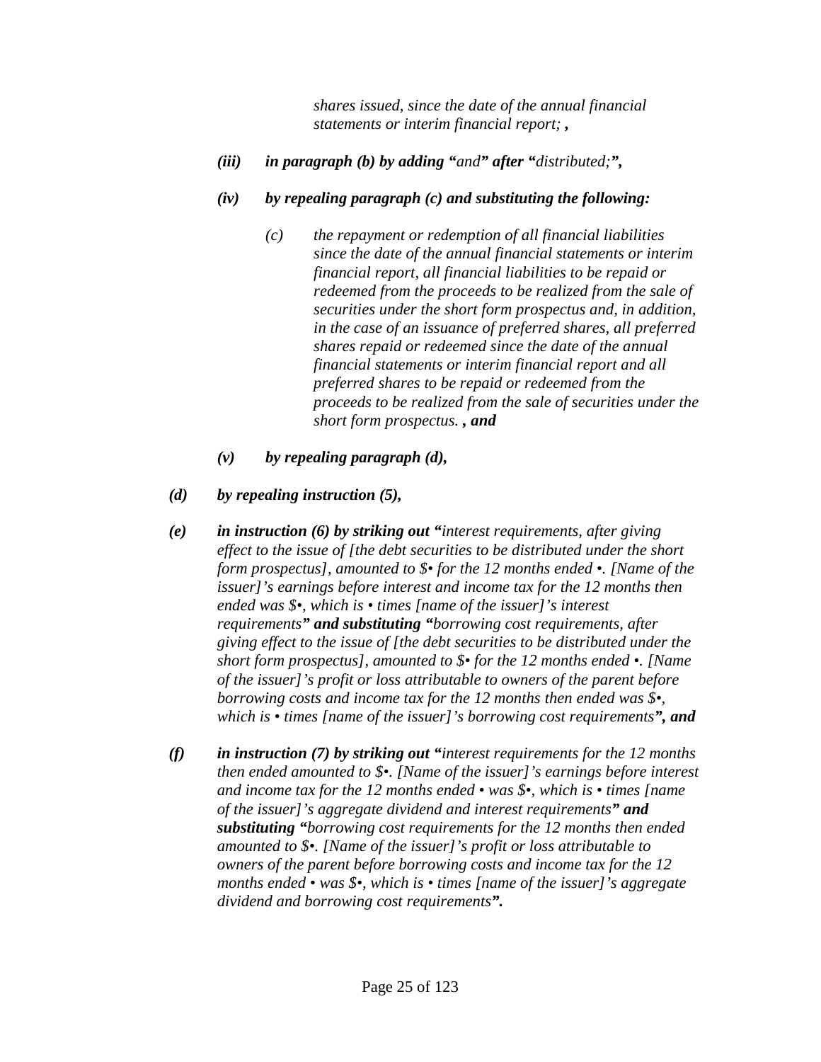*shares issued, since the date of the annual financial statements or interim financial report;* ***,***

***(iii)*** ***in paragraph (b) by adding "****and****" after "****distributed;****",***

***(iv)*** ***by repealing paragraph (c) and substituting the following:***

*(c) the repayment or redemption of all financial liabilities since the date of the annual financial statements or interim financial report, all financial liabilities to be repaid or redeemed from the proceeds to be realized from the sale of securities under the short form prospectus and, in addition, in the case of an issuance of preferred shares, all preferred shares repaid or redeemed since the date of the annual financial statements or interim financial report and all preferred shares to be repaid or redeemed from the proceeds to be realized from the sale of securities under the short form prospectus.* ***, and***

***(v)*** ***by repealing paragraph (d),***

***(d)*** ***by repealing instruction (5),***

***(e)*** ***in instruction (6) by striking out "****interest requirements, after giving effect to the issue of [the debt securities to be distributed under the short form prospectus], amounted to $• for the 12 months ended •. [Name of the issuer]'s earnings before interest and income tax for the 12 months then ended was $•, which is • times [name of the issuer]'s interest requirements****" and substituting "****borrowing cost requirements, after giving effect to the issue of [the debt securities to be distributed under the short form prospectus], amounted to $• for the 12 months ended •. [Name of the issuer]'s profit or loss attributable to owners of the parent before borrowing costs and income tax for the 12 months then ended was $•, which is • times [name of the issuer]'s borrowing cost requirements****", and***

***(f)*** ***in instruction (7) by striking out "****interest requirements for the 12 months then ended amounted to $•. [Name of the issuer]'s earnings before interest and income tax for the 12 months ended • was $•, which is • times [name of the issuer]'s aggregate dividend and interest requirements****" and substituting "****borrowing cost requirements for the 12 months then ended amounted to $•. [Name of the issuer]'s profit or loss attributable to owners of the parent before borrowing costs and income tax for the 12 months ended • was $•, which is • times [name of the issuer]'s aggregate dividend and borrowing cost requirements****".***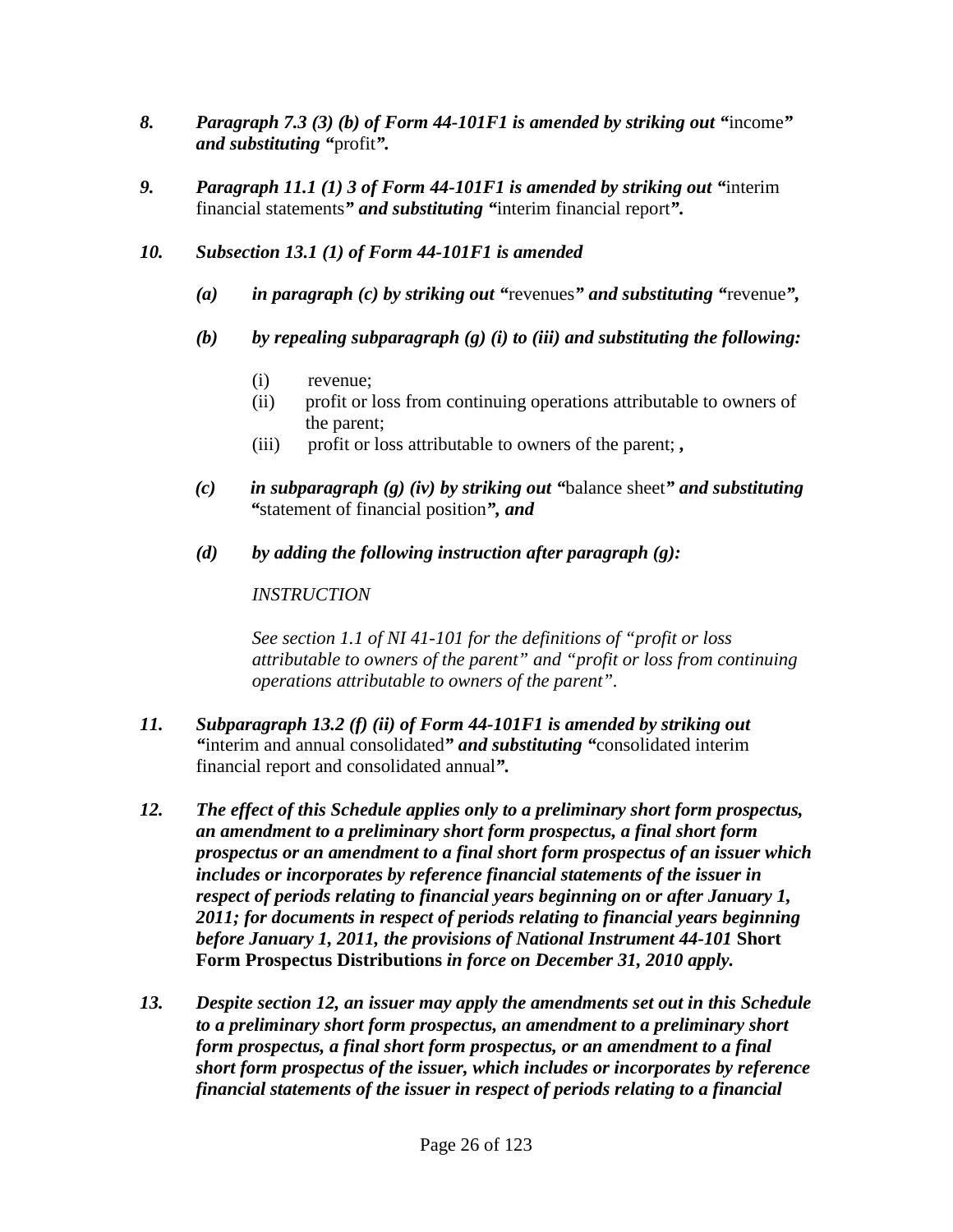*8.* ***Paragraph 7.3 (3) (b) of Form 44-101F1 is amended by striking out "***income***" and substituting "***profit***".***

*9.* ***Paragraph 11.1 (1) 3 of Form 44-101F1 is amended by striking out "***interim financial statements***" and substituting "***interim financial report***".***

*10.* ***Subsection 13.1 (1) of Form 44-101F1 is amended***

> ***(a) in paragraph (c) by striking out "***revenues***" and substituting "***revenue***",***
>
> ***(b) by repealing subparagraph (g) (i) to (iii) and substituting the following:***
>
> > (i) revenue;
> > (ii) profit or loss from continuing operations attributable to owners of the parent;
> > (iii) profit or loss attributable to owners of the parent; **,**
>
> ***(c) in subparagraph (g) (iv) by striking out "***balance sheet***" and substituting "***statement of financial position***", and***
>
> ***(d) by adding the following instruction after paragraph (g):***
>
> > *INSTRUCTION*
> >
> > *See section 1.1 of NI 41-101 for the definitions of "profit or loss attributable to owners of the parent" and "profit or loss from continuing operations attributable to owners of the parent".*

*11.* ***Subparagraph 13.2 (f) (ii) of Form 44-101F1 is amended by striking out "***interim and annual consolidated***" and substituting "***consolidated interim financial report and consolidated annual***".***

*12.* ***The effect of this Schedule applies only to a preliminary short form prospectus, an amendment to a preliminary short form prospectus, a final short form prospectus or an amendment to a final short form prospectus of an issuer which includes or incorporates by reference financial statements of the issuer in respect of periods relating to financial years beginning on or after January 1, 2011; for documents in respect of periods relating to financial years beginning before January 1, 2011, the provisions of National Instrument 44-101* Short Form Prospectus Distributions *in force on December 31, 2010 apply.***

*13.* ***Despite section 12, an issuer may apply the amendments set out in this Schedule to a preliminary short form prospectus, an amendment to a preliminary short form prospectus, a final short form prospectus, or an amendment to a final short form prospectus of the issuer, which includes or incorporates by reference financial statements of the issuer in respect of periods relating to a financial***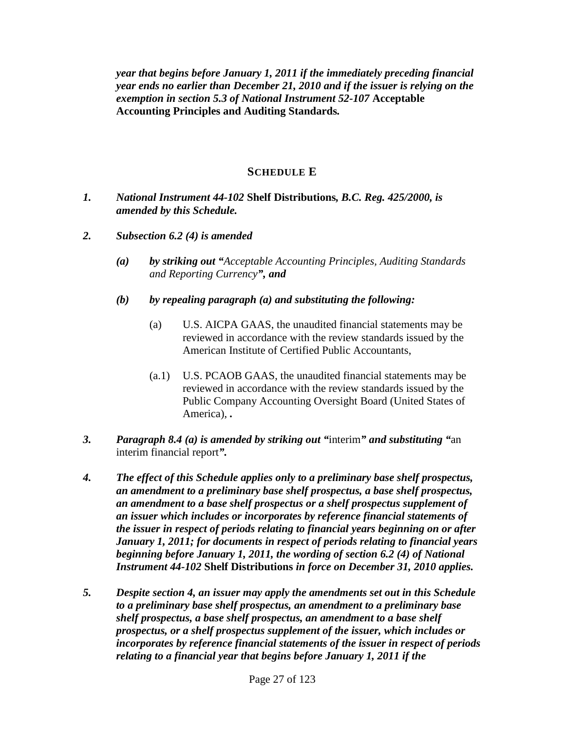***year that begins before January 1, 2011 if the immediately preceding financial year ends no earlier than December 21, 2010 and if the issuer is relying on the exemption in section 5.3 of National Instrument 52-107* Acceptable Accounting Principles and Auditing Standards*.***

## SCHEDULE E

***1. National Instrument 44-102* Shelf Distributions*, B.C. Reg. 425/2000, is amended by this Schedule.***

***2. Subsection 6.2 (4) is amended***

***(a) by striking out "****Acceptable Accounting Principles, Auditing Standards and Reporting Currency*** *", and***

***(b) by repealing paragraph (a) and substituting the following:***

(a) U.S. AICPA GAAS, the unaudited financial statements may be reviewed in accordance with the review standards issued by the American Institute of Certified Public Accountants,

(a.1) U.S. PCAOB GAAS, the unaudited financial statements may be reviewed in accordance with the review standards issued by the Public Company Accounting Oversight Board (United States of America), ***.***

***3. Paragraph 8.4 (a) is amended by striking out "***interim***" and substituting "***an interim financial report***".***

***4. The effect of this Schedule applies only to a preliminary base shelf prospectus, an amendment to a preliminary base shelf prospectus, a base shelf prospectus, an amendment to a base shelf prospectus or a shelf prospectus supplement of an issuer which includes or incorporates by reference financial statements of the issuer in respect of periods relating to financial years beginning on or after January 1, 2011; for documents in respect of periods relating to financial years beginning before January 1, 2011, the wording of section 6.2 (4) of National Instrument 44-102* Shelf Distributions *in force on December 31, 2010 applies.***

***5. Despite section 4, an issuer may apply the amendments set out in this Schedule to a preliminary base shelf prospectus, an amendment to a preliminary base shelf prospectus, a base shelf prospectus, an amendment to a base shelf prospectus, or a shelf prospectus supplement of the issuer, which includes or incorporates by reference financial statements of the issuer in respect of periods relating to a financial year that begins before January 1, 2011 if the***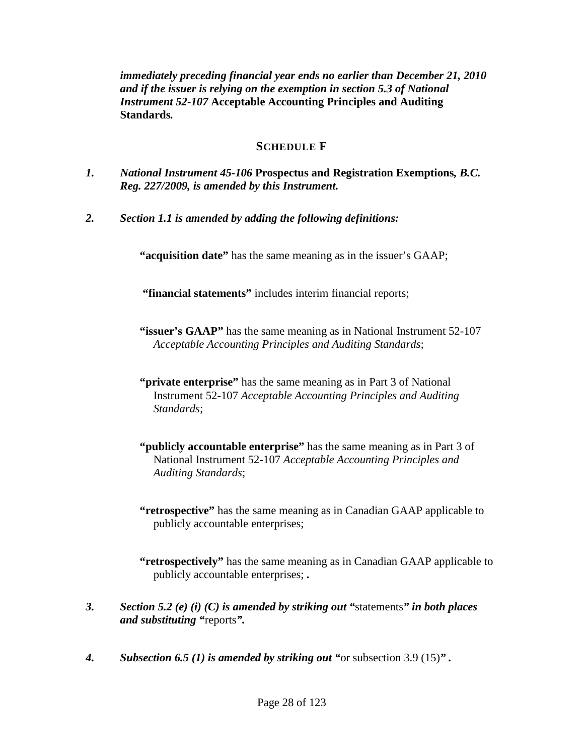***immediately preceding financial year ends no earlier than December 21, 2010 and if the issuer is relying on the exemption in section 5.3 of National Instrument 52-107* Acceptable Accounting Principles and Auditing Standards*.***

## SCHEDULE F

***1. National Instrument 45-106* Prospectus and Registration Exemptions*, B.C. Reg. 227/2009, is amended by this Instrument.***

***2. Section 1.1 is amended by adding the following definitions:***

**"acquisition date"** has the same meaning as in the issuer's GAAP;

**"financial statements"** includes interim financial reports;

**"issuer's GAAP"** has the same meaning as in National Instrument 52-107 *Acceptable Accounting Principles and Auditing Standards*;

**"private enterprise"** has the same meaning as in Part 3 of National Instrument 52-107 *Acceptable Accounting Principles and Auditing Standards*;

**"publicly accountable enterprise"** has the same meaning as in Part 3 of National Instrument 52-107 *Acceptable Accounting Principles and Auditing Standards*;

**"retrospective"** has the same meaning as in Canadian GAAP applicable to publicly accountable enterprises;

**"retrospectively"** has the same meaning as in Canadian GAAP applicable to publicly accountable enterprises; **.**

***3. Section 5.2 (e) (i) (C) is amended by striking out "*statements*" in both places and substituting "*reports*".***

***4. Subsection 6.5 (1) is amended by striking out "*or subsection 3.9 (15)*" .***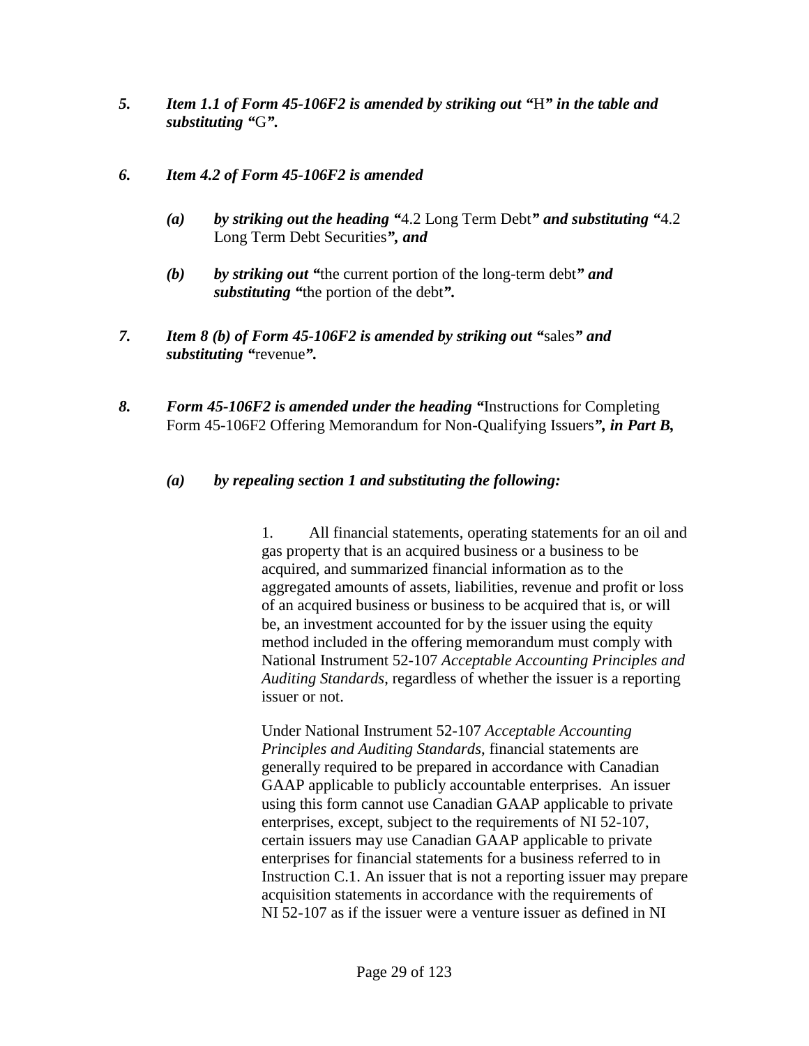*5. Item 1.1 of Form 45-106F2 is amended by striking out "*H*" in the table and substituting "*G*".*

*6. Item 4.2 of Form 45-106F2 is amended*

- *(a) by striking out the heading "*4.2 Long Term Debt*" and substituting "*4.2 Long Term Debt Securities*", and*

- *(b) by striking out "*the current portion of the long-term debt*" and substituting "*the portion of the debt*".*

*7. Item 8 (b) of Form 45-106F2 is amended by striking out "*sales*" and substituting "*revenue*".*

*8. Form 45-106F2 is amended under the heading "*Instructions for Completing Form 45-106F2 Offering Memorandum for Non-Qualifying Issuers*", in Part B,*

- *(a) by repealing section 1 and substituting the following:*

> 1. All financial statements, operating statements for an oil and gas property that is an acquired business or a business to be acquired, and summarized financial information as to the aggregated amounts of assets, liabilities, revenue and profit or loss of an acquired business or business to be acquired that is, or will be, an investment accounted for by the issuer using the equity method included in the offering memorandum must comply with National Instrument 52-107 *Acceptable Accounting Principles and Auditing Standards*, regardless of whether the issuer is a reporting issuer or not.
>
> Under National Instrument 52-107 *Acceptable Accounting Principles and Auditing Standards*, financial statements are generally required to be prepared in accordance with Canadian GAAP applicable to publicly accountable enterprises. An issuer using this form cannot use Canadian GAAP applicable to private enterprises, except, subject to the requirements of NI 52-107, certain issuers may use Canadian GAAP applicable to private enterprises for financial statements for a business referred to in Instruction C.1. An issuer that is not a reporting issuer may prepare acquisition statements in accordance with the requirements of NI 52-107 as if the issuer were a venture issuer as defined in NI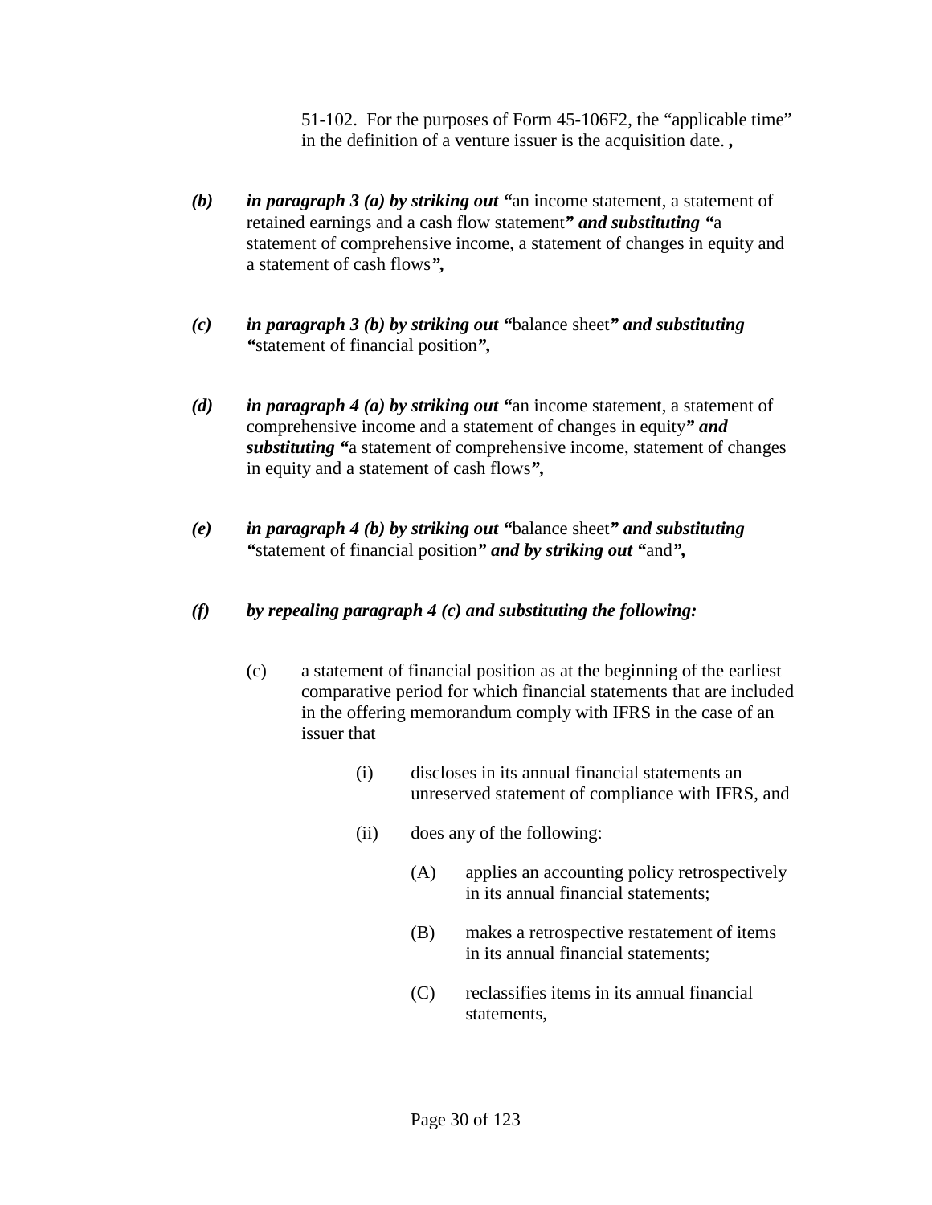51-102. For the purposes of Form 45-106F2, the "applicable time" in the definition of a venture issuer is the acquisition date. **,**

***(b)*** ***in paragraph 3 (a) by striking out "***an income statement, a statement of retained earnings and a cash flow statement***" and substituting "***a statement of comprehensive income, a statement of changes in equity and a statement of cash flows***",***

***(c)*** ***in paragraph 3 (b) by striking out "***balance sheet***" and substituting "***statement of financial position***",***

***(d)*** ***in paragraph 4 (a) by striking out "***an income statement, a statement of comprehensive income and a statement of changes in equity***" and substituting "***a statement of comprehensive income, statement of changes in equity and a statement of cash flows***",***

***(e)*** ***in paragraph 4 (b) by striking out "***balance sheet***" and substituting "***statement of financial position***" and by striking out "***and***",***

***(f)*** ***by repealing paragraph 4 (c) and substituting the following:***

(c) a statement of financial position as at the beginning of the earliest comparative period for which financial statements that are included in the offering memorandum comply with IFRS in the case of an issuer that

(i) discloses in its annual financial statements an unreserved statement of compliance with IFRS, and

(ii) does any of the following:

(A) applies an accounting policy retrospectively in its annual financial statements;

(B) makes a retrospective restatement of items in its annual financial statements;

(C) reclassifies items in its annual financial statements,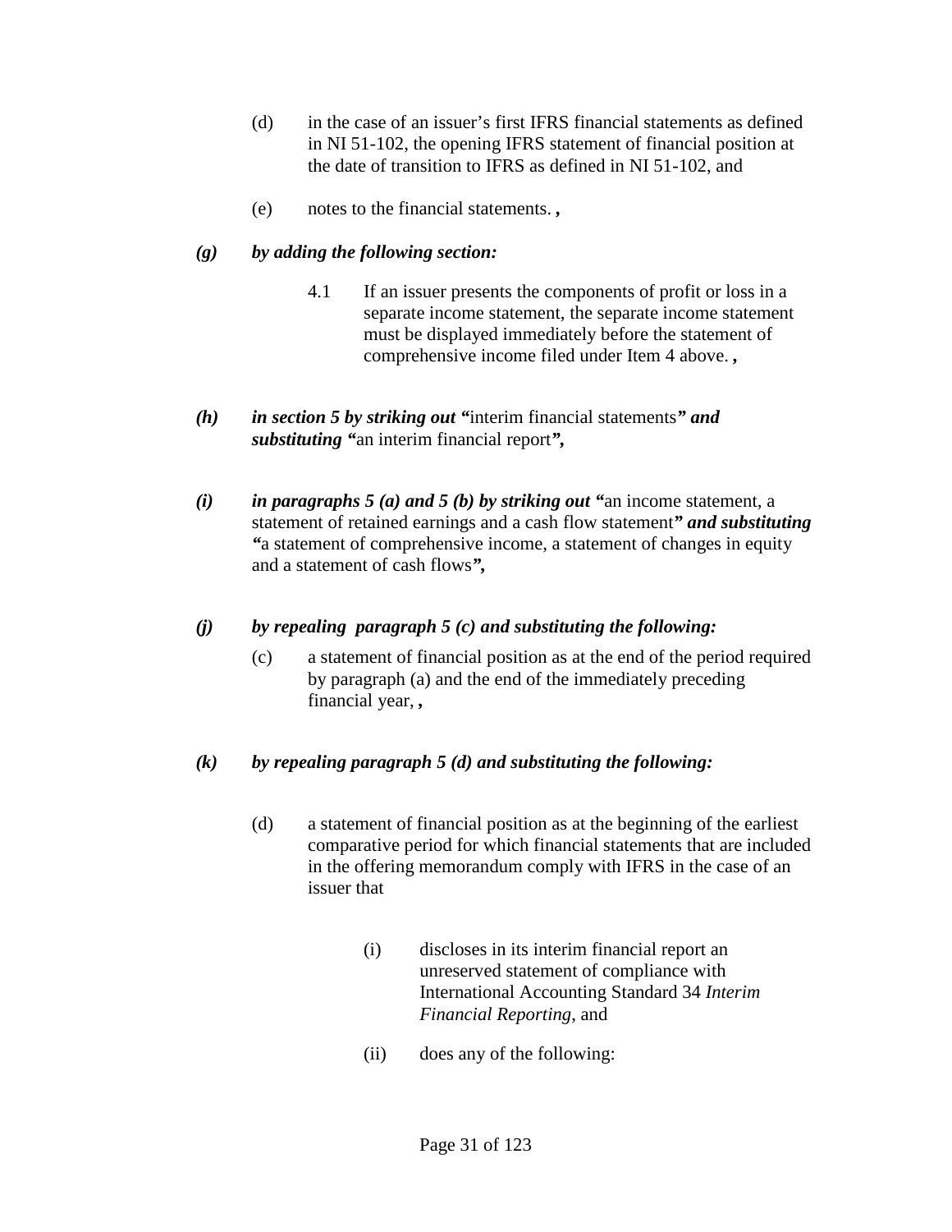(d) in the case of an issuer's first IFRS financial statements as defined in NI 51-102, the opening IFRS statement of financial position at the date of transition to IFRS as defined in NI 51-102, and

(e) notes to the financial statements. **,**

***(g) by adding the following section:***

4.1 If an issuer presents the components of profit or loss in a separate income statement, the separate income statement must be displayed immediately before the statement of comprehensive income filed under Item 4 above. **,**

***(h) in section 5 by striking out "***interim financial statements***" and substituting "***an interim financial report***",***

***(i) in paragraphs 5 (a) and 5 (b) by striking out "***an income statement, a statement of retained earnings and a cash flow statement***" and substituting "***a statement of comprehensive income, a statement of changes in equity and a statement of cash flows***",***

***(j) by repealing paragraph 5 (c) and substituting the following:***

(c) a statement of financial position as at the end of the period required by paragraph (a) and the end of the immediately preceding financial year, **,**

***(k) by repealing paragraph 5 (d) and substituting the following:***

(d) a statement of financial position as at the beginning of the earliest comparative period for which financial statements that are included in the offering memorandum comply with IFRS in the case of an issuer that

(i) discloses in its interim financial report an unreserved statement of compliance with International Accounting Standard 34 *Interim Financial Reporting*, and

(ii) does any of the following: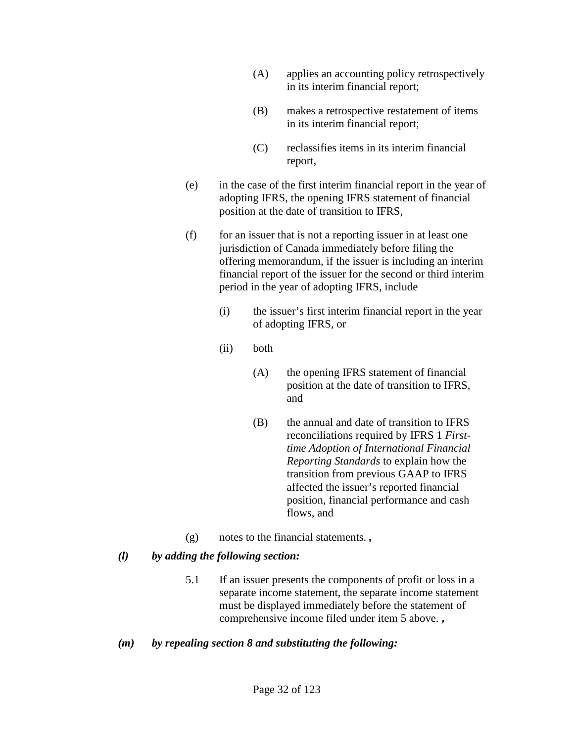(A) applies an accounting policy retrospectively in its interim financial report;

(B) makes a retrospective restatement of items in its interim financial report;

(C) reclassifies items in its interim financial report,

(e) in the case of the first interim financial report in the year of adopting IFRS, the opening IFRS statement of financial position at the date of transition to IFRS,

(f) for an issuer that is not a reporting issuer in at least one jurisdiction of Canada immediately before filing the offering memorandum, if the issuer is including an interim financial report of the issuer for the second or third interim period in the year of adopting IFRS, include

(i) the issuer's first interim financial report in the year of adopting IFRS, or

(ii) both

(A) the opening IFRS statement of financial position at the date of transition to IFRS, and

(B) the annual and date of transition to IFRS reconciliations required by IFRS 1 *First-time Adoption of International Financial Reporting Standards* to explain how the transition from previous GAAP to IFRS affected the issuer's reported financial position, financial performance and cash flows, and

(g) notes to the financial statements. ***,***

***(l) by adding the following section:***

5.1 If an issuer presents the components of profit or loss in a separate income statement, the separate income statement must be displayed immediately before the statement of comprehensive income filed under item 5 above. ***,***

***(m) by repealing section 8 and substituting the following:***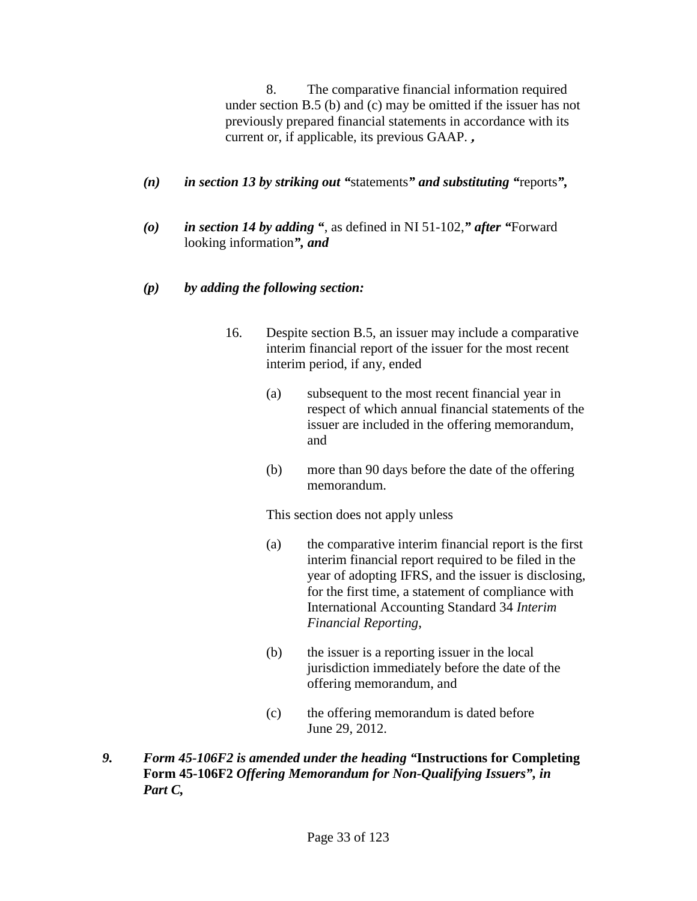8. The comparative financial information required under section B.5 (b) and (c) may be omitted if the issuer has not previously prepared financial statements in accordance with its current or, if applicable, its previous GAAP. ***,***

***(n) in section 13 by striking out "***statements***" and substituting "***reports***",***

***(o) in section 14 by adding "***, as defined in NI 51-102,***" after "***Forward looking information***", and***

***(p) by adding the following section:***

16. Despite section B.5, an issuer may include a comparative interim financial report of the issuer for the most recent interim period, if any, ended

(a) subsequent to the most recent financial year in respect of which annual financial statements of the issuer are included in the offering memorandum, and

(b) more than 90 days before the date of the offering memorandum.

This section does not apply unless

(a) the comparative interim financial report is the first interim financial report required to be filed in the year of adopting IFRS, and the issuer is disclosing, for the first time, a statement of compliance with International Accounting Standard 34 *Interim Financial Reporting*,

(b) the issuer is a reporting issuer in the local jurisdiction immediately before the date of the offering memorandum, and

(c) the offering memorandum is dated before June 29, 2012.

***9. Form 45-106F2 is amended under the heading "*****Instructions for Completing Form 45-106F2** ***Offering Memorandum for Non-Qualifying Issuers", in Part C,***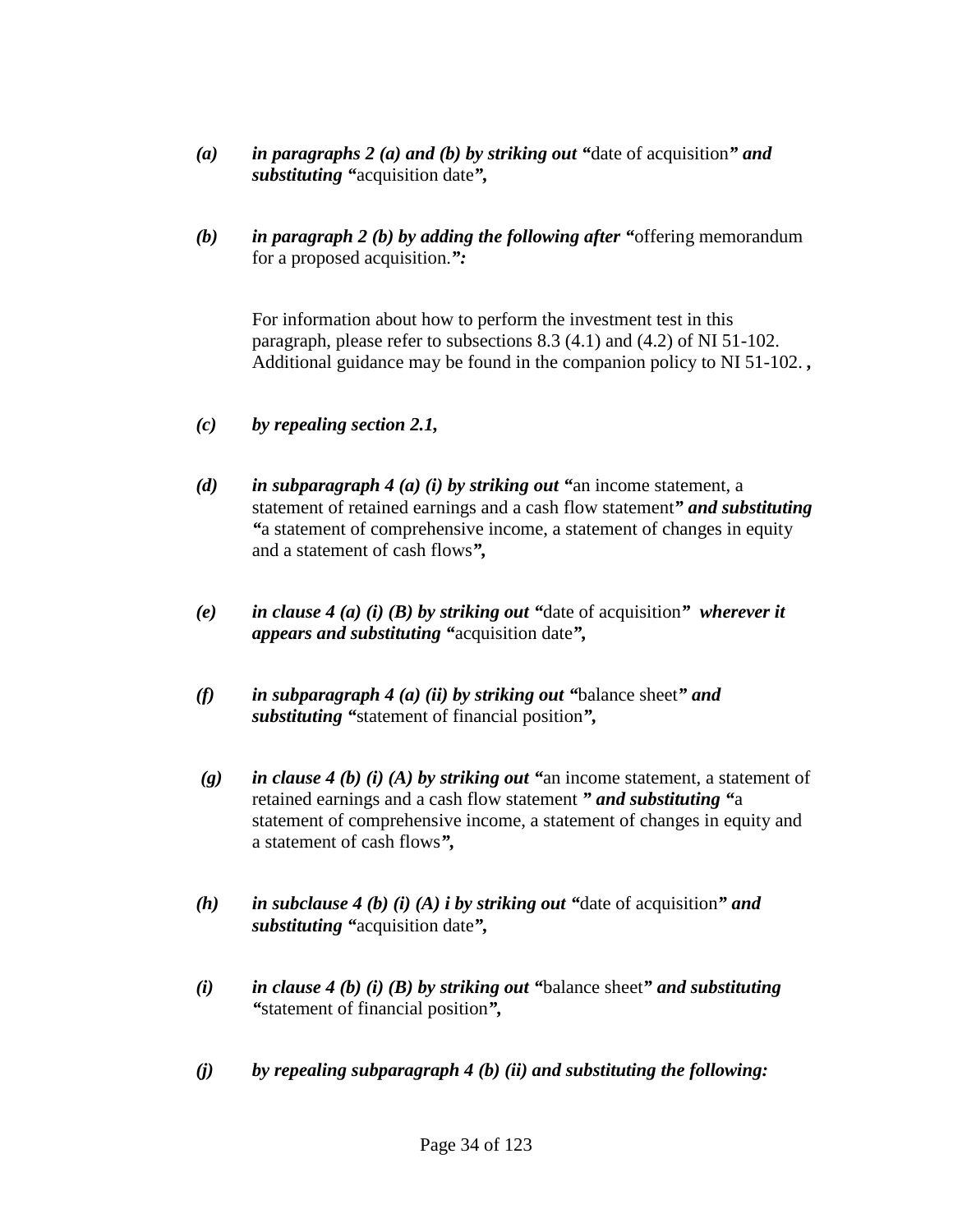*(a)* ***in paragraphs 2 (a) and (b) by striking out "***date of acquisition***" and substituting "***acquisition date***",***

*(b)* ***in paragraph 2 (b) by adding the following after "***offering memorandum for a proposed acquisition.***":***

> For information about how to perform the investment test in this paragraph, please refer to subsections 8.3 (4.1) and (4.2) of NI 51-102. Additional guidance may be found in the companion policy to NI 51-102. ***,***

*(c)* ***by repealing section 2.1,***

*(d)* ***in subparagraph 4 (a) (i) by striking out "***an income statement, a statement of retained earnings and a cash flow statement***" and substituting "***a statement of comprehensive income, a statement of changes in equity and a statement of cash flows***",***

*(e)* ***in clause 4 (a) (i) (B) by striking out "***date of acquisition***" wherever it appears and substituting "***acquisition date***",***

*(f)* ***in subparagraph 4 (a) (ii) by striking out "***balance sheet***" and substituting "***statement of financial position***",***

*(g)* ***in clause 4 (b) (i) (A) by striking out "***an income statement, a statement of retained earnings and a cash flow statement ***" and substituting "***a statement of comprehensive income, a statement of changes in equity and a statement of cash flows***",***

*(h)* ***in subclause 4 (b) (i) (A) i by striking out "***date of acquisition***" and substituting "***acquisition date***",***

*(i)* ***in clause 4 (b) (i) (B) by striking out "***balance sheet***" and substituting "***statement of financial position***",***

*(j)* ***by repealing subparagraph 4 (b) (ii) and substituting the following:***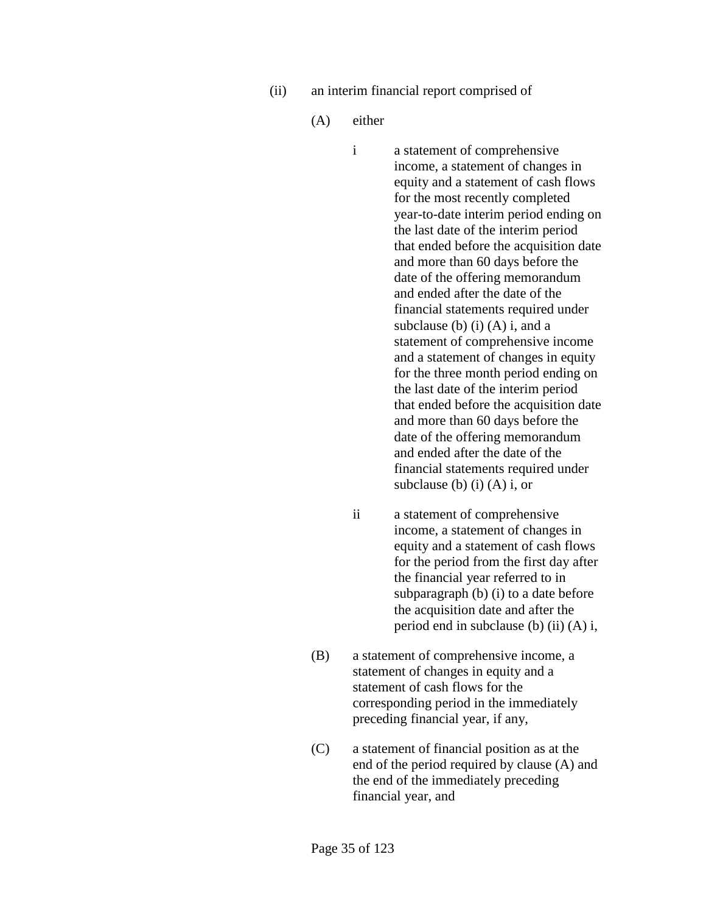(ii) an interim financial report comprised of

(A) either

i a statement of comprehensive income, a statement of changes in equity and a statement of cash flows for the most recently completed year-to-date interim period ending on the last date of the interim period that ended before the acquisition date and more than 60 days before the date of the offering memorandum and ended after the date of the financial statements required under subclause (b) (i) (A) i, and a statement of comprehensive income and a statement of changes in equity for the three month period ending on the last date of the interim period that ended before the acquisition date and more than 60 days before the date of the offering memorandum and ended after the date of the financial statements required under subclause (b) (i) (A) i, or

ii a statement of comprehensive income, a statement of changes in equity and a statement of cash flows for the period from the first day after the financial year referred to in subparagraph (b) (i) to a date before the acquisition date and after the period end in subclause (b) (ii) (A) i,

(B) a statement of comprehensive income, a statement of changes in equity and a statement of cash flows for the corresponding period in the immediately preceding financial year, if any,

(C) a statement of financial position as at the end of the period required by clause (A) and the end of the immediately preceding financial year, and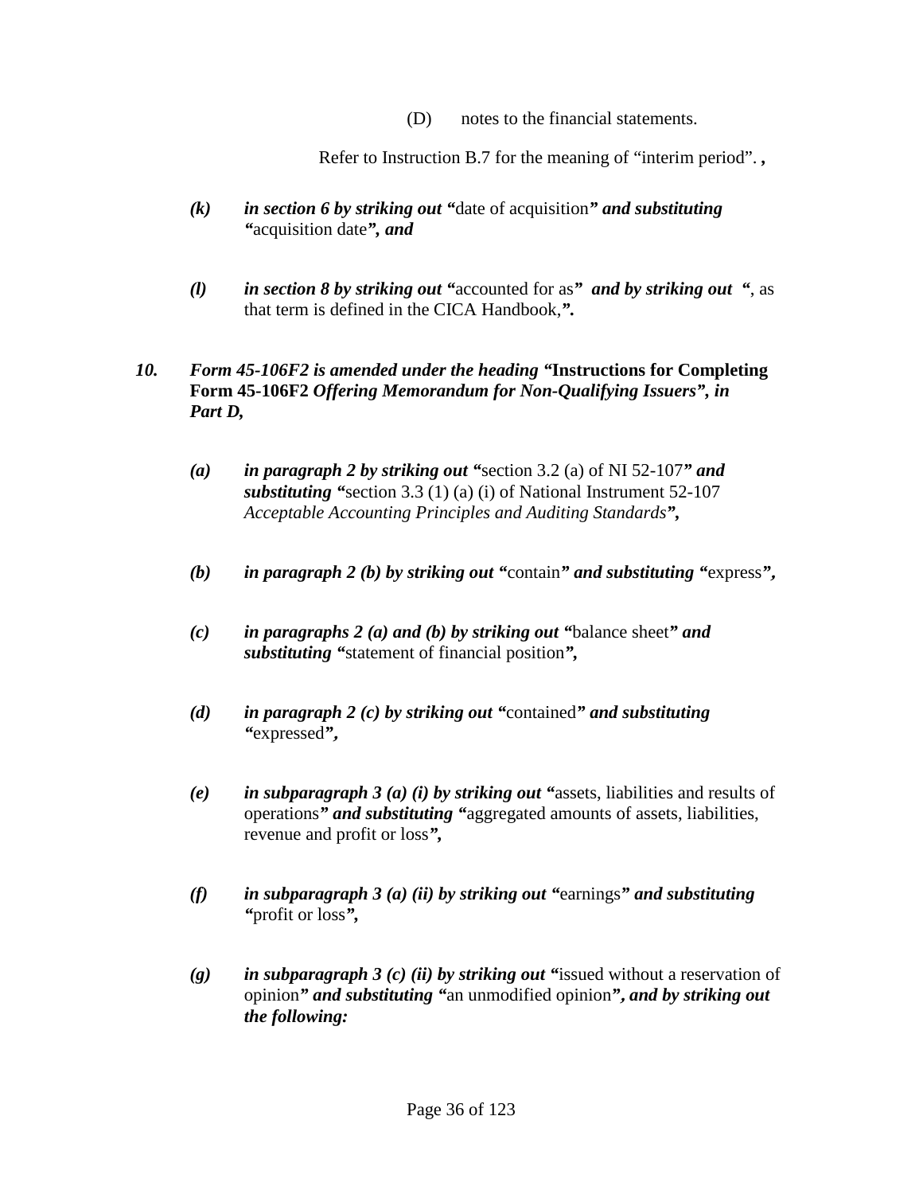(D) notes to the financial statements.

Refer to Instruction B.7 for the meaning of "interim period". **,**

***(k)*** ***in section 6 by striking out "***date of acquisition***" and substituting "***acquisition date***", and***

***(l)*** ***in section 8 by striking out "***accounted for as***" and by striking out "***, as that term is defined in the CICA Handbook,***".***

***10.*** ***Form 45-106F2 is amended under the heading "*Instructions for Completing Form 45-106F2** *Offering Memorandum for Non-Qualifying Issuers***", in Part D,***

***(a)*** ***in paragraph 2 by striking out "***section 3.2 (a) of NI 52-107***" and substituting "***section 3.3 (1) (a) (i) of National Instrument 52-107 *Acceptable Accounting Principles and Auditing Standards****",***

***(b)*** ***in paragraph 2 (b) by striking out "***contain***" and substituting "***express***",***

***(c)*** ***in paragraphs 2 (a) and (b) by striking out "***balance sheet***" and substituting "***statement of financial position***",***

***(d)*** ***in paragraph 2 (c) by striking out "***contained***" and substituting "***expressed***",***

***(e)*** ***in subparagraph 3 (a) (i) by striking out "***assets, liabilities and results of operations***" and substituting "***aggregated amounts of assets, liabilities, revenue and profit or loss***",***

***(f)*** ***in subparagraph 3 (a) (ii) by striking out "***earnings***" and substituting "***profit or loss***",***

***(g)*** ***in subparagraph 3 (c) (ii) by striking out "***issued without a reservation of opinion***" and substituting "***an unmodified opinion***", and by striking out the following:***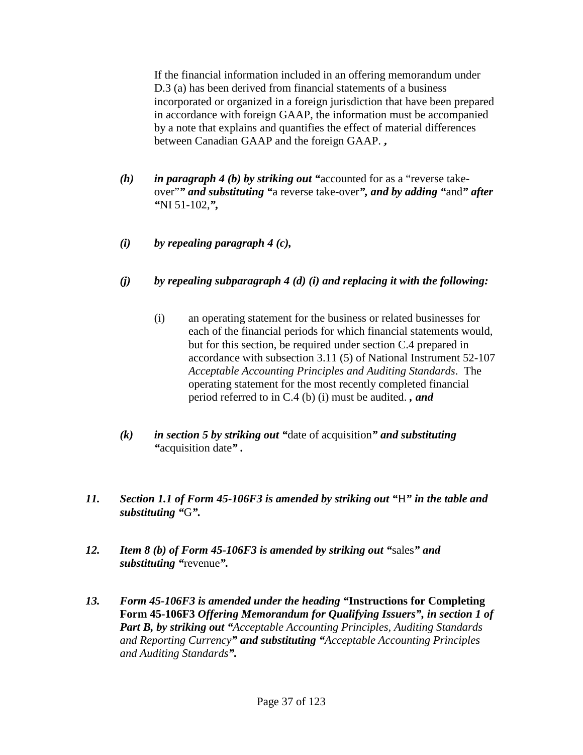If the financial information included in an offering memorandum under D.3 (a) has been derived from financial statements of a business incorporated or organized in a foreign jurisdiction that have been prepared in accordance with foreign GAAP, the information must be accompanied by a note that explains and quantifies the effect of material differences between Canadian GAAP and the foreign GAAP. ***,***

***(h)*** ***in paragraph 4 (b) by striking out "***accounted for as a "reverse take-over"***" and substituting "***a reverse take-over***", and by adding "***and***" after "***NI 51-102,***",***

***(i)*** ***by repealing paragraph 4 (c),***

***(j)*** ***by repealing subparagraph 4 (d) (i) and replacing it with the following:***

(i) an operating statement for the business or related businesses for each of the financial periods for which financial statements would, but for this section, be required under section C.4 prepared in accordance with subsection 3.11 (5) of National Instrument 52-107 *Acceptable Accounting Principles and Auditing Standards*. The operating statement for the most recently completed financial period referred to in C.4 (b) (i) must be audited. ***, and***

***(k)*** ***in section 5 by striking out "***date of acquisition***" and substituting "***acquisition date***" .***

***11.*** ***Section 1.1 of Form 45-106F3 is amended by striking out "***H***" in the table and substituting "***G***".***

***12.*** ***Item 8 (b) of Form 45-106F3 is amended by striking out "***sales***" and substituting "***revenue***".***

***13.*** ***Form 45-106F3 is amended under the heading "*****Instructions for Completing Form 45-106F3** ***Offering Memorandum for Qualifying Issuers*****"*****, in section 1 of Part B, by striking out "****Acceptable Accounting Principles, Auditing Standards and Reporting Currency****" and substituting "****Acceptable Accounting Principles and Auditing Standards****".***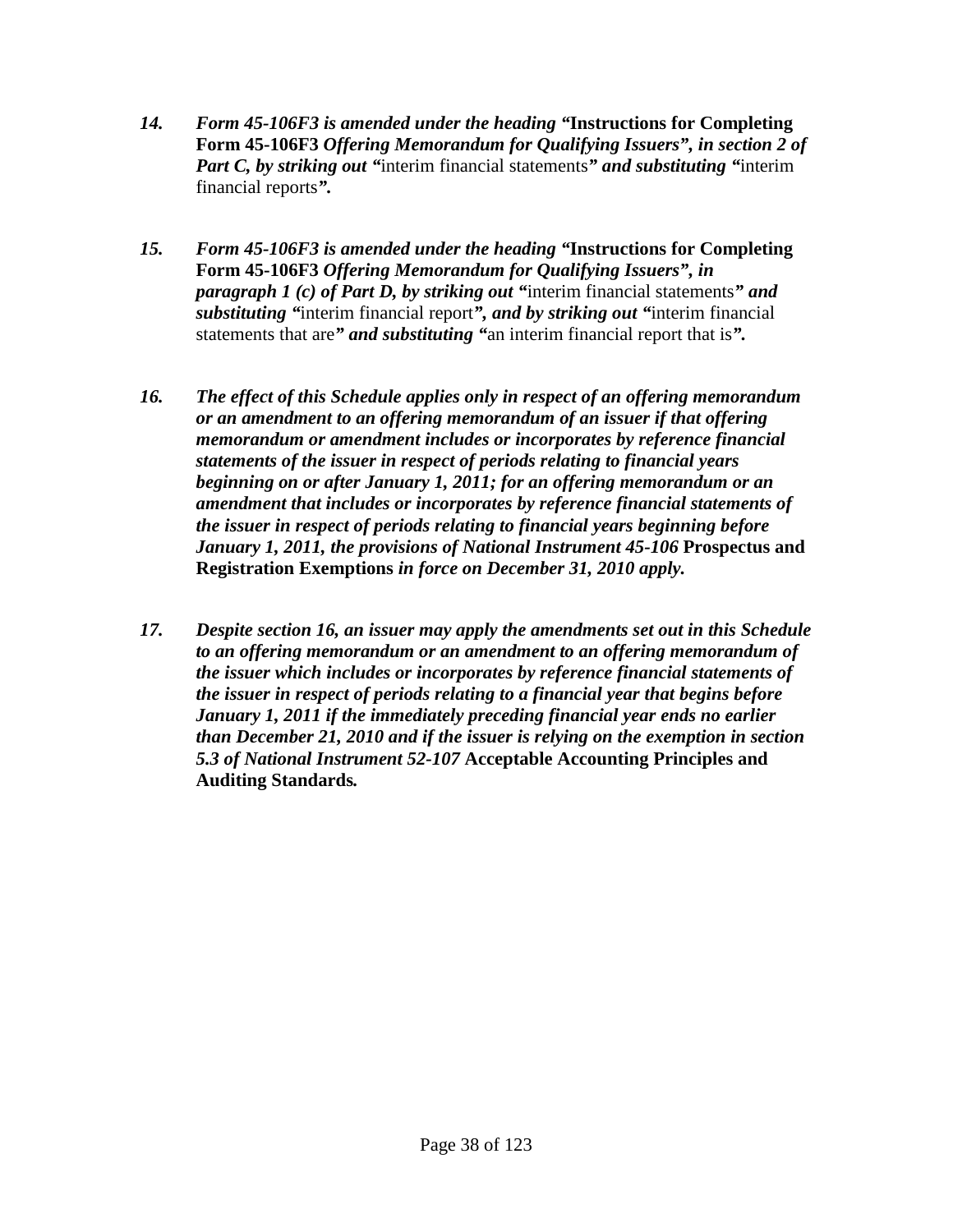14. *Form 45-106F3 is amended under the heading "***Instructions for Completing Form 45-106F3** *Offering Memorandum for Qualifying Issuers", in section 2 of Part C, by striking out "*interim financial statements*" and substituting "*interim financial reports*".*

15. *Form 45-106F3 is amended under the heading "***Instructions for Completing Form 45-106F3** *Offering Memorandum for Qualifying Issuers", in paragraph 1 (c) of Part D, by striking out "*interim financial statements*" and substituting "*interim financial report*", and by striking out "*interim financial statements that are*" and substituting "*an interim financial report that is*".*

16. ***The effect of this Schedule applies only in respect of an offering memorandum or an amendment to an offering memorandum of an issuer if that offering memorandum or amendment includes or incorporates by reference financial statements of the issuer in respect of periods relating to financial years beginning on or after January 1, 2011; for an offering memorandum or an amendment that includes or incorporates by reference financial statements of the issuer in respect of periods relating to financial years beginning before January 1, 2011, the provisions of National Instrument 45-106*** **Prospectus and Registration Exemptions** ***in force on December 31, 2010 apply.***

17. ***Despite section 16, an issuer may apply the amendments set out in this Schedule to an offering memorandum or an amendment to an offering memorandum of the issuer which includes or incorporates by reference financial statements of the issuer in respect of periods relating to a financial year that begins before January 1, 2011 if the immediately preceding financial year ends no earlier than December 21, 2010 and if the issuer is relying on the exemption in section 5.3 of National Instrument 52-107*** **Acceptable Accounting Principles and Auditing Standards*****.***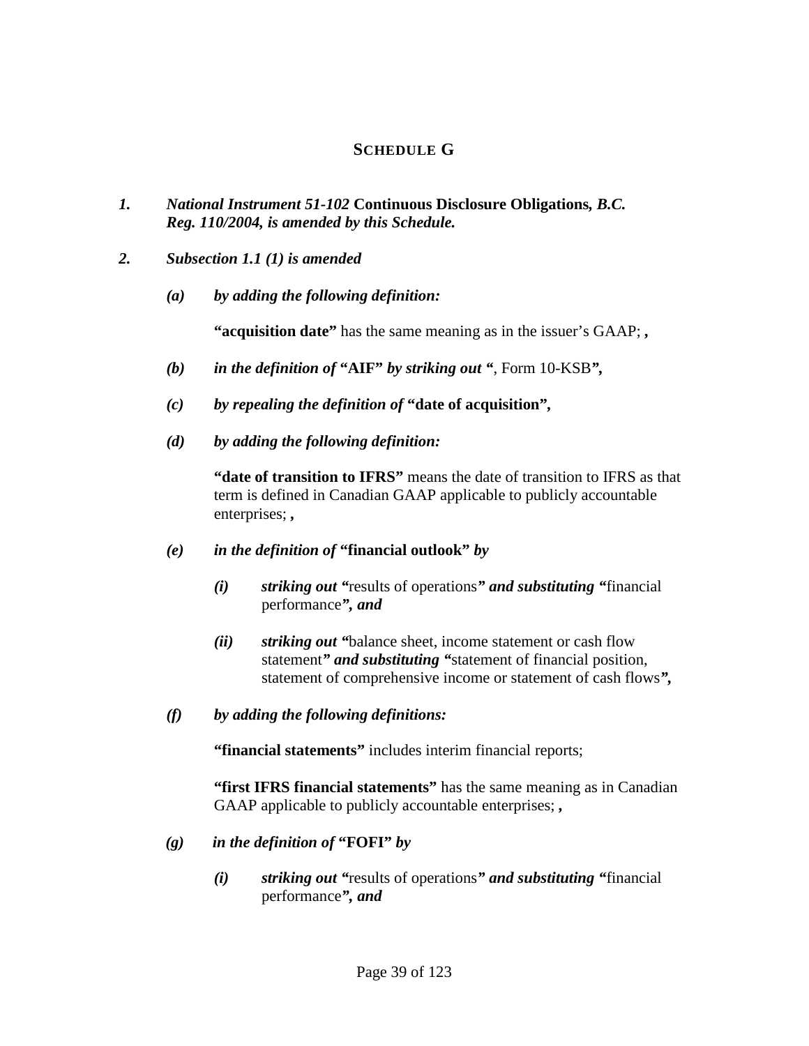## SCHEDULE G

***1. National Instrument 51-102* Continuous Disclosure Obligations*, B.C. Reg. 110/2004, is amended by this Schedule.***

***2. Subsection 1.1 (1) is amended***

***(a) by adding the following definition:***

**"acquisition date"** has the same meaning as in the issuer's GAAP; ***,***

***(b) in the definition of* "AIF" *by striking out "*, Form 10-KSB*",***

***(c) by repealing the definition of* "date of acquisition",**

***(d) by adding the following definition:***

**"date of transition to IFRS"** means the date of transition to IFRS as that term is defined in Canadian GAAP applicable to publicly accountable enterprises; ***,***

***(e) in the definition of* "financial outlook"** ***by***

***(i) striking out "***results of operations***" and substituting "***financial performance***", and***

***(ii) striking out "***balance sheet, income statement or cash flow statement***" and substituting "***statement of financial position, statement of comprehensive income or statement of cash flows***",***

***(f) by adding the following definitions:***

**"financial statements"** includes interim financial reports;

**"first IFRS financial statements"** has the same meaning as in Canadian GAAP applicable to publicly accountable enterprises; ***,***

***(g) in the definition of* "FOFI"** ***by***

***(i) striking out "***results of operations***" and substituting "***financial performance***", and***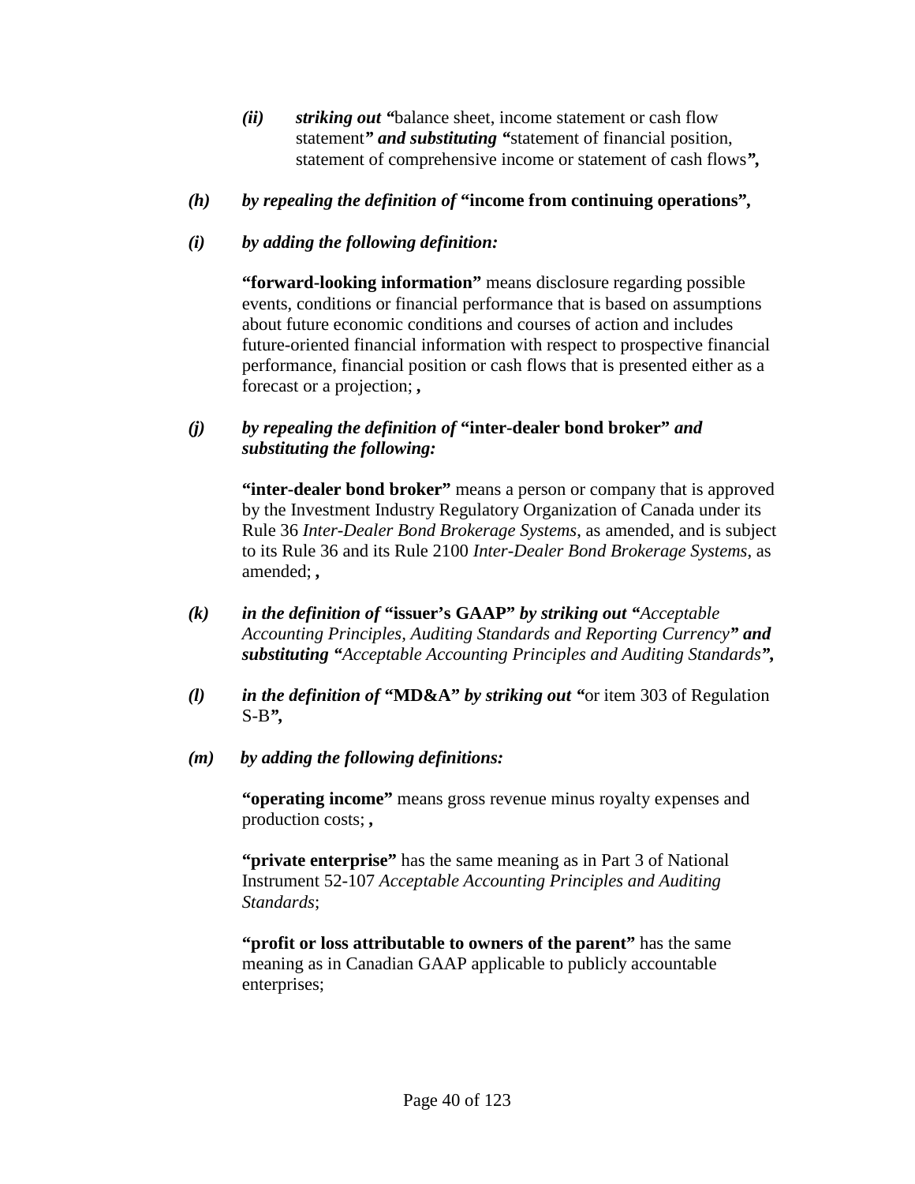*(ii)* ***striking out "***balance sheet, income statement or cash flow statement***" and substituting "***statement of financial position, statement of comprehensive income or statement of cash flows***",***

*(h)* ***by repealing the definition of* "income from continuing operations",**

*(i)* ***by adding the following definition:***

**"forward-looking information"** means disclosure regarding possible events, conditions or financial performance that is based on assumptions about future economic conditions and courses of action and includes future-oriented financial information with respect to prospective financial performance, financial position or cash flows that is presented either as a forecast or a projection; **,**

*(j)* ***by repealing the definition of* "inter-dealer bond broker" *and substituting the following:***

**"inter-dealer bond broker"** means a person or company that is approved by the Investment Industry Regulatory Organization of Canada under its Rule 36 *Inter-Dealer Bond Brokerage Systems*, as amended, and is subject to its Rule 36 and its Rule 2100 *Inter-Dealer Bond Brokerage Systems*, as amended; **,**

*(k)* ***in the definition of* "issuer's GAAP" *by striking out "****Acceptable Accounting Principles, Auditing Standards and Reporting Currency****" and substituting "****Acceptable Accounting Principles and Auditing Standards****",***

*(l)* ***in the definition of* "MD&A" *by striking out "***or item 303 of Regulation S-B***",***

*(m)* ***by adding the following definitions:***

**"operating income"** means gross revenue minus royalty expenses and production costs; **,**

**"private enterprise"** has the same meaning as in Part 3 of National Instrument 52-107 *Acceptable Accounting Principles and Auditing Standards*;

**"profit or loss attributable to owners of the parent"** has the same meaning as in Canadian GAAP applicable to publicly accountable enterprises;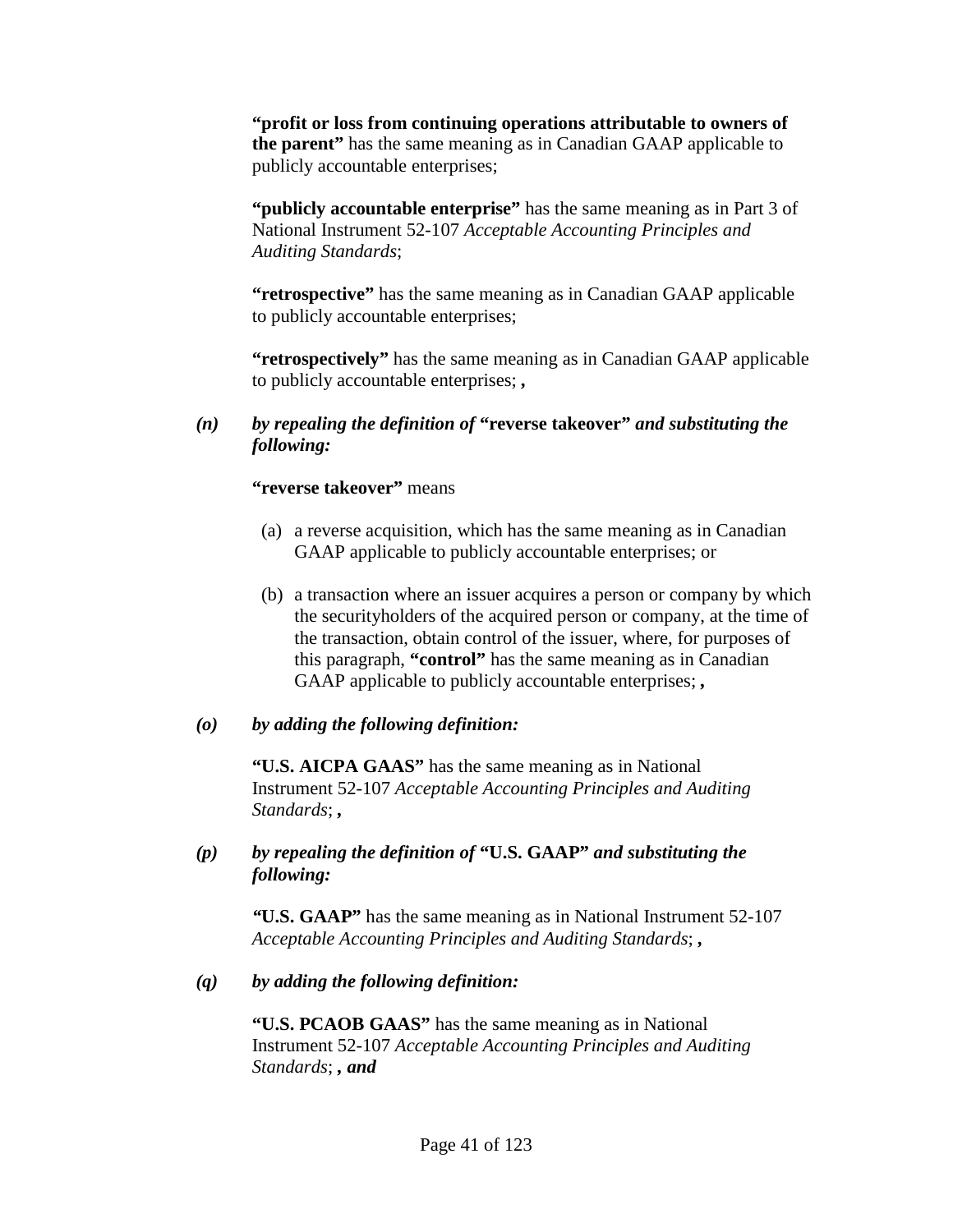**"profit or loss from continuing operations attributable to owners of the parent"** has the same meaning as in Canadian GAAP applicable to publicly accountable enterprises;

**"publicly accountable enterprise"** has the same meaning as in Part 3 of National Instrument 52-107 *Acceptable Accounting Principles and Auditing Standards*;

**"retrospective"** has the same meaning as in Canadian GAAP applicable to publicly accountable enterprises;

**"retrospectively"** has the same meaning as in Canadian GAAP applicable to publicly accountable enterprises; **,**

***(n)*** ***by repealing the definition of*** **"reverse takeover"** ***and substituting the following:***

**"reverse takeover"** means

(a) a reverse acquisition, which has the same meaning as in Canadian GAAP applicable to publicly accountable enterprises; or

(b) a transaction where an issuer acquires a person or company by which the securityholders of the acquired person or company, at the time of the transaction, obtain control of the issuer, where, for purposes of this paragraph, **"control"** has the same meaning as in Canadian GAAP applicable to publicly accountable enterprises; **,**

***(o)*** ***by adding the following definition:***

**"U.S. AICPA GAAS"** has the same meaning as in National Instrument 52-107 *Acceptable Accounting Principles and Auditing Standards*; ***,***

***(p)*** ***by repealing the definition of*** **"U.S. GAAP"** ***and substituting the following:***

**"U.S. GAAP"** has the same meaning as in National Instrument 52-107 *Acceptable Accounting Principles and Auditing Standards*; ***,***

***(q)*** ***by adding the following definition:***

**"U.S. PCAOB GAAS"** has the same meaning as in National Instrument 52-107 *Acceptable Accounting Principles and Auditing Standards*; ***, and***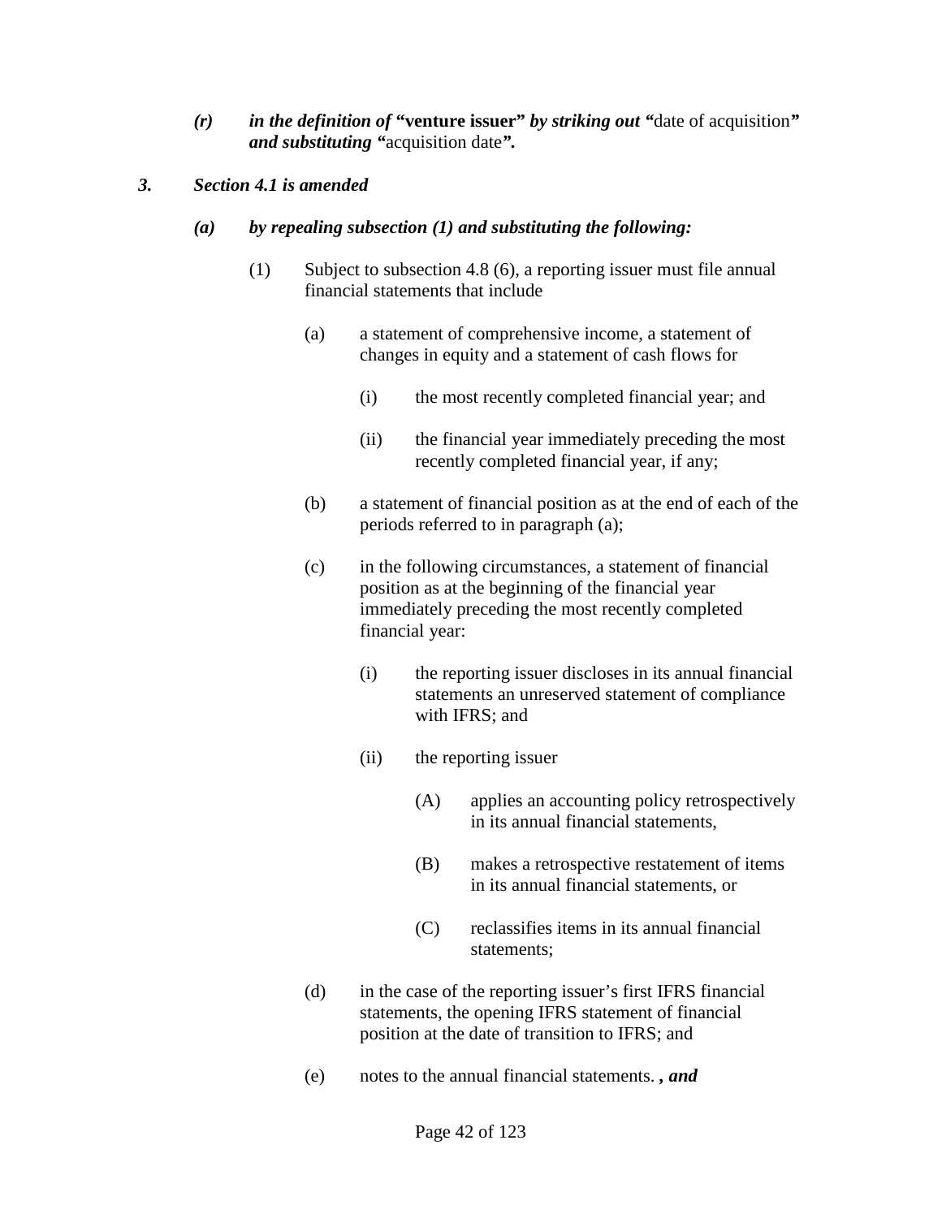*(r)* ***in the definition of*** **"venture issuer"** ***by striking out*** **"**date of acquisition***"*** ***and substituting*** **"**acquisition date***".***

***3. Section 4.1 is amended***

***(a) by repealing subsection (1) and substituting the following:***

(1) Subject to subsection 4.8 (6), a reporting issuer must file annual financial statements that include

(a) a statement of comprehensive income, a statement of changes in equity and a statement of cash flows for

(i) the most recently completed financial year; and

(ii) the financial year immediately preceding the most recently completed financial year, if any;

(b) a statement of financial position as at the end of each of the periods referred to in paragraph (a);

(c) in the following circumstances, a statement of financial position as at the beginning of the financial year immediately preceding the most recently completed financial year:

(i) the reporting issuer discloses in its annual financial statements an unreserved statement of compliance with IFRS; and

(ii) the reporting issuer

(A) applies an accounting policy retrospectively in its annual financial statements,

(B) makes a retrospective restatement of items in its annual financial statements, or

(C) reclassifies items in its annual financial statements;

(d) in the case of the reporting issuer's first IFRS financial statements, the opening IFRS statement of financial position at the date of transition to IFRS; and

(e) notes to the annual financial statements. ***, and***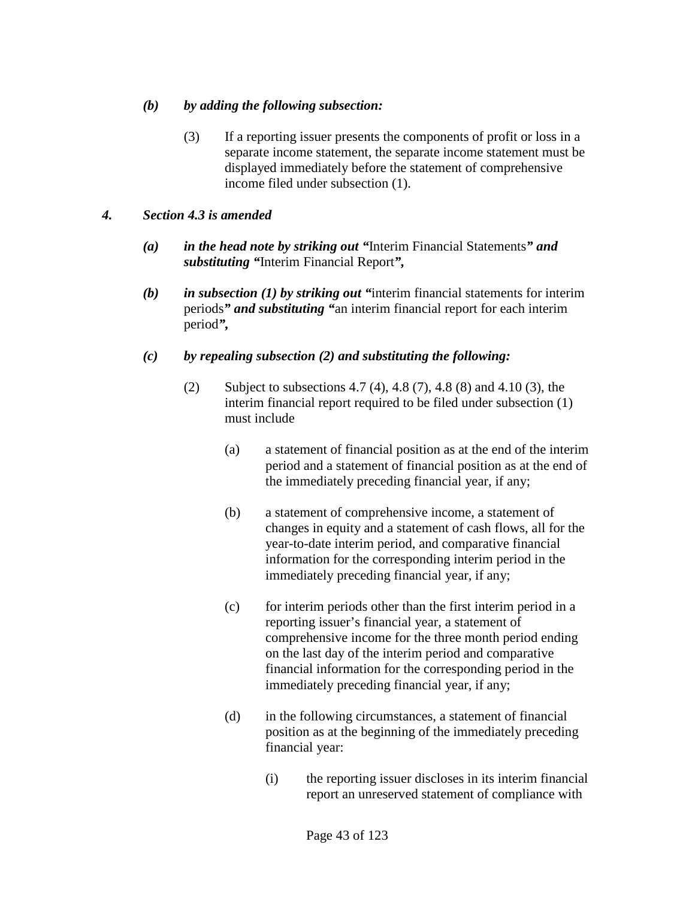*(b)* ***by adding the following subsection:***

> (3) If a reporting issuer presents the components of profit or loss in a separate income statement, the separate income statement must be displayed immediately before the statement of comprehensive income filed under subsection (1).

***4. Section 4.3 is amended***

*(a)* ***in the head note by striking out "***Interim Financial Statements***" and substituting "***Interim Financial Report***",***

*(b)* ***in subsection (1) by striking out "***interim financial statements for interim periods***" and substituting "***an interim financial report for each interim period***",***

*(c)* ***by repealing subsection (2) and substituting the following:***

> (2) Subject to subsections 4.7 (4), 4.8 (7), 4.8 (8) and 4.10 (3), the interim financial report required to be filed under subsection (1) must include
>
> > (a) a statement of financial position as at the end of the interim period and a statement of financial position as at the end of the immediately preceding financial year, if any;
> >
> > (b) a statement of comprehensive income, a statement of changes in equity and a statement of cash flows, all for the year-to-date interim period, and comparative financial information for the corresponding interim period in the immediately preceding financial year, if any;
> >
> > (c) for interim periods other than the first interim period in a reporting issuer's financial year, a statement of comprehensive income for the three month period ending on the last day of the interim period and comparative financial information for the corresponding period in the immediately preceding financial year, if any;
> >
> > (d) in the following circumstances, a statement of financial position as at the beginning of the immediately preceding financial year:
> >
> > > (i) the reporting issuer discloses in its interim financial report an unreserved statement of compliance with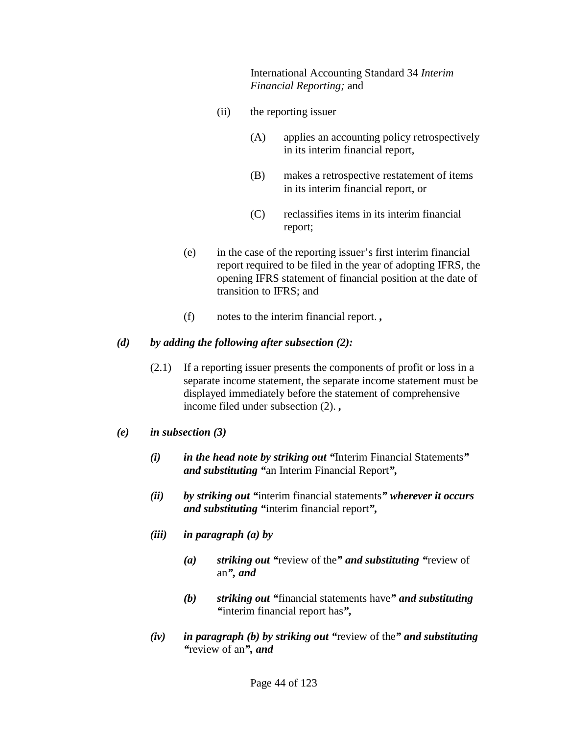International Accounting Standard 34 *Interim Financial Reporting;* and

(ii) the reporting issuer

(A) applies an accounting policy retrospectively in its interim financial report,

(B) makes a retrospective restatement of items in its interim financial report, or

(C) reclassifies items in its interim financial report;

(e) in the case of the reporting issuer's first interim financial report required to be filed in the year of adopting IFRS, the opening IFRS statement of financial position at the date of transition to IFRS; and

(f) notes to the interim financial report. ***,***

***(d) by adding the following after subsection (2):***

(2.1) If a reporting issuer presents the components of profit or loss in a separate income statement, the separate income statement must be displayed immediately before the statement of comprehensive income filed under subsection (2). ***,***

***(e) in subsection (3)***

***(i) in the head note by striking out "***Interim Financial Statements***" and substituting "***an Interim Financial Report***",***

***(ii) by striking out "***interim financial statements***" wherever it occurs and substituting "***interim financial report***",***

***(iii) in paragraph (a) by***

***(a) striking out "***review of the***" and substituting "***review of an***", and***

***(b) striking out "***financial statements have***" and substituting "***interim financial report has***",***

***(iv) in paragraph (b) by striking out "***review of the***" and substituting "***review of an***", and***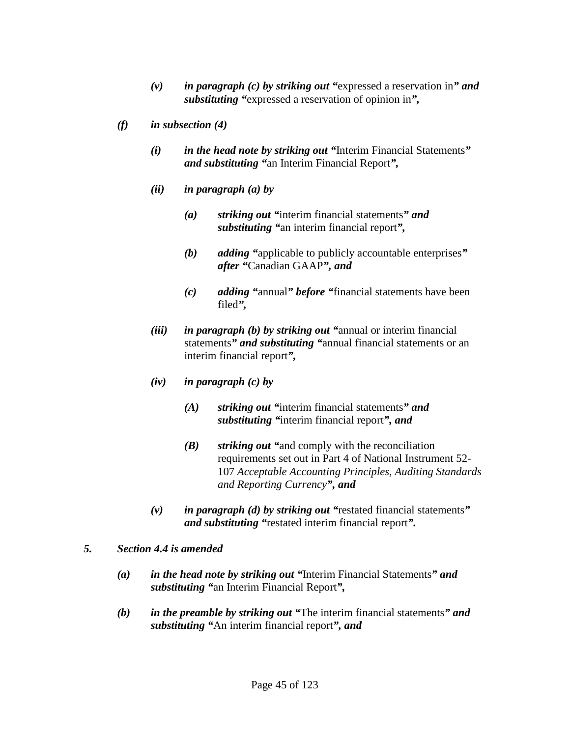*(v)* ***in paragraph (c) by striking out "***expressed a reservation in***" and substituting "***expressed a reservation of opinion in***",***

*(f)* ***in subsection (4)***

*(i)* ***in the head note by striking out "***Interim Financial Statements***" and substituting "***an Interim Financial Report***",***

*(ii)* ***in paragraph (a) by***

*(a)* ***striking out "***interim financial statements***" and substituting "***an interim financial report***",***

*(b)* ***adding "***applicable to publicly accountable enterprises***" after "***Canadian GAAP***", and***

*(c)* ***adding "***annual***" before "***financial statements have been filed***",***

*(iii)* ***in paragraph (b) by striking out "***annual or interim financial statements***" and substituting "***annual financial statements or an interim financial report***",***

*(iv)* ***in paragraph (c) by***

*(A)* ***striking out "***interim financial statements***" and substituting "***interim financial report***", and***

*(B)* ***striking out "***and comply with the reconciliation requirements set out in Part 4 of National Instrument 52-107 *Acceptable Accounting Principles, Auditing Standards and Reporting Currency****", and***

*(v)* ***in paragraph (d) by striking out "***restated financial statements***" and substituting "***restated interim financial report***".***

***5. Section 4.4 is amended***

*(a)* ***in the head note by striking out "***Interim Financial Statements***" and substituting "***an Interim Financial Report***",***

*(b)* ***in the preamble by striking out "***The interim financial statements***" and substituting "***An interim financial report***", and***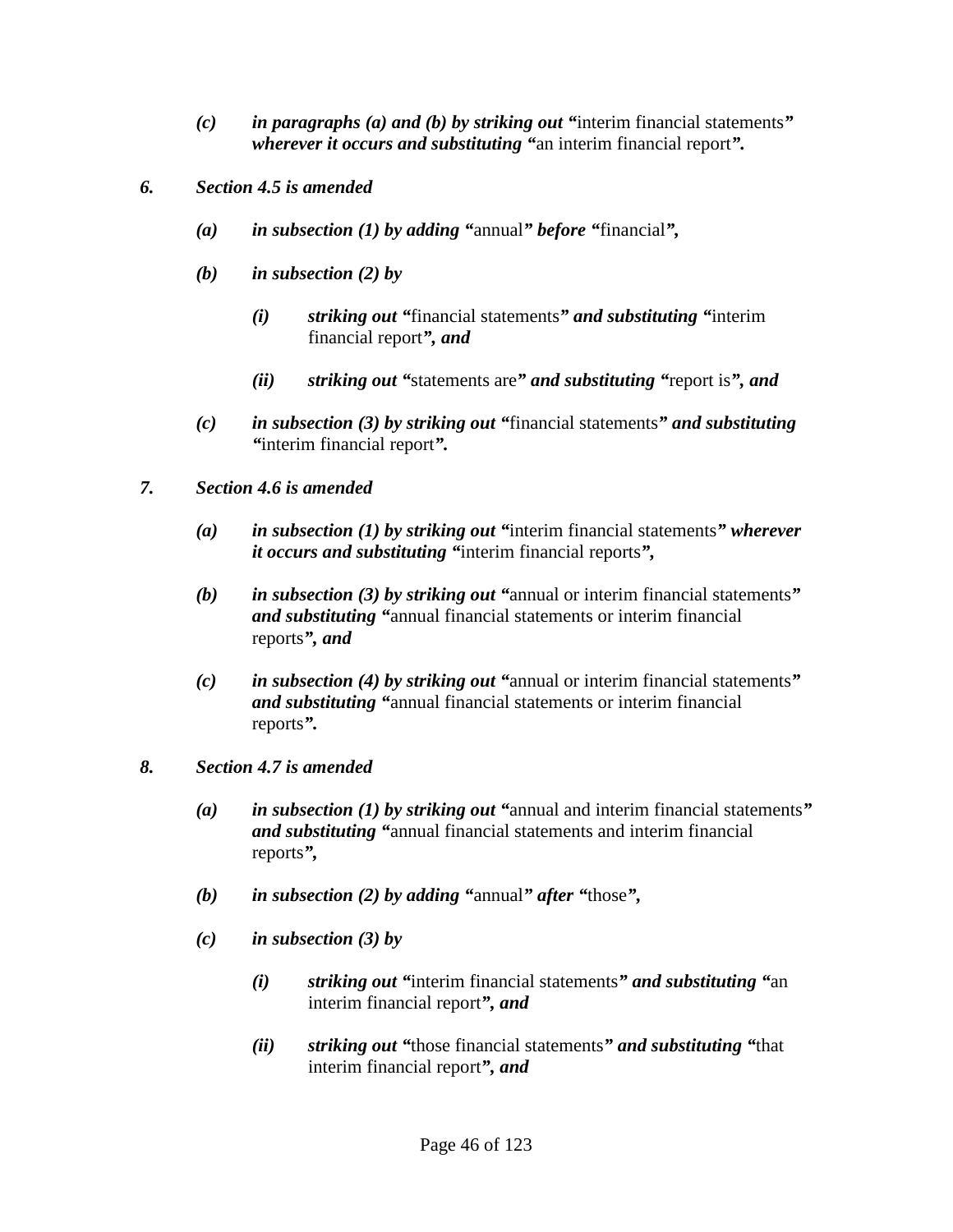*(c)* ***in paragraphs (a) and (b) by striking out "***interim financial statements***" wherever it occurs and substituting "***an interim financial report***".***

***6. Section 4.5 is amended***

*(a)* ***in subsection (1) by adding "***annual***" before "***financial***",***

*(b)* ***in subsection (2) by***

*(i)* ***striking out "***financial statements***" and substituting "***interim financial report***", and***

*(ii)* ***striking out "***statements are***" and substituting "***report is***", and***

*(c)* ***in subsection (3) by striking out "***financial statements***" and substituting "***interim financial report***".***

***7. Section 4.6 is amended***

*(a)* ***in subsection (1) by striking out "***interim financial statements***" wherever it occurs and substituting "***interim financial reports***",***

*(b)* ***in subsection (3) by striking out "***annual or interim financial statements***" and substituting "***annual financial statements or interim financial reports***", and***

*(c)* ***in subsection (4) by striking out "***annual or interim financial statements***" and substituting "***annual financial statements or interim financial reports***".***

***8. Section 4.7 is amended***

*(a)* ***in subsection (1) by striking out "***annual and interim financial statements***" and substituting "***annual financial statements and interim financial reports***",***

*(b)* ***in subsection (2) by adding "***annual***" after "***those***",***

*(c)* ***in subsection (3) by***

*(i)* ***striking out "***interim financial statements***" and substituting "***an interim financial report***", and***

*(ii)* ***striking out "***those financial statements***" and substituting "***that interim financial report***", and***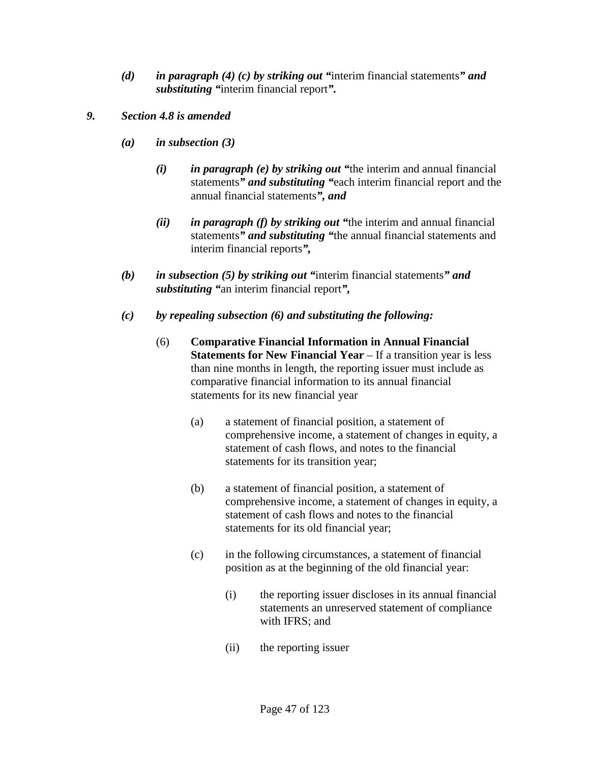*(d)* ***in paragraph (4) (c) by striking out "***interim financial statements***" and substituting "***interim financial report***".***

***9. Section 4.8 is amended***

*(a)* ***in subsection (3)***

*(i)* ***in paragraph (e) by striking out "***the interim and annual financial statements***" and substituting "***each interim financial report and the annual financial statements***", and***

*(ii)* ***in paragraph (f) by striking out "***the interim and annual financial statements***" and substituting "***the annual financial statements and interim financial reports***",***

*(b)* ***in subsection (5) by striking out "***interim financial statements***" and substituting "***an interim financial report***",***

*(c)* ***by repealing subsection (6) and substituting the following:***

(6) **Comparative Financial Information in Annual Financial Statements for New Financial Year** – If a transition year is less than nine months in length, the reporting issuer must include as comparative financial information to its annual financial statements for its new financial year

(a) a statement of financial position, a statement of comprehensive income, a statement of changes in equity, a statement of cash flows, and notes to the financial statements for its transition year;

(b) a statement of financial position, a statement of comprehensive income, a statement of changes in equity, a statement of cash flows and notes to the financial statements for its old financial year;

(c) in the following circumstances, a statement of financial position as at the beginning of the old financial year:

(i) the reporting issuer discloses in its annual financial statements an unreserved statement of compliance with IFRS; and

(ii) the reporting issuer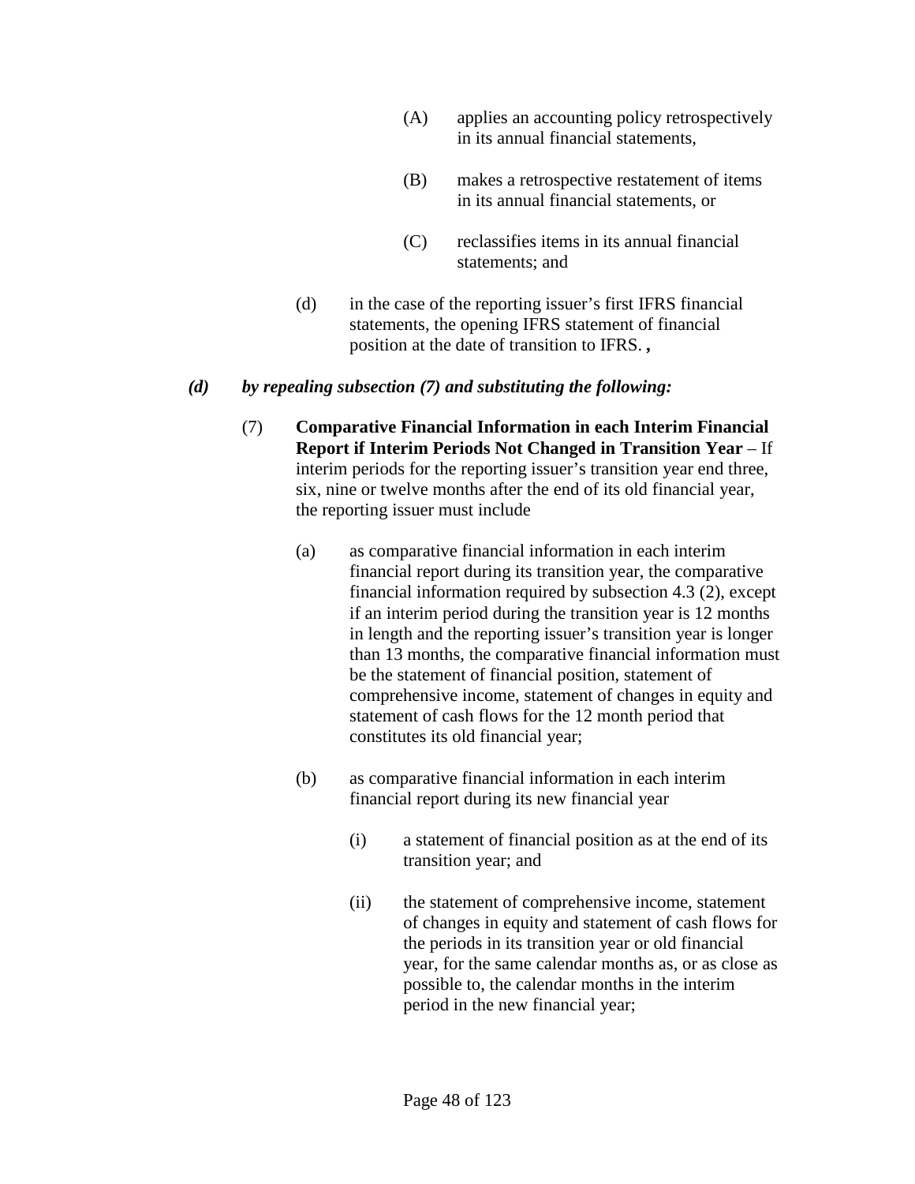(A) applies an accounting policy retrospectively in its annual financial statements,

(B) makes a retrospective restatement of items in its annual financial statements, or

(C) reclassifies items in its annual financial statements; and

(d) in the case of the reporting issuer's first IFRS financial statements, the opening IFRS statement of financial position at the date of transition to IFRS. **,**

***(d) by repealing subsection (7) and substituting the following:***

(7) **Comparative Financial Information in each Interim Financial Report if Interim Periods Not Changed in Transition Year** – If interim periods for the reporting issuer's transition year end three, six, nine or twelve months after the end of its old financial year, the reporting issuer must include

(a) as comparative financial information in each interim financial report during its transition year, the comparative financial information required by subsection 4.3 (2), except if an interim period during the transition year is 12 months in length and the reporting issuer's transition year is longer than 13 months, the comparative financial information must be the statement of financial position, statement of comprehensive income, statement of changes in equity and statement of cash flows for the 12 month period that constitutes its old financial year;

(b) as comparative financial information in each interim financial report during its new financial year

(i) a statement of financial position as at the end of its transition year; and

(ii) the statement of comprehensive income, statement of changes in equity and statement of cash flows for the periods in its transition year or old financial year, for the same calendar months as, or as close as possible to, the calendar months in the interim period in the new financial year;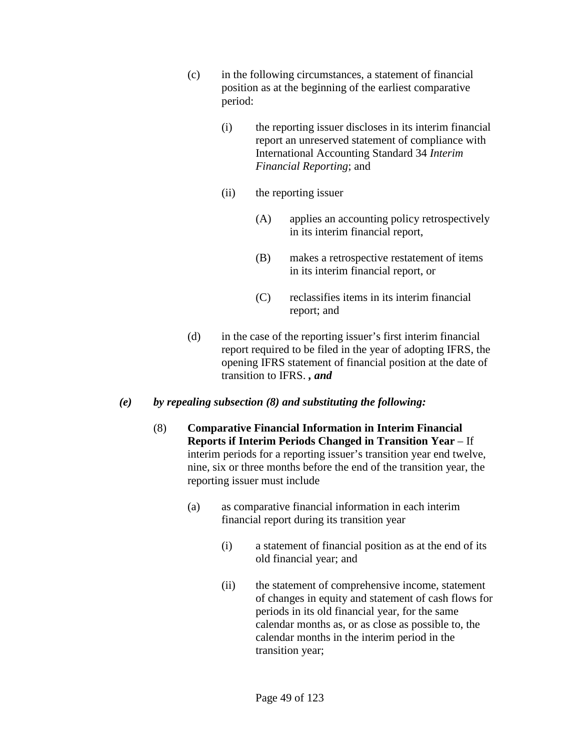(c) in the following circumstances, a statement of financial position as at the beginning of the earliest comparative period:

(i) the reporting issuer discloses in its interim financial report an unreserved statement of compliance with International Accounting Standard 34 *Interim Financial Reporting*; and

(ii) the reporting issuer

(A) applies an accounting policy retrospectively in its interim financial report,

(B) makes a retrospective restatement of items in its interim financial report, or

(C) reclassifies items in its interim financial report; and

(d) in the case of the reporting issuer's first interim financial report required to be filed in the year of adopting IFRS, the opening IFRS statement of financial position at the date of transition to IFRS. ***, and***

***(e) by repealing subsection (8) and substituting the following:***

(8) **Comparative Financial Information in Interim Financial Reports if Interim Periods Changed in Transition Year** – If interim periods for a reporting issuer's transition year end twelve, nine, six or three months before the end of the transition year, the reporting issuer must include

(a) as comparative financial information in each interim financial report during its transition year

(i) a statement of financial position as at the end of its old financial year; and

(ii) the statement of comprehensive income, statement of changes in equity and statement of cash flows for periods in its old financial year, for the same calendar months as, or as close as possible to, the calendar months in the interim period in the transition year;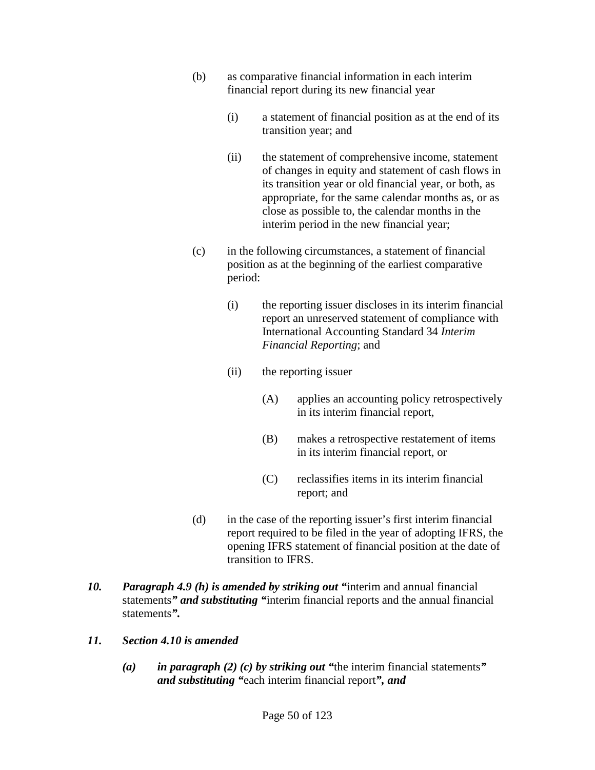(b) as comparative financial information in each interim financial report during its new financial year

  (i) a statement of financial position as at the end of its transition year; and

  (ii) the statement of comprehensive income, statement of changes in equity and statement of cash flows in its transition year or old financial year, or both, as appropriate, for the same calendar months as, or as close as possible to, the calendar months in the interim period in the new financial year;

(c) in the following circumstances, a statement of financial position as at the beginning of the earliest comparative period:

  (i) the reporting issuer discloses in its interim financial report an unreserved statement of compliance with International Accounting Standard 34 *Interim Financial Reporting*; and

  (ii) the reporting issuer

    (A) applies an accounting policy retrospectively in its interim financial report,

    (B) makes a retrospective restatement of items in its interim financial report, or

    (C) reclassifies items in its interim financial report; and

(d) in the case of the reporting issuer's first interim financial report required to be filed in the year of adopting IFRS, the opening IFRS statement of financial position at the date of transition to IFRS.

***10. Paragraph 4.9 (h) is amended by striking out "***interim and annual financial statements***" and substituting "***interim financial reports and the annual financial statements***".***

***11. Section 4.10 is amended***

***(a) in paragraph (2) (c) by striking out "***the interim financial statements***" and substituting "***each interim financial report***", and***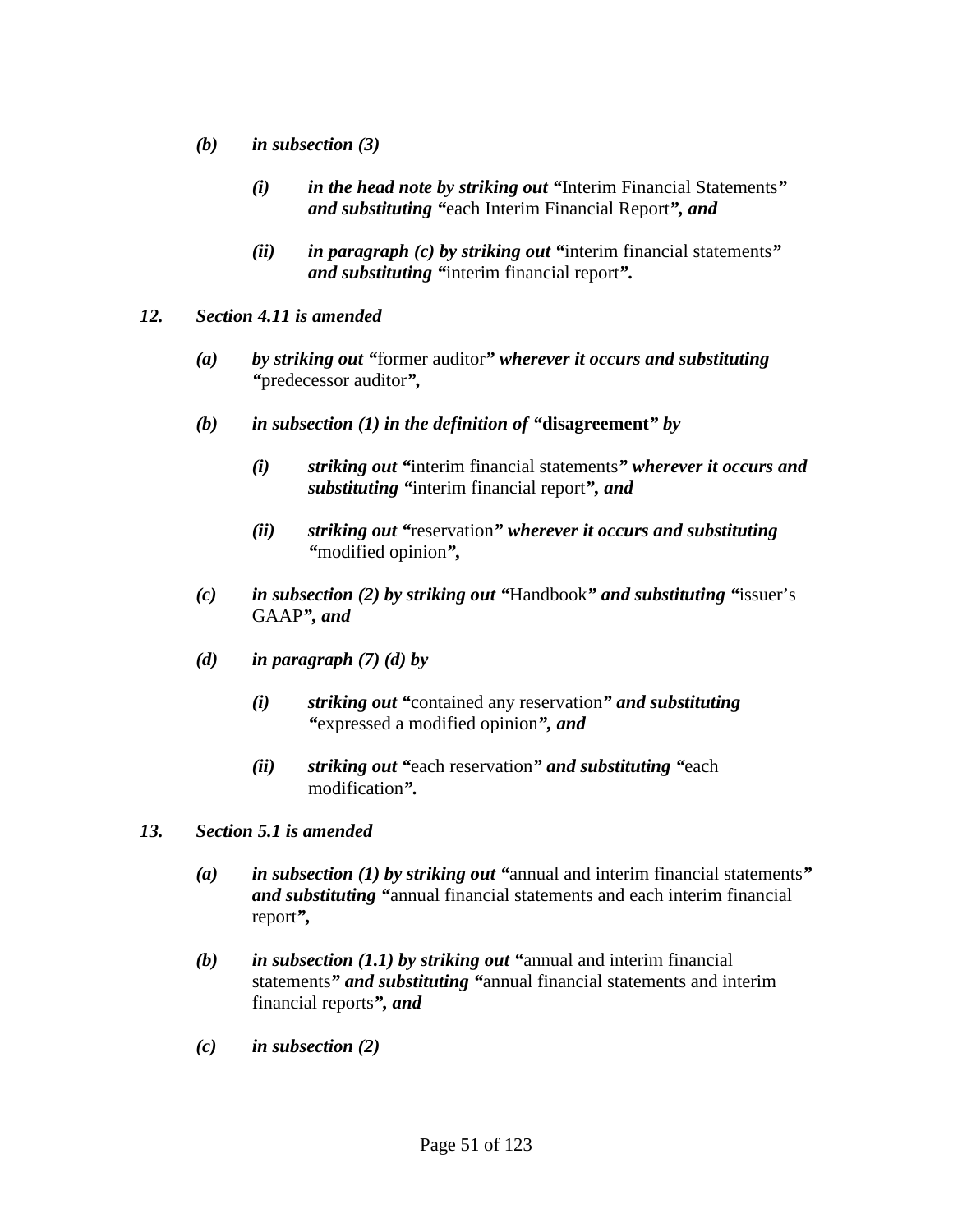*(b) in subsection (3)*

*(i) in the head note by striking out "*Interim Financial Statements*" and substituting "*each Interim Financial Report*", and*

*(ii) in paragraph (c) by striking out "*interim financial statements*" and substituting "*interim financial report*".*

***12. Section 4.11 is amended***

*(a) by striking out "*former auditor*" wherever it occurs and substituting "*predecessor auditor*",*

*(b) in subsection (1) in the definition of "***disagreement***" by*

*(i) striking out "*interim financial statements*" wherever it occurs and substituting "*interim financial report*", and*

*(ii) striking out "*reservation*" wherever it occurs and substituting "*modified opinion*",*

*(c) in subsection (2) by striking out "*Handbook*" and substituting "*issuer's GAAP*", and*

*(d) in paragraph (7) (d) by*

*(i) striking out "*contained any reservation*" and substituting "*expressed a modified opinion*", and*

*(ii) striking out "*each reservation*" and substituting "*each modification*".*

***13. Section 5.1 is amended***

*(a) in subsection (1) by striking out "*annual and interim financial statements*" and substituting "*annual financial statements and each interim financial report*",*

*(b) in subsection (1.1) by striking out "*annual and interim financial statements*" and substituting "*annual financial statements and interim financial reports*", and*

*(c) in subsection (2)*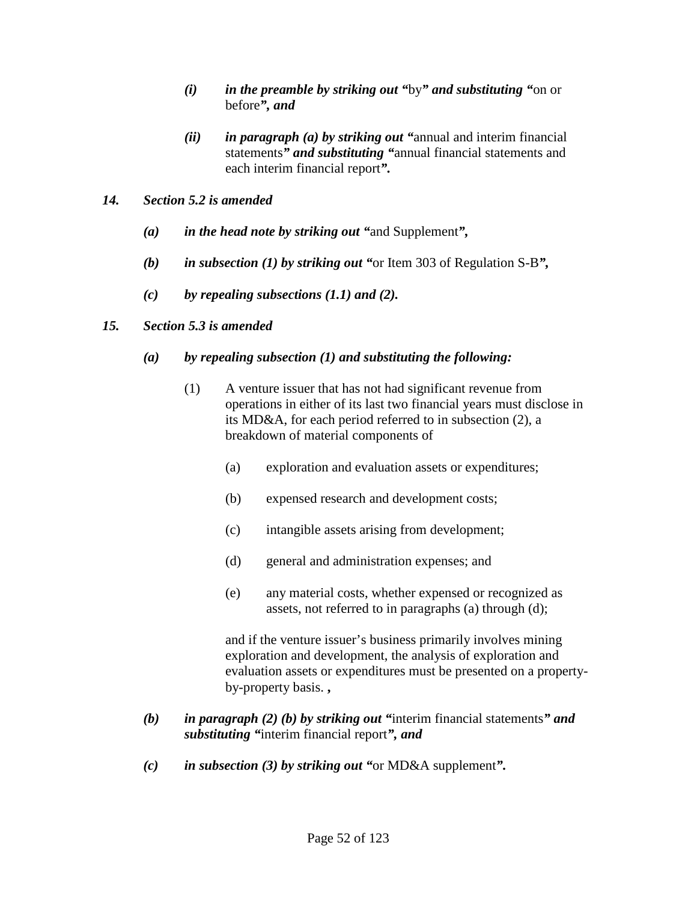*(i)* ***in the preamble by striking out "***by***" and substituting "***on or before***", and***

*(ii)* ***in paragraph (a) by striking out "***annual and interim financial statements***" and substituting "***annual financial statements and each interim financial report***".***

***14. Section 5.2 is amended***

***(a) in the head note by striking out "***and Supplement***",***

***(b) in subsection (1) by striking out "***or Item 303 of Regulation S-B***",***

***(c) by repealing subsections (1.1) and (2).***

***15. Section 5.3 is amended***

***(a) by repealing subsection (1) and substituting the following:***

(1) A venture issuer that has not had significant revenue from operations in either of its last two financial years must disclose in its MD&A, for each period referred to in subsection (2), a breakdown of material components of

(a) exploration and evaluation assets or expenditures;

(b) expensed research and development costs;

(c) intangible assets arising from development;

(d) general and administration expenses; and

(e) any material costs, whether expensed or recognized as assets, not referred to in paragraphs (a) through (d);

and if the venture issuer's business primarily involves mining exploration and development, the analysis of exploration and evaluation assets or expenditures must be presented on a property-by-property basis. **,**

***(b) in paragraph (2) (b) by striking out "***interim financial statements***" and substituting "***interim financial report***", and***

***(c) in subsection (3) by striking out "***or MD&A supplement***".***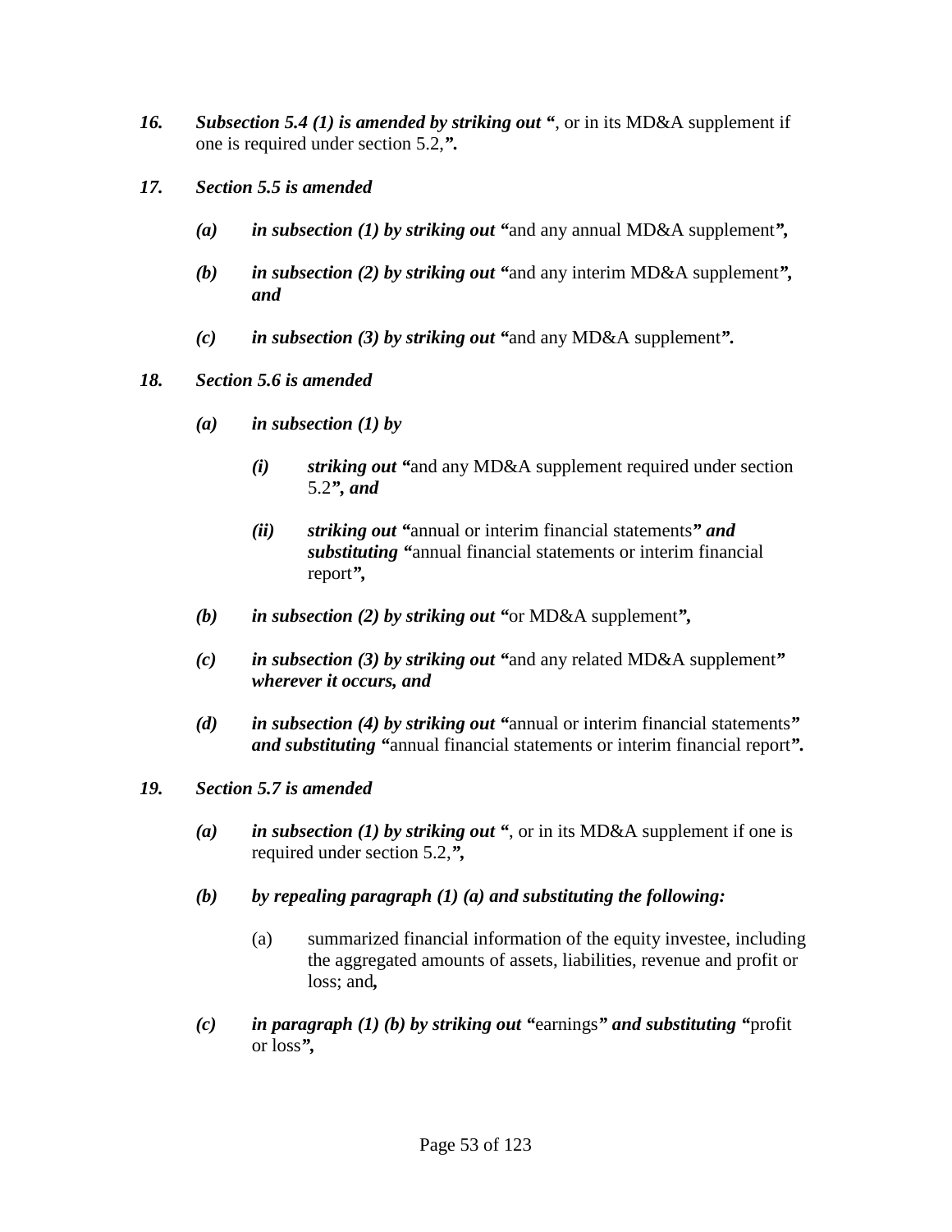16. ***Subsection 5.4 (1) is amended by striking out "***, or in its MD&A supplement if one is required under section 5.2,***".***

17. ***Section 5.5 is amended***

    (a) ***in subsection (1) by striking out "***and any annual MD&A supplement***",***

    (b) ***in subsection (2) by striking out "***and any interim MD&A supplement***", and***

    (c) ***in subsection (3) by striking out "***and any MD&A supplement***".***

18. ***Section 5.6 is amended***

    (a) ***in subsection (1) by***

        (i) ***striking out "***and any MD&A supplement required under section 5.2***", and***

        (ii) ***striking out "***annual or interim financial statements***" and substituting "***annual financial statements or interim financial report***",***

    (b) ***in subsection (2) by striking out "***or MD&A supplement***",***

    (c) ***in subsection (3) by striking out "***and any related MD&A supplement***" wherever it occurs, and***

    (d) ***in subsection (4) by striking out "***annual or interim financial statements***" and substituting "***annual financial statements or interim financial report***".***

19. ***Section 5.7 is amended***

    (a) ***in subsection (1) by striking out "***, or in its MD&A supplement if one is required under section 5.2,***",***

    (b) ***by repealing paragraph (1) (a) and substituting the following:***

        (a) summarized financial information of the equity investee, including the aggregated amounts of assets, liabilities, revenue and profit or loss; and***,***

    (c) ***in paragraph (1) (b) by striking out "***earnings***" and substituting "***profit or loss***",***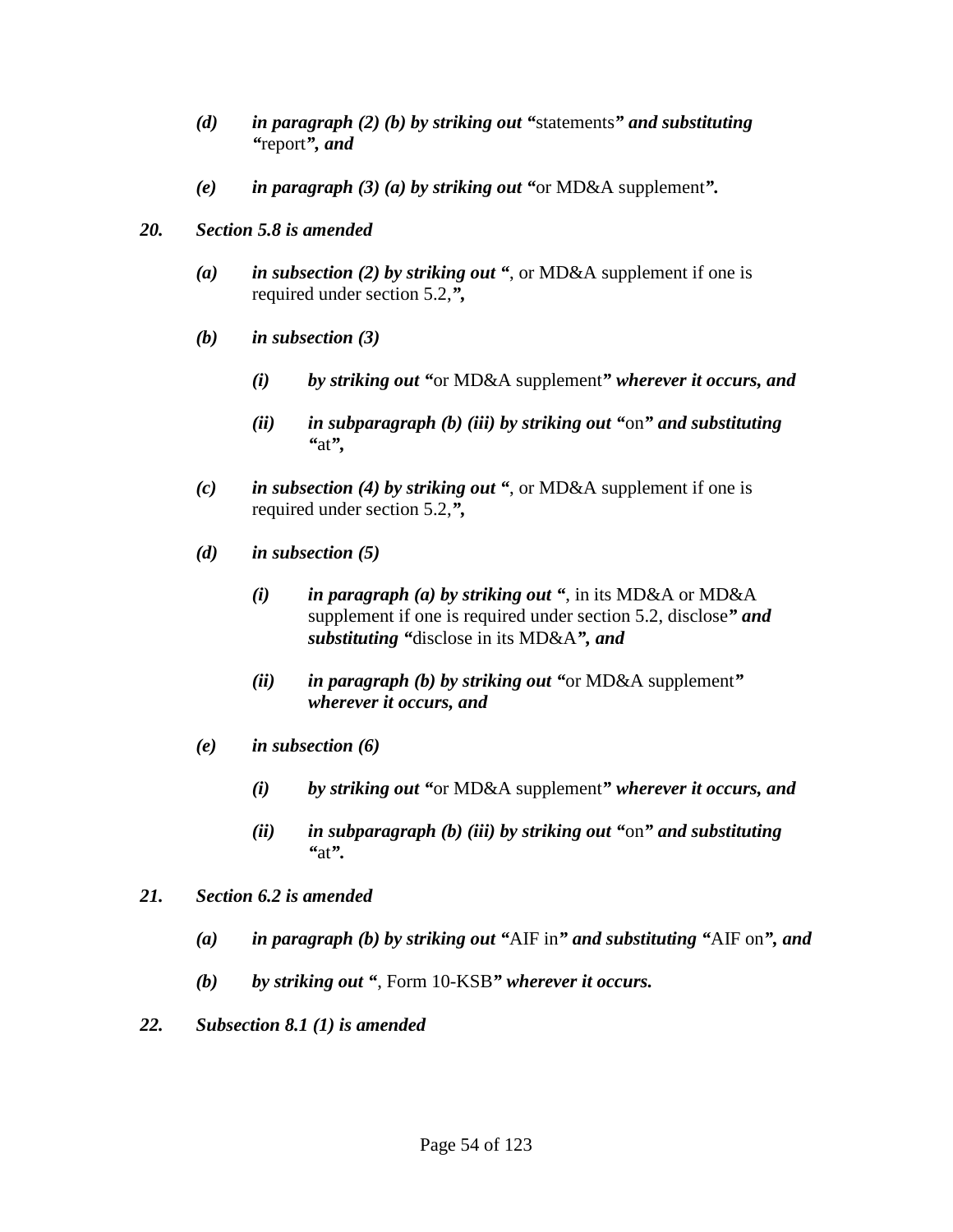*(d)* ***in paragraph (2) (b) by striking out “***statements***” and substituting “***report***”, and***

*(e)* ***in paragraph (3) (a) by striking out “***or MD&A supplement***”.***

***20. Section 5.8 is amended***

*(a)* ***in subsection (2) by striking out “***, or MD&A supplement if one is required under section 5.2,***”,***

*(b)* ***in subsection (3)***

*(i)* ***by striking out “***or MD&A supplement***” wherever it occurs, and***

*(ii)* ***in subparagraph (b) (iii) by striking out “***on***” and substituting “***at***”,***

*(c)* ***in subsection (4) by striking out “***, or MD&A supplement if one is required under section 5.2,***”,***

*(d)* ***in subsection (5)***

*(i)* ***in paragraph (a) by striking out “***, in its MD&A or MD&A supplement if one is required under section 5.2, disclose***” and substituting “***disclose in its MD&A***”, and***

*(ii)* ***in paragraph (b) by striking out “***or MD&A supplement***” wherever it occurs, and***

*(e)* ***in subsection (6)***

*(i)* ***by striking out “***or MD&A supplement***” wherever it occurs, and***

*(ii)* ***in subparagraph (b) (iii) by striking out “***on***” and substituting “***at***”.***

***21. Section 6.2 is amended***

*(a)* ***in paragraph (b) by striking out “***AIF in***” and substituting “***AIF on***”, and***

*(b)* ***by striking out “***, Form 10-KSB***” wherever it occurs.***

***22. Subsection 8.1 (1) is amended***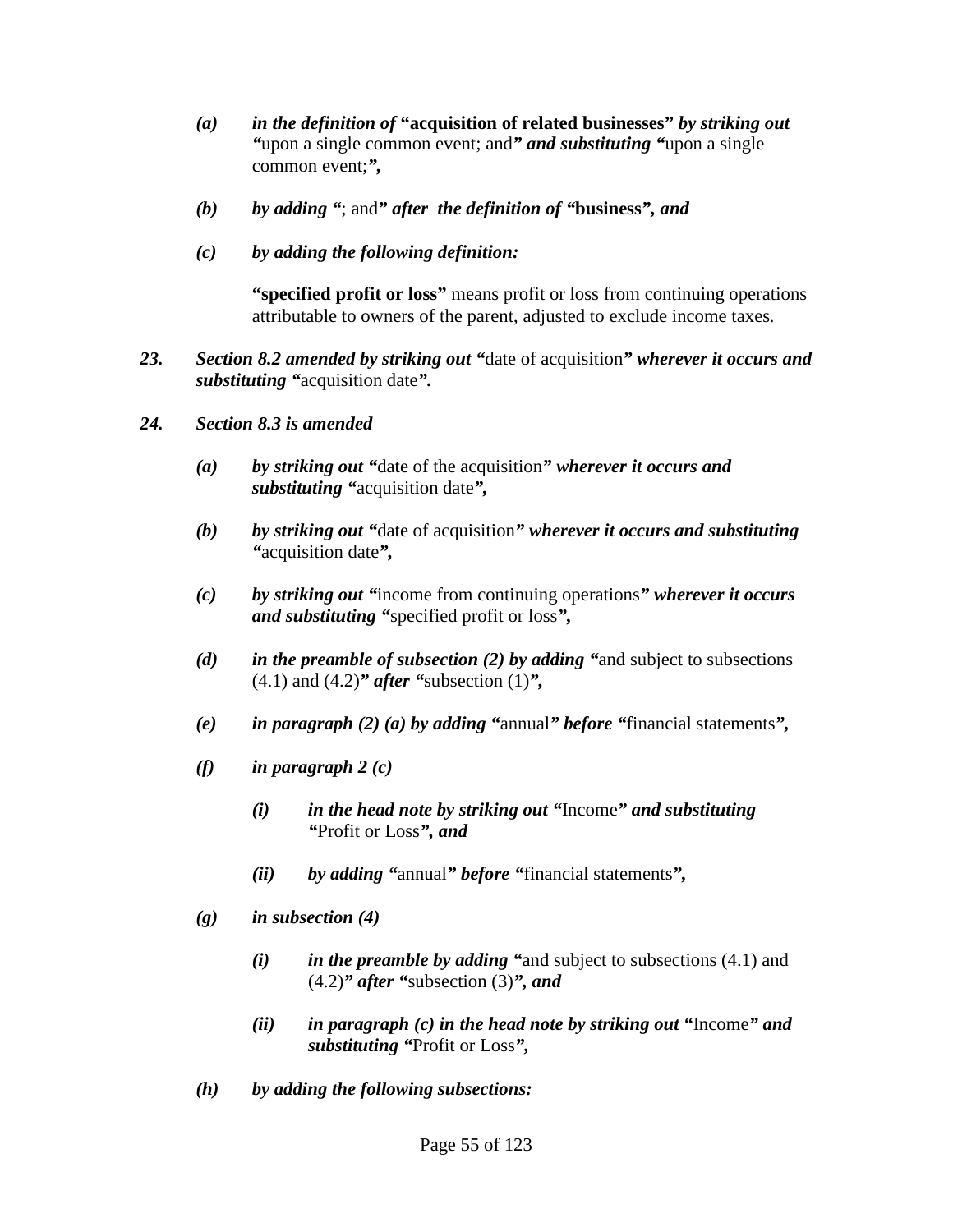*(a)* ***in the definition of* "acquisition of related businesses" *by striking out* "**upon a single common event; and***" and substituting "***upon a single common event;***",***

*(b)* ***by adding* "**; and***" after the definition of* "business"*, and***

*(c)* ***by adding the following definition:***

**"specified profit or loss"** means profit or loss from continuing operations attributable to owners of the parent, adjusted to exclude income taxes.

***23.*** ***Section 8.2 amended by striking out "***date of acquisition***" wherever it occurs and substituting "***acquisition date***".***

***24.*** ***Section 8.3 is amended***

*(a)* ***by striking out "***date of the acquisition***" wherever it occurs and substituting "***acquisition date***",***

*(b)* ***by striking out "***date of acquisition***" wherever it occurs and substituting "***acquisition date***",***

*(c)* ***by striking out "***income from continuing operations***" wherever it occurs and substituting "***specified profit or loss***",***

*(d)* ***in the preamble of subsection (2) by adding "***and subject to subsections (4.1) and (4.2)***" after "***subsection (1)***",***

*(e)* ***in paragraph (2) (a) by adding "***annual***" before "***financial statements***",***

*(f)* ***in paragraph 2 (c)***

*(i)* ***in the head note by striking out "***Income***" and substituting "***Profit or Loss***", and***

*(ii)* ***by adding "***annual***" before "***financial statements***",***

*(g)* ***in subsection (4)***

*(i)* ***in the preamble by adding "***and subject to subsections (4.1) and (4.2)***" after "***subsection (3)***", and***

*(ii)* ***in paragraph (c) in the head note by striking out "***Income***" and substituting "***Profit or Loss***",***

*(h)* ***by adding the following subsections:***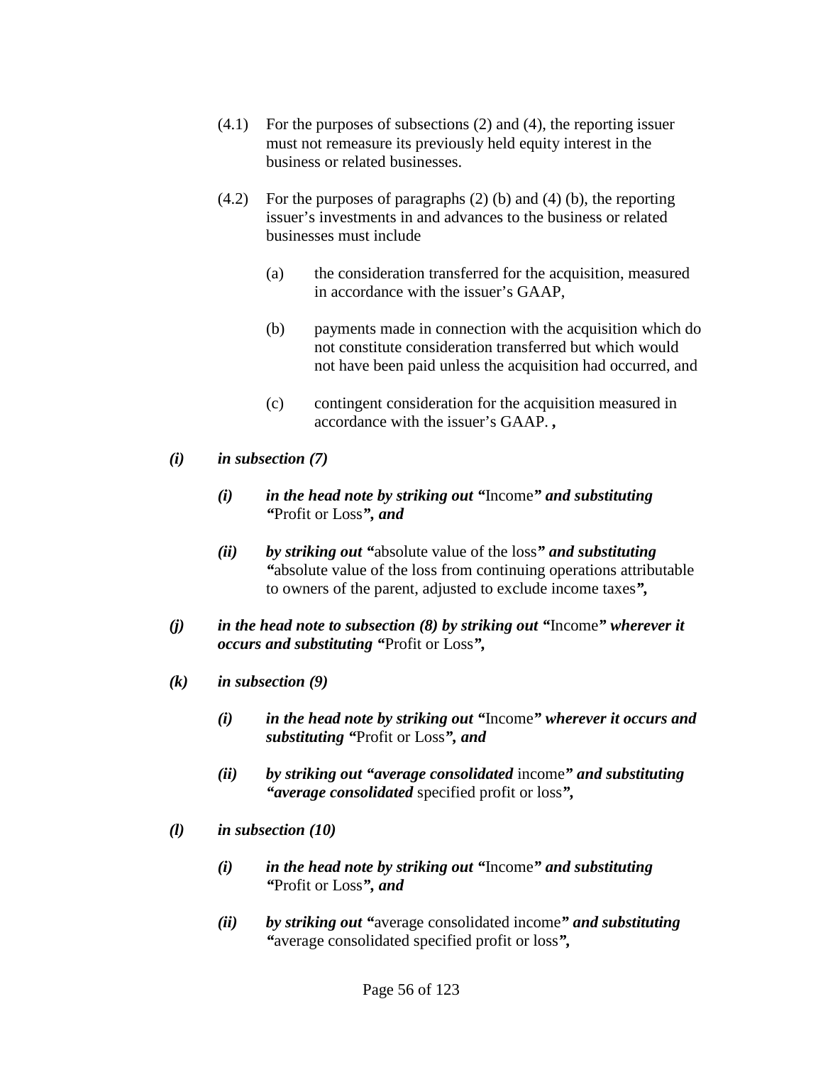(4.1) For the purposes of subsections (2) and (4), the reporting issuer must not remeasure its previously held equity interest in the business or related businesses.

(4.2) For the purposes of paragraphs (2) (b) and (4) (b), the reporting issuer's investments in and advances to the business or related businesses must include

(a) the consideration transferred for the acquisition, measured in accordance with the issuer's GAAP,

(b) payments made in connection with the acquisition which do not constitute consideration transferred but which would not have been paid unless the acquisition had occurred, and

(c) contingent consideration for the acquisition measured in accordance with the issuer's GAAP. **,**

***(i) in subsection (7)***

***(i) in the head note by striking out "***Income***" and substituting "***Profit or Loss***", and***

***(ii) by striking out "***absolute value of the loss***" and substituting "***absolute value of the loss from continuing operations attributable to owners of the parent, adjusted to exclude income taxes***",***

***(j) in the head note to subsection (8) by striking out "***Income***" wherever it occurs and substituting "***Profit or Loss***",***

***(k) in subsection (9)***

***(i) in the head note by striking out "***Income***" wherever it occurs and substituting "***Profit or Loss***", and***

***(ii) by striking out "average consolidated*** income***" and substituting "average consolidated*** specified profit or loss***",***

***(l) in subsection (10)***

***(i) in the head note by striking out "***Income***" and substituting "***Profit or Loss***", and***

***(ii) by striking out "***average consolidated income***" and substituting "***average consolidated specified profit or loss***",***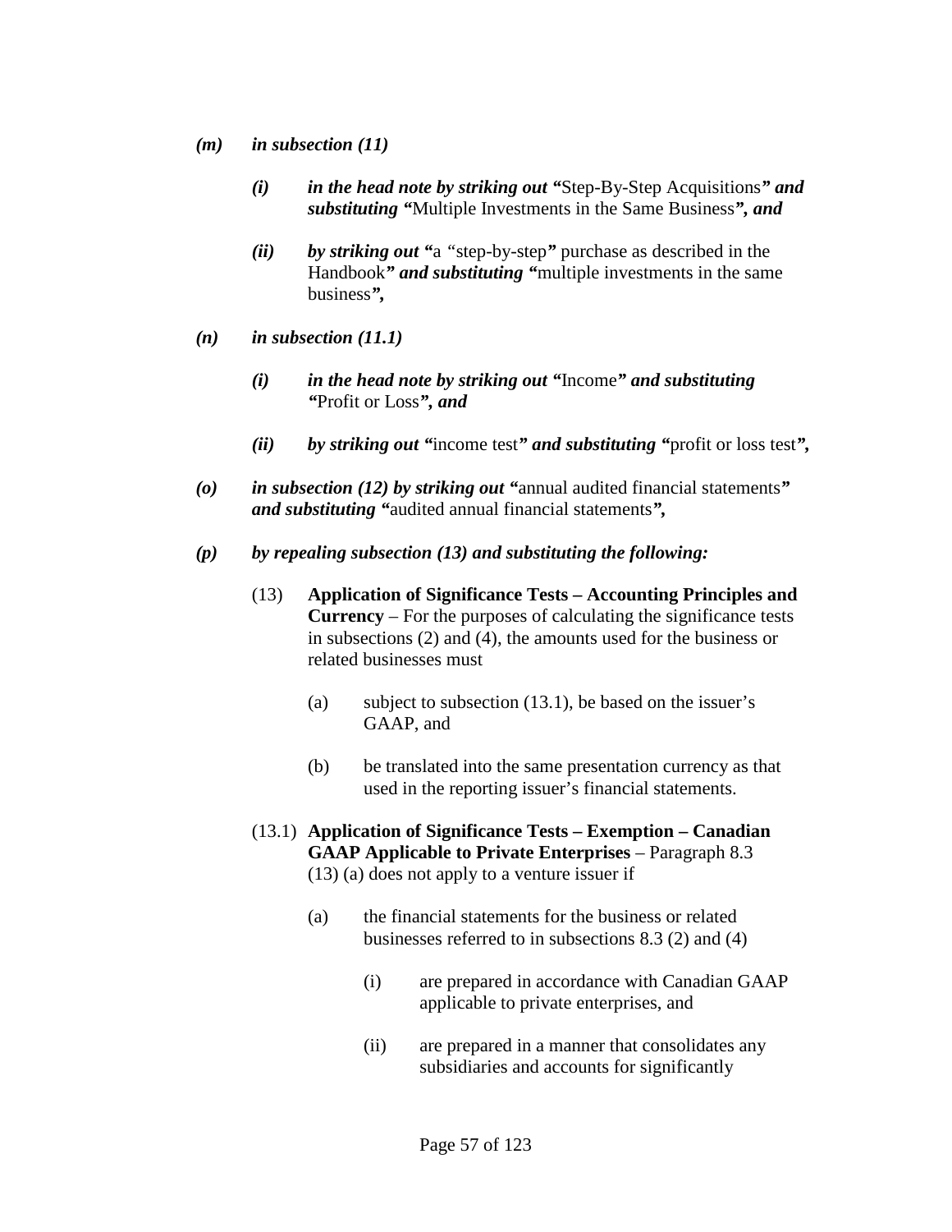***(m)*** ***in subsection (11)***

> ***(i)*** ***in the head note by striking out "***Step-By-Step Acquisitions***" and substituting "***Multiple Investments in the Same Business***", and***
>
> ***(ii)*** ***by striking out "***a "step-by-step***"** purchase as described in the Handbook***" and substituting "***multiple investments in the same business***",***

***(n)*** ***in subsection (11.1)***

> ***(i)*** ***in the head note by striking out "***Income***" and substituting "***Profit or Loss***", and***
>
> ***(ii)*** ***by striking out "***income test***" and substituting "***profit or loss test***",***

***(o)*** ***in subsection (12) by striking out "***annual audited financial statements***" and substituting "***audited annual financial statements***",***

***(p)*** ***by repealing subsection (13) and substituting the following:***

> (13) **Application of Significance Tests – Accounting Principles and Currency** – For the purposes of calculating the significance tests in subsections (2) and (4), the amounts used for the business or related businesses must
>
> > (a) subject to subsection (13.1), be based on the issuer's GAAP, and
> >
> > (b) be translated into the same presentation currency as that used in the reporting issuer's financial statements.
>
> (13.1) **Application of Significance Tests – Exemption – Canadian GAAP Applicable to Private Enterprises** – Paragraph 8.3 (13) (a) does not apply to a venture issuer if
>
> > (a) the financial statements for the business or related businesses referred to in subsections 8.3 (2) and (4)
> >
> > > (i) are prepared in accordance with Canadian GAAP applicable to private enterprises, and
> > >
> > > (ii) are prepared in a manner that consolidates any subsidiaries and accounts for significantly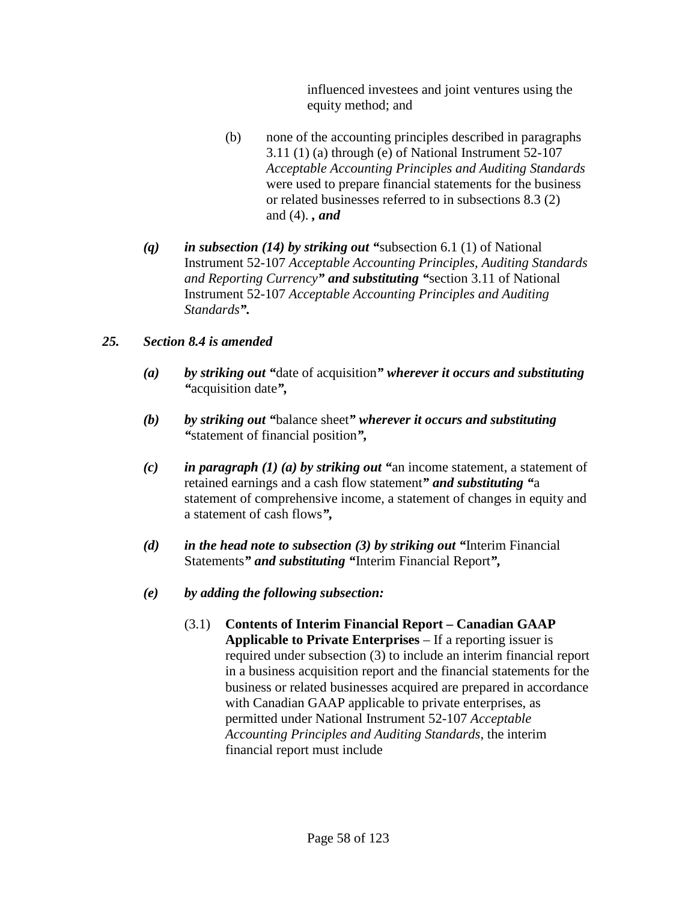influenced investees and joint ventures using the equity method; and

(b) none of the accounting principles described in paragraphs 3.11 (1) (a) through (e) of National Instrument 52-107 *Acceptable Accounting Principles and Auditing Standards* were used to prepare financial statements for the business or related businesses referred to in subsections 8.3 (2) and (4). ***, and***

***(q) in subsection (14) by striking out "***subsection 6.1 (1) of National Instrument 52-107 *Acceptable Accounting Principles, Auditing Standards and Reporting Currency****" and substituting "***section 3.11 of National Instrument 52-107 *Acceptable Accounting Principles and Auditing Standards****".***

***25. Section 8.4 is amended***

***(a) by striking out "***date of acquisition***" wherever it occurs and substituting "***acquisition date***",***

***(b) by striking out "***balance sheet***" wherever it occurs and substituting "***statement of financial position***",***

***(c) in paragraph (1) (a) by striking out "***an income statement, a statement of retained earnings and a cash flow statement***" and substituting "***a statement of comprehensive income, a statement of changes in equity and a statement of cash flows***",***

***(d) in the head note to subsection (3) by striking out "***Interim Financial Statements***" and substituting "***Interim Financial Report***",***

***(e) by adding the following subsection:***

(3.1) **Contents of Interim Financial Report – Canadian GAAP Applicable to Private Enterprises** – If a reporting issuer is required under subsection (3) to include an interim financial report in a business acquisition report and the financial statements for the business or related businesses acquired are prepared in accordance with Canadian GAAP applicable to private enterprises, as permitted under National Instrument 52-107 *Acceptable Accounting Principles and Auditing Standards*, the interim financial report must include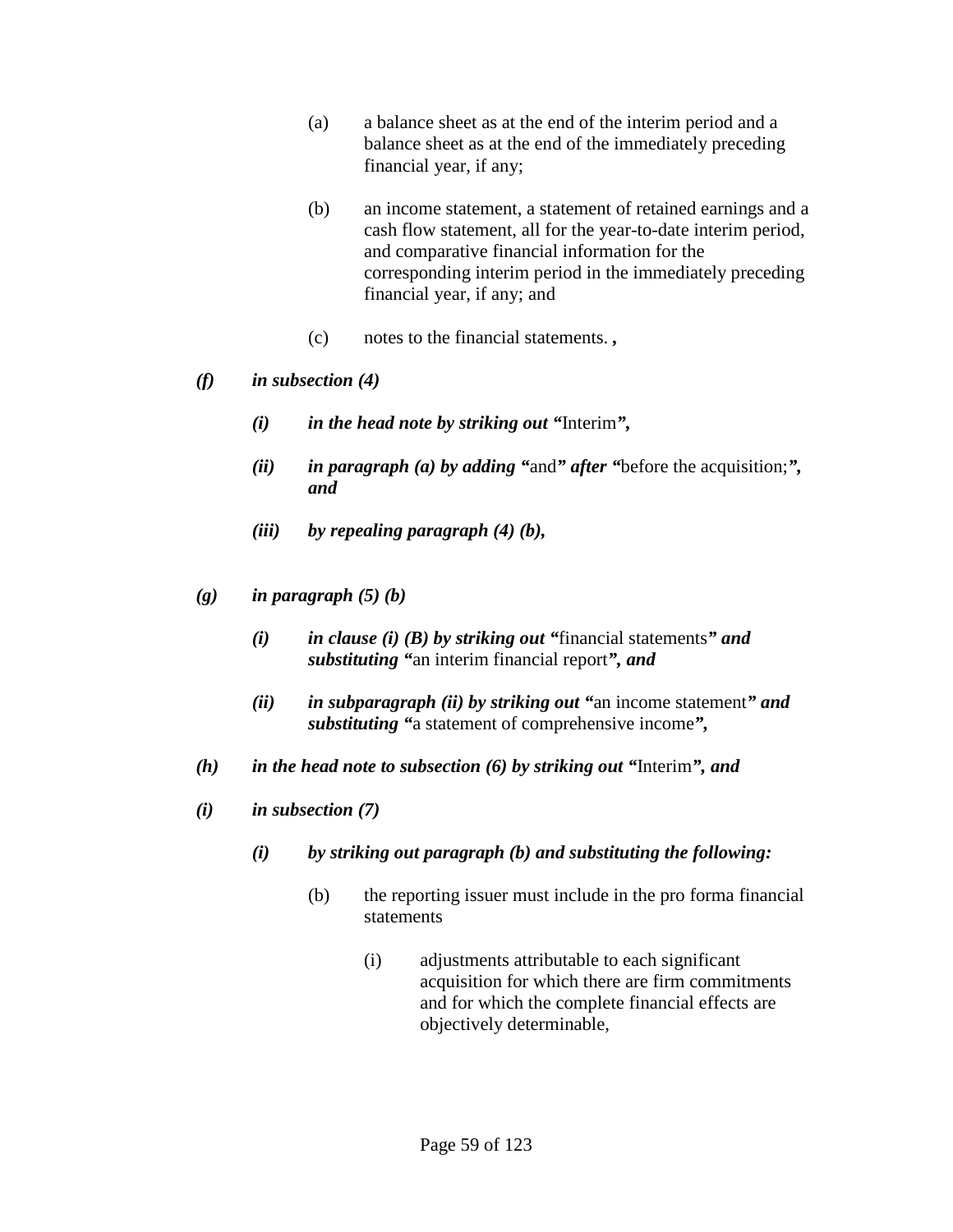(a) a balance sheet as at the end of the interim period and a balance sheet as at the end of the immediately preceding financial year, if any;

(b) an income statement, a statement of retained earnings and a cash flow statement, all for the year-to-date interim period, and comparative financial information for the corresponding interim period in the immediately preceding financial year, if any; and

(c) notes to the financial statements. ***,***

***(f) in subsection (4)***

***(i) in the head note by striking out "***Interim***",***

***(ii) in paragraph (a) by adding "***and***" after "***before the acquisition;***", and***

***(iii) by repealing paragraph (4) (b),***

***(g) in paragraph (5) (b)***

***(i) in clause (i) (B) by striking out "***financial statements***" and substituting "***an interim financial report***", and***

***(ii) in subparagraph (ii) by striking out "***an income statement***" and substituting "***a statement of comprehensive income***",***

***(h) in the head note to subsection (6) by striking out "***Interim***", and***

***(i) in subsection (7)***

***(i) by striking out paragraph (b) and substituting the following:***

(b) the reporting issuer must include in the pro forma financial statements

(i) adjustments attributable to each significant acquisition for which there are firm commitments and for which the complete financial effects are objectively determinable,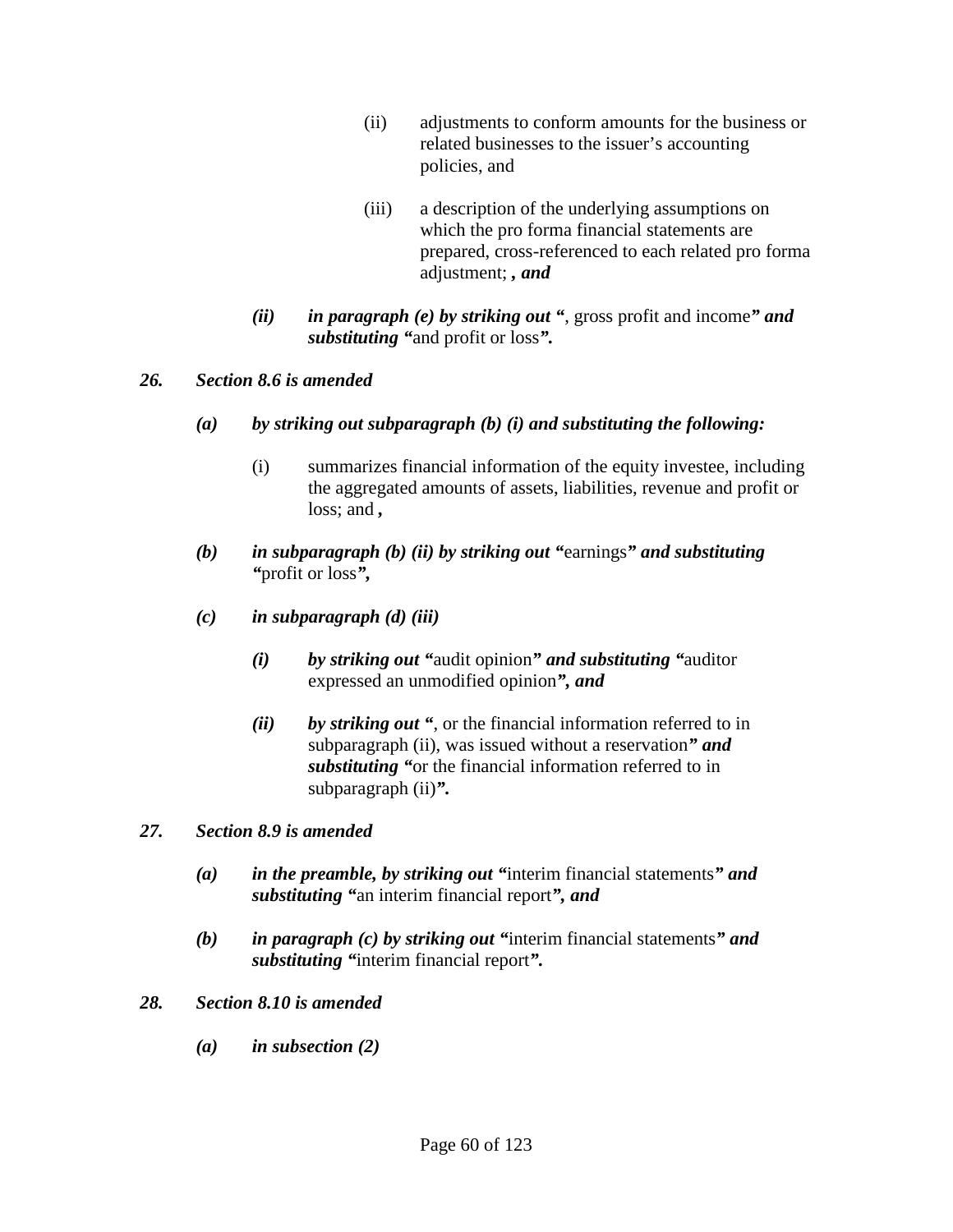(ii) adjustments to conform amounts for the business or related businesses to the issuer’s accounting policies, and

(iii) a description of the underlying assumptions on which the pro forma financial statements are prepared, cross-referenced to each related pro forma adjustment; ***, and***

***(ii) in paragraph (e) by striking out “***, gross profit and income***” and substituting “***and profit or loss***”.***

***26. Section 8.6 is amended***

***(a) by striking out subparagraph (b) (i) and substituting the following:***

(i) summarizes financial information of the equity investee, including the aggregated amounts of assets, liabilities, revenue and profit or loss; and ***,***

***(b) in subparagraph (b) (ii) by striking out “***earnings***” and substituting “***profit or loss***”,***

***(c) in subparagraph (d) (iii)***

***(i) by striking out “***audit opinion***” and substituting “***auditor expressed an unmodified opinion***”, and***

***(ii) by striking out “***, or the financial information referred to in subparagraph (ii), was issued without a reservation***” and substituting “***or the financial information referred to in subparagraph (ii)***”.***

***27. Section 8.9 is amended***

***(a) in the preamble, by striking out “***interim financial statements***” and substituting “***an interim financial report***”, and***

***(b) in paragraph (c) by striking out “***interim financial statements***” and substituting “***interim financial report***”.***

***28. Section 8.10 is amended***

***(a) in subsection (2)***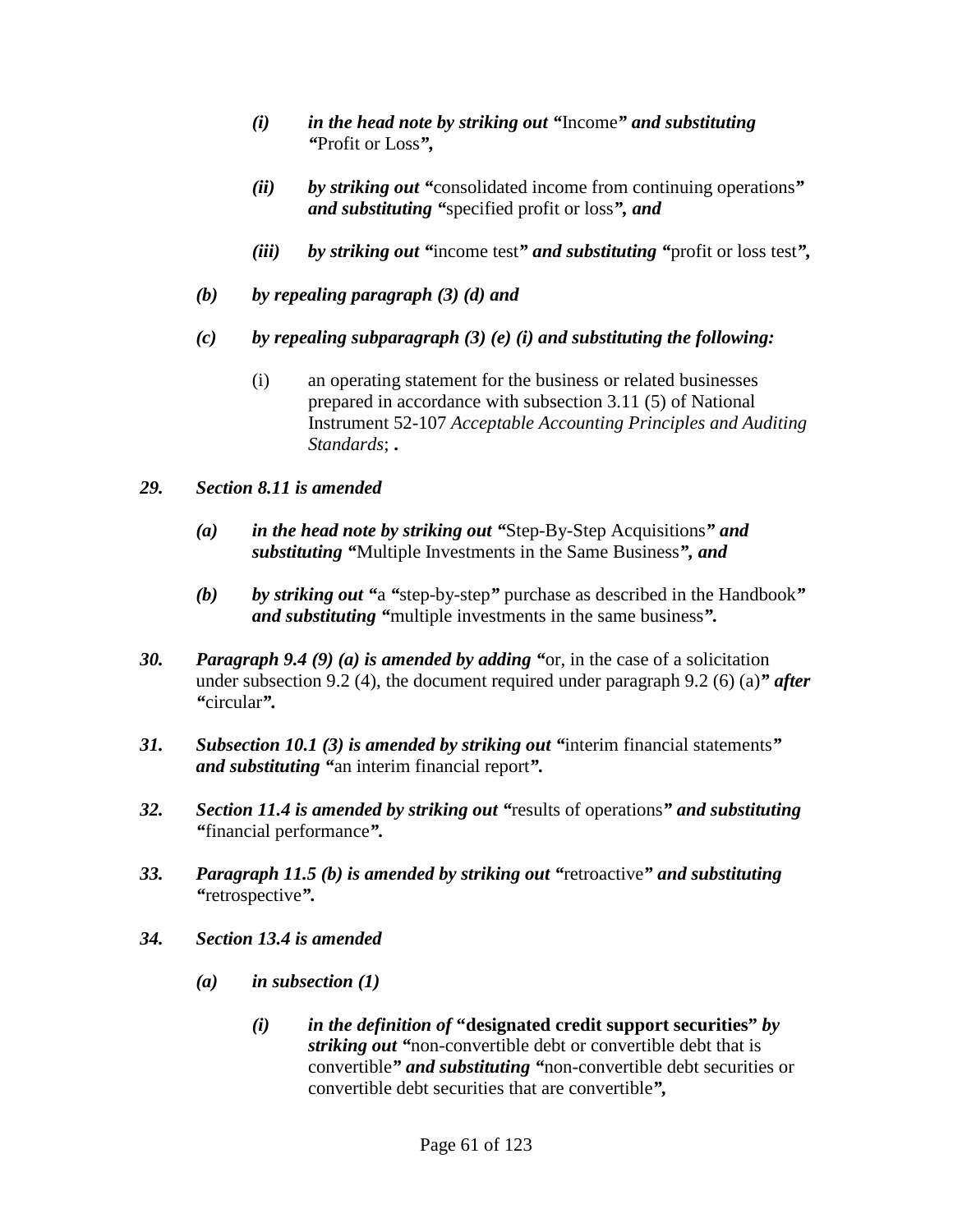*(i)* ***in the head note by striking out "***Income***" and substituting "***Profit or Loss***",***

*(ii)* ***by striking out "***consolidated income from continuing operations***" and substituting "***specified profit or loss***", and***

*(iii)* ***by striking out "***income test***" and substituting "***profit or loss test***",***

*(b)* ***by repealing paragraph (3) (d) and***

*(c)* ***by repealing subparagraph (3) (e) (i) and substituting the following:***

(i) an operating statement for the business or related businesses prepared in accordance with subsection 3.11 (5) of National Instrument 52-107 *Acceptable Accounting Principles and Auditing Standards*; **.**

***29. Section 8.11 is amended***

*(a)* ***in the head note by striking out "***Step-By-Step Acquisitions***" and substituting "***Multiple Investments in the Same Business***", and***

*(b)* ***by striking out "***a "step-by-step" purchase as described in the Handbook***" and substituting "***multiple investments in the same business***".***

***30. Paragraph 9.4 (9) (a) is amended by adding "***or, in the case of a solicitation under subsection 9.2 (4), the document required under paragraph 9.2 (6) (a)***" after "***circular***".***

***31. Subsection 10.1 (3) is amended by striking out "***interim financial statements***" and substituting "***an interim financial report***".***

***32. Section 11.4 is amended by striking out "***results of operations***" and substituting "***financial performance***".***

***33. Paragraph 11.5 (b) is amended by striking out "***retroactive***" and substituting "***retrospective***".***

***34. Section 13.4 is amended***

*(a)* ***in subsection (1)***

*(i)* ***in the definition of* "designated credit support securities"** ***by striking out "***non-convertible debt or convertible debt that is convertible***" and substituting "***non-convertible debt securities or convertible debt securities that are convertible***",***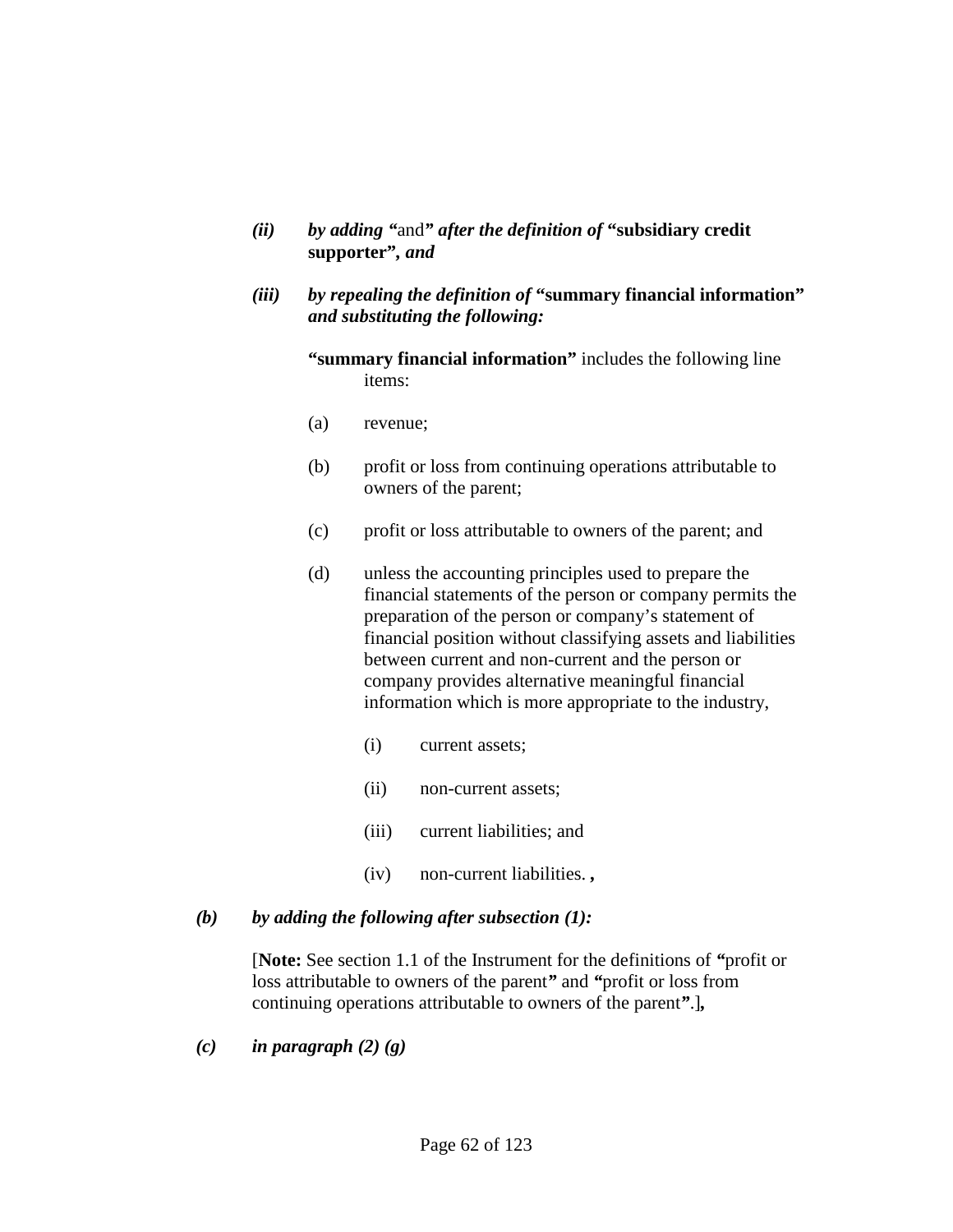*(ii)* ***by adding*** "and" ***after the definition of*** **"subsidiary credit supporter"*, and***

*(iii)* ***by repealing the definition of*** **"summary financial information"** ***and substituting the following:***

**"summary financial information"** includes the following line items:

(a) revenue;

(b) profit or loss from continuing operations attributable to owners of the parent;

(c) profit or loss attributable to owners of the parent; and

(d) unless the accounting principles used to prepare the financial statements of the person or company permits the preparation of the person or company's statement of financial position without classifying assets and liabilities between current and non-current and the person or company provides alternative meaningful financial information which is more appropriate to the industry,

(i) current assets;

(ii) non-current assets;

(iii) current liabilities; and

(iv) non-current liabilities. **,**

*(b)* ***by adding the following after subsection (1):***

[**Note:** See section 1.1 of the Instrument for the definitions of **"**profit or loss attributable to owners of the parent**"** and **"**profit or loss from continuing operations attributable to owners of the parent**"**.]**,**

*(c)* ***in paragraph (2) (g)***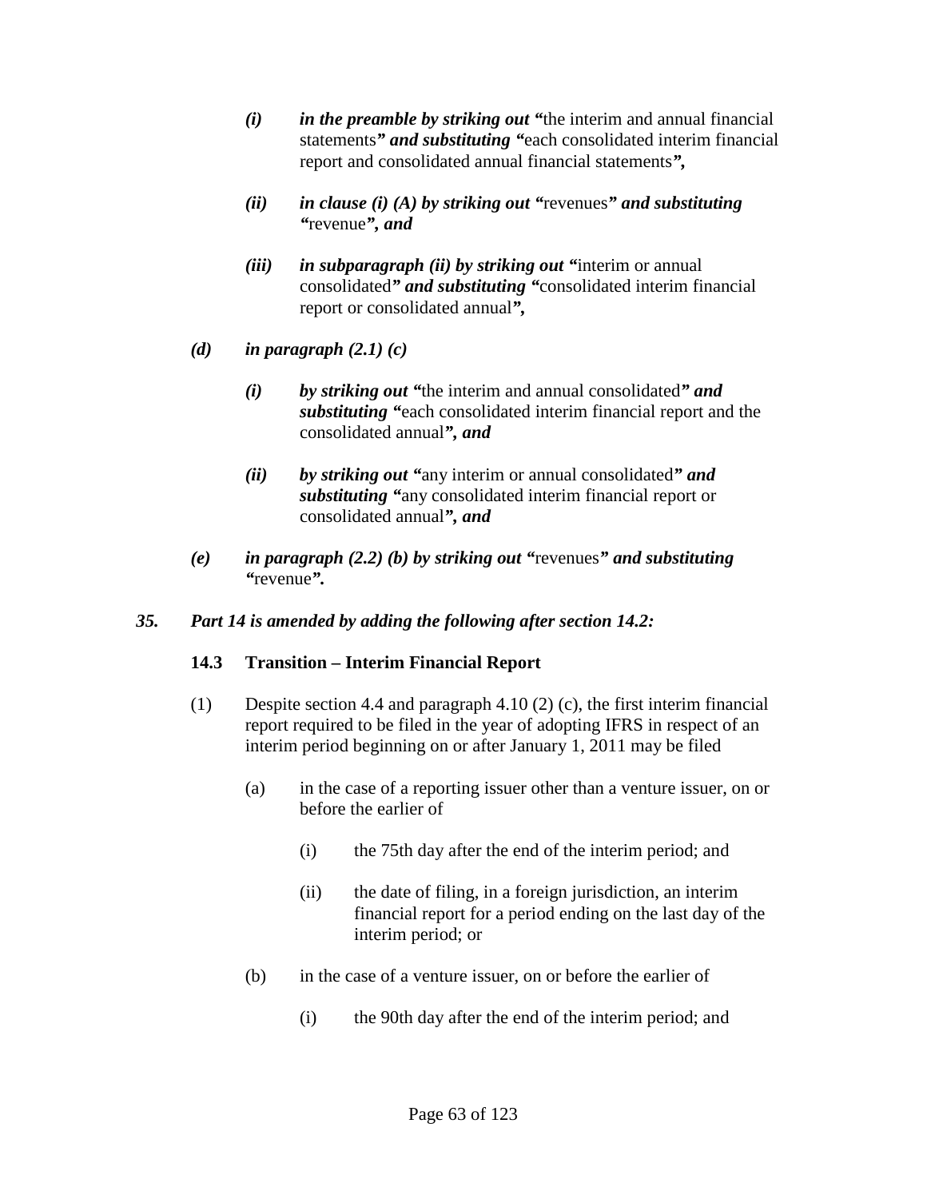*(i)* ***in the preamble by striking out*** **"**the interim and annual financial statements**"** ***and substituting*** **"**each consolidated interim financial report and consolidated annual financial statements**",**

*(ii)* ***in clause (i) (A) by striking out*** **"**revenues**"** ***and substituting*** **"**revenue**",** ***and***

*(iii)* ***in subparagraph (ii) by striking out*** **"**interim or annual consolidated**"** ***and substituting*** **"**consolidated interim financial report or consolidated annual**",**

***(d) in paragraph (2.1) (c)***

*(i)* ***by striking out*** **"**the interim and annual consolidated**"** ***and substituting*** **"**each consolidated interim financial report and the consolidated annual**",** ***and***

*(ii)* ***by striking out*** **"**any interim or annual consolidated**"** ***and substituting*** **"**any consolidated interim financial report or consolidated annual**",** ***and***

***(e) in paragraph (2.2) (b) by striking out*** **"**revenues**"** ***and substituting*** **"**revenue**".**

***35. Part 14 is amended by adding the following after section 14.2:***

**14.3 Transition – Interim Financial Report**

(1) Despite section 4.4 and paragraph 4.10 (2) (c), the first interim financial report required to be filed in the year of adopting IFRS in respect of an interim period beginning on or after January 1, 2011 may be filed

(a) in the case of a reporting issuer other than a venture issuer, on or before the earlier of

(i) the 75th day after the end of the interim period; and

(ii) the date of filing, in a foreign jurisdiction, an interim financial report for a period ending on the last day of the interim period; or

(b) in the case of a venture issuer, on or before the earlier of

(i) the 90th day after the end of the interim period; and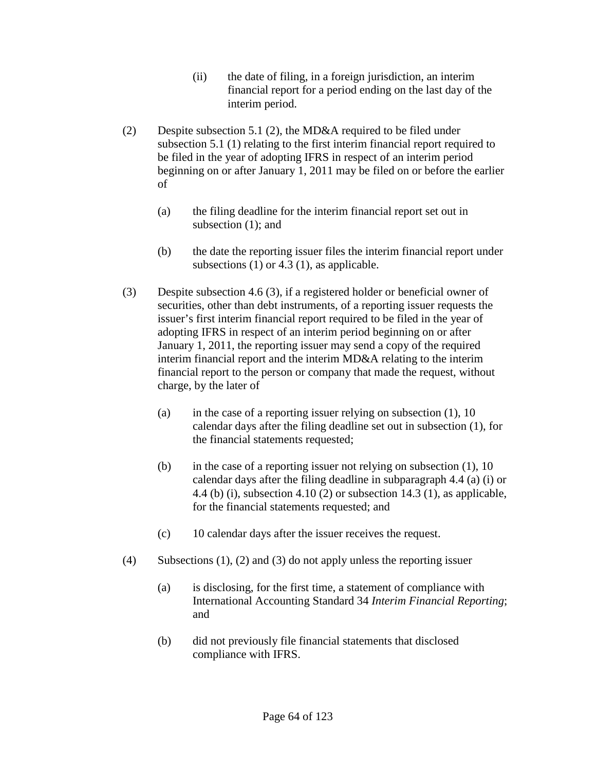(ii) the date of filing, in a foreign jurisdiction, an interim financial report for a period ending on the last day of the interim period.

(2) Despite subsection 5.1 (2), the MD&A required to be filed under subsection 5.1 (1) relating to the first interim financial report required to be filed in the year of adopting IFRS in respect of an interim period beginning on or after January 1, 2011 may be filed on or before the earlier of

(a) the filing deadline for the interim financial report set out in subsection (1); and

(b) the date the reporting issuer files the interim financial report under subsections (1) or 4.3 (1), as applicable.

(3) Despite subsection 4.6 (3), if a registered holder or beneficial owner of securities, other than debt instruments, of a reporting issuer requests the issuer's first interim financial report required to be filed in the year of adopting IFRS in respect of an interim period beginning on or after January 1, 2011, the reporting issuer may send a copy of the required interim financial report and the interim MD&A relating to the interim financial report to the person or company that made the request, without charge, by the later of

(a) in the case of a reporting issuer relying on subsection (1), 10 calendar days after the filing deadline set out in subsection (1), for the financial statements requested;

(b) in the case of a reporting issuer not relying on subsection (1), 10 calendar days after the filing deadline in subparagraph 4.4 (a) (i) or 4.4 (b) (i), subsection 4.10 (2) or subsection 14.3 (1), as applicable, for the financial statements requested; and

(c) 10 calendar days after the issuer receives the request.

(4) Subsections (1), (2) and (3) do not apply unless the reporting issuer

(a) is disclosing, for the first time, a statement of compliance with International Accounting Standard 34 *Interim Financial Reporting*; and

(b) did not previously file financial statements that disclosed compliance with IFRS.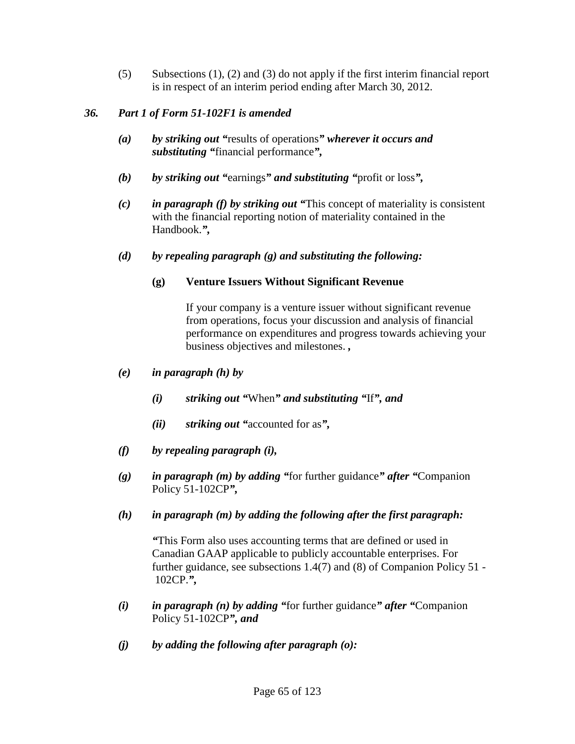(5) Subsections (1), (2) and (3) do not apply if the first interim financial report is in respect of an interim period ending after March 30, 2012.

***36. Part 1 of Form 51-102F1 is amended***

*(a)* ***by striking out*** **"**results of operations**"** ***wherever it occurs and substituting*** **"**financial performance**",**

*(b)* ***by striking out*** **"**earnings**"** ***and substituting*** **"**profit or loss**",**

*(c)* ***in paragraph (f) by striking out*** **"**This concept of materiality is consistent with the financial reporting notion of materiality contained in the Handbook.**",**

*(d)* ***by repealing paragraph (g) and substituting the following:***

**(g) Venture Issuers Without Significant Revenue**

If your company is a venture issuer without significant revenue from operations, focus your discussion and analysis of financial performance on expenditures and progress towards achieving your business objectives and milestones. **,**

*(e)* ***in paragraph (h) by***

*(i)* ***striking out "***When***" and substituting "***If***", and***

*(ii)* ***striking out "***accounted for as***",***

*(f)* ***by repealing paragraph (i),***

*(g)* ***in paragraph (m) by adding "***for further guidance***" after "***Companion Policy 51-102CP***",***

*(h)* ***in paragraph (m) by adding the following after the first paragraph:***

*"*This Form also uses accounting terms that are defined or used in Canadian GAAP applicable to publicly accountable enterprises. For further guidance, see subsections 1.4(7) and (8) of Companion Policy 51 - 102CP.***",***

*(i)* ***in paragraph (n) by adding "***for further guidance***" after "***Companion Policy 51-102CP***", and***

*(j)* ***by adding the following after paragraph (o):***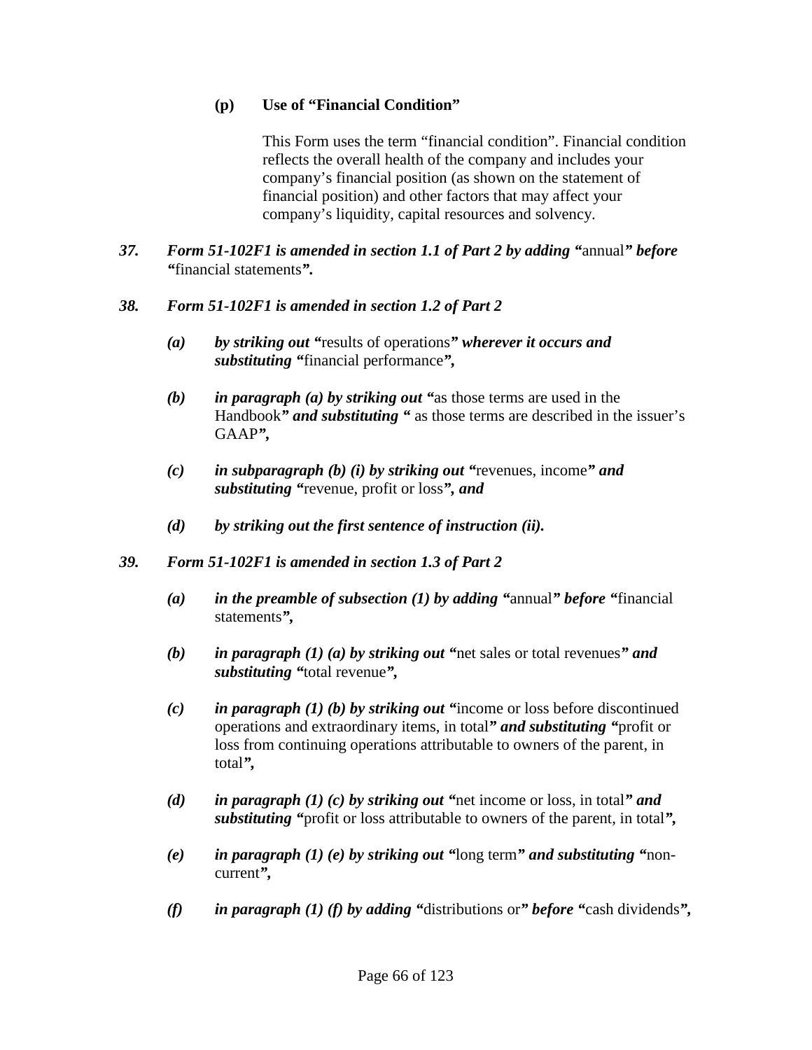**(p) Use of "Financial Condition"**

This Form uses the term "financial condition". Financial condition reflects the overall health of the company and includes your company's financial position (as shown on the statement of financial position) and other factors that may affect your company's liquidity, capital resources and solvency.

***37. Form 51-102F1 is amended in section 1.1 of Part 2 by adding "*annual*" before "*financial statements*".***

***38. Form 51-102F1 is amended in section 1.2 of Part 2***

***(a) by striking out "*results of operations*" wherever it occurs and substituting "*financial performance*",***

***(b) in paragraph (a) by striking out "*as those terms are used in the Handbook*" and substituting "* as those terms are described in the issuer's GAAP*",***

***(c) in subparagraph (b) (i) by striking out "*revenues, income*" and substituting "*revenue, profit or loss*", and***

***(d) by striking out the first sentence of instruction (ii).***

***39. Form 51-102F1 is amended in section 1.3 of Part 2***

***(a) in the preamble of subsection (1) by adding "*annual*" before "*financial statements*",***

***(b) in paragraph (1) (a) by striking out "*net sales or total revenues*" and substituting "*total revenue*",***

***(c) in paragraph (1) (b) by striking out "*income or loss before discontinued operations and extraordinary items, in total*" and substituting "*profit or loss from continuing operations attributable to owners of the parent, in total*",***

***(d) in paragraph (1) (c) by striking out "*net income or loss, in total*" and substituting "*profit or loss attributable to owners of the parent, in total*",***

***(e) in paragraph (1) (e) by striking out "*long term*" and substituting "*non-current*",***

***(f) in paragraph (1) (f) by adding "*distributions or*" before "*cash dividends*",***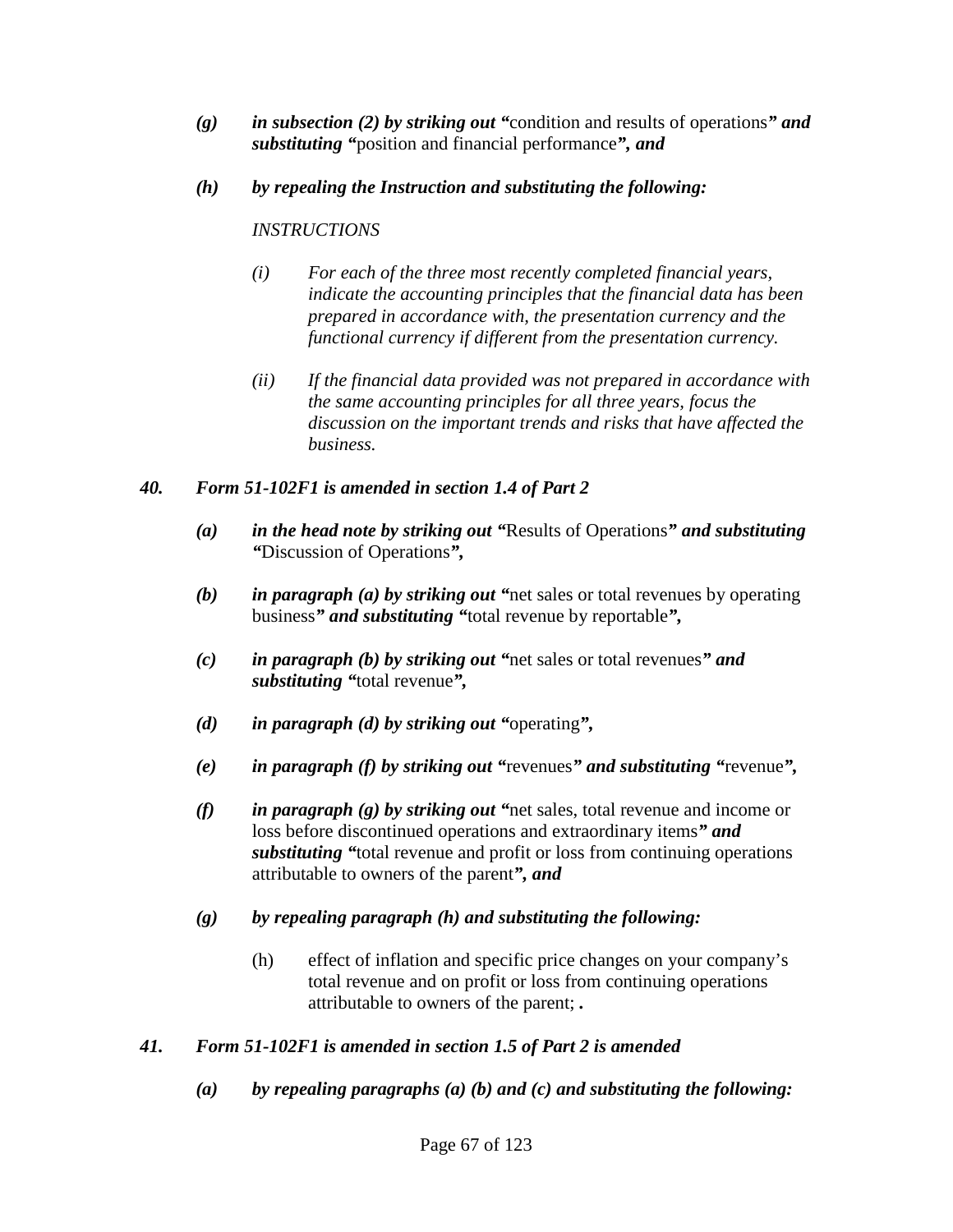*(g)* ***in subsection (2) by striking out "***condition and results of operations***" and substituting "***position and financial performance***", and***

*(h)* ***by repealing the Instruction and substituting the following:***

*INSTRUCTIONS*

*(i) For each of the three most recently completed financial years, indicate the accounting principles that the financial data has been prepared in accordance with, the presentation currency and the functional currency if different from the presentation currency.*

*(ii) If the financial data provided was not prepared in accordance with the same accounting principles for all three years, focus the discussion on the important trends and risks that have affected the business.*

***40. Form 51-102F1 is amended in section 1.4 of Part 2***

*(a)* ***in the head note by striking out "***Results of Operations***" and substituting "***Discussion of Operations***",***

*(b)* ***in paragraph (a) by striking out "***net sales or total revenues by operating business***" and substituting "***total revenue by reportable***",***

*(c)* ***in paragraph (b) by striking out "***net sales or total revenues***" and substituting "***total revenue***",***

*(d)* ***in paragraph (d) by striking out "***operating***",***

*(e)* ***in paragraph (f) by striking out "***revenues***" and substituting "***revenue***",***

*(f)* ***in paragraph (g) by striking out "***net sales, total revenue and income or loss before discontinued operations and extraordinary items***" and substituting "***total revenue and profit or loss from continuing operations attributable to owners of the parent***", and***

*(g)* ***by repealing paragraph (h) and substituting the following:***

(h) effect of inflation and specific price changes on your company's total revenue and on profit or loss from continuing operations attributable to owners of the parent; **.**

***41. Form 51-102F1 is amended in section 1.5 of Part 2 is amended***

*(a)* ***by repealing paragraphs (a) (b) and (c) and substituting the following:***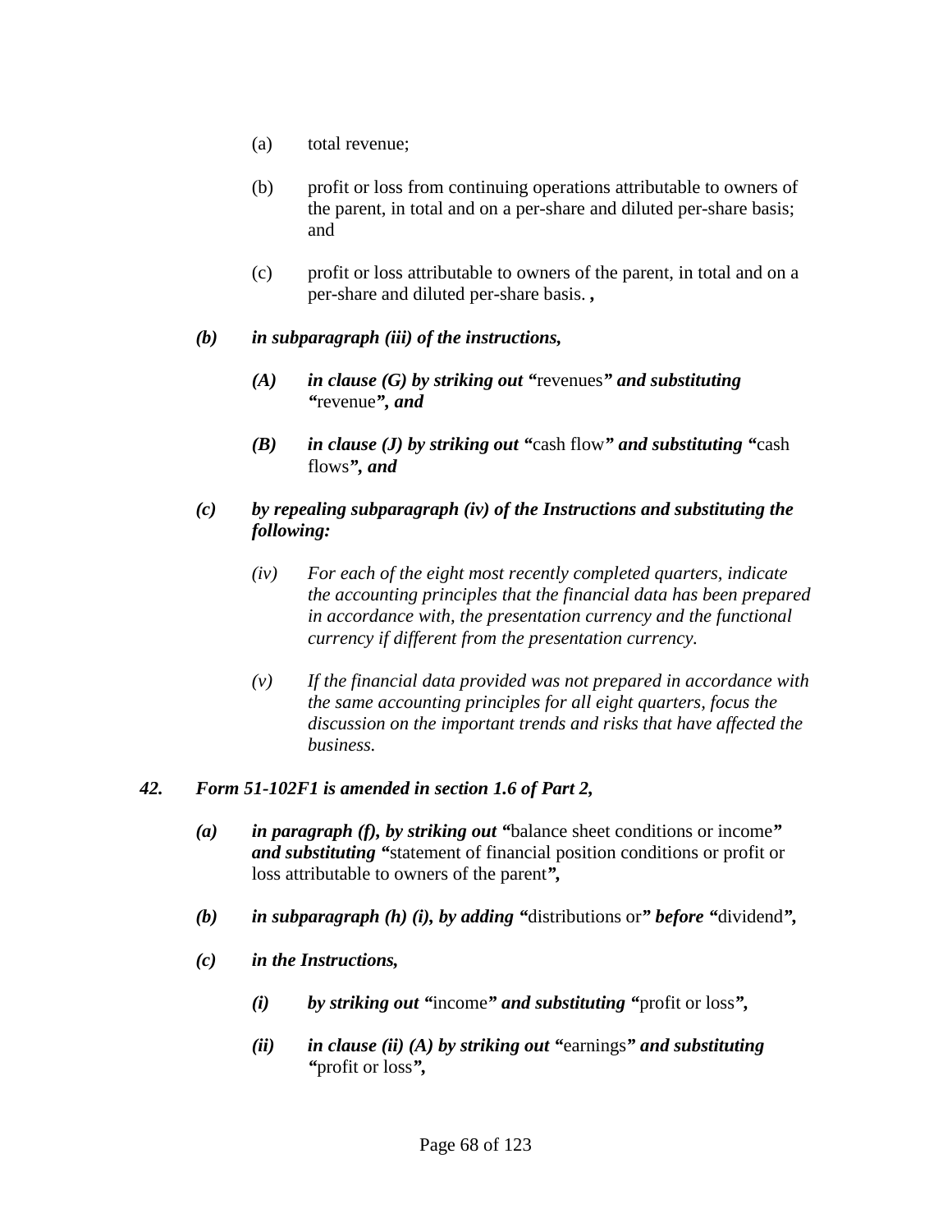(a) total revenue;

(b) profit or loss from continuing operations attributable to owners of the parent, in total and on a per-share and diluted per-share basis; and

(c) profit or loss attributable to owners of the parent, in total and on a per-share and diluted per-share basis. **,**

***(b) in subparagraph (iii) of the instructions,***

***(A) in clause (G) by striking out "***revenues***" and substituting "***revenue***", and***

***(B) in clause (J) by striking out "***cash flow***" and substituting "***cash flows***", and***

***(c) by repealing subparagraph (iv) of the Instructions and substituting the following:***

*(iv) For each of the eight most recently completed quarters, indicate the accounting principles that the financial data has been prepared in accordance with, the presentation currency and the functional currency if different from the presentation currency.*

*(v) If the financial data provided was not prepared in accordance with the same accounting principles for all eight quarters, focus the discussion on the important trends and risks that have affected the business.*

***42. Form 51-102F1 is amended in section 1.6 of Part 2,***

***(a) in paragraph (f), by striking out "***balance sheet conditions or income***" and substituting "***statement of financial position conditions or profit or loss attributable to owners of the parent***",***

***(b) in subparagraph (h) (i), by adding "***distributions or***" before "***dividend***",***

***(c) in the Instructions,***

***(i) by striking out "***income***" and substituting "***profit or loss***",***

***(ii) in clause (ii) (A) by striking out "***earnings***" and substituting "***profit or loss***",***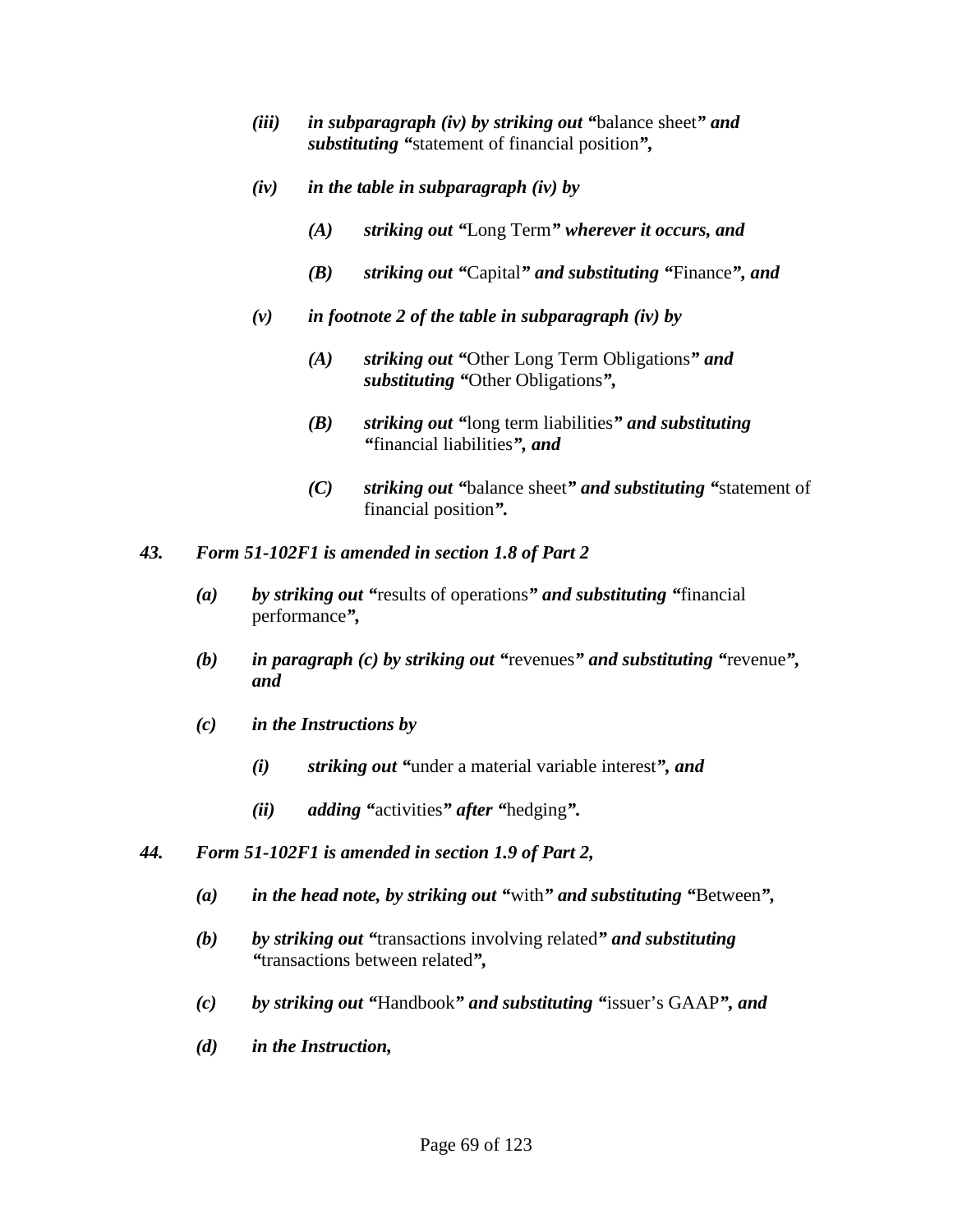*(iii)* *in subparagraph (iv) by striking out “*balance sheet*” and substituting “*statement of financial position*”,*

*(iv)* *in the table in subparagraph (iv) by*

*(A)* *striking out “*Long Term*” wherever it occurs, and*

*(B)* *striking out “*Capital*” and substituting “*Finance*”, and*

*(v)* *in footnote 2 of the table in subparagraph (iv) by*

*(A)* *striking out “*Other Long Term Obligations*” and substituting “*Other Obligations*”,*

*(B)* *striking out “*long term liabilities*” and substituting “*financial liabilities*”, and*

*(C)* *striking out “*balance sheet*” and substituting “*statement of financial position*”.*

***43.*** ***Form 51-102F1 is amended in section 1.8 of Part 2***

*(a)* *by striking out “*results of operations*” and substituting “*financial performance*”,*

*(b)* *in paragraph (c) by striking out “*revenues*” and substituting “*revenue*”, and*

*(c)* *in the Instructions by*

*(i)* *striking out “*under a material variable interest*”, and*

*(ii)* *adding “*activities*” after “*hedging*”.*

***44.*** ***Form 51-102F1 is amended in section 1.9 of Part 2,***

*(a)* *in the head note, by striking out “*with*” and substituting “*Between*”,*

*(b)* *by striking out “*transactions involving related*” and substituting “*transactions between related*”,*

*(c)* *by striking out “*Handbook*” and substituting “*issuer’s GAAP*”, and*

*(d)* *in the Instruction,*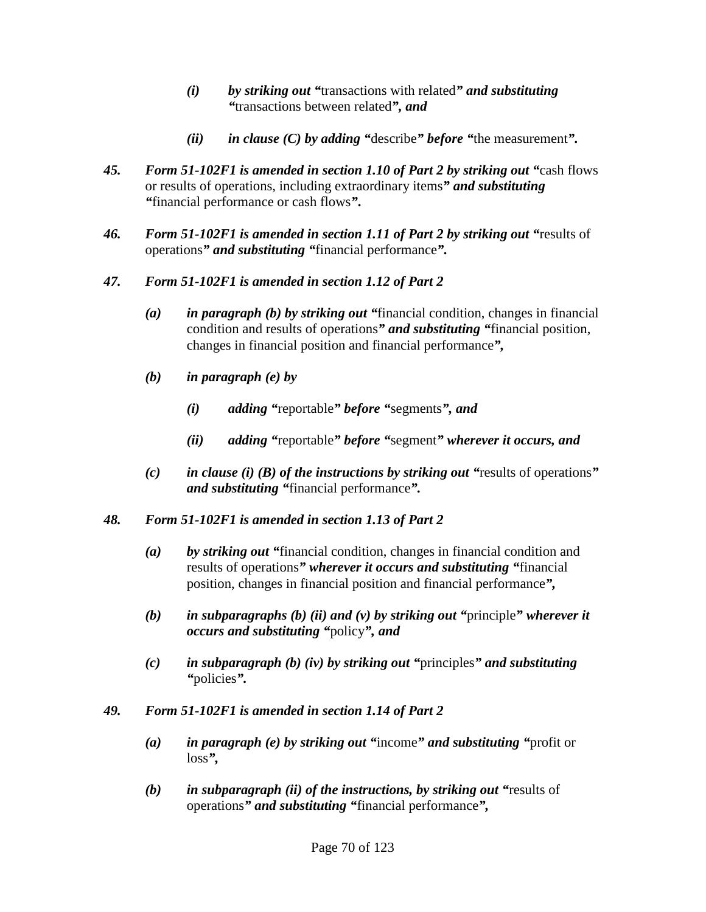*(i)* ***by striking out "***transactions with related***" and substituting "***transactions between related***", and***

*(ii)* ***in clause (C) by adding "***describe***" before "***the measurement***".***

***45. Form 51-102F1 is amended in section 1.10 of Part 2 by striking out "***cash flows or results of operations, including extraordinary items***" and substituting "***financial performance or cash flows***".***

***46. Form 51-102F1 is amended in section 1.11 of Part 2 by striking out "***results of operations***" and substituting "***financial performance***".***

***47. Form 51-102F1 is amended in section 1.12 of Part 2***

*(a)* ***in paragraph (b) by striking out "***financial condition, changes in financial condition and results of operations***" and substituting "***financial position, changes in financial position and financial performance***",***

*(b)* ***in paragraph (e) by***

*(i)* ***adding "***reportable***" before "***segments***", and***

*(ii)* ***adding "***reportable***" before "***segment***" wherever it occurs, and***

*(c)* ***in clause (i) (B) of the instructions by striking out "***results of operations***" and substituting "***financial performance***".***

***48. Form 51-102F1 is amended in section 1.13 of Part 2***

*(a)* ***by striking out "***financial condition, changes in financial condition and results of operations***" wherever it occurs and substituting "***financial position, changes in financial position and financial performance***",***

*(b)* ***in subparagraphs (b) (ii) and (v) by striking out "***principle***" wherever it occurs and substituting "***policy***", and***

*(c)* ***in subparagraph (b) (iv) by striking out "***principles***" and substituting "***policies***".***

***49. Form 51-102F1 is amended in section 1.14 of Part 2***

*(a)* ***in paragraph (e) by striking out "***income***" and substituting "***profit or loss***",***

*(b)* ***in subparagraph (ii) of the instructions, by striking out "***results of operations***" and substituting "***financial performance***",***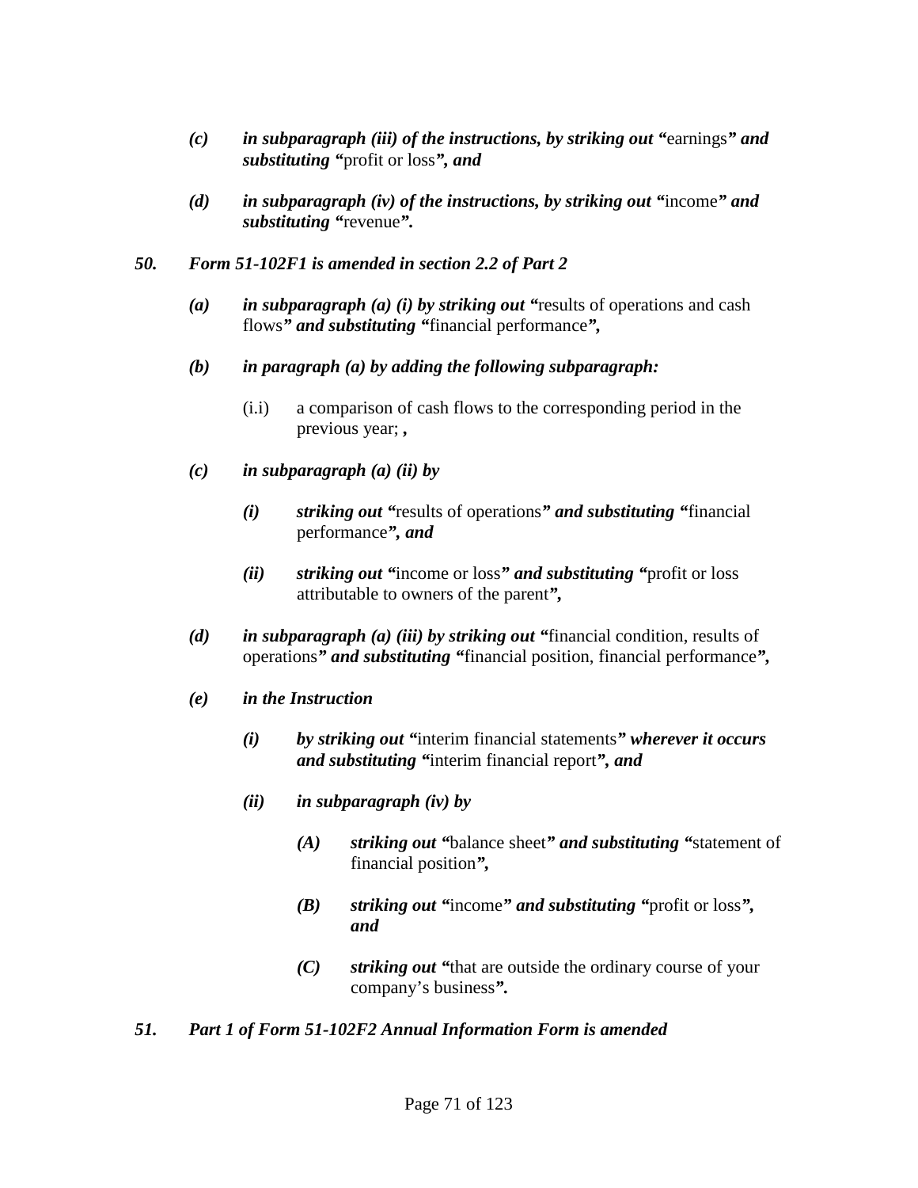*(c)* ***in subparagraph (iii) of the instructions, by striking out "***earnings***" and substituting "***profit or loss***", and***

*(d)* ***in subparagraph (iv) of the instructions, by striking out "***income***" and substituting "***revenue***".***

***50. Form 51-102F1 is amended in section 2.2 of Part 2***

*(a)* ***in subparagraph (a) (i) by striking out "***results of operations and cash flows***" and substituting "***financial performance***",***

*(b)* ***in paragraph (a) by adding the following subparagraph:***

(i.i) a comparison of cash flows to the corresponding period in the previous year; ***,***

*(c)* ***in subparagraph (a) (ii) by***

*(i)* ***striking out "***results of operations***" and substituting "***financial performance***", and***

*(ii)* ***striking out "***income or loss***" and substituting "***profit or loss attributable to owners of the parent***",***

*(d)* ***in subparagraph (a) (iii) by striking out "***financial condition, results of operations***" and substituting "***financial position, financial performance***",***

*(e)* ***in the Instruction***

*(i)* ***by striking out "***interim financial statements***" wherever it occurs and substituting "***interim financial report***", and***

*(ii)* ***in subparagraph (iv) by***

*(A)* ***striking out "***balance sheet***" and substituting "***statement of financial position***",***

*(B)* ***striking out "***income***" and substituting "***profit or loss***", and***

*(C)* ***striking out "***that are outside the ordinary course of your company's business***".***

***51. Part 1 of Form 51-102F2 Annual Information Form is amended***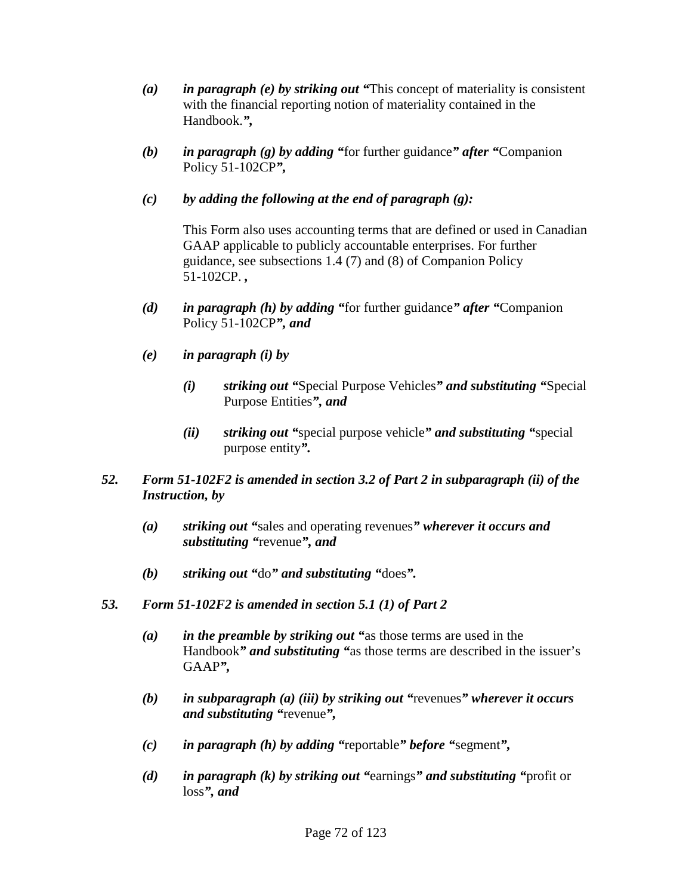*(a)* ***in paragraph (e) by striking out "***This concept of materiality is consistent with the financial reporting notion of materiality contained in the Handbook.***",***

*(b)* ***in paragraph (g) by adding "***for further guidance***" after "***Companion Policy 51-102CP***",***

*(c)* ***by adding the following at the end of paragraph (g):***

This Form also uses accounting terms that are defined or used in Canadian GAAP applicable to publicly accountable enterprises. For further guidance, see subsections 1.4 (7) and (8) of Companion Policy 51-102CP. ***,***

*(d)* ***in paragraph (h) by adding "***for further guidance***" after "***Companion Policy 51-102CP***", and***

*(e)* ***in paragraph (i) by***

*(i)* ***striking out "***Special Purpose Vehicles***" and substituting "***Special Purpose Entities***", and***

*(ii)* ***striking out "***special purpose vehicle***" and substituting "***special purpose entity***".***

***52. Form 51-102F2 is amended in section 3.2 of Part 2 in subparagraph (ii) of the Instruction, by***

*(a)* ***striking out "***sales and operating revenues***" wherever it occurs and substituting "***revenue***", and***

*(b)* ***striking out "***do***" and substituting "***does***".***

***53. Form 51-102F2 is amended in section 5.1 (1) of Part 2***

*(a)* ***in the preamble by striking out "***as those terms are used in the Handbook***" and substituting "***as those terms are described in the issuer's GAAP***",***

*(b)* ***in subparagraph (a) (iii) by striking out "***revenues***" wherever it occurs and substituting "***revenue***",***

*(c)* ***in paragraph (h) by adding "***reportable***" before "***segment***",***

*(d)* ***in paragraph (k) by striking out "***earnings***" and substituting "***profit or loss***", and***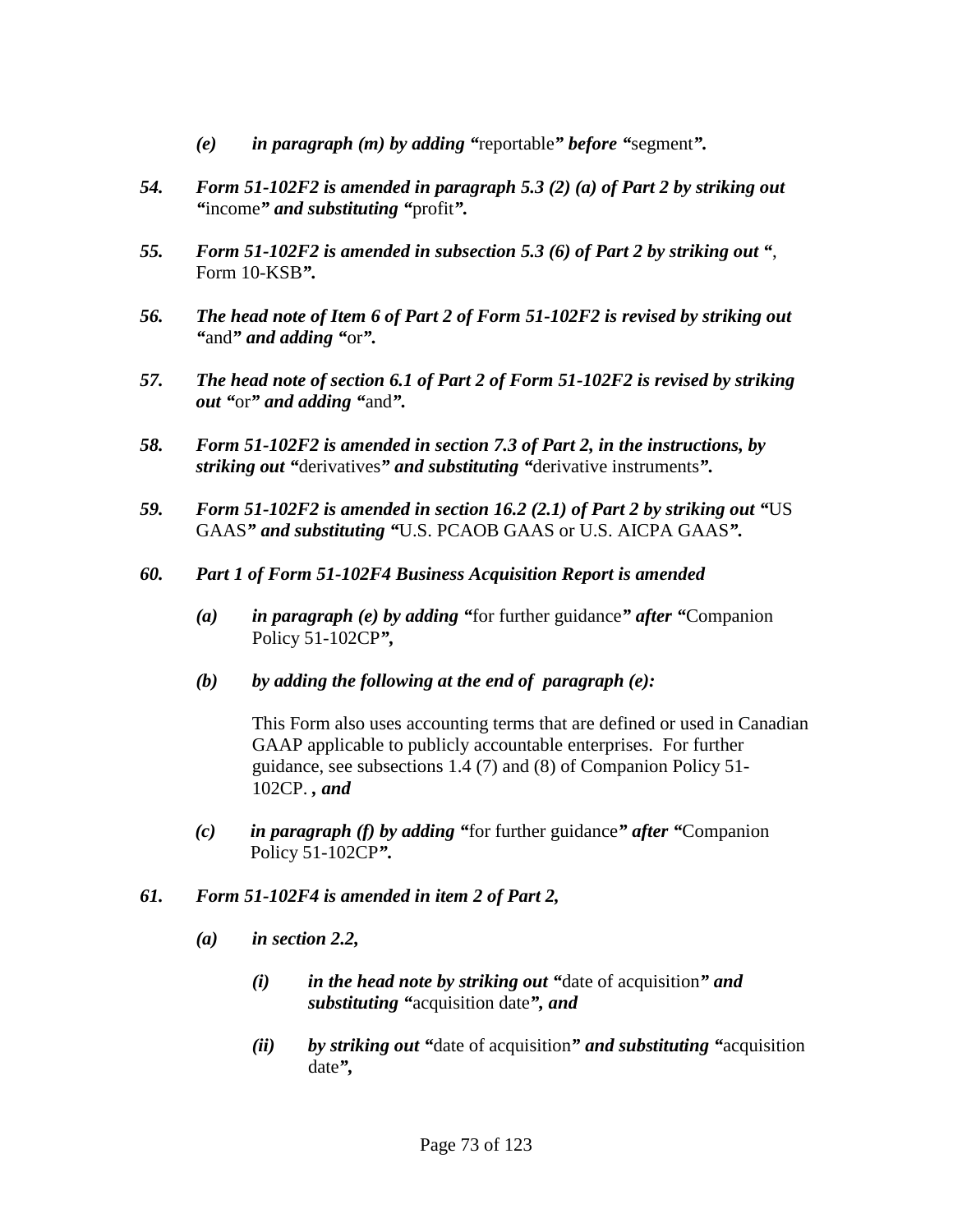*(e)* ***in paragraph (m) by adding "***reportable***" before "***segment***".***

***54.*** ***Form 51-102F2 is amended in paragraph 5.3 (2) (a) of Part 2 by striking out "***income***" and substituting "***profit***".***

***55.*** ***Form 51-102F2 is amended in subsection 5.3 (6) of Part 2 by striking out "***, Form 10-KSB***".***

***56.*** ***The head note of Item 6 of Part 2 of Form 51-102F2 is revised by striking out "***and***" and adding "***or***".***

***57.*** ***The head note of section 6.1 of Part 2 of Form 51-102F2 is revised by striking out "***or***" and adding "***and***".***

***58.*** ***Form 51-102F2 is amended in section 7.3 of Part 2, in the instructions, by striking out "***derivatives***" and substituting "***derivative instruments***".***

***59.*** ***Form 51-102F2 is amended in section 16.2 (2.1) of Part 2 by striking out "***US GAAS***" and substituting "***U.S. PCAOB GAAS or U.S. AICPA GAAS***".***

***60.*** ***Part 1 of Form 51-102F4 Business Acquisition Report is amended***

*(a)* ***in paragraph (e) by adding "***for further guidance***" after "***Companion Policy 51-102CP***",***

*(b)* ***by adding the following at the end of paragraph (e):***

This Form also uses accounting terms that are defined or used in Canadian GAAP applicable to publicly accountable enterprises. For further guidance, see subsections 1.4 (7) and (8) of Companion Policy 51-102CP. ***, and***

*(c)* ***in paragraph (f) by adding "***for further guidance***" after "***Companion Policy 51-102CP***".***

***61.*** ***Form 51-102F4 is amended in item 2 of Part 2,***

*(a)* ***in section 2.2,***

*(i)* ***in the head note by striking out "***date of acquisition***" and substituting "***acquisition date***", and***

*(ii)* ***by striking out "***date of acquisition***" and substituting "***acquisition date***",***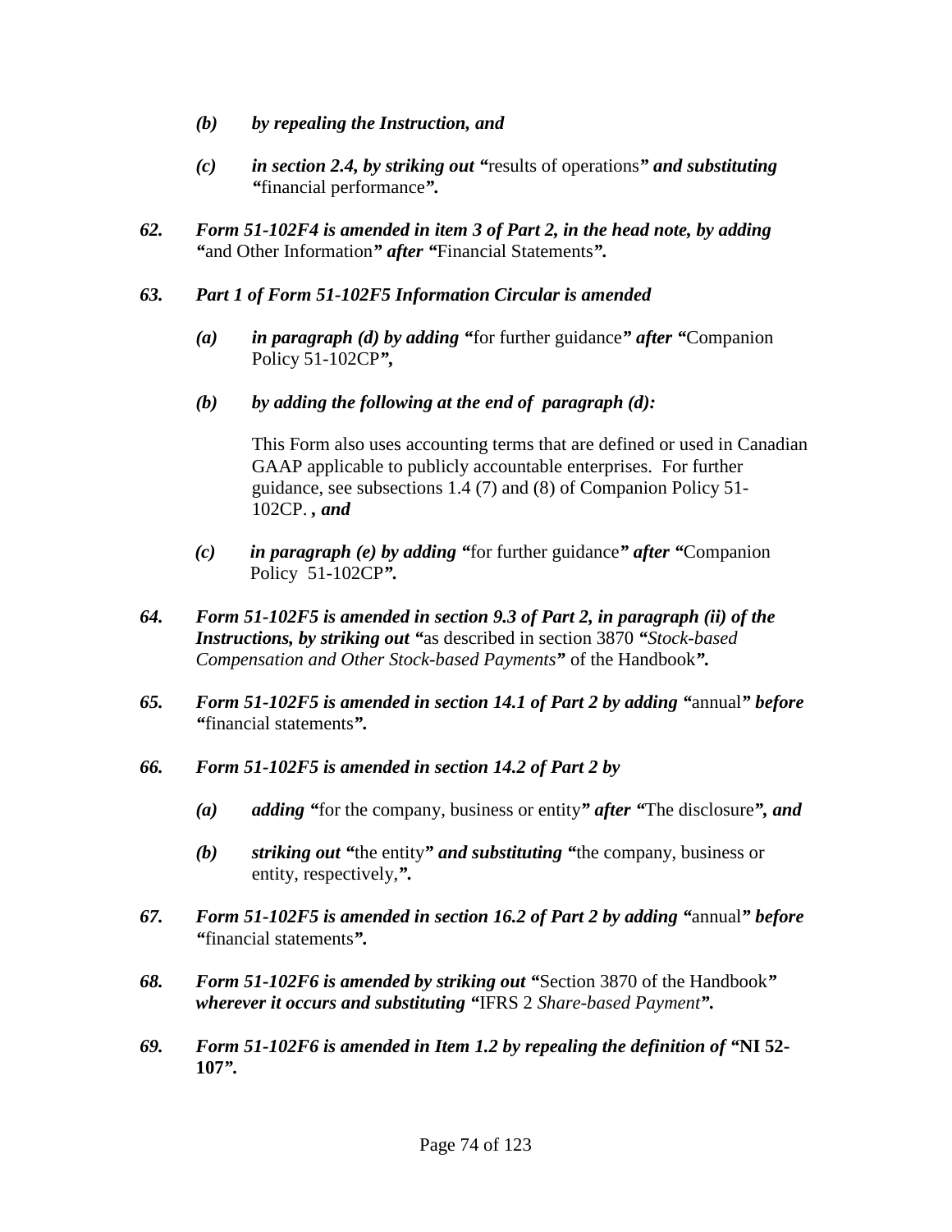*(b)* ***by repealing the Instruction, and***

*(c)* ***in section 2.4, by striking out "***results of operations***" and substituting "***financial performance***".***

***62. Form 51-102F4 is amended in item 3 of Part 2, in the head note, by adding "***and Other Information***" after "***Financial Statements***".***

***63. Part 1 of Form 51-102F5 Information Circular is amended***

*(a)* ***in paragraph (d) by adding "***for further guidance***" after "***Companion Policy 51-102CP***",***

*(b)* ***by adding the following at the end of paragraph (d):***

This Form also uses accounting terms that are defined or used in Canadian GAAP applicable to publicly accountable enterprises. For further guidance, see subsections 1.4 (7) and (8) of Companion Policy 51-102CP. ***, and***

*(c)* ***in paragraph (e) by adding "***for further guidance***" after "***Companion Policy 51-102CP***".***

***64. Form 51-102F5 is amended in section 9.3 of Part 2, in paragraph (ii) of the Instructions, by striking out "***as described in section 3870 "*Stock-based Compensation and Other Stock-based Payments*" of the Handbook***".***

***65. Form 51-102F5 is amended in section 14.1 of Part 2 by adding "***annual***" before "***financial statements***".***

***66. Form 51-102F5 is amended in section 14.2 of Part 2 by***

*(a)* ***adding "***for the company, business or entity***" after "***The disclosure***", and***

*(b)* ***striking out "***the entity***" and substituting "***the company, business or entity, respectively,***".***

***67. Form 51-102F5 is amended in section 16.2 of Part 2 by adding "***annual***" before "***financial statements***".***

***68. Form 51-102F6 is amended by striking out "***Section 3870 of the Handbook***" wherever it occurs and substituting "***IFRS 2 *Share-based Payment****".***

***69. Form 51-102F6 is amended in Item 1.2 by repealing the definition of "NI 52-107".***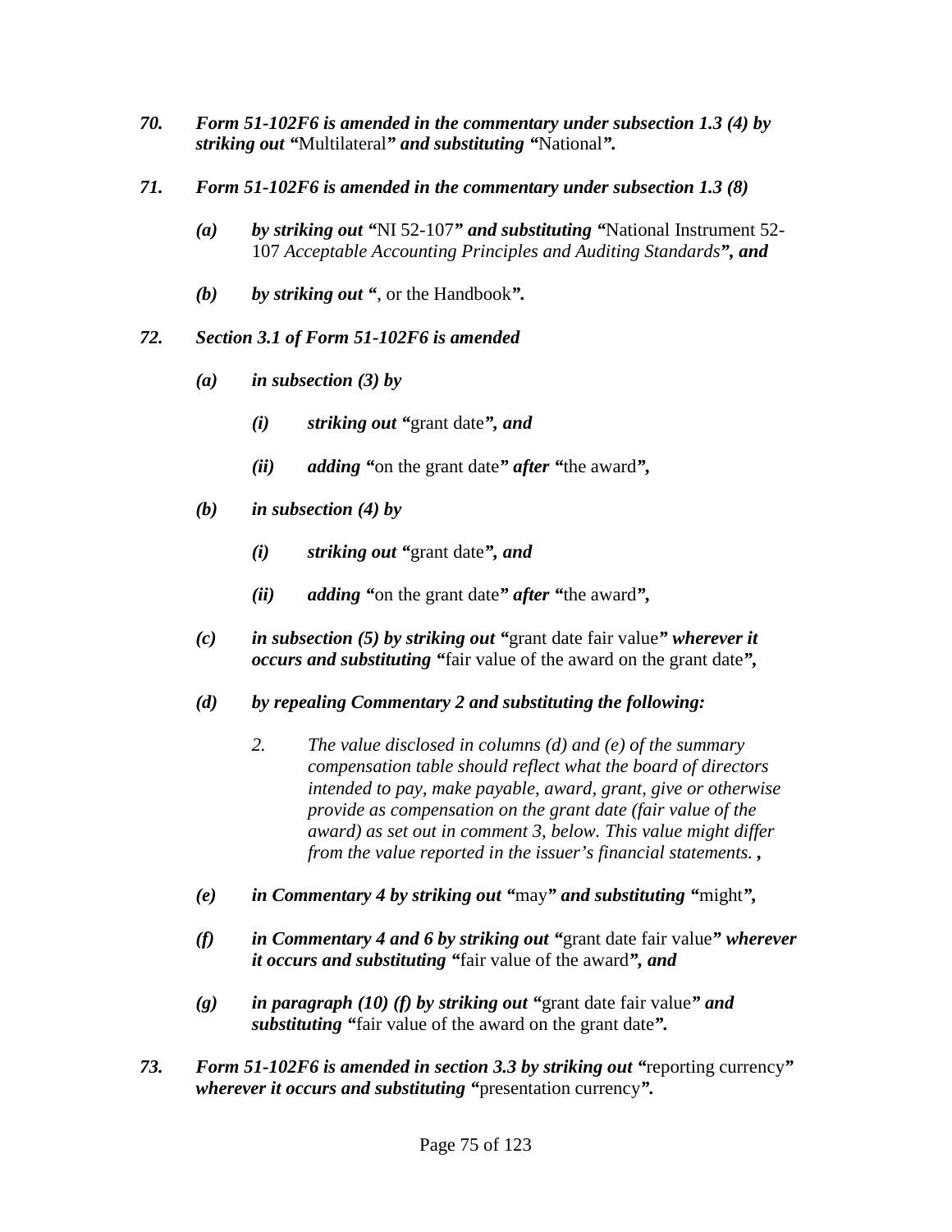***70. Form 51-102F6 is amended in the commentary under subsection 1.3 (4) by striking out "***Multilateral***" and substituting "***National***".***

***71. Form 51-102F6 is amended in the commentary under subsection 1.3 (8)***

> ***(a) by striking out "***NI 52-107***" and substituting "***National Instrument 52-107 *Acceptable Accounting Principles and Auditing Standards*"***, and***
>
> ***(b) by striking out "***, or the Handbook***".***

***72. Section 3.1 of Form 51-102F6 is amended***

> ***(a) in subsection (3) by***
>
> > ***(i) striking out "***grant date***", and***
> >
> > ***(ii) adding "***on the grant date***" after "***the award***",***
>
> ***(b) in subsection (4) by***
>
> > ***(i) striking out "***grant date***", and***
> >
> > ***(ii) adding "***on the grant date***" after "***the award***",***
>
> ***(c) in subsection (5) by striking out "***grant date fair value***" wherever it occurs and substituting "***fair value of the award on the grant date***",***
>
> ***(d) by repealing Commentary 2 and substituting the following:***
>
> > *2. The value disclosed in columns (d) and (e) of the summary compensation table should reflect what the board of directors intended to pay, make payable, award, grant, give or otherwise provide as compensation on the grant date (fair value of the award) as set out in comment 3, below. This value might differ from the value reported in the issuer's financial statements.* ***,***
>
> ***(e) in Commentary 4 by striking out "***may***" and substituting "***might***",***
>
> ***(f) in Commentary 4 and 6 by striking out "***grant date fair value***" wherever it occurs and substituting "***fair value of the award***", and***
>
> ***(g) in paragraph (10) (f) by striking out "***grant date fair value***" and substituting "***fair value of the award on the grant date***".***

***73. Form 51-102F6 is amended in section 3.3 by striking out "***reporting currency***" wherever it occurs and substituting "***presentation currency***".***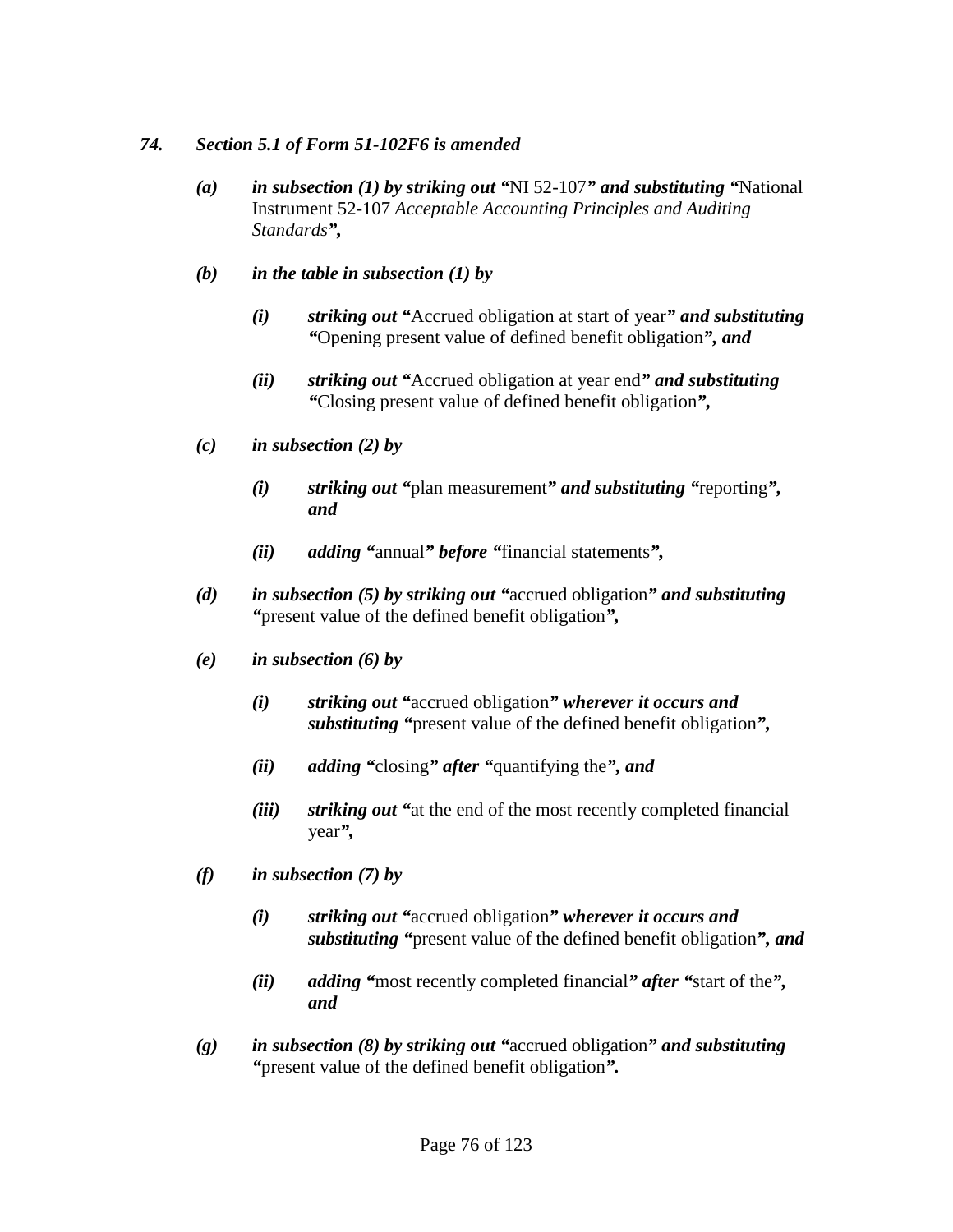***74. Section 5.1 of Form 51-102F6 is amended***

- ***(a)*** ***in subsection (1) by striking out "***NI 52-107***" and substituting "***National Instrument 52-107 *Acceptable Accounting Principles and Auditing Standards*"***,***

- ***(b)*** ***in the table in subsection (1) by***

  - ***(i)*** ***striking out "***Accrued obligation at start of year***" and substituting "***Opening present value of defined benefit obligation***", and***

  - ***(ii)*** ***striking out "***Accrued obligation at year end***" and substituting "***Closing present value of defined benefit obligation***",***

- ***(c)*** ***in subsection (2) by***

  - ***(i)*** ***striking out "***plan measurement***" and substituting "***reporting***", and***

  - ***(ii)*** ***adding "***annual***" before "***financial statements***",***

- ***(d)*** ***in subsection (5) by striking out "***accrued obligation***" and substituting "***present value of the defined benefit obligation***",***

- ***(e)*** ***in subsection (6) by***

  - ***(i)*** ***striking out "***accrued obligation***" wherever it occurs and substituting "***present value of the defined benefit obligation***",***

  - ***(ii)*** ***adding "***closing***" after "***quantifying the***", and***

  - ***(iii)*** ***striking out "***at the end of the most recently completed financial year***",***

- ***(f)*** ***in subsection (7) by***

  - ***(i)*** ***striking out "***accrued obligation***" wherever it occurs and substituting "***present value of the defined benefit obligation***", and***

  - ***(ii)*** ***adding "***most recently completed financial***" after "***start of the***", and***

- ***(g)*** ***in subsection (8) by striking out "***accrued obligation***" and substituting "***present value of the defined benefit obligation***".***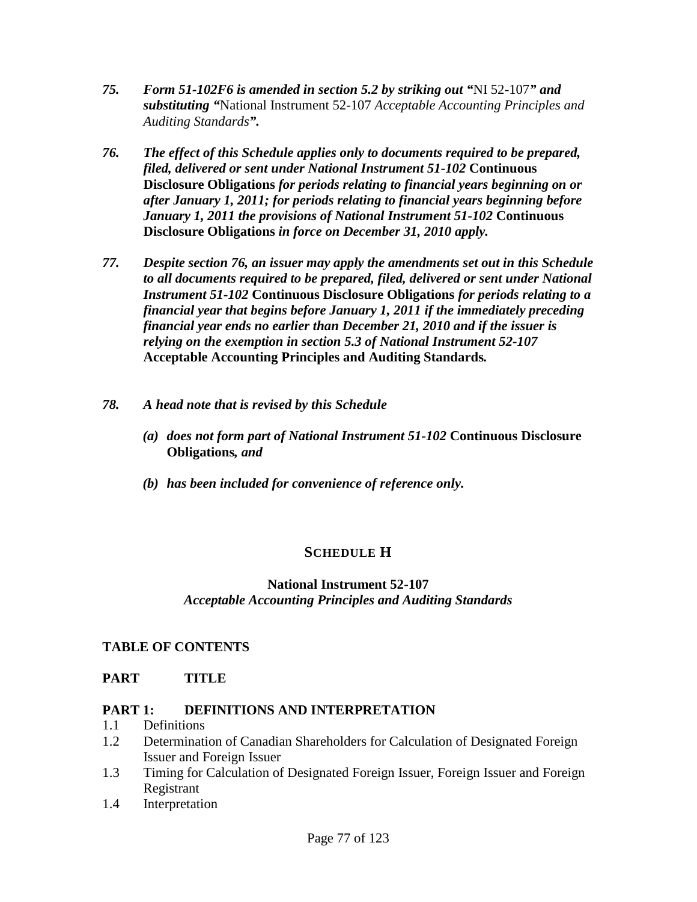***75. Form 51-102F6 is amended in section 5.2 by striking out "*NI 52-107*" and substituting "*National Instrument 52-107 *Acceptable Accounting Principles and Auditing Standards*".***

***76. The effect of this Schedule applies only to documents required to be prepared, filed, delivered or sent under National Instrument 51-102* Continuous Disclosure Obligations *for periods relating to financial years beginning on or after January 1, 2011; for periods relating to financial years beginning before January 1, 2011 the provisions of National Instrument 51-102* Continuous Disclosure Obligations *in force on December 31, 2010 apply.***

***77. Despite section 76, an issuer may apply the amendments set out in this Schedule to all documents required to be prepared, filed, delivered or sent under National Instrument 51-102* Continuous Disclosure Obligations *for periods relating to a financial year that begins before January 1, 2011 if the immediately preceding financial year ends no earlier than December 21, 2010 and if the issuer is relying on the exemption in section 5.3 of National Instrument 52-107* Acceptable Accounting Principles and Auditing Standards*.***

***78. A head note that is revised by this Schedule***

- ***(a) does not form part of National Instrument 51-102* Continuous Disclosure Obligations*, and***
- ***(b) has been included for convenience of reference only.***

## SCHEDULE H

**National Instrument 52-107**
*Acceptable Accounting Principles and Auditing Standards*

**TABLE OF CONTENTS**

**PART TITLE**

**PART 1: DEFINITIONS AND INTERPRETATION**

1.1 Definitions
1.2 Determination of Canadian Shareholders for Calculation of Designated Foreign Issuer and Foreign Issuer
1.3 Timing for Calculation of Designated Foreign Issuer, Foreign Issuer and Foreign Registrant
1.4 Interpretation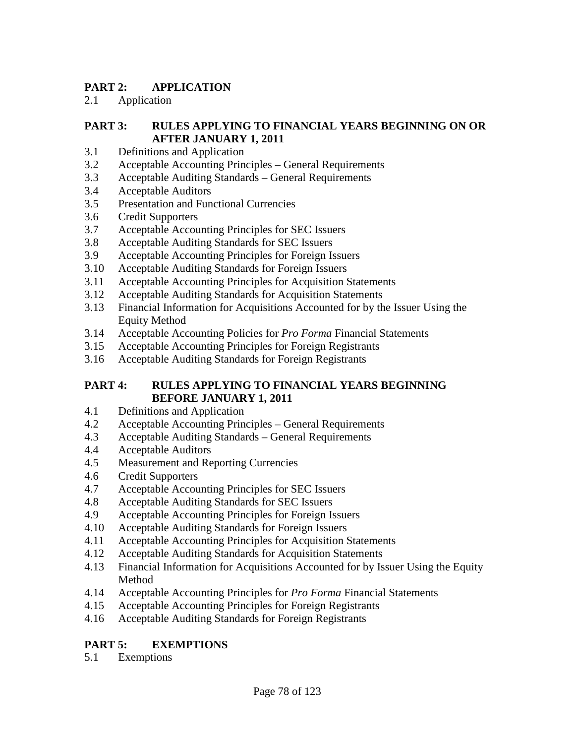**PART 2: APPLICATION**

2.1 Application

**PART 3: RULES APPLYING TO FINANCIAL YEARS BEGINNING ON OR AFTER JANUARY 1, 2011**

3.1 Definitions and Application
3.2 Acceptable Accounting Principles – General Requirements
3.3 Acceptable Auditing Standards – General Requirements
3.4 Acceptable Auditors
3.5 Presentation and Functional Currencies
3.6 Credit Supporters
3.7 Acceptable Accounting Principles for SEC Issuers
3.8 Acceptable Auditing Standards for SEC Issuers
3.9 Acceptable Accounting Principles for Foreign Issuers
3.10 Acceptable Auditing Standards for Foreign Issuers
3.11 Acceptable Accounting Principles for Acquisition Statements
3.12 Acceptable Auditing Standards for Acquisition Statements
3.13 Financial Information for Acquisitions Accounted for by the Issuer Using the Equity Method
3.14 Acceptable Accounting Policies for *Pro Forma* Financial Statements
3.15 Acceptable Accounting Principles for Foreign Registrants
3.16 Acceptable Auditing Standards for Foreign Registrants

**PART 4: RULES APPLYING TO FINANCIAL YEARS BEGINNING BEFORE JANUARY 1, 2011**

4.1 Definitions and Application
4.2 Acceptable Accounting Principles – General Requirements
4.3 Acceptable Auditing Standards – General Requirements
4.4 Acceptable Auditors
4.5 Measurement and Reporting Currencies
4.6 Credit Supporters
4.7 Acceptable Accounting Principles for SEC Issuers
4.8 Acceptable Auditing Standards for SEC Issuers
4.9 Acceptable Accounting Principles for Foreign Issuers
4.10 Acceptable Auditing Standards for Foreign Issuers
4.11 Acceptable Accounting Principles for Acquisition Statements
4.12 Acceptable Auditing Standards for Acquisition Statements
4.13 Financial Information for Acquisitions Accounted for by Issuer Using the Equity Method
4.14 Acceptable Accounting Principles for *Pro Forma* Financial Statements
4.15 Acceptable Accounting Principles for Foreign Registrants
4.16 Acceptable Auditing Standards for Foreign Registrants

**PART 5: EXEMPTIONS**

5.1 Exemptions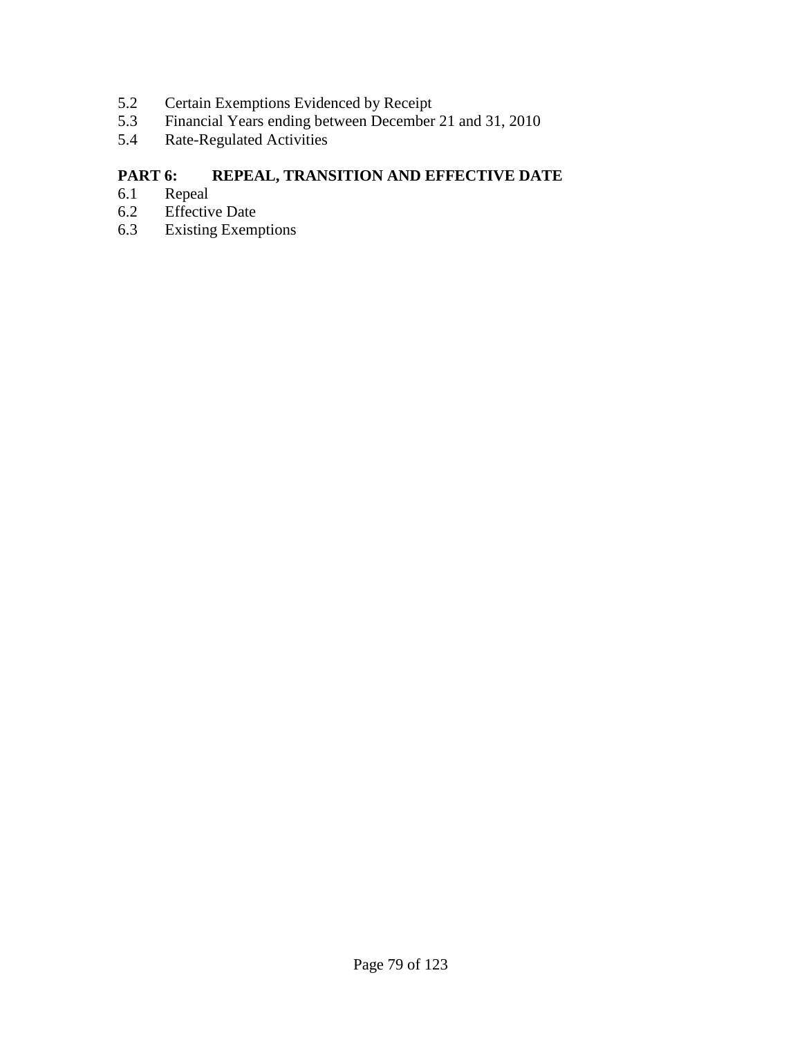5.2 Certain Exemptions Evidenced by Receipt
5.3 Financial Years ending between December 21 and 31, 2010
5.4 Rate-Regulated Activities

## PART 6: REPEAL, TRANSITION AND EFFECTIVE DATE

6.1 Repeal
6.2 Effective Date
6.3 Existing Exemptions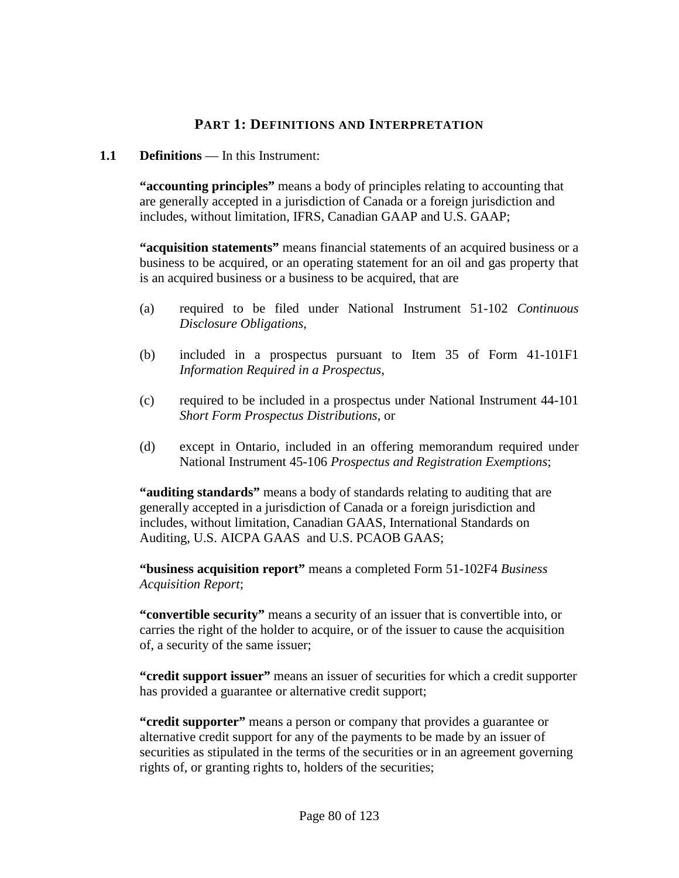## PART 1: DEFINITIONS AND INTERPRETATION

**1.1 Definitions** — In this Instrument:

**"accounting principles"** means a body of principles relating to accounting that are generally accepted in a jurisdiction of Canada or a foreign jurisdiction and includes, without limitation, IFRS, Canadian GAAP and U.S. GAAP;

**"acquisition statements"** means financial statements of an acquired business or a business to be acquired, or an operating statement for an oil and gas property that is an acquired business or a business to be acquired, that are

(a) required to be filed under National Instrument 51-102 *Continuous Disclosure Obligations*,

(b) included in a prospectus pursuant to Item 35 of Form 41-101F1 *Information Required in a Prospectus*,

(c) required to be included in a prospectus under National Instrument 44-101 *Short Form Prospectus Distributions*, or

(d) except in Ontario, included in an offering memorandum required under National Instrument 45-106 *Prospectus and Registration Exemptions*;

**"auditing standards"** means a body of standards relating to auditing that are generally accepted in a jurisdiction of Canada or a foreign jurisdiction and includes, without limitation, Canadian GAAS, International Standards on Auditing, U.S. AICPA GAAS and U.S. PCAOB GAAS;

**"business acquisition report"** means a completed Form 51-102F4 *Business Acquisition Report*;

**"convertible security"** means a security of an issuer that is convertible into, or carries the right of the holder to acquire, or of the issuer to cause the acquisition of, a security of the same issuer;

**"credit support issuer"** means an issuer of securities for which a credit supporter has provided a guarantee or alternative credit support;

**"credit supporter"** means a person or company that provides a guarantee or alternative credit support for any of the payments to be made by an issuer of securities as stipulated in the terms of the securities or in an agreement governing rights of, or granting rights to, holders of the securities;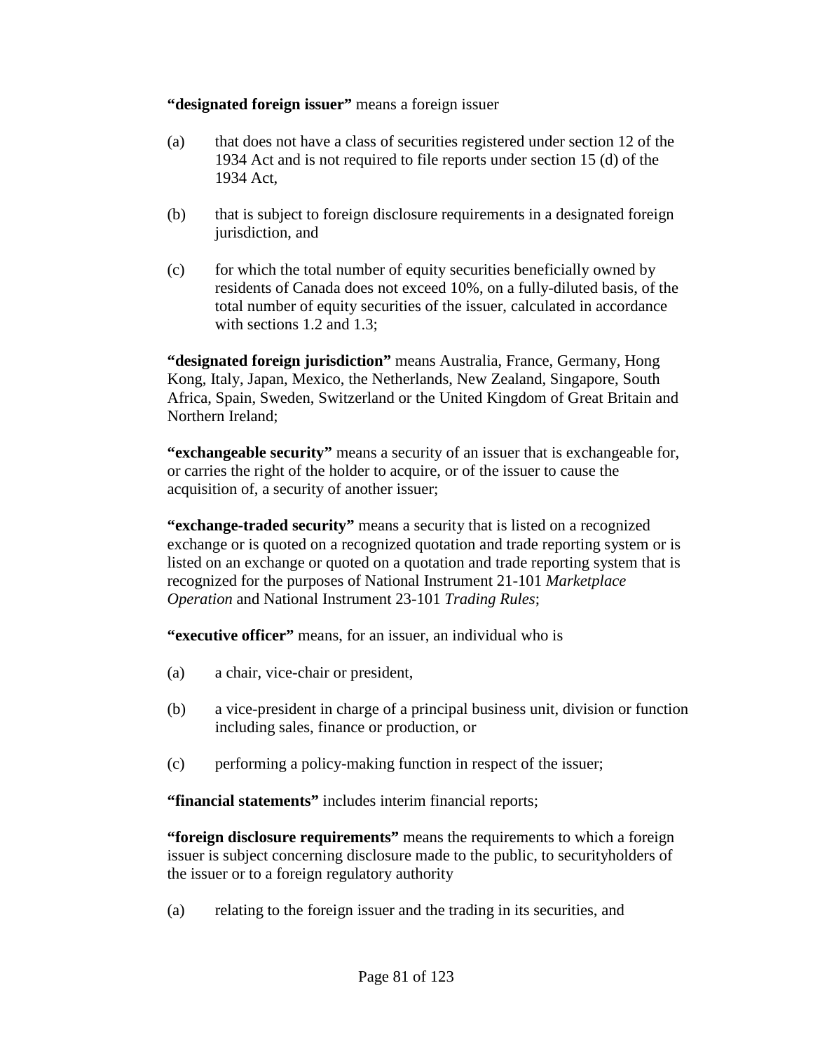**"designated foreign issuer"** means a foreign issuer

(a) that does not have a class of securities registered under section 12 of the 1934 Act and is not required to file reports under section 15 (d) of the 1934 Act,

(b) that is subject to foreign disclosure requirements in a designated foreign jurisdiction, and

(c) for which the total number of equity securities beneficially owned by residents of Canada does not exceed 10%, on a fully-diluted basis, of the total number of equity securities of the issuer, calculated in accordance with sections 1.2 and 1.3;

**"designated foreign jurisdiction"** means Australia, France, Germany, Hong Kong, Italy, Japan, Mexico, the Netherlands, New Zealand, Singapore, South Africa, Spain, Sweden, Switzerland or the United Kingdom of Great Britain and Northern Ireland;

**"exchangeable security"** means a security of an issuer that is exchangeable for, or carries the right of the holder to acquire, or of the issuer to cause the acquisition of, a security of another issuer;

**"exchange-traded security"** means a security that is listed on a recognized exchange or is quoted on a recognized quotation and trade reporting system or is listed on an exchange or quoted on a quotation and trade reporting system that is recognized for the purposes of National Instrument 21-101 *Marketplace Operation* and National Instrument 23-101 *Trading Rules*;

**"executive officer"** means, for an issuer, an individual who is

(a) a chair, vice-chair or president,

(b) a vice-president in charge of a principal business unit, division or function including sales, finance or production, or

(c) performing a policy-making function in respect of the issuer;

**"financial statements"** includes interim financial reports;

**"foreign disclosure requirements"** means the requirements to which a foreign issuer is subject concerning disclosure made to the public, to securityholders of the issuer or to a foreign regulatory authority

(a) relating to the foreign issuer and the trading in its securities, and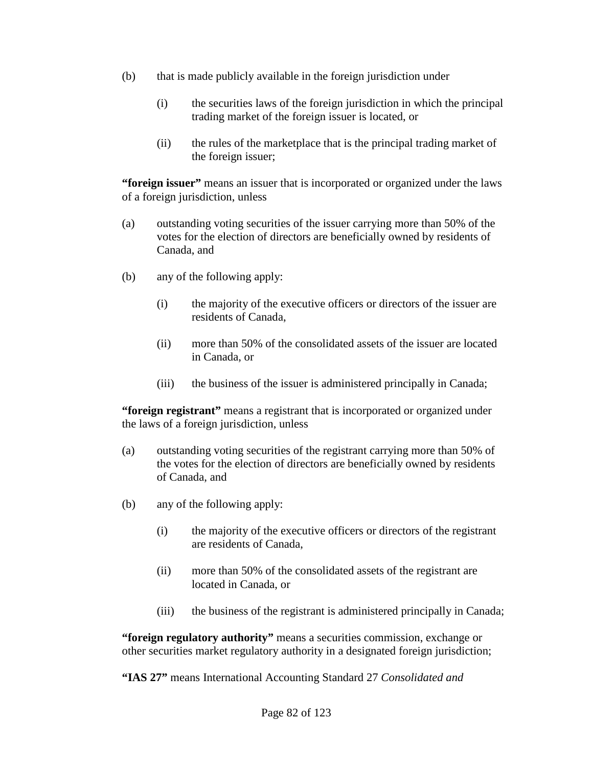(b) that is made publicly available in the foreign jurisdiction under

  (i) the securities laws of the foreign jurisdiction in which the principal trading market of the foreign issuer is located, or

  (ii) the rules of the marketplace that is the principal trading market of the foreign issuer;

**"foreign issuer"** means an issuer that is incorporated or organized under the laws of a foreign jurisdiction, unless

(a) outstanding voting securities of the issuer carrying more than 50% of the votes for the election of directors are beneficially owned by residents of Canada, and

(b) any of the following apply:

  (i) the majority of the executive officers or directors of the issuer are residents of Canada,

  (ii) more than 50% of the consolidated assets of the issuer are located in Canada, or

  (iii) the business of the issuer is administered principally in Canada;

**"foreign registrant"** means a registrant that is incorporated or organized under the laws of a foreign jurisdiction, unless

(a) outstanding voting securities of the registrant carrying more than 50% of the votes for the election of directors are beneficially owned by residents of Canada, and

(b) any of the following apply:

  (i) the majority of the executive officers or directors of the registrant are residents of Canada,

  (ii) more than 50% of the consolidated assets of the registrant are located in Canada, or

  (iii) the business of the registrant is administered principally in Canada;

**"foreign regulatory authority"** means a securities commission, exchange or other securities market regulatory authority in a designated foreign jurisdiction;

**"IAS 27"** means International Accounting Standard 27 *Consolidated and*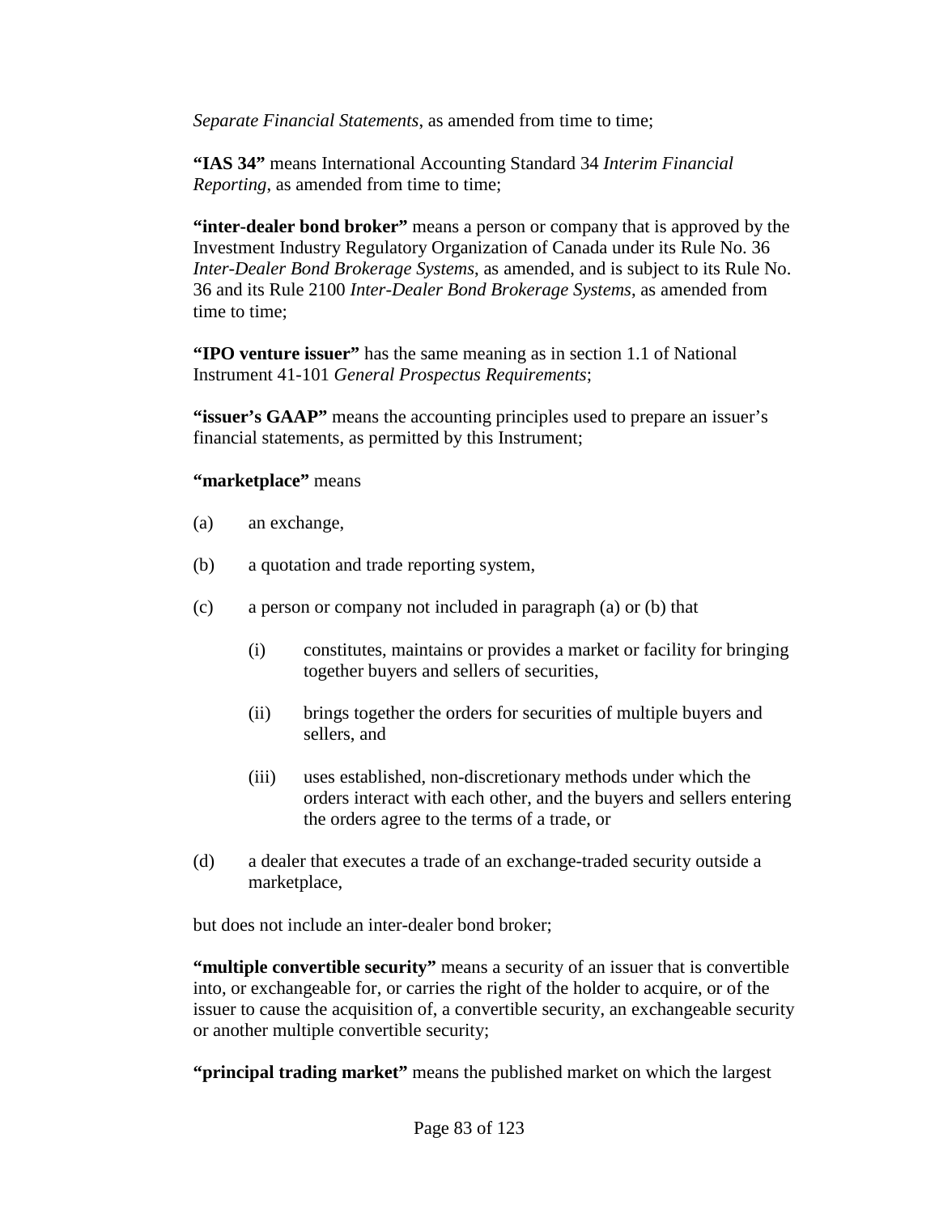*Separate Financial Statements*, as amended from time to time;

**"IAS 34"** means International Accounting Standard 34 *Interim Financial Reporting*, as amended from time to time;

**"inter-dealer bond broker"** means a person or company that is approved by the Investment Industry Regulatory Organization of Canada under its Rule No. 36 *Inter-Dealer Bond Brokerage Systems*, as amended, and is subject to its Rule No. 36 and its Rule 2100 *Inter-Dealer Bond Brokerage Systems*, as amended from time to time;

**"IPO venture issuer"** has the same meaning as in section 1.1 of National Instrument 41-101 *General Prospectus Requirements*;

**"issuer's GAAP"** means the accounting principles used to prepare an issuer's financial statements, as permitted by this Instrument;

**"marketplace"** means

(a) an exchange,

(b) a quotation and trade reporting system,

(c) a person or company not included in paragraph (a) or (b) that

  (i) constitutes, maintains or provides a market or facility for bringing together buyers and sellers of securities,

  (ii) brings together the orders for securities of multiple buyers and sellers, and

  (iii) uses established, non-discretionary methods under which the orders interact with each other, and the buyers and sellers entering the orders agree to the terms of a trade, or

(d) a dealer that executes a trade of an exchange-traded security outside a marketplace,

but does not include an inter-dealer bond broker;

**"multiple convertible security"** means a security of an issuer that is convertible into, or exchangeable for, or carries the right of the holder to acquire, or of the issuer to cause the acquisition of, a convertible security, an exchangeable security or another multiple convertible security;

**"principal trading market"** means the published market on which the largest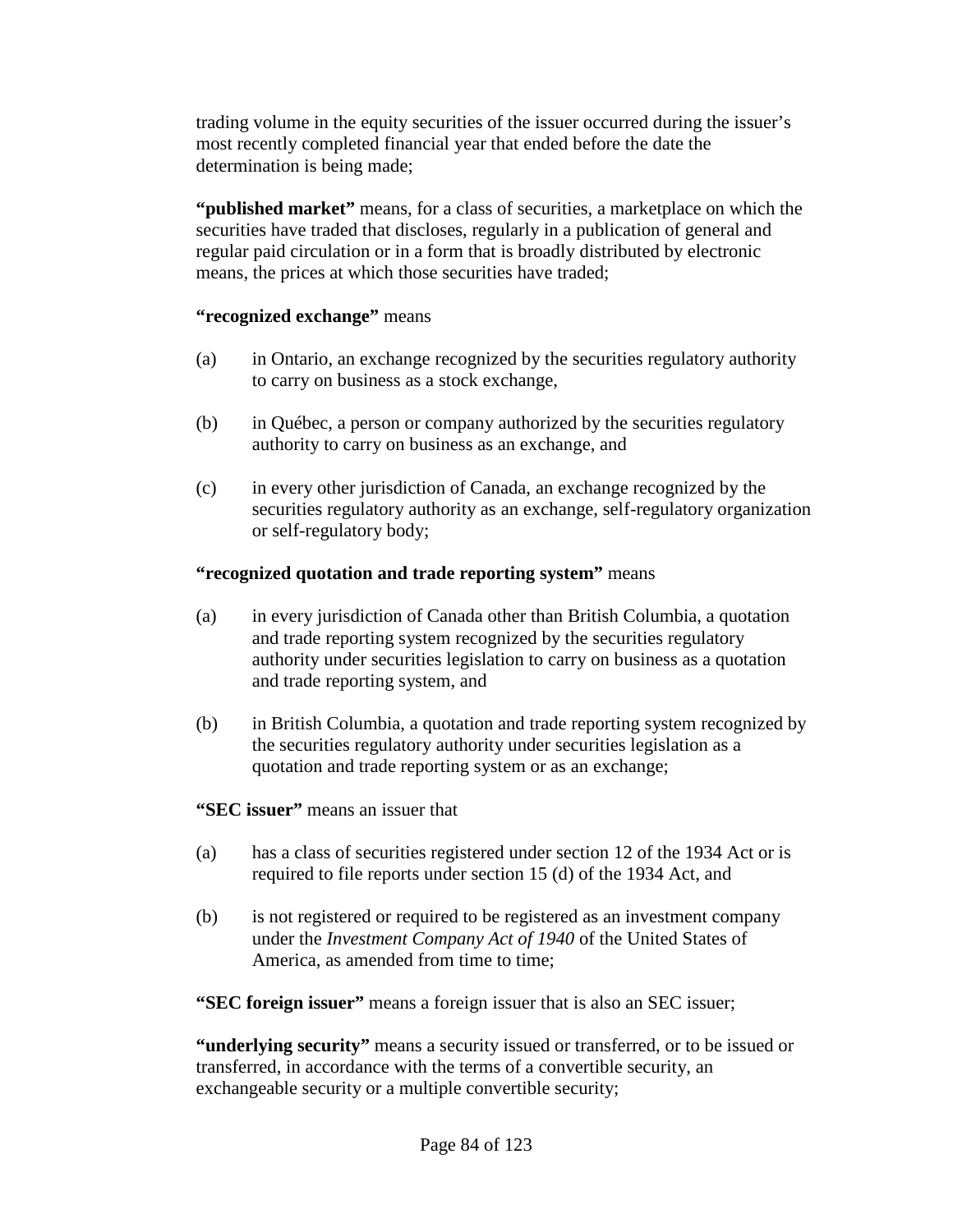trading volume in the equity securities of the issuer occurred during the issuer's most recently completed financial year that ended before the date the determination is being made;

**"published market"** means, for a class of securities, a marketplace on which the securities have traded that discloses, regularly in a publication of general and regular paid circulation or in a form that is broadly distributed by electronic means, the prices at which those securities have traded;

**"recognized exchange"** means

(a) in Ontario, an exchange recognized by the securities regulatory authority to carry on business as a stock exchange,

(b) in Québec, a person or company authorized by the securities regulatory authority to carry on business as an exchange, and

(c) in every other jurisdiction of Canada, an exchange recognized by the securities regulatory authority as an exchange, self-regulatory organization or self-regulatory body;

**"recognized quotation and trade reporting system"** means

(a) in every jurisdiction of Canada other than British Columbia, a quotation and trade reporting system recognized by the securities regulatory authority under securities legislation to carry on business as a quotation and trade reporting system, and

(b) in British Columbia, a quotation and trade reporting system recognized by the securities regulatory authority under securities legislation as a quotation and trade reporting system or as an exchange;

**"SEC issuer"** means an issuer that

(a) has a class of securities registered under section 12 of the 1934 Act or is required to file reports under section 15 (d) of the 1934 Act, and

(b) is not registered or required to be registered as an investment company under the *Investment Company Act of 1940* of the United States of America, as amended from time to time;

**"SEC foreign issuer"** means a foreign issuer that is also an SEC issuer;

**"underlying security"** means a security issued or transferred, or to be issued or transferred, in accordance with the terms of a convertible security, an exchangeable security or a multiple convertible security;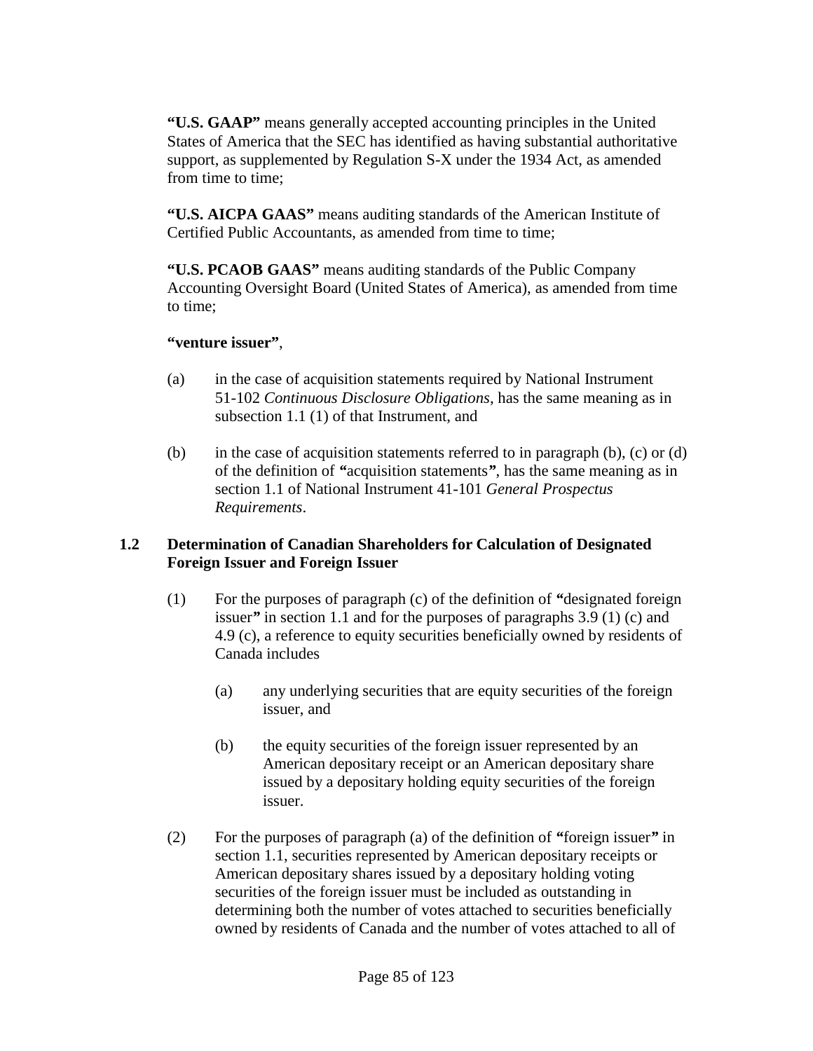**"U.S. GAAP"** means generally accepted accounting principles in the United States of America that the SEC has identified as having substantial authoritative support, as supplemented by Regulation S-X under the 1934 Act, as amended from time to time;

**"U.S. AICPA GAAS"** means auditing standards of the American Institute of Certified Public Accountants, as amended from time to time;

**"U.S. PCAOB GAAS"** means auditing standards of the Public Company Accounting Oversight Board (United States of America), as amended from time to time;

**"venture issuer"**,

(a) in the case of acquisition statements required by National Instrument 51-102 *Continuous Disclosure Obligations*, has the same meaning as in subsection 1.1 (1) of that Instrument, and

(b) in the case of acquisition statements referred to in paragraph (b), (c) or (d) of the definition of **"**acquisition statements**"**, has the same meaning as in section 1.1 of National Instrument 41-101 *General Prospectus Requirements*.

### 1.2 Determination of Canadian Shareholders for Calculation of Designated Foreign Issuer and Foreign Issuer

(1) For the purposes of paragraph (c) of the definition of **"**designated foreign issuer**"** in section 1.1 and for the purposes of paragraphs 3.9 (1) (c) and 4.9 (c), a reference to equity securities beneficially owned by residents of Canada includes

(a) any underlying securities that are equity securities of the foreign issuer, and

(b) the equity securities of the foreign issuer represented by an American depositary receipt or an American depositary share issued by a depositary holding equity securities of the foreign issuer.

(2) For the purposes of paragraph (a) of the definition of **"**foreign issuer**"** in section 1.1, securities represented by American depositary receipts or American depositary shares issued by a depositary holding voting securities of the foreign issuer must be included as outstanding in determining both the number of votes attached to securities beneficially owned by residents of Canada and the number of votes attached to all of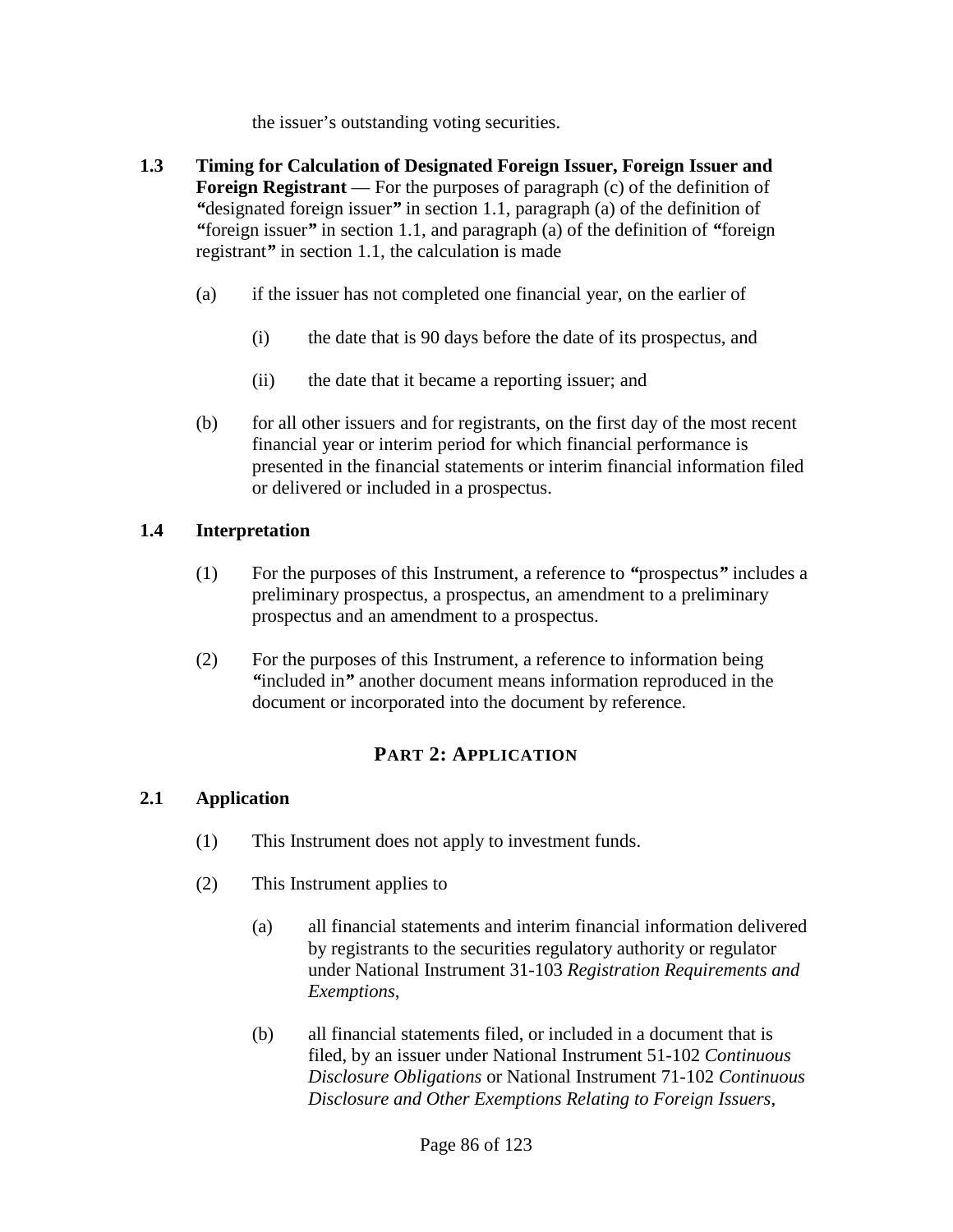the issuer's outstanding voting securities.

**1.3 Timing for Calculation of Designated Foreign Issuer, Foreign Issuer and Foreign Registrant** — For the purposes of paragraph (c) of the definition of **"**designated foreign issuer**"** in section 1.1, paragraph (a) of the definition of **"**foreign issuer**"** in section 1.1, and paragraph (a) of the definition of **"**foreign registrant**"** in section 1.1, the calculation is made

(a) if the issuer has not completed one financial year, on the earlier of

(i) the date that is 90 days before the date of its prospectus, and

(ii) the date that it became a reporting issuer; and

(b) for all other issuers and for registrants, on the first day of the most recent financial year or interim period for which financial performance is presented in the financial statements or interim financial information filed or delivered or included in a prospectus.

**1.4 Interpretation**

(1) For the purposes of this Instrument, a reference to ***"***prospectus***"*** includes a preliminary prospectus, a prospectus, an amendment to a preliminary prospectus and an amendment to a prospectus.

(2) For the purposes of this Instrument, a reference to information being ***"***included in***"*** another document means information reproduced in the document or incorporated into the document by reference.

## PART 2: APPLICATION

**2.1 Application**

(1) This Instrument does not apply to investment funds.

(2) This Instrument applies to

(a) all financial statements and interim financial information delivered by registrants to the securities regulatory authority or regulator under National Instrument 31-103 *Registration Requirements and Exemptions*,

(b) all financial statements filed, or included in a document that is filed, by an issuer under National Instrument 51-102 *Continuous Disclosure Obligations* or National Instrument 71-102 *Continuous Disclosure and Other Exemptions Relating to Foreign Issuers*,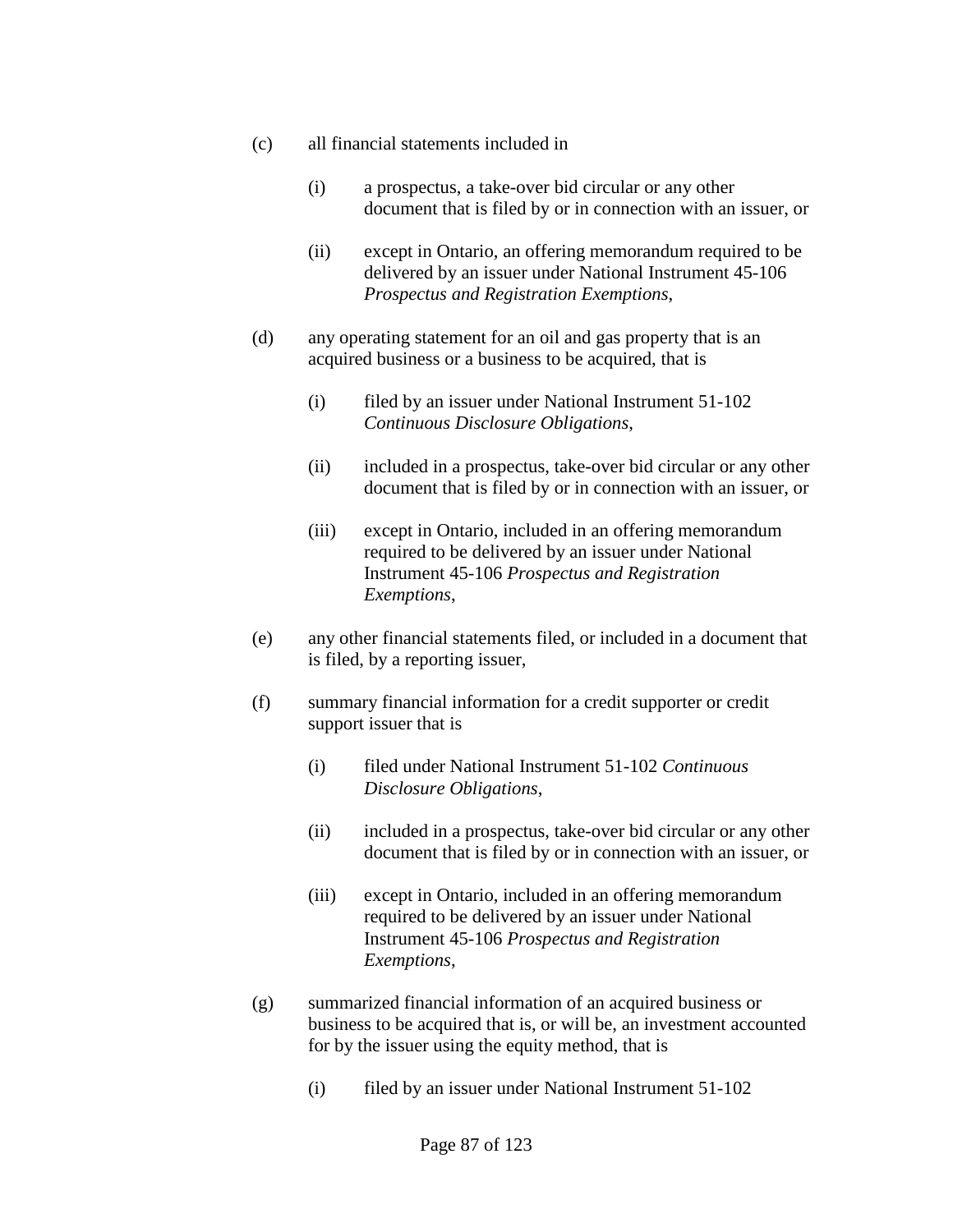(c) all financial statements included in

  (i) a prospectus, a take-over bid circular or any other document that is filed by or in connection with an issuer, or

  (ii) except in Ontario, an offering memorandum required to be delivered by an issuer under National Instrument 45-106 *Prospectus and Registration Exemptions*,

(d) any operating statement for an oil and gas property that is an acquired business or a business to be acquired, that is

  (i) filed by an issuer under National Instrument 51-102 *Continuous Disclosure Obligations*,

  (ii) included in a prospectus, take-over bid circular or any other document that is filed by or in connection with an issuer, or

  (iii) except in Ontario, included in an offering memorandum required to be delivered by an issuer under National Instrument 45-106 *Prospectus and Registration Exemptions*,

(e) any other financial statements filed, or included in a document that is filed, by a reporting issuer,

(f) summary financial information for a credit supporter or credit support issuer that is

  (i) filed under National Instrument 51-102 *Continuous Disclosure Obligations*,

  (ii) included in a prospectus, take-over bid circular or any other document that is filed by or in connection with an issuer, or

  (iii) except in Ontario, included in an offering memorandum required to be delivered by an issuer under National Instrument 45-106 *Prospectus and Registration Exemptions*,

(g) summarized financial information of an acquired business or business to be acquired that is, or will be, an investment accounted for by the issuer using the equity method, that is

  (i) filed by an issuer under National Instrument 51-102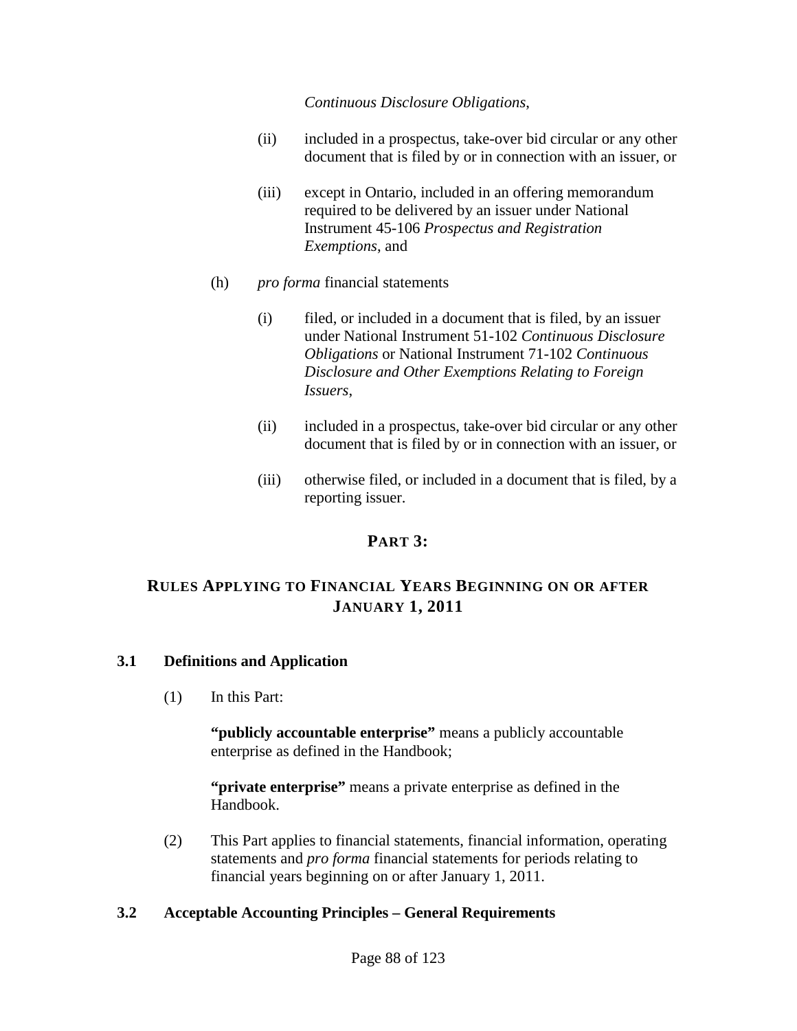*Continuous Disclosure Obligations*,

(ii) included in a prospectus, take-over bid circular or any other document that is filed by or in connection with an issuer, or

(iii) except in Ontario, included in an offering memorandum required to be delivered by an issuer under National Instrument 45-106 *Prospectus and Registration Exemptions*, and

(h) *pro forma* financial statements

(i) filed, or included in a document that is filed, by an issuer under National Instrument 51-102 *Continuous Disclosure Obligations* or National Instrument 71-102 *Continuous Disclosure and Other Exemptions Relating to Foreign Issuers*,

(ii) included in a prospectus, take-over bid circular or any other document that is filed by or in connection with an issuer, or

(iii) otherwise filed, or included in a document that is filed, by a reporting issuer.

## PART 3:

## RULES APPLYING TO FINANCIAL YEARS BEGINNING ON OR AFTER JANUARY 1, 2011

### 3.1 Definitions and Application

(1) In this Part:

**"publicly accountable enterprise"** means a publicly accountable enterprise as defined in the Handbook;

**"private enterprise"** means a private enterprise as defined in the Handbook.

(2) This Part applies to financial statements, financial information, operating statements and *pro forma* financial statements for periods relating to financial years beginning on or after January 1, 2011.

### 3.2 Acceptable Accounting Principles – General Requirements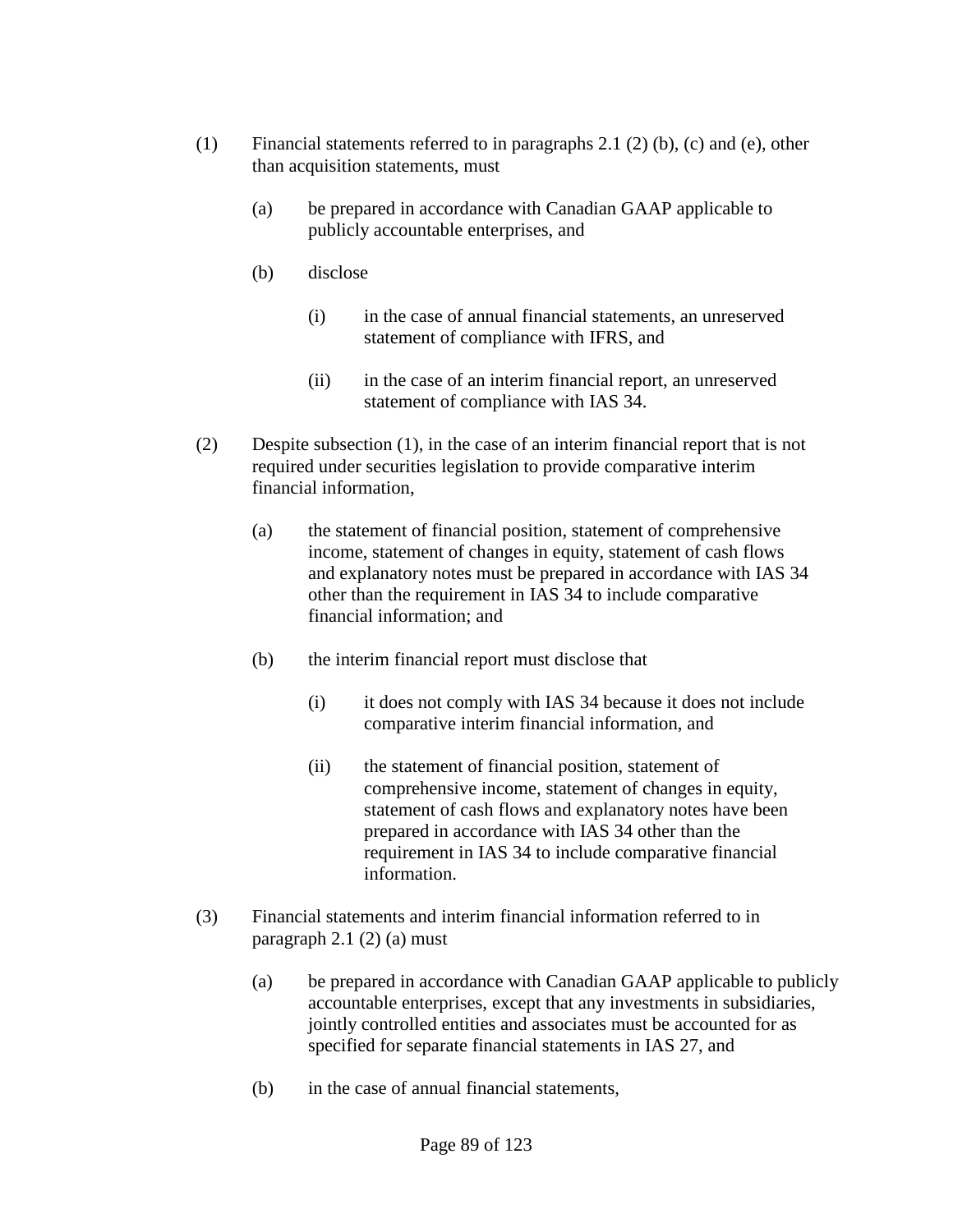(1) Financial statements referred to in paragraphs 2.1 (2) (b), (c) and (e), other than acquisition statements, must

(a) be prepared in accordance with Canadian GAAP applicable to publicly accountable enterprises, and

(b) disclose

(i) in the case of annual financial statements, an unreserved statement of compliance with IFRS, and

(ii) in the case of an interim financial report, an unreserved statement of compliance with IAS 34.

(2) Despite subsection (1), in the case of an interim financial report that is not required under securities legislation to provide comparative interim financial information,

(a) the statement of financial position, statement of comprehensive income, statement of changes in equity, statement of cash flows and explanatory notes must be prepared in accordance with IAS 34 other than the requirement in IAS 34 to include comparative financial information; and

(b) the interim financial report must disclose that

(i) it does not comply with IAS 34 because it does not include comparative interim financial information, and

(ii) the statement of financial position, statement of comprehensive income, statement of changes in equity, statement of cash flows and explanatory notes have been prepared in accordance with IAS 34 other than the requirement in IAS 34 to include comparative financial information.

(3) Financial statements and interim financial information referred to in paragraph 2.1 (2) (a) must

(a) be prepared in accordance with Canadian GAAP applicable to publicly accountable enterprises, except that any investments in subsidiaries, jointly controlled entities and associates must be accounted for as specified for separate financial statements in IAS 27, and

(b) in the case of annual financial statements,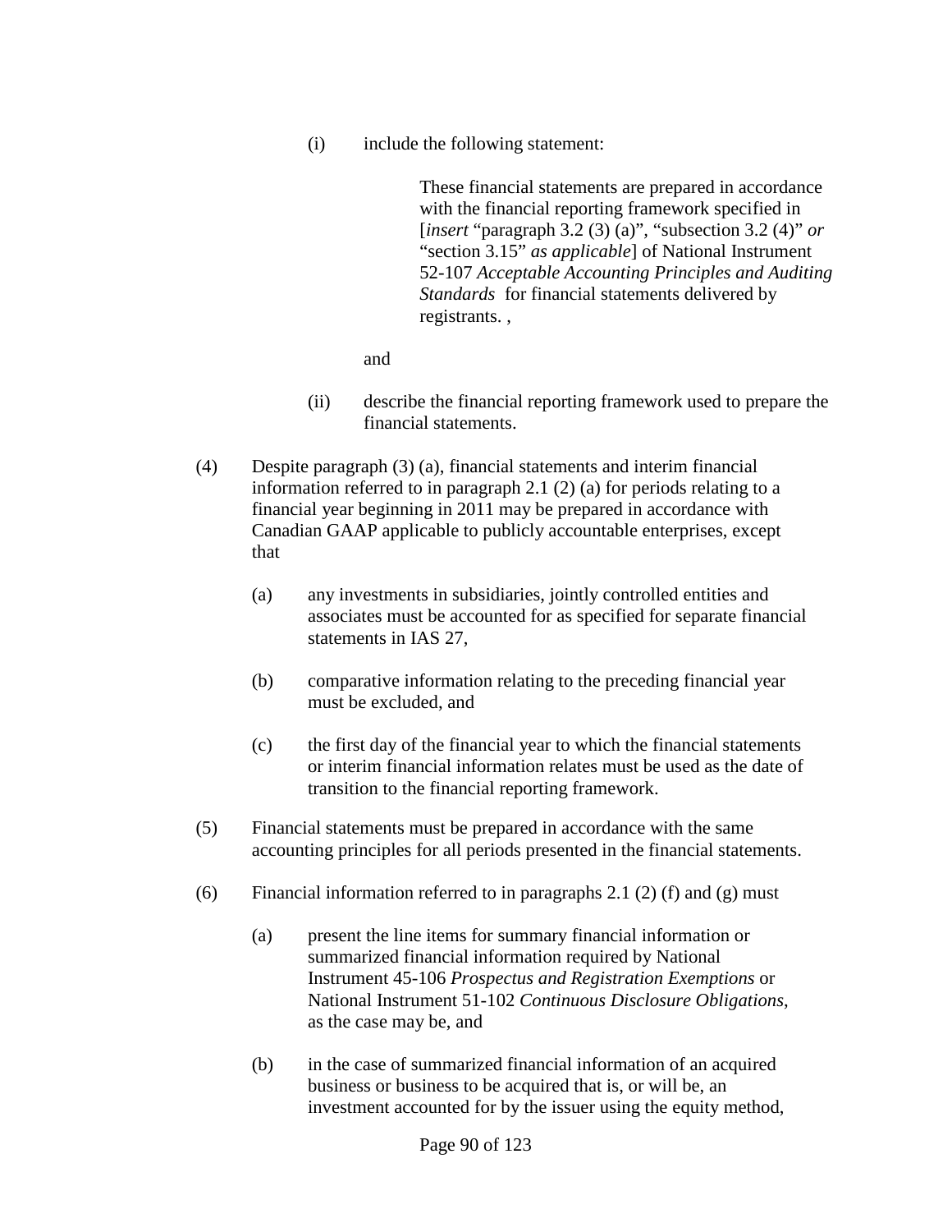(i) include the following statement:

> These financial statements are prepared in accordance with the financial reporting framework specified in [*insert* "paragraph 3.2 (3) (a)", "subsection 3.2 (4)" *or* "section 3.15" *as applicable*] of National Instrument 52-107 *Acceptable Accounting Principles and Auditing Standards* for financial statements delivered by registrants. ,

and

(ii) describe the financial reporting framework used to prepare the financial statements.

(4) Despite paragraph (3) (a), financial statements and interim financial information referred to in paragraph 2.1 (2) (a) for periods relating to a financial year beginning in 2011 may be prepared in accordance with Canadian GAAP applicable to publicly accountable enterprises, except that

(a) any investments in subsidiaries, jointly controlled entities and associates must be accounted for as specified for separate financial statements in IAS 27,

(b) comparative information relating to the preceding financial year must be excluded, and

(c) the first day of the financial year to which the financial statements or interim financial information relates must be used as the date of transition to the financial reporting framework.

(5) Financial statements must be prepared in accordance with the same accounting principles for all periods presented in the financial statements.

(6) Financial information referred to in paragraphs 2.1 (2) (f) and (g) must

(a) present the line items for summary financial information or summarized financial information required by National Instrument 45-106 *Prospectus and Registration Exemptions* or National Instrument 51-102 *Continuous Disclosure Obligations*, as the case may be, and

(b) in the case of summarized financial information of an acquired business or business to be acquired that is, or will be, an investment accounted for by the issuer using the equity method,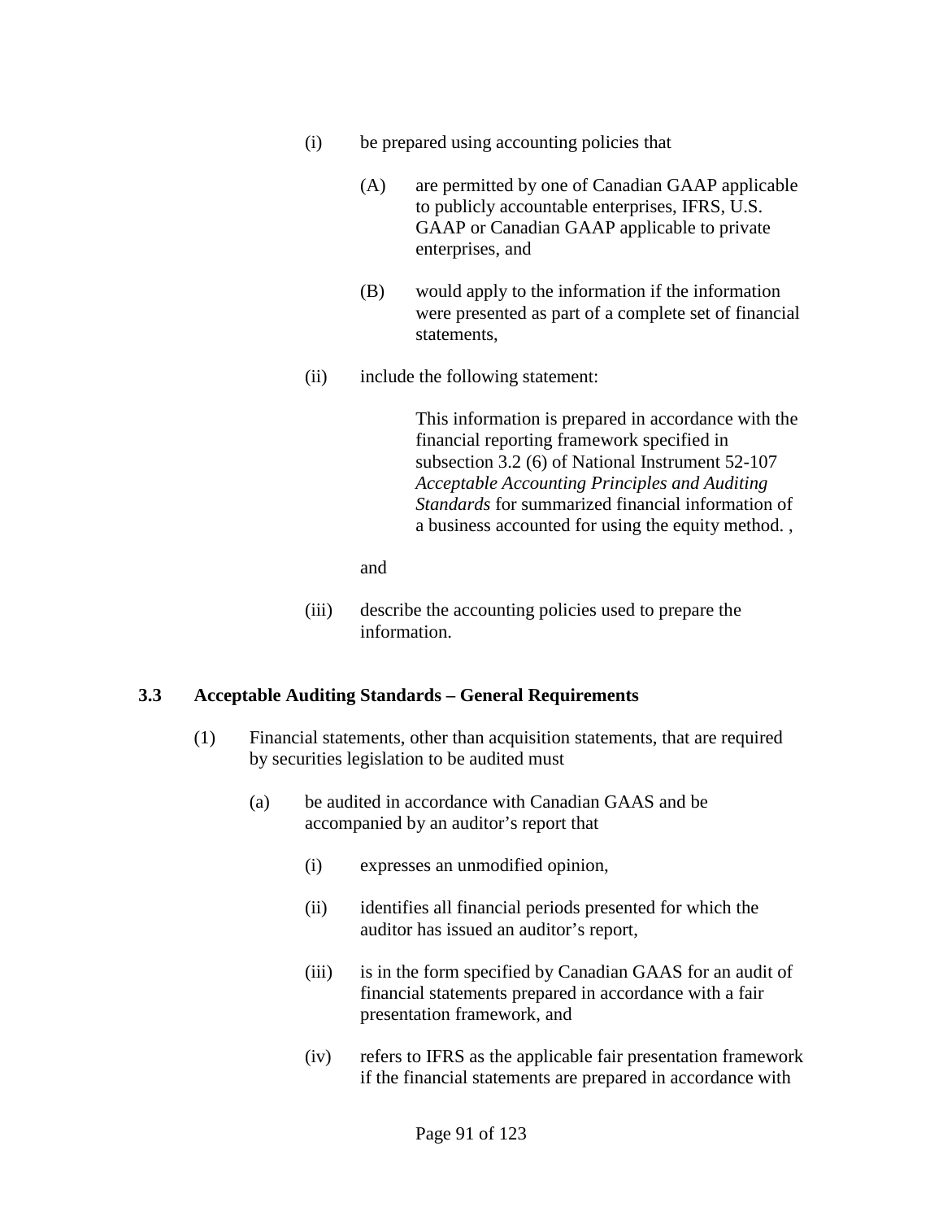(i) be prepared using accounting policies that

(A) are permitted by one of Canadian GAAP applicable to publicly accountable enterprises, IFRS, U.S. GAAP or Canadian GAAP applicable to private enterprises, and

(B) would apply to the information if the information were presented as part of a complete set of financial statements,

(ii) include the following statement:

> This information is prepared in accordance with the financial reporting framework specified in subsection 3.2 (6) of National Instrument 52-107 *Acceptable Accounting Principles and Auditing Standards* for summarized financial information of a business accounted for using the equity method. ,

and

(iii) describe the accounting policies used to prepare the information.

### 3.3 Acceptable Auditing Standards – General Requirements

(1) Financial statements, other than acquisition statements, that are required by securities legislation to be audited must

(a) be audited in accordance with Canadian GAAS and be accompanied by an auditor's report that

(i) expresses an unmodified opinion,

(ii) identifies all financial periods presented for which the auditor has issued an auditor's report,

(iii) is in the form specified by Canadian GAAS for an audit of financial statements prepared in accordance with a fair presentation framework, and

(iv) refers to IFRS as the applicable fair presentation framework if the financial statements are prepared in accordance with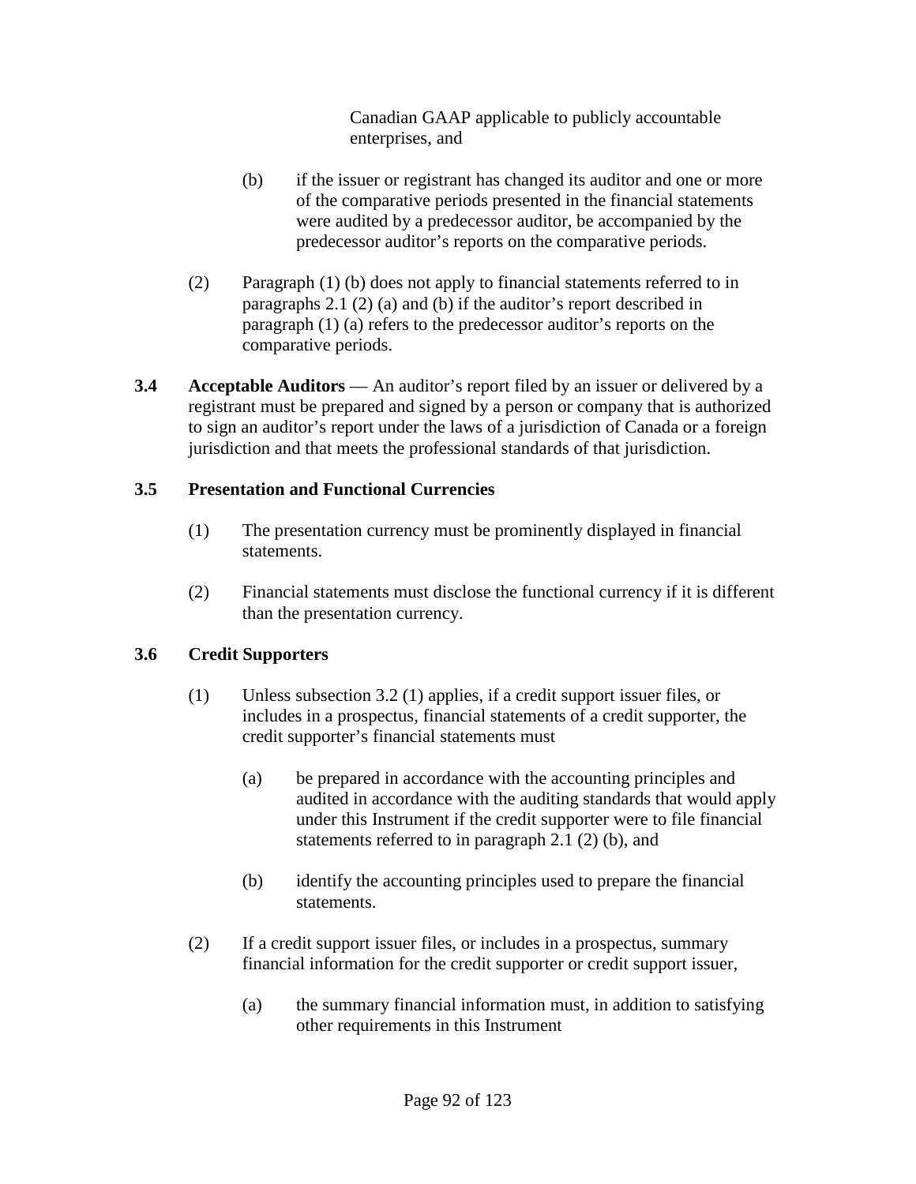Canadian GAAP applicable to publicly accountable enterprises, and

(b) if the issuer or registrant has changed its auditor and one or more of the comparative periods presented in the financial statements were audited by a predecessor auditor, be accompanied by the predecessor auditor's reports on the comparative periods.

(2) Paragraph (1) (b) does not apply to financial statements referred to in paragraphs 2.1 (2) (a) and (b) if the auditor's report described in paragraph (1) (a) refers to the predecessor auditor's reports on the comparative periods.

**3.4 Acceptable Auditors** — An auditor's report filed by an issuer or delivered by a registrant must be prepared and signed by a person or company that is authorized to sign an auditor's report under the laws of a jurisdiction of Canada or a foreign jurisdiction and that meets the professional standards of that jurisdiction.

**3.5 Presentation and Functional Currencies**

(1) The presentation currency must be prominently displayed in financial statements.

(2) Financial statements must disclose the functional currency if it is different than the presentation currency.

**3.6 Credit Supporters**

(1) Unless subsection 3.2 (1) applies, if a credit support issuer files, or includes in a prospectus, financial statements of a credit supporter, the credit supporter's financial statements must

(a) be prepared in accordance with the accounting principles and audited in accordance with the auditing standards that would apply under this Instrument if the credit supporter were to file financial statements referred to in paragraph 2.1 (2) (b), and

(b) identify the accounting principles used to prepare the financial statements.

(2) If a credit support issuer files, or includes in a prospectus, summary financial information for the credit supporter or credit support issuer,

(a) the summary financial information must, in addition to satisfying other requirements in this Instrument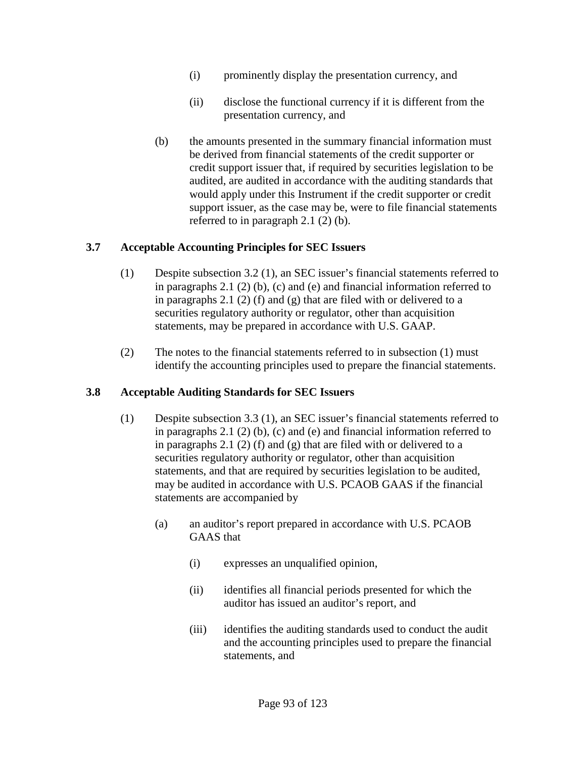(i) prominently display the presentation currency, and

(ii) disclose the functional currency if it is different from the presentation currency, and

(b) the amounts presented in the summary financial information must be derived from financial statements of the credit supporter or credit support issuer that, if required by securities legislation to be audited, are audited in accordance with the auditing standards that would apply under this Instrument if the credit supporter or credit support issuer, as the case may be, were to file financial statements referred to in paragraph 2.1 (2) (b).

### 3.7 Acceptable Accounting Principles for SEC Issuers

(1) Despite subsection 3.2 (1), an SEC issuer's financial statements referred to in paragraphs 2.1 (2) (b), (c) and (e) and financial information referred to in paragraphs 2.1 (2) (f) and (g) that are filed with or delivered to a securities regulatory authority or regulator, other than acquisition statements, may be prepared in accordance with U.S. GAAP.

(2) The notes to the financial statements referred to in subsection (1) must identify the accounting principles used to prepare the financial statements.

### 3.8 Acceptable Auditing Standards for SEC Issuers

(1) Despite subsection 3.3 (1), an SEC issuer's financial statements referred to in paragraphs 2.1 (2) (b), (c) and (e) and financial information referred to in paragraphs 2.1 (2) (f) and (g) that are filed with or delivered to a securities regulatory authority or regulator, other than acquisition statements, and that are required by securities legislation to be audited, may be audited in accordance with U.S. PCAOB GAAS if the financial statements are accompanied by

(a) an auditor's report prepared in accordance with U.S. PCAOB GAAS that

(i) expresses an unqualified opinion,

(ii) identifies all financial periods presented for which the auditor has issued an auditor's report, and

(iii) identifies the auditing standards used to conduct the audit and the accounting principles used to prepare the financial statements, and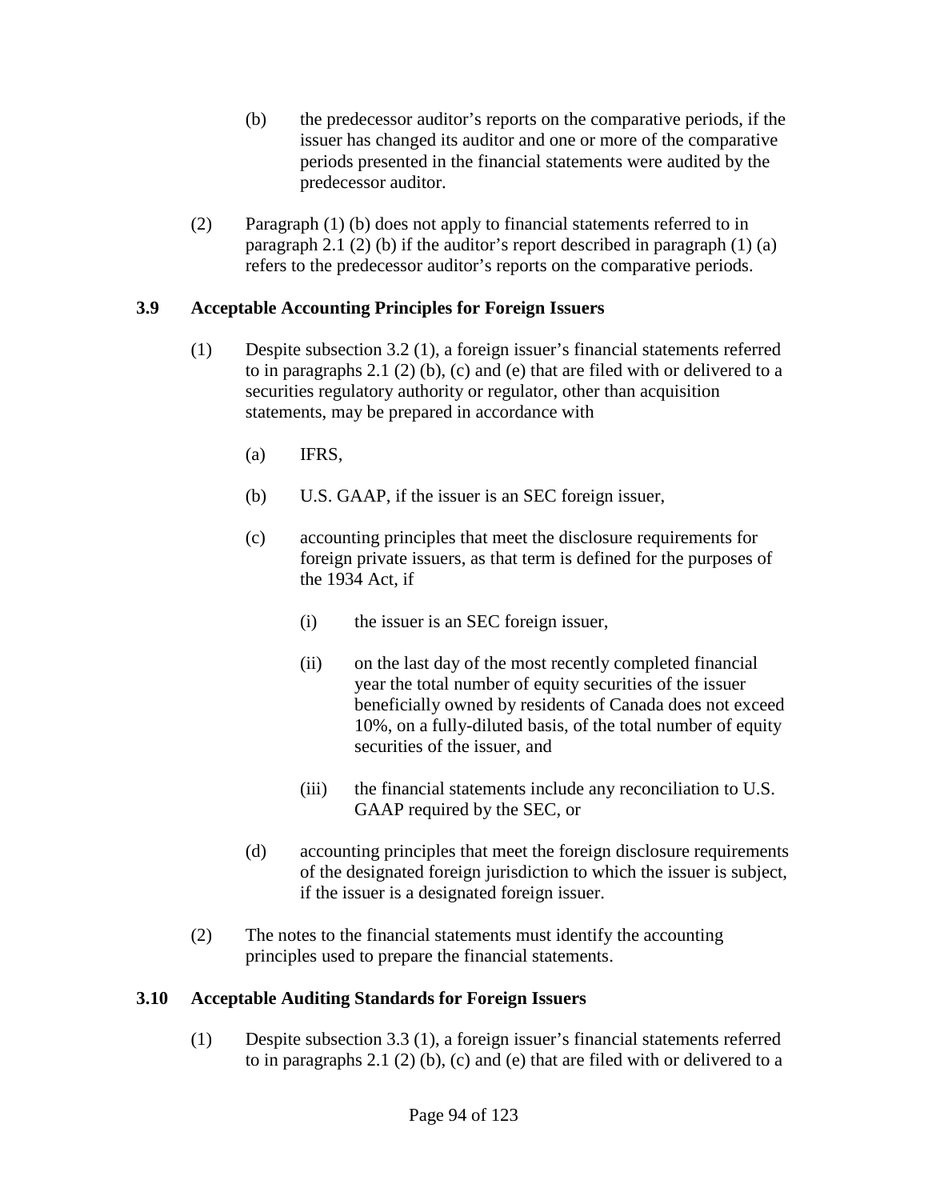(b) the predecessor auditor's reports on the comparative periods, if the issuer has changed its auditor and one or more of the comparative periods presented in the financial statements were audited by the predecessor auditor.

(2) Paragraph (1) (b) does not apply to financial statements referred to in paragraph 2.1 (2) (b) if the auditor's report described in paragraph (1) (a) refers to the predecessor auditor's reports on the comparative periods.

### 3.9 Acceptable Accounting Principles for Foreign Issuers

(1) Despite subsection 3.2 (1), a foreign issuer's financial statements referred to in paragraphs 2.1 (2) (b), (c) and (e) that are filed with or delivered to a securities regulatory authority or regulator, other than acquisition statements, may be prepared in accordance with

(a) IFRS,

(b) U.S. GAAP, if the issuer is an SEC foreign issuer,

(c) accounting principles that meet the disclosure requirements for foreign private issuers, as that term is defined for the purposes of the 1934 Act, if

(i) the issuer is an SEC foreign issuer,

(ii) on the last day of the most recently completed financial year the total number of equity securities of the issuer beneficially owned by residents of Canada does not exceed 10%, on a fully-diluted basis, of the total number of equity securities of the issuer, and

(iii) the financial statements include any reconciliation to U.S. GAAP required by the SEC, or

(d) accounting principles that meet the foreign disclosure requirements of the designated foreign jurisdiction to which the issuer is subject, if the issuer is a designated foreign issuer.

(2) The notes to the financial statements must identify the accounting principles used to prepare the financial statements.

### 3.10 Acceptable Auditing Standards for Foreign Issuers

(1) Despite subsection 3.3 (1), a foreign issuer's financial statements referred to in paragraphs 2.1 (2) (b), (c) and (e) that are filed with or delivered to a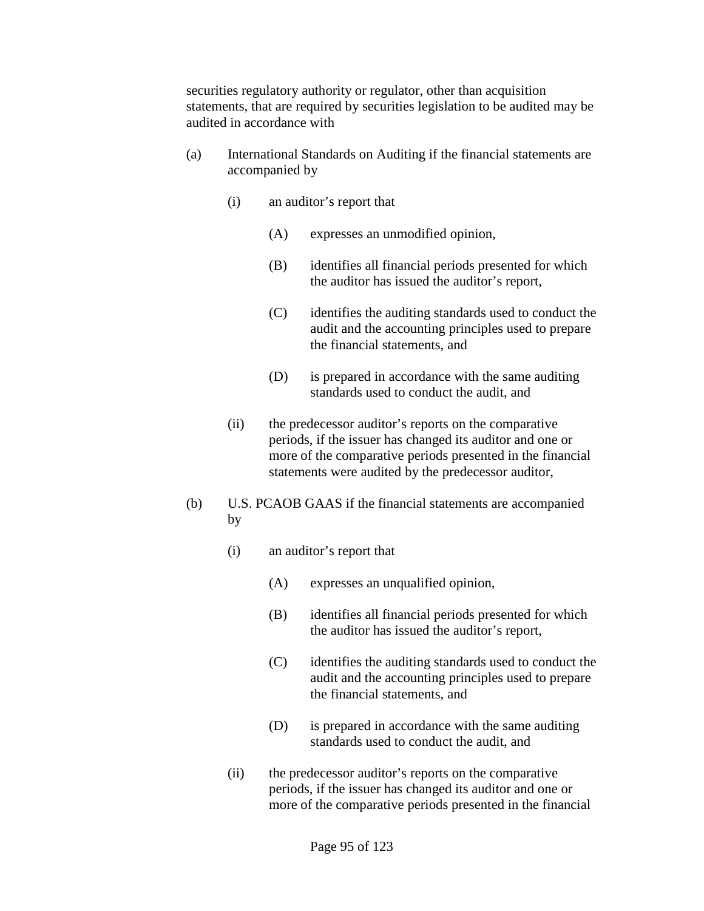securities regulatory authority or regulator, other than acquisition statements, that are required by securities legislation to be audited may be audited in accordance with

(a) International Standards on Auditing if the financial statements are accompanied by

  (i) an auditor's report that

    (A) expresses an unmodified opinion,

    (B) identifies all financial periods presented for which the auditor has issued the auditor's report,

    (C) identifies the auditing standards used to conduct the audit and the accounting principles used to prepare the financial statements, and

    (D) is prepared in accordance with the same auditing standards used to conduct the audit, and

  (ii) the predecessor auditor's reports on the comparative periods, if the issuer has changed its auditor and one or more of the comparative periods presented in the financial statements were audited by the predecessor auditor,

(b) U.S. PCAOB GAAS if the financial statements are accompanied by

  (i) an auditor's report that

    (A) expresses an unqualified opinion,

    (B) identifies all financial periods presented for which the auditor has issued the auditor's report,

    (C) identifies the auditing standards used to conduct the audit and the accounting principles used to prepare the financial statements, and

    (D) is prepared in accordance with the same auditing standards used to conduct the audit, and

  (ii) the predecessor auditor's reports on the comparative periods, if the issuer has changed its auditor and one or more of the comparative periods presented in the financial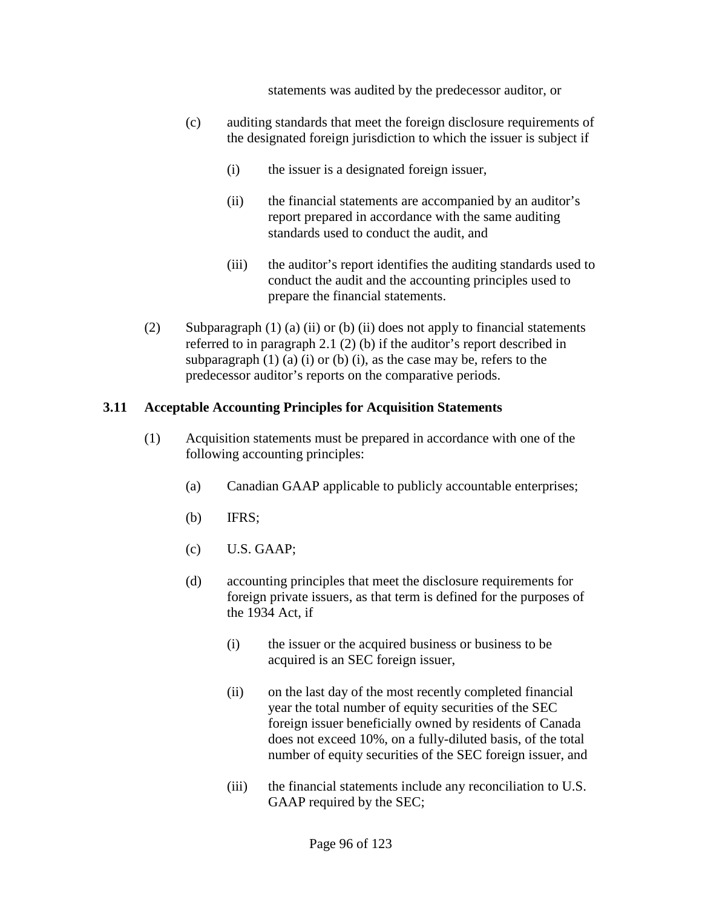statements was audited by the predecessor auditor, or

(c) auditing standards that meet the foreign disclosure requirements of the designated foreign jurisdiction to which the issuer is subject if

(i) the issuer is a designated foreign issuer,

(ii) the financial statements are accompanied by an auditor's report prepared in accordance with the same auditing standards used to conduct the audit, and

(iii) the auditor's report identifies the auditing standards used to conduct the audit and the accounting principles used to prepare the financial statements.

(2) Subparagraph (1) (a) (ii) or (b) (ii) does not apply to financial statements referred to in paragraph 2.1 (2) (b) if the auditor's report described in subparagraph (1) (a) (i) or (b) (i), as the case may be, refers to the predecessor auditor's reports on the comparative periods.

**3.11 Acceptable Accounting Principles for Acquisition Statements**

(1) Acquisition statements must be prepared in accordance with one of the following accounting principles:

(a) Canadian GAAP applicable to publicly accountable enterprises;

(b) IFRS;

(c) U.S. GAAP;

(d) accounting principles that meet the disclosure requirements for foreign private issuers, as that term is defined for the purposes of the 1934 Act, if

(i) the issuer or the acquired business or business to be acquired is an SEC foreign issuer,

(ii) on the last day of the most recently completed financial year the total number of equity securities of the SEC foreign issuer beneficially owned by residents of Canada does not exceed 10%, on a fully-diluted basis, of the total number of equity securities of the SEC foreign issuer, and

(iii) the financial statements include any reconciliation to U.S. GAAP required by the SEC;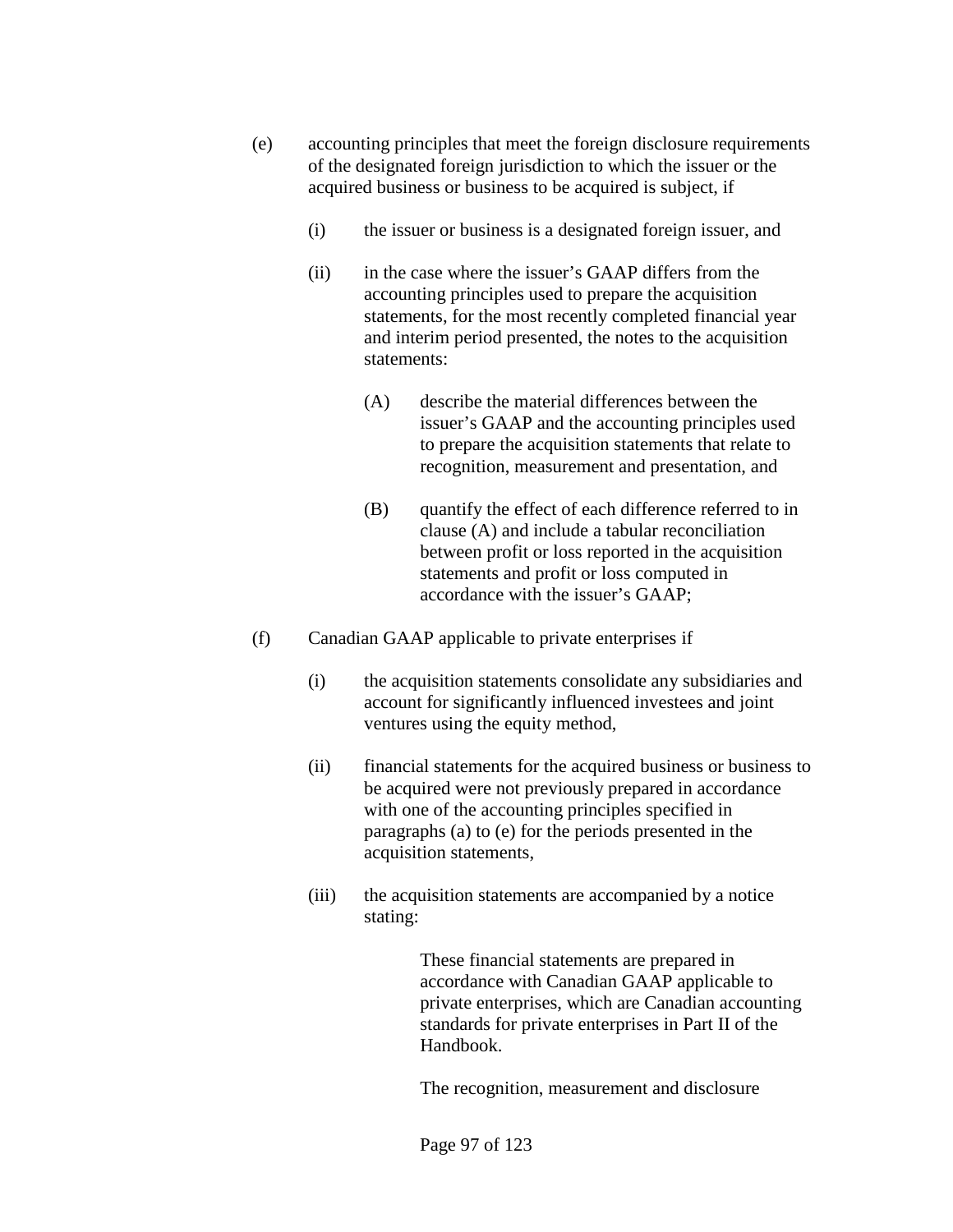(e) accounting principles that meet the foreign disclosure requirements of the designated foreign jurisdiction to which the issuer or the acquired business or business to be acquired is subject, if

  (i) the issuer or business is a designated foreign issuer, and

  (ii) in the case where the issuer's GAAP differs from the accounting principles used to prepare the acquisition statements, for the most recently completed financial year and interim period presented, the notes to the acquisition statements:

    (A) describe the material differences between the issuer's GAAP and the accounting principles used to prepare the acquisition statements that relate to recognition, measurement and presentation, and

    (B) quantify the effect of each difference referred to in clause (A) and include a tabular reconciliation between profit or loss reported in the acquisition statements and profit or loss computed in accordance with the issuer's GAAP;

(f) Canadian GAAP applicable to private enterprises if

  (i) the acquisition statements consolidate any subsidiaries and account for significantly influenced investees and joint ventures using the equity method,

  (ii) financial statements for the acquired business or business to be acquired were not previously prepared in accordance with one of the accounting principles specified in paragraphs (a) to (e) for the periods presented in the acquisition statements,

  (iii) the acquisition statements are accompanied by a notice stating:

> These financial statements are prepared in accordance with Canadian GAAP applicable to private enterprises, which are Canadian accounting standards for private enterprises in Part II of the Handbook.
>
> The recognition, measurement and disclosure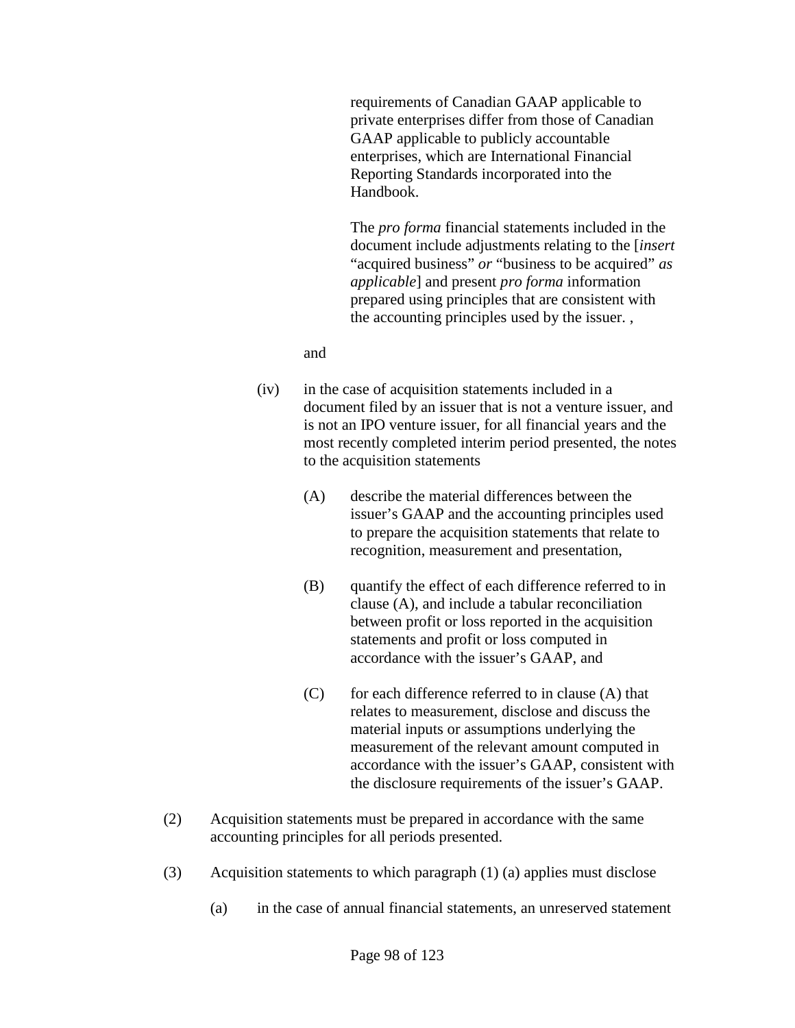requirements of Canadian GAAP applicable to private enterprises differ from those of Canadian GAAP applicable to publicly accountable enterprises, which are International Financial Reporting Standards incorporated into the Handbook.

The *pro forma* financial statements included in the document include adjustments relating to the [*insert* "acquired business" *or* "business to be acquired" *as applicable*] and present *pro forma* information prepared using principles that are consistent with the accounting principles used by the issuer. ,

and

(iv) in the case of acquisition statements included in a document filed by an issuer that is not a venture issuer, and is not an IPO venture issuer, for all financial years and the most recently completed interim period presented, the notes to the acquisition statements

(A) describe the material differences between the issuer's GAAP and the accounting principles used to prepare the acquisition statements that relate to recognition, measurement and presentation,

(B) quantify the effect of each difference referred to in clause (A), and include a tabular reconciliation between profit or loss reported in the acquisition statements and profit or loss computed in accordance with the issuer's GAAP, and

(C) for each difference referred to in clause (A) that relates to measurement, disclose and discuss the material inputs or assumptions underlying the measurement of the relevant amount computed in accordance with the issuer's GAAP, consistent with the disclosure requirements of the issuer's GAAP.

(2) Acquisition statements must be prepared in accordance with the same accounting principles for all periods presented.

(3) Acquisition statements to which paragraph (1) (a) applies must disclose

(a) in the case of annual financial statements, an unreserved statement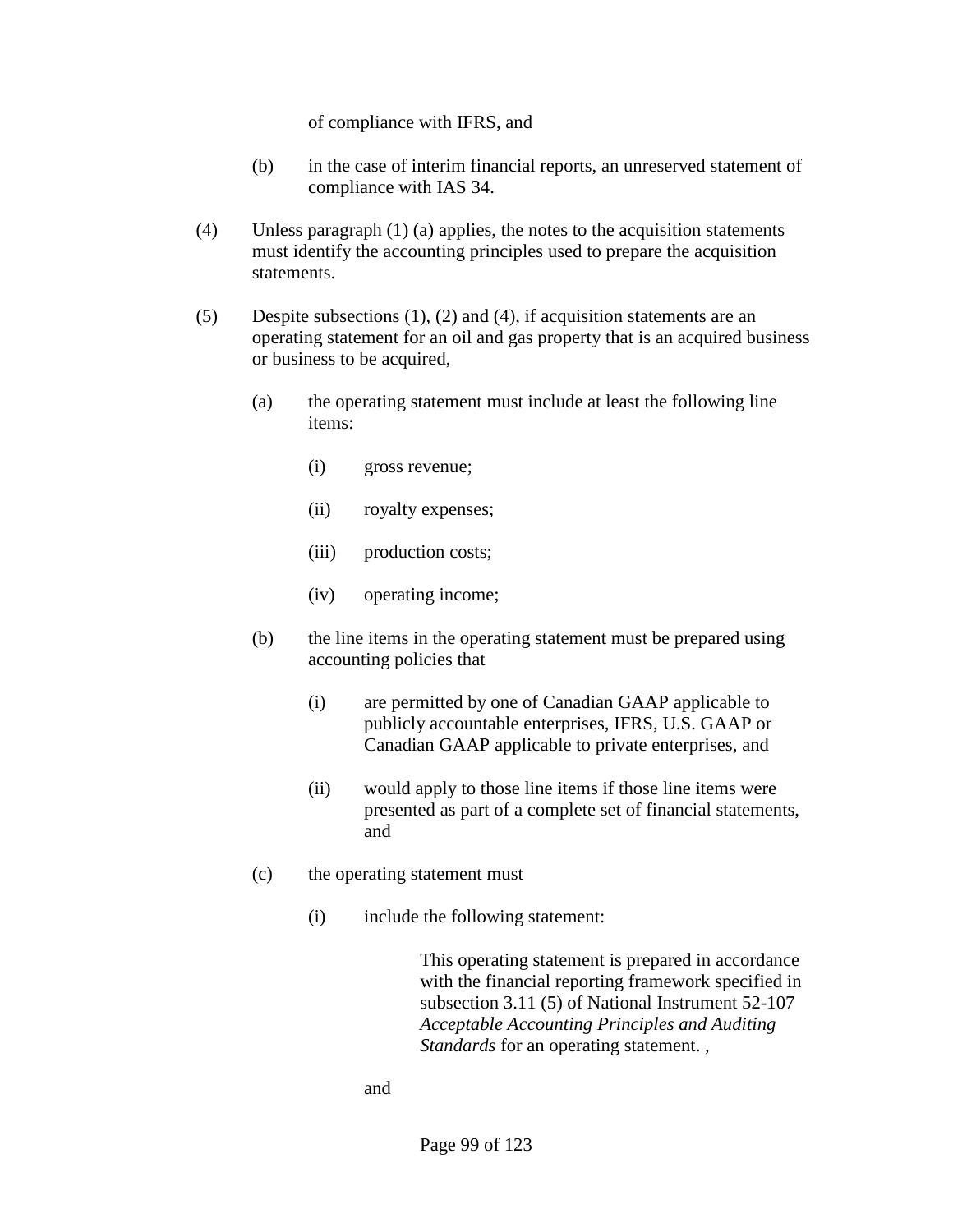of compliance with IFRS, and

(b) in the case of interim financial reports, an unreserved statement of compliance with IAS 34.

(4) Unless paragraph (1) (a) applies, the notes to the acquisition statements must identify the accounting principles used to prepare the acquisition statements.

(5) Despite subsections (1), (2) and (4), if acquisition statements are an operating statement for an oil and gas property that is an acquired business or business to be acquired,

(a) the operating statement must include at least the following line items:

(i) gross revenue;

(ii) royalty expenses;

(iii) production costs;

(iv) operating income;

(b) the line items in the operating statement must be prepared using accounting policies that

(i) are permitted by one of Canadian GAAP applicable to publicly accountable enterprises, IFRS, U.S. GAAP or Canadian GAAP applicable to private enterprises, and

(ii) would apply to those line items if those line items were presented as part of a complete set of financial statements, and

(c) the operating statement must

(i) include the following statement:

> This operating statement is prepared in accordance with the financial reporting framework specified in subsection 3.11 (5) of National Instrument 52-107 *Acceptable Accounting Principles and Auditing Standards* for an operating statement. ,

and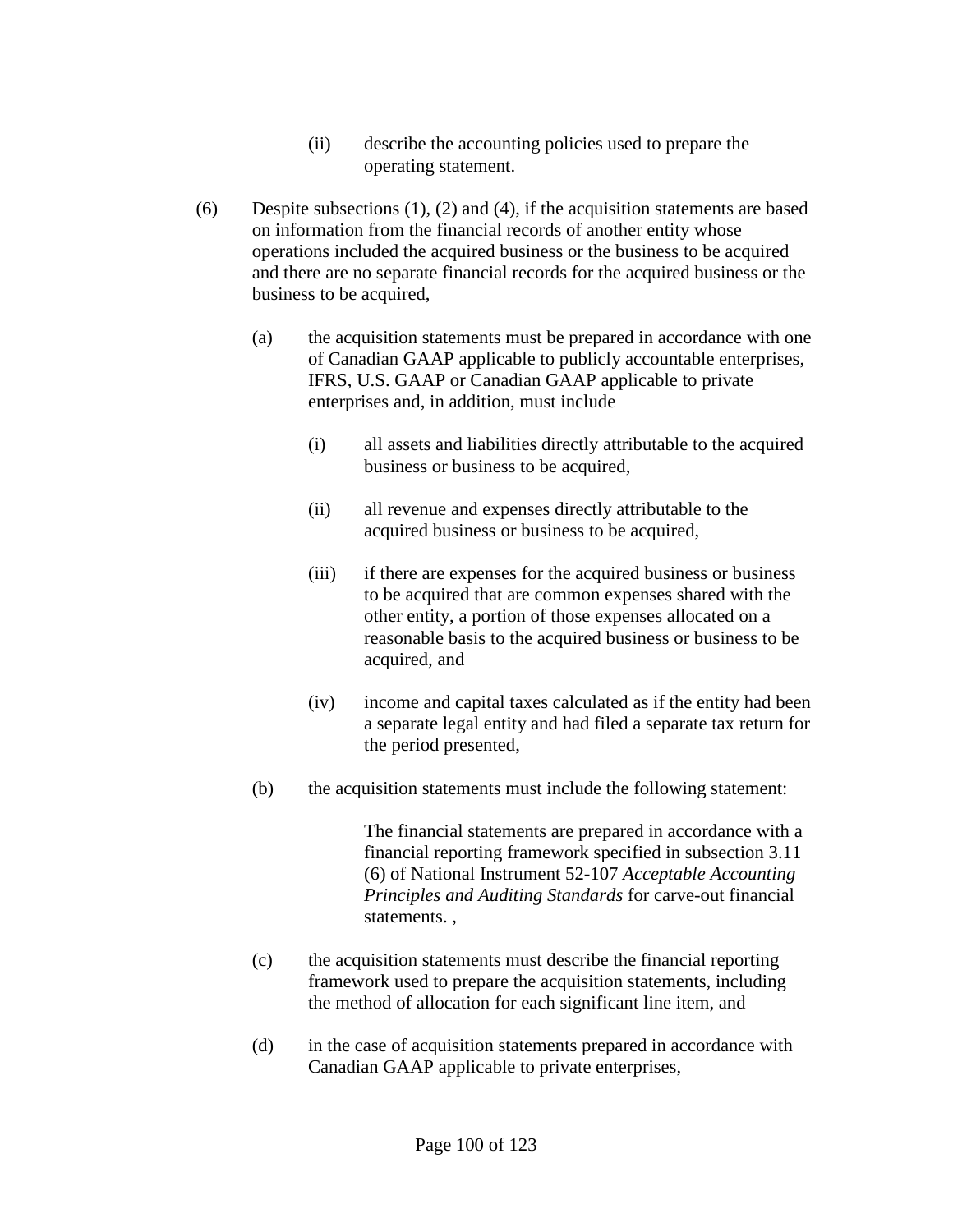(ii) describe the accounting policies used to prepare the operating statement.

(6) Despite subsections (1), (2) and (4), if the acquisition statements are based on information from the financial records of another entity whose operations included the acquired business or the business to be acquired and there are no separate financial records for the acquired business or the business to be acquired,

(a) the acquisition statements must be prepared in accordance with one of Canadian GAAP applicable to publicly accountable enterprises, IFRS, U.S. GAAP or Canadian GAAP applicable to private enterprises and, in addition, must include

(i) all assets and liabilities directly attributable to the acquired business or business to be acquired,

(ii) all revenue and expenses directly attributable to the acquired business or business to be acquired,

(iii) if there are expenses for the acquired business or business to be acquired that are common expenses shared with the other entity, a portion of those expenses allocated on a reasonable basis to the acquired business or business to be acquired, and

(iv) income and capital taxes calculated as if the entity had been a separate legal entity and had filed a separate tax return for the period presented,

(b) the acquisition statements must include the following statement:

> The financial statements are prepared in accordance with a financial reporting framework specified in subsection 3.11 (6) of National Instrument 52-107 *Acceptable Accounting Principles and Auditing Standards* for carve-out financial statements. ,

(c) the acquisition statements must describe the financial reporting framework used to prepare the acquisition statements, including the method of allocation for each significant line item, and

(d) in the case of acquisition statements prepared in accordance with Canadian GAAP applicable to private enterprises,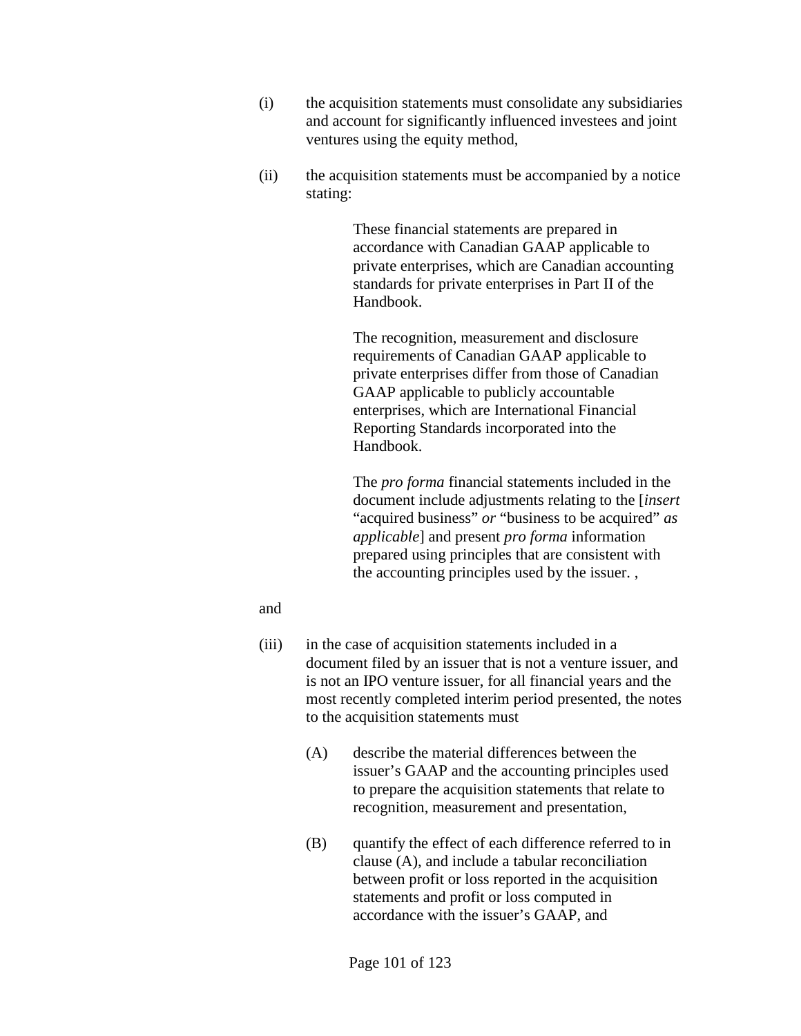(i) the acquisition statements must consolidate any subsidiaries and account for significantly influenced investees and joint ventures using the equity method,

(ii) the acquisition statements must be accompanied by a notice stating:

> These financial statements are prepared in accordance with Canadian GAAP applicable to private enterprises, which are Canadian accounting standards for private enterprises in Part II of the Handbook.
>
> The recognition, measurement and disclosure requirements of Canadian GAAP applicable to private enterprises differ from those of Canadian GAAP applicable to publicly accountable enterprises, which are International Financial Reporting Standards incorporated into the Handbook.
>
> The *pro forma* financial statements included in the document include adjustments relating to the [*insert* "acquired business" *or* "business to be acquired" *as applicable*] and present *pro forma* information prepared using principles that are consistent with the accounting principles used by the issuer. ,

and

(iii) in the case of acquisition statements included in a document filed by an issuer that is not a venture issuer, and is not an IPO venture issuer, for all financial years and the most recently completed interim period presented, the notes to the acquisition statements must

(A) describe the material differences between the issuer's GAAP and the accounting principles used to prepare the acquisition statements that relate to recognition, measurement and presentation,

(B) quantify the effect of each difference referred to in clause (A), and include a tabular reconciliation between profit or loss reported in the acquisition statements and profit or loss computed in accordance with the issuer's GAAP, and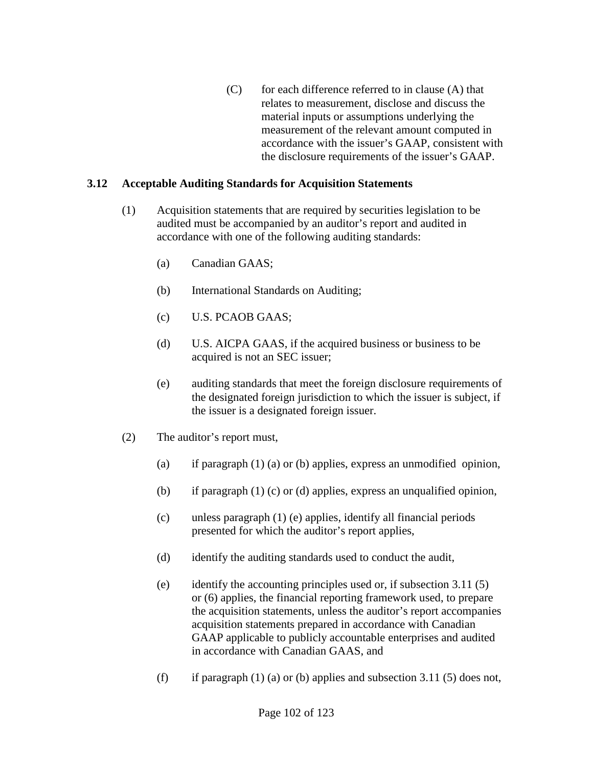(C) for each difference referred to in clause (A) that relates to measurement, disclose and discuss the material inputs or assumptions underlying the measurement of the relevant amount computed in accordance with the issuer's GAAP, consistent with the disclosure requirements of the issuer's GAAP.

### 3.12 Acceptable Auditing Standards for Acquisition Statements

(1) Acquisition statements that are required by securities legislation to be audited must be accompanied by an auditor's report and audited in accordance with one of the following auditing standards:

(a) Canadian GAAS;

(b) International Standards on Auditing;

(c) U.S. PCAOB GAAS;

(d) U.S. AICPA GAAS, if the acquired business or business to be acquired is not an SEC issuer;

(e) auditing standards that meet the foreign disclosure requirements of the designated foreign jurisdiction to which the issuer is subject, if the issuer is a designated foreign issuer.

(2) The auditor's report must,

(a) if paragraph (1) (a) or (b) applies, express an unmodified opinion,

(b) if paragraph (1) (c) or (d) applies, express an unqualified opinion,

(c) unless paragraph (1) (e) applies, identify all financial periods presented for which the auditor's report applies,

(d) identify the auditing standards used to conduct the audit,

(e) identify the accounting principles used or, if subsection 3.11 (5) or (6) applies, the financial reporting framework used, to prepare the acquisition statements, unless the auditor's report accompanies acquisition statements prepared in accordance with Canadian GAAP applicable to publicly accountable enterprises and audited in accordance with Canadian GAAS, and

(f) if paragraph (1) (a) or (b) applies and subsection 3.11 (5) does not,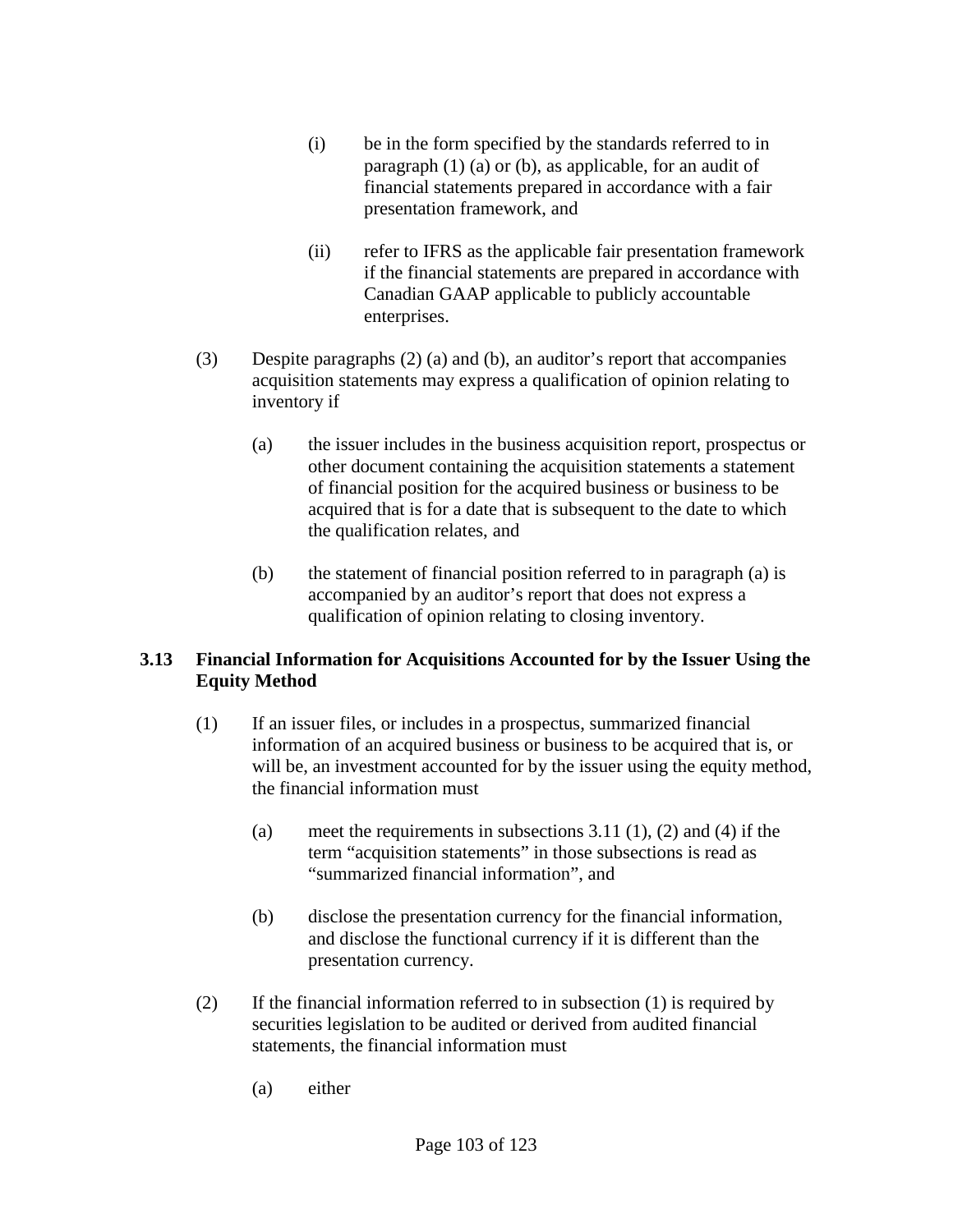(i) be in the form specified by the standards referred to in paragraph (1) (a) or (b), as applicable, for an audit of financial statements prepared in accordance with a fair presentation framework, and

(ii) refer to IFRS as the applicable fair presentation framework if the financial statements are prepared in accordance with Canadian GAAP applicable to publicly accountable enterprises.

(3) Despite paragraphs (2) (a) and (b), an auditor's report that accompanies acquisition statements may express a qualification of opinion relating to inventory if

(a) the issuer includes in the business acquisition report, prospectus or other document containing the acquisition statements a statement of financial position for the acquired business or business to be acquired that is for a date that is subsequent to the date to which the qualification relates, and

(b) the statement of financial position referred to in paragraph (a) is accompanied by an auditor's report that does not express a qualification of opinion relating to closing inventory.

### 3.13 Financial Information for Acquisitions Accounted for by the Issuer Using the Equity Method

(1) If an issuer files, or includes in a prospectus, summarized financial information of an acquired business or business to be acquired that is, or will be, an investment accounted for by the issuer using the equity method, the financial information must

(a) meet the requirements in subsections 3.11 (1), (2) and (4) if the term "acquisition statements" in those subsections is read as "summarized financial information", and

(b) disclose the presentation currency for the financial information, and disclose the functional currency if it is different than the presentation currency.

(2) If the financial information referred to in subsection (1) is required by securities legislation to be audited or derived from audited financial statements, the financial information must

(a) either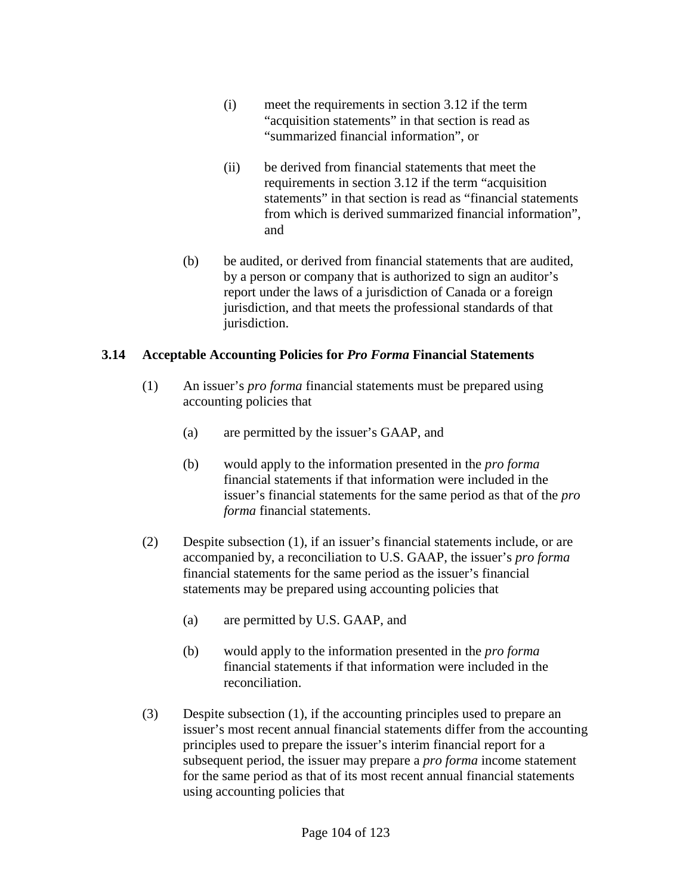(i) meet the requirements in section 3.12 if the term "acquisition statements" in that section is read as "summarized financial information", or

(ii) be derived from financial statements that meet the requirements in section 3.12 if the term "acquisition statements" in that section is read as "financial statements from which is derived summarized financial information", and

(b) be audited, or derived from financial statements that are audited, by a person or company that is authorized to sign an auditor's report under the laws of a jurisdiction of Canada or a foreign jurisdiction, and that meets the professional standards of that jurisdiction.

### 3.14 Acceptable Accounting Policies for *Pro Forma* Financial Statements

(1) An issuer's *pro forma* financial statements must be prepared using accounting policies that

(a) are permitted by the issuer's GAAP, and

(b) would apply to the information presented in the *pro forma* financial statements if that information were included in the issuer's financial statements for the same period as that of the *pro forma* financial statements.

(2) Despite subsection (1), if an issuer's financial statements include, or are accompanied by, a reconciliation to U.S. GAAP, the issuer's *pro forma* financial statements for the same period as the issuer's financial statements may be prepared using accounting policies that

(a) are permitted by U.S. GAAP, and

(b) would apply to the information presented in the *pro forma* financial statements if that information were included in the reconciliation.

(3) Despite subsection (1), if the accounting principles used to prepare an issuer's most recent annual financial statements differ from the accounting principles used to prepare the issuer's interim financial report for a subsequent period, the issuer may prepare a *pro forma* income statement for the same period as that of its most recent annual financial statements using accounting policies that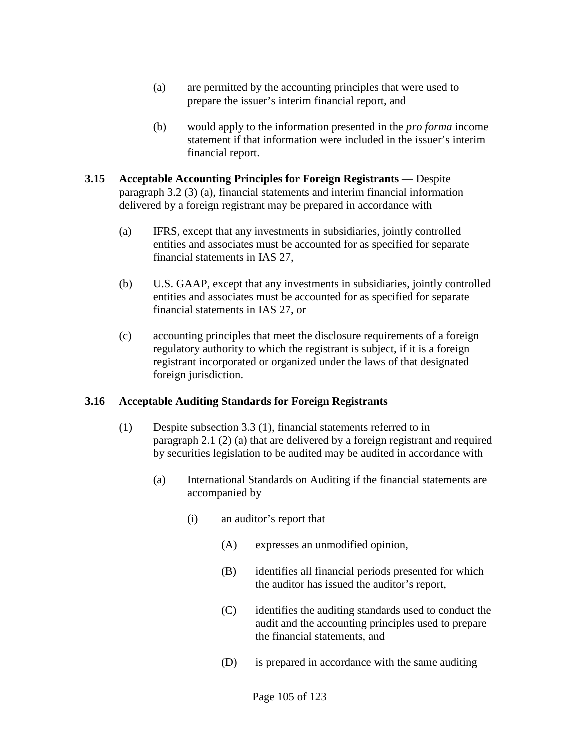(a) are permitted by the accounting principles that were used to prepare the issuer's interim financial report, and

(b) would apply to the information presented in the *pro forma* income statement if that information were included in the issuer's interim financial report.

**3.15 Acceptable Accounting Principles for Foreign Registrants** — Despite paragraph 3.2 (3) (a), financial statements and interim financial information delivered by a foreign registrant may be prepared in accordance with

(a) IFRS, except that any investments in subsidiaries, jointly controlled entities and associates must be accounted for as specified for separate financial statements in IAS 27,

(b) U.S. GAAP, except that any investments in subsidiaries, jointly controlled entities and associates must be accounted for as specified for separate financial statements in IAS 27, or

(c) accounting principles that meet the disclosure requirements of a foreign regulatory authority to which the registrant is subject, if it is a foreign registrant incorporated or organized under the laws of that designated foreign jurisdiction.

**3.16 Acceptable Auditing Standards for Foreign Registrants**

(1) Despite subsection 3.3 (1), financial statements referred to in paragraph 2.1 (2) (a) that are delivered by a foreign registrant and required by securities legislation to be audited may be audited in accordance with

(a) International Standards on Auditing if the financial statements are accompanied by

(i) an auditor's report that

(A) expresses an unmodified opinion,

(B) identifies all financial periods presented for which the auditor has issued the auditor's report,

(C) identifies the auditing standards used to conduct the audit and the accounting principles used to prepare the financial statements, and

(D) is prepared in accordance with the same auditing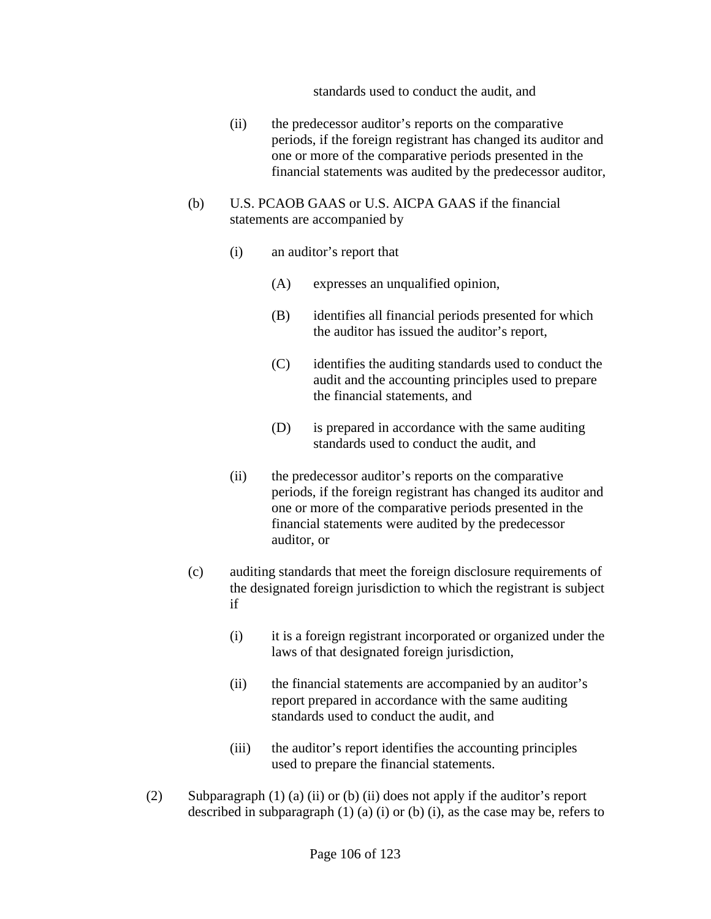standards used to conduct the audit, and

(ii) the predecessor auditor's reports on the comparative periods, if the foreign registrant has changed its auditor and one or more of the comparative periods presented in the financial statements was audited by the predecessor auditor,

(b) U.S. PCAOB GAAS or U.S. AICPA GAAS if the financial statements are accompanied by

(i) an auditor's report that

(A) expresses an unqualified opinion,

(B) identifies all financial periods presented for which the auditor has issued the auditor's report,

(C) identifies the auditing standards used to conduct the audit and the accounting principles used to prepare the financial statements, and

(D) is prepared in accordance with the same auditing standards used to conduct the audit, and

(ii) the predecessor auditor's reports on the comparative periods, if the foreign registrant has changed its auditor and one or more of the comparative periods presented in the financial statements were audited by the predecessor auditor, or

(c) auditing standards that meet the foreign disclosure requirements of the designated foreign jurisdiction to which the registrant is subject if

(i) it is a foreign registrant incorporated or organized under the laws of that designated foreign jurisdiction,

(ii) the financial statements are accompanied by an auditor's report prepared in accordance with the same auditing standards used to conduct the audit, and

(iii) the auditor's report identifies the accounting principles used to prepare the financial statements.

(2) Subparagraph (1) (a) (ii) or (b) (ii) does not apply if the auditor's report described in subparagraph (1) (a) (i) or (b) (i), as the case may be, refers to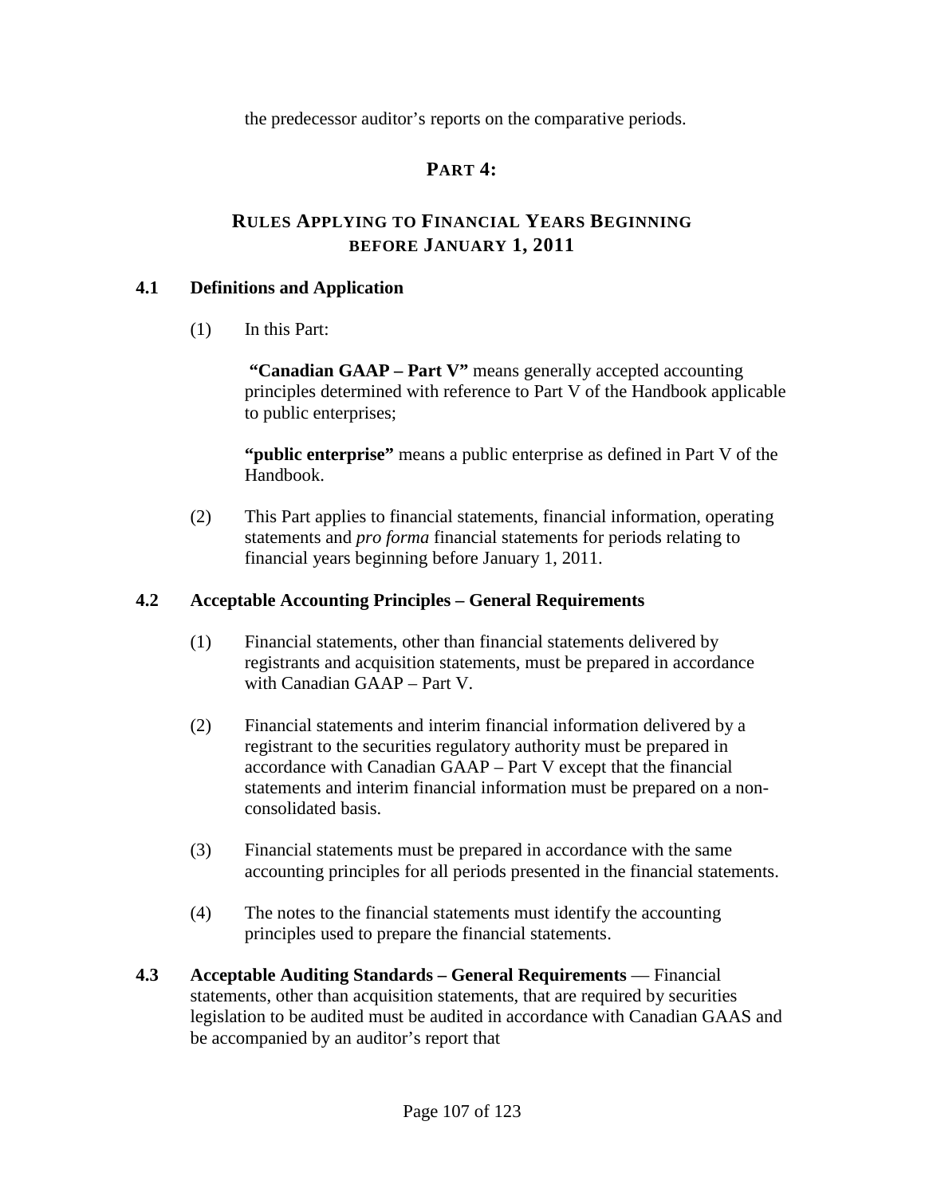the predecessor auditor's reports on the comparative periods.

## PART 4:

## RULES APPLYING TO FINANCIAL YEARS BEGINNING BEFORE JANUARY 1, 2011

### 4.1 Definitions and Application

(1) In this Part:

**"Canadian GAAP – Part V"** means generally accepted accounting principles determined with reference to Part V of the Handbook applicable to public enterprises;

**"public enterprise"** means a public enterprise as defined in Part V of the Handbook.

(2) This Part applies to financial statements, financial information, operating statements and *pro forma* financial statements for periods relating to financial years beginning before January 1, 2011.

### 4.2 Acceptable Accounting Principles – General Requirements

(1) Financial statements, other than financial statements delivered by registrants and acquisition statements, must be prepared in accordance with Canadian GAAP – Part V.

(2) Financial statements and interim financial information delivered by a registrant to the securities regulatory authority must be prepared in accordance with Canadian GAAP – Part V except that the financial statements and interim financial information must be prepared on a non-consolidated basis.

(3) Financial statements must be prepared in accordance with the same accounting principles for all periods presented in the financial statements.

(4) The notes to the financial statements must identify the accounting principles used to prepare the financial statements.

**4.3 Acceptable Auditing Standards – General Requirements** — Financial statements, other than acquisition statements, that are required by securities legislation to be audited must be audited in accordance with Canadian GAAS and be accompanied by an auditor's report that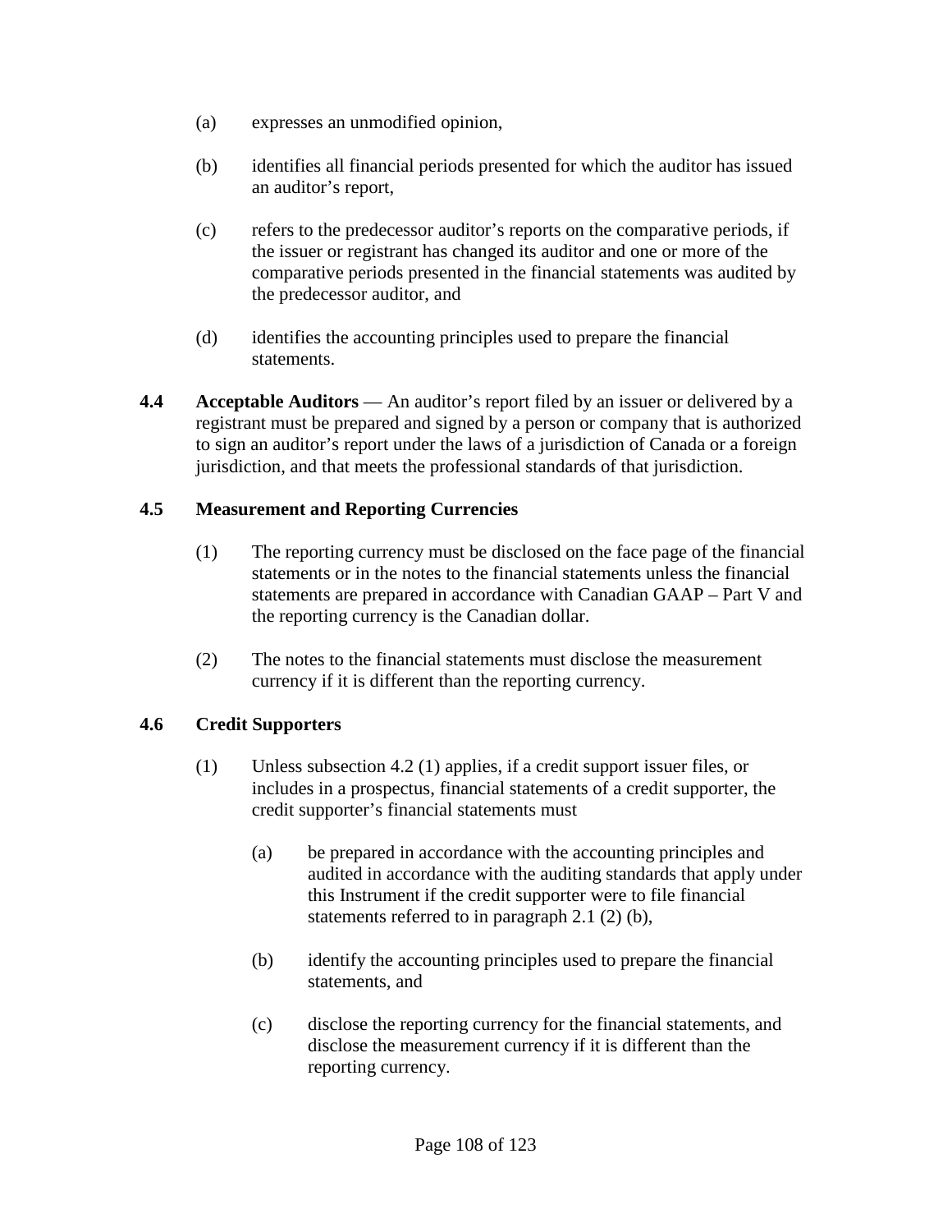(a) expresses an unmodified opinion,

(b) identifies all financial periods presented for which the auditor has issued an auditor's report,

(c) refers to the predecessor auditor's reports on the comparative periods, if the issuer or registrant has changed its auditor and one or more of the comparative periods presented in the financial statements was audited by the predecessor auditor, and

(d) identifies the accounting principles used to prepare the financial statements.

**4.4 Acceptable Auditors** — An auditor's report filed by an issuer or delivered by a registrant must be prepared and signed by a person or company that is authorized to sign an auditor's report under the laws of a jurisdiction of Canada or a foreign jurisdiction, and that meets the professional standards of that jurisdiction.

**4.5 Measurement and Reporting Currencies**

(1) The reporting currency must be disclosed on the face page of the financial statements or in the notes to the financial statements unless the financial statements are prepared in accordance with Canadian GAAP – Part V and the reporting currency is the Canadian dollar.

(2) The notes to the financial statements must disclose the measurement currency if it is different than the reporting currency.

**4.6 Credit Supporters**

(1) Unless subsection 4.2 (1) applies, if a credit support issuer files, or includes in a prospectus, financial statements of a credit supporter, the credit supporter's financial statements must

(a) be prepared in accordance with the accounting principles and audited in accordance with the auditing standards that apply under this Instrument if the credit supporter were to file financial statements referred to in paragraph 2.1 (2) (b),

(b) identify the accounting principles used to prepare the financial statements, and

(c) disclose the reporting currency for the financial statements, and disclose the measurement currency if it is different than the reporting currency.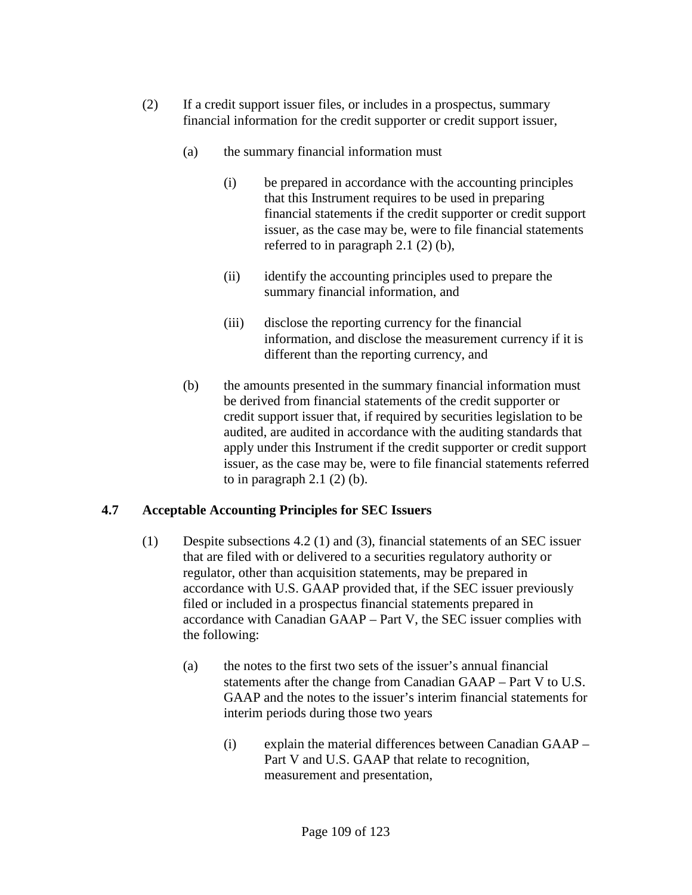(2) If a credit support issuer files, or includes in a prospectus, summary financial information for the credit supporter or credit support issuer,

(a) the summary financial information must

(i) be prepared in accordance with the accounting principles that this Instrument requires to be used in preparing financial statements if the credit supporter or credit support issuer, as the case may be, were to file financial statements referred to in paragraph 2.1 (2) (b),

(ii) identify the accounting principles used to prepare the summary financial information, and

(iii) disclose the reporting currency for the financial information, and disclose the measurement currency if it is different than the reporting currency, and

(b) the amounts presented in the summary financial information must be derived from financial statements of the credit supporter or credit support issuer that, if required by securities legislation to be audited, are audited in accordance with the auditing standards that apply under this Instrument if the credit supporter or credit support issuer, as the case may be, were to file financial statements referred to in paragraph 2.1 (2) (b).

### 4.7 Acceptable Accounting Principles for SEC Issuers

(1) Despite subsections 4.2 (1) and (3), financial statements of an SEC issuer that are filed with or delivered to a securities regulatory authority or regulator, other than acquisition statements, may be prepared in accordance with U.S. GAAP provided that, if the SEC issuer previously filed or included in a prospectus financial statements prepared in accordance with Canadian GAAP – Part V, the SEC issuer complies with the following:

(a) the notes to the first two sets of the issuer's annual financial statements after the change from Canadian GAAP – Part V to U.S. GAAP and the notes to the issuer's interim financial statements for interim periods during those two years

(i) explain the material differences between Canadian GAAP – Part V and U.S. GAAP that relate to recognition, measurement and presentation,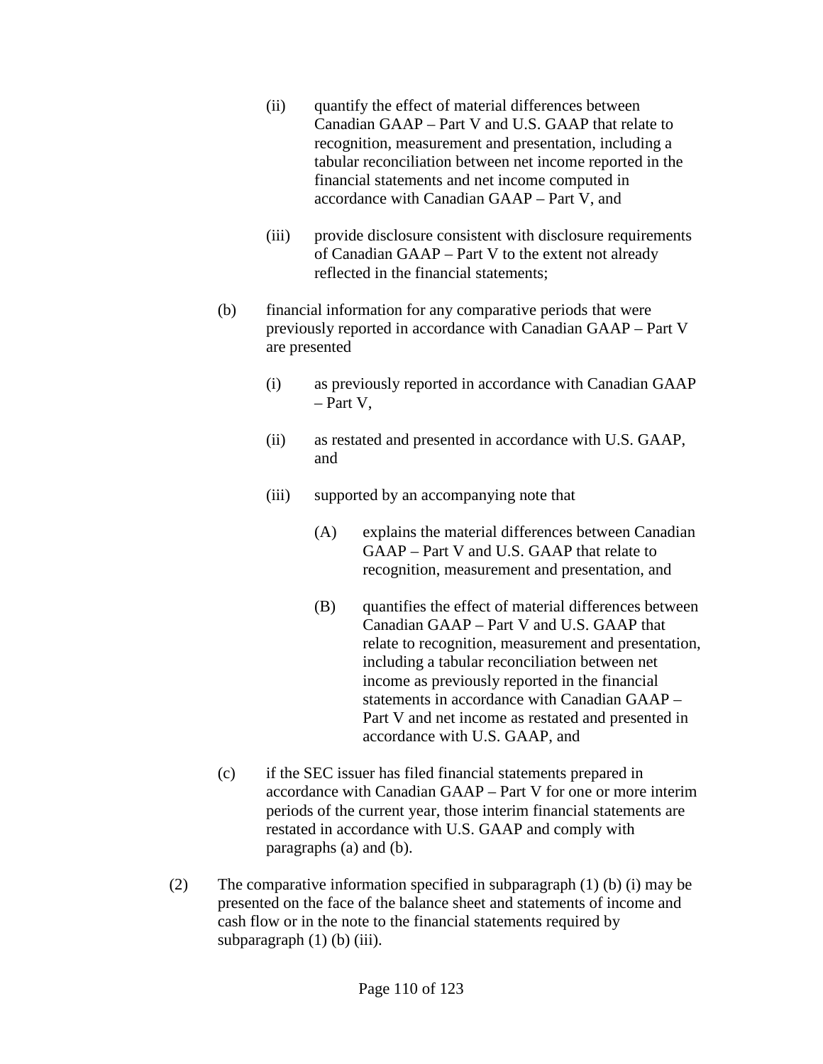(ii) quantify the effect of material differences between Canadian GAAP – Part V and U.S. GAAP that relate to recognition, measurement and presentation, including a tabular reconciliation between net income reported in the financial statements and net income computed in accordance with Canadian GAAP – Part V, and

(iii) provide disclosure consistent with disclosure requirements of Canadian GAAP – Part V to the extent not already reflected in the financial statements;

(b) financial information for any comparative periods that were previously reported in accordance with Canadian GAAP – Part V are presented

(i) as previously reported in accordance with Canadian GAAP – Part V,

(ii) as restated and presented in accordance with U.S. GAAP, and

(iii) supported by an accompanying note that

(A) explains the material differences between Canadian GAAP – Part V and U.S. GAAP that relate to recognition, measurement and presentation, and

(B) quantifies the effect of material differences between Canadian GAAP – Part V and U.S. GAAP that relate to recognition, measurement and presentation, including a tabular reconciliation between net income as previously reported in the financial statements in accordance with Canadian GAAP – Part V and net income as restated and presented in accordance with U.S. GAAP, and

(c) if the SEC issuer has filed financial statements prepared in accordance with Canadian GAAP – Part V for one or more interim periods of the current year, those interim financial statements are restated in accordance with U.S. GAAP and comply with paragraphs (a) and (b).

(2) The comparative information specified in subparagraph (1) (b) (i) may be presented on the face of the balance sheet and statements of income and cash flow or in the note to the financial statements required by subparagraph (1) (b) (iii).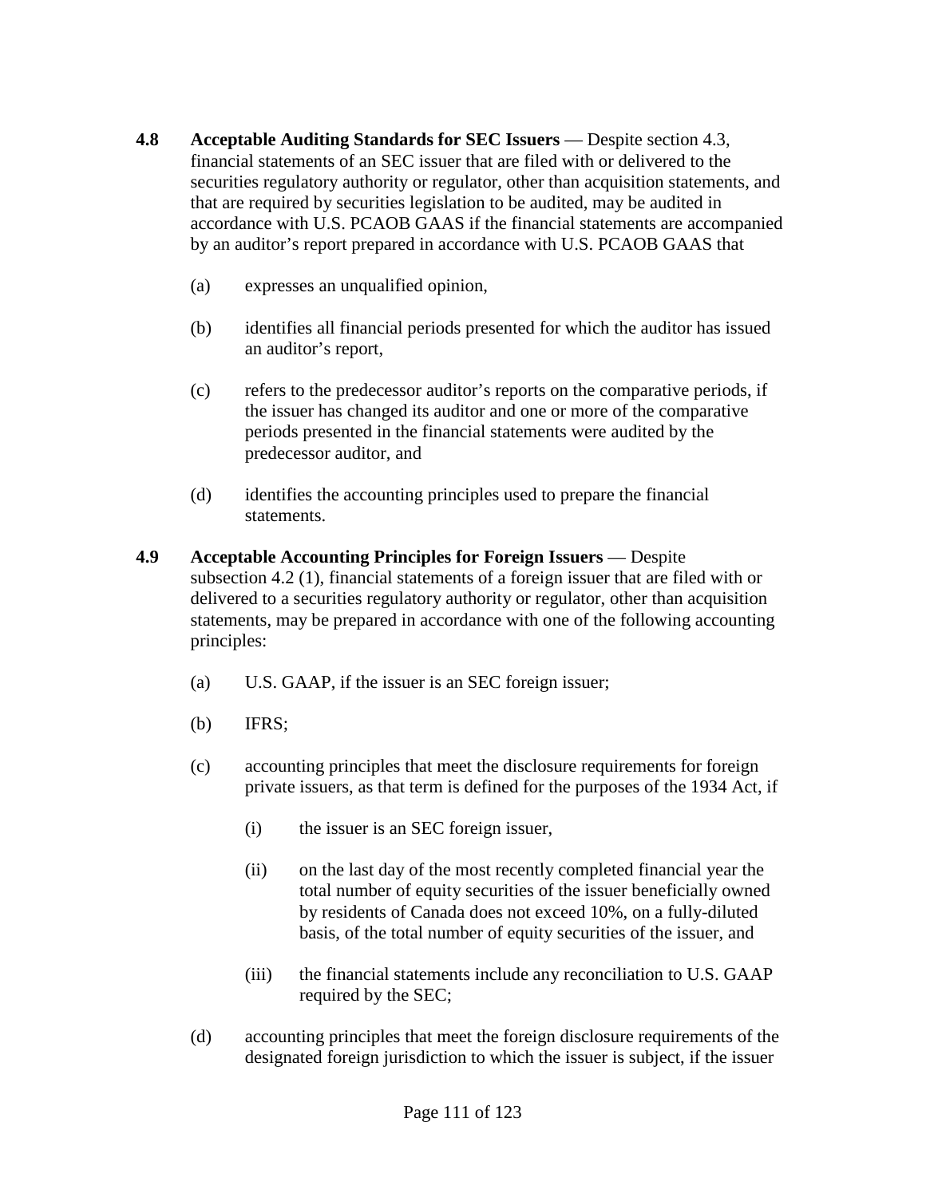**4.8 Acceptable Auditing Standards for SEC Issuers** — Despite section 4.3, financial statements of an SEC issuer that are filed with or delivered to the securities regulatory authority or regulator, other than acquisition statements, and that are required by securities legislation to be audited, may be audited in accordance with U.S. PCAOB GAAS if the financial statements are accompanied by an auditor's report prepared in accordance with U.S. PCAOB GAAS that

(a) expresses an unqualified opinion,

(b) identifies all financial periods presented for which the auditor has issued an auditor's report,

(c) refers to the predecessor auditor's reports on the comparative periods, if the issuer has changed its auditor and one or more of the comparative periods presented in the financial statements were audited by the predecessor auditor, and

(d) identifies the accounting principles used to prepare the financial statements.

**4.9 Acceptable Accounting Principles for Foreign Issuers** — Despite subsection 4.2 (1), financial statements of a foreign issuer that are filed with or delivered to a securities regulatory authority or regulator, other than acquisition statements, may be prepared in accordance with one of the following accounting principles:

(a) U.S. GAAP, if the issuer is an SEC foreign issuer;

(b) IFRS;

(c) accounting principles that meet the disclosure requirements for foreign private issuers, as that term is defined for the purposes of the 1934 Act, if

(i) the issuer is an SEC foreign issuer,

(ii) on the last day of the most recently completed financial year the total number of equity securities of the issuer beneficially owned by residents of Canada does not exceed 10%, on a fully-diluted basis, of the total number of equity securities of the issuer, and

(iii) the financial statements include any reconciliation to U.S. GAAP required by the SEC;

(d) accounting principles that meet the foreign disclosure requirements of the designated foreign jurisdiction to which the issuer is subject, if the issuer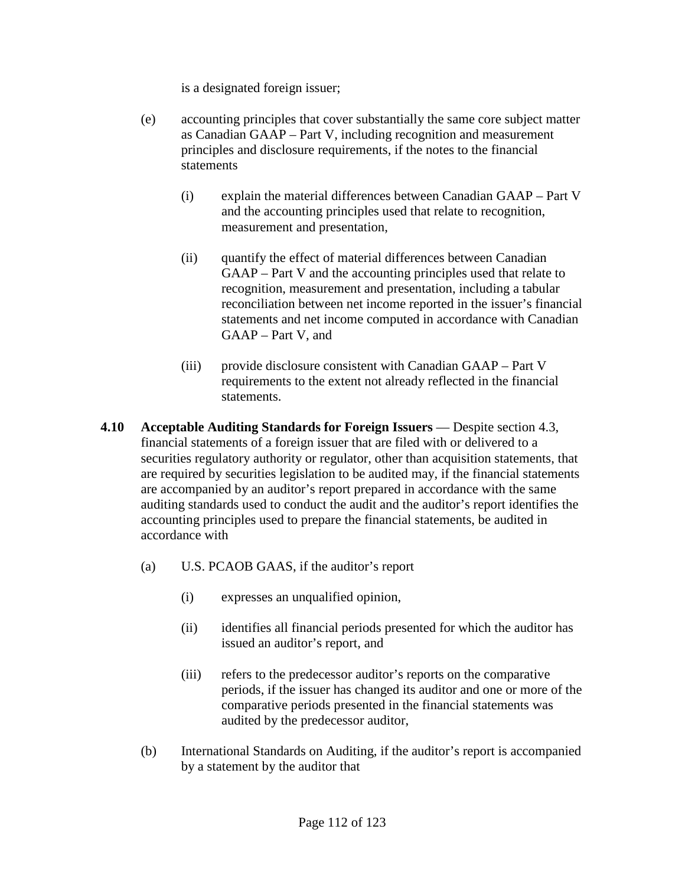is a designated foreign issuer;

(e) accounting principles that cover substantially the same core subject matter as Canadian GAAP – Part V, including recognition and measurement principles and disclosure requirements, if the notes to the financial statements

  (i) explain the material differences between Canadian GAAP – Part V and the accounting principles used that relate to recognition, measurement and presentation,

  (ii) quantify the effect of material differences between Canadian GAAP – Part V and the accounting principles used that relate to recognition, measurement and presentation, including a tabular reconciliation between net income reported in the issuer's financial statements and net income computed in accordance with Canadian GAAP – Part V, and

  (iii) provide disclosure consistent with Canadian GAAP – Part V requirements to the extent not already reflected in the financial statements.

**4.10 Acceptable Auditing Standards for Foreign Issuers** — Despite section 4.3, financial statements of a foreign issuer that are filed with or delivered to a securities regulatory authority or regulator, other than acquisition statements, that are required by securities legislation to be audited may, if the financial statements are accompanied by an auditor's report prepared in accordance with the same auditing standards used to conduct the audit and the auditor's report identifies the accounting principles used to prepare the financial statements, be audited in accordance with

(a) U.S. PCAOB GAAS, if the auditor's report

  (i) expresses an unqualified opinion,

  (ii) identifies all financial periods presented for which the auditor has issued an auditor's report, and

  (iii) refers to the predecessor auditor's reports on the comparative periods, if the issuer has changed its auditor and one or more of the comparative periods presented in the financial statements was audited by the predecessor auditor,

(b) International Standards on Auditing, if the auditor's report is accompanied by a statement by the auditor that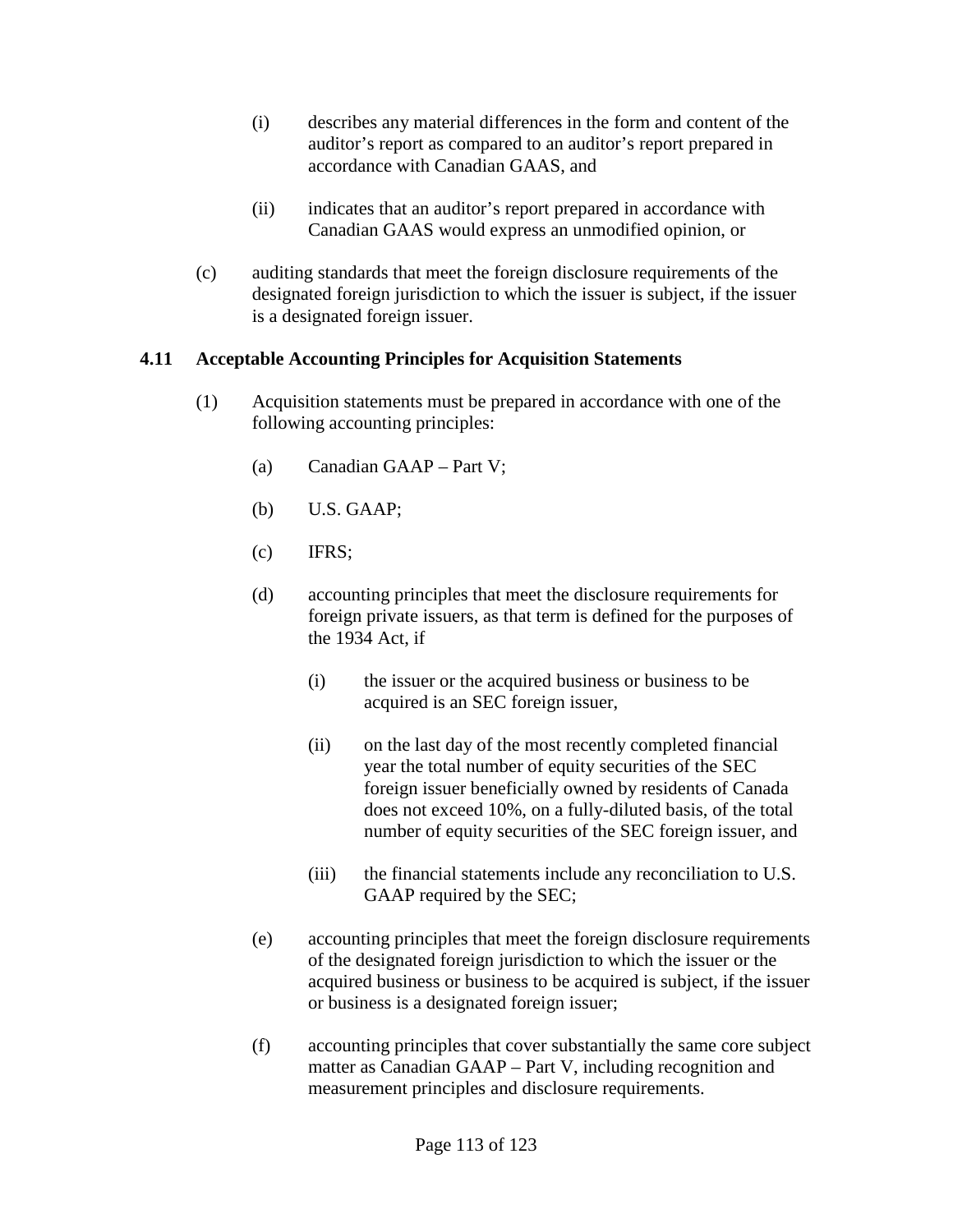(i) describes any material differences in the form and content of the auditor's report as compared to an auditor's report prepared in accordance with Canadian GAAS, and

(ii) indicates that an auditor's report prepared in accordance with Canadian GAAS would express an unmodified opinion, or

(c) auditing standards that meet the foreign disclosure requirements of the designated foreign jurisdiction to which the issuer is subject, if the issuer is a designated foreign issuer.

### 4.11 Acceptable Accounting Principles for Acquisition Statements

(1) Acquisition statements must be prepared in accordance with one of the following accounting principles:

(a) Canadian GAAP – Part V;

(b) U.S. GAAP;

(c) IFRS;

(d) accounting principles that meet the disclosure requirements for foreign private issuers, as that term is defined for the purposes of the 1934 Act, if

(i) the issuer or the acquired business or business to be acquired is an SEC foreign issuer,

(ii) on the last day of the most recently completed financial year the total number of equity securities of the SEC foreign issuer beneficially owned by residents of Canada does not exceed 10%, on a fully-diluted basis, of the total number of equity securities of the SEC foreign issuer, and

(iii) the financial statements include any reconciliation to U.S. GAAP required by the SEC;

(e) accounting principles that meet the foreign disclosure requirements of the designated foreign jurisdiction to which the issuer or the acquired business or business to be acquired is subject, if the issuer or business is a designated foreign issuer;

(f) accounting principles that cover substantially the same core subject matter as Canadian GAAP – Part V, including recognition and measurement principles and disclosure requirements.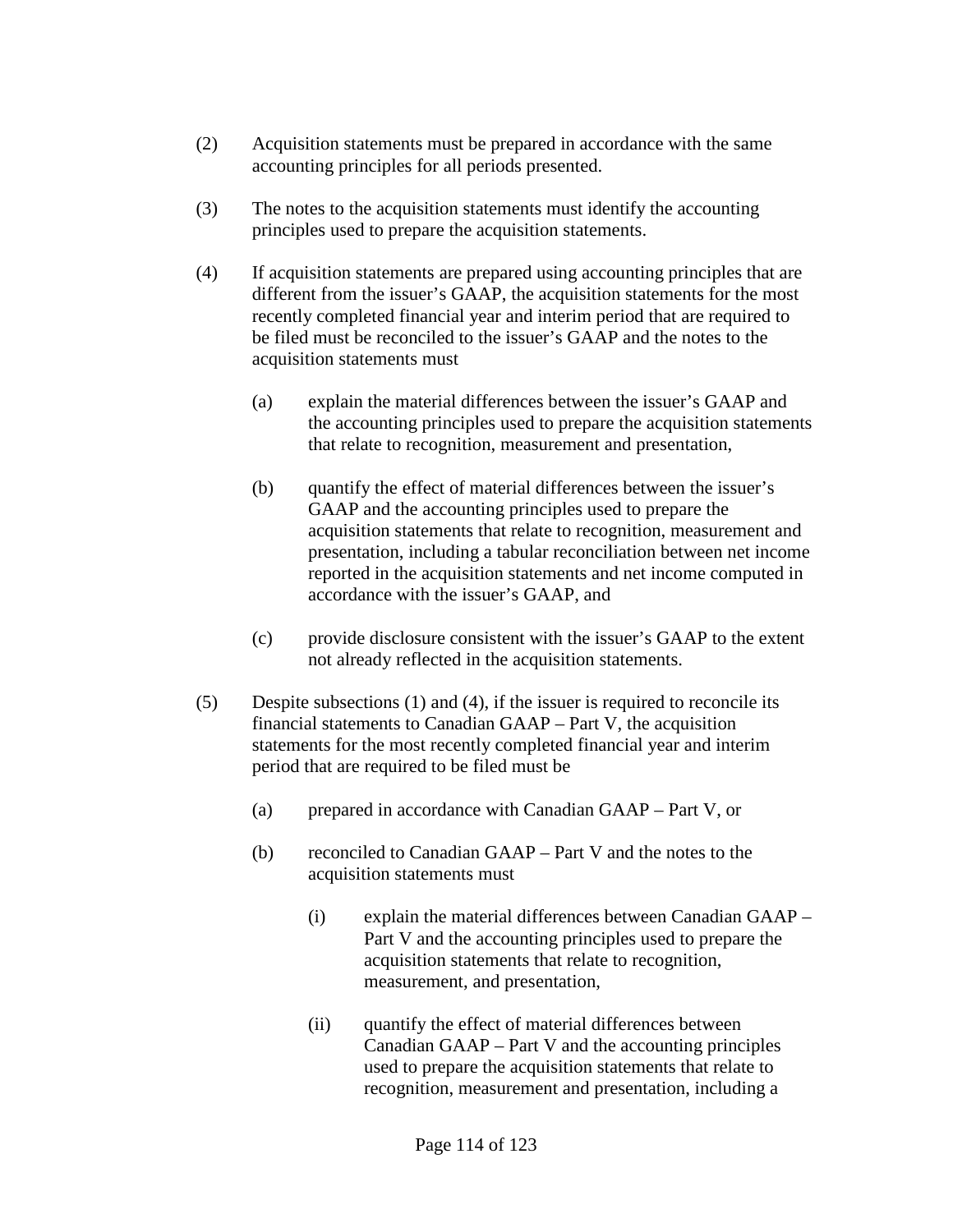(2) Acquisition statements must be prepared in accordance with the same accounting principles for all periods presented.

(3) The notes to the acquisition statements must identify the accounting principles used to prepare the acquisition statements.

(4) If acquisition statements are prepared using accounting principles that are different from the issuer's GAAP, the acquisition statements for the most recently completed financial year and interim period that are required to be filed must be reconciled to the issuer's GAAP and the notes to the acquisition statements must

  (a) explain the material differences between the issuer's GAAP and the accounting principles used to prepare the acquisition statements that relate to recognition, measurement and presentation,

  (b) quantify the effect of material differences between the issuer's GAAP and the accounting principles used to prepare the acquisition statements that relate to recognition, measurement and presentation, including a tabular reconciliation between net income reported in the acquisition statements and net income computed in accordance with the issuer's GAAP, and

  (c) provide disclosure consistent with the issuer's GAAP to the extent not already reflected in the acquisition statements.

(5) Despite subsections (1) and (4), if the issuer is required to reconcile its financial statements to Canadian GAAP – Part V, the acquisition statements for the most recently completed financial year and interim period that are required to be filed must be

  (a) prepared in accordance with Canadian GAAP – Part V, or

  (b) reconciled to Canadian GAAP – Part V and the notes to the acquisition statements must

    (i) explain the material differences between Canadian GAAP – Part V and the accounting principles used to prepare the acquisition statements that relate to recognition, measurement, and presentation,

    (ii) quantify the effect of material differences between Canadian GAAP – Part V and the accounting principles used to prepare the acquisition statements that relate to recognition, measurement and presentation, including a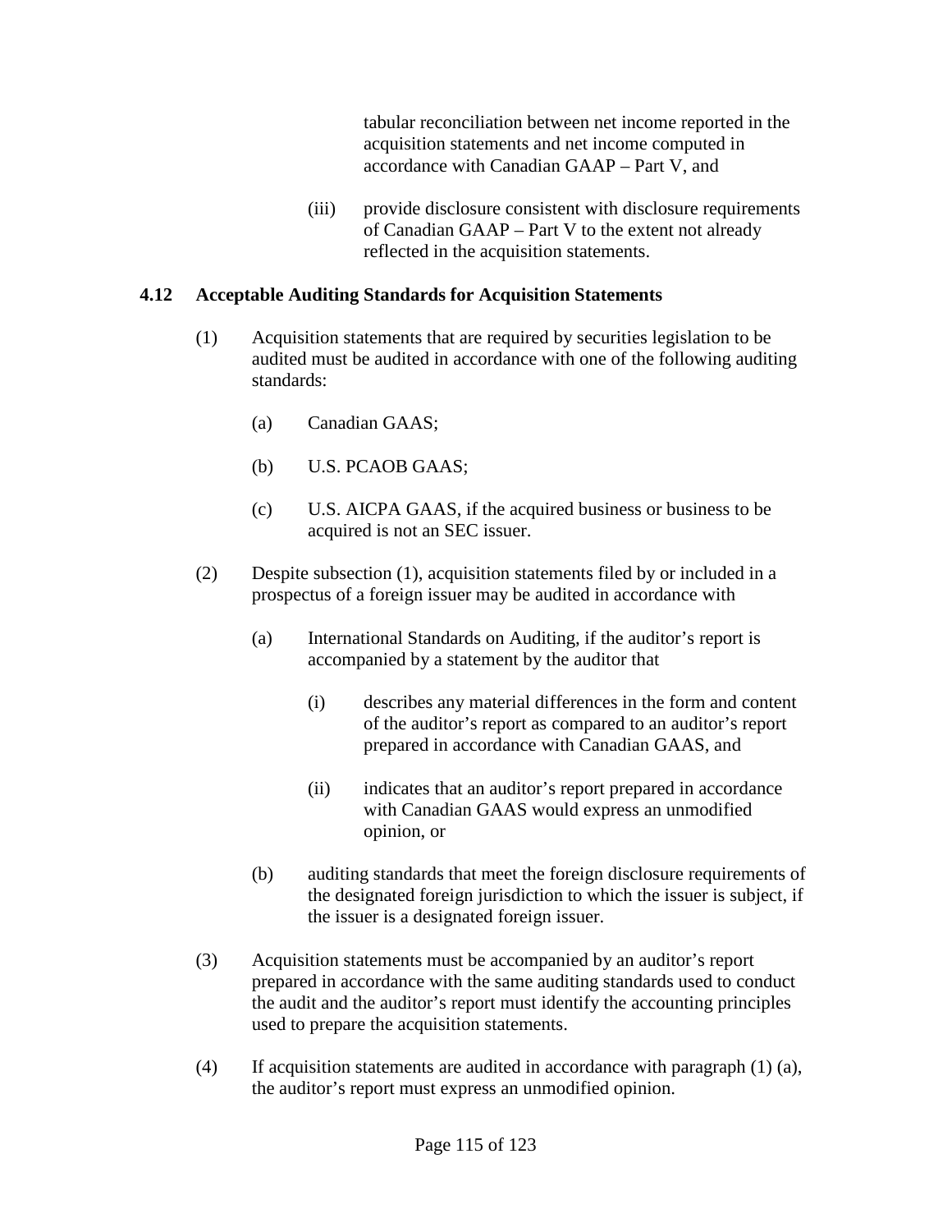tabular reconciliation between net income reported in the acquisition statements and net income computed in accordance with Canadian GAAP – Part V, and

(iii) provide disclosure consistent with disclosure requirements of Canadian GAAP – Part V to the extent not already reflected in the acquisition statements.

### 4.12 Acceptable Auditing Standards for Acquisition Statements

(1) Acquisition statements that are required by securities legislation to be audited must be audited in accordance with one of the following auditing standards:

(a) Canadian GAAS;

(b) U.S. PCAOB GAAS;

(c) U.S. AICPA GAAS, if the acquired business or business to be acquired is not an SEC issuer.

(2) Despite subsection (1), acquisition statements filed by or included in a prospectus of a foreign issuer may be audited in accordance with

(a) International Standards on Auditing, if the auditor's report is accompanied by a statement by the auditor that

(i) describes any material differences in the form and content of the auditor's report as compared to an auditor's report prepared in accordance with Canadian GAAS, and

(ii) indicates that an auditor's report prepared in accordance with Canadian GAAS would express an unmodified opinion, or

(b) auditing standards that meet the foreign disclosure requirements of the designated foreign jurisdiction to which the issuer is subject, if the issuer is a designated foreign issuer.

(3) Acquisition statements must be accompanied by an auditor's report prepared in accordance with the same auditing standards used to conduct the audit and the auditor's report must identify the accounting principles used to prepare the acquisition statements.

(4) If acquisition statements are audited in accordance with paragraph (1) (a), the auditor's report must express an unmodified opinion.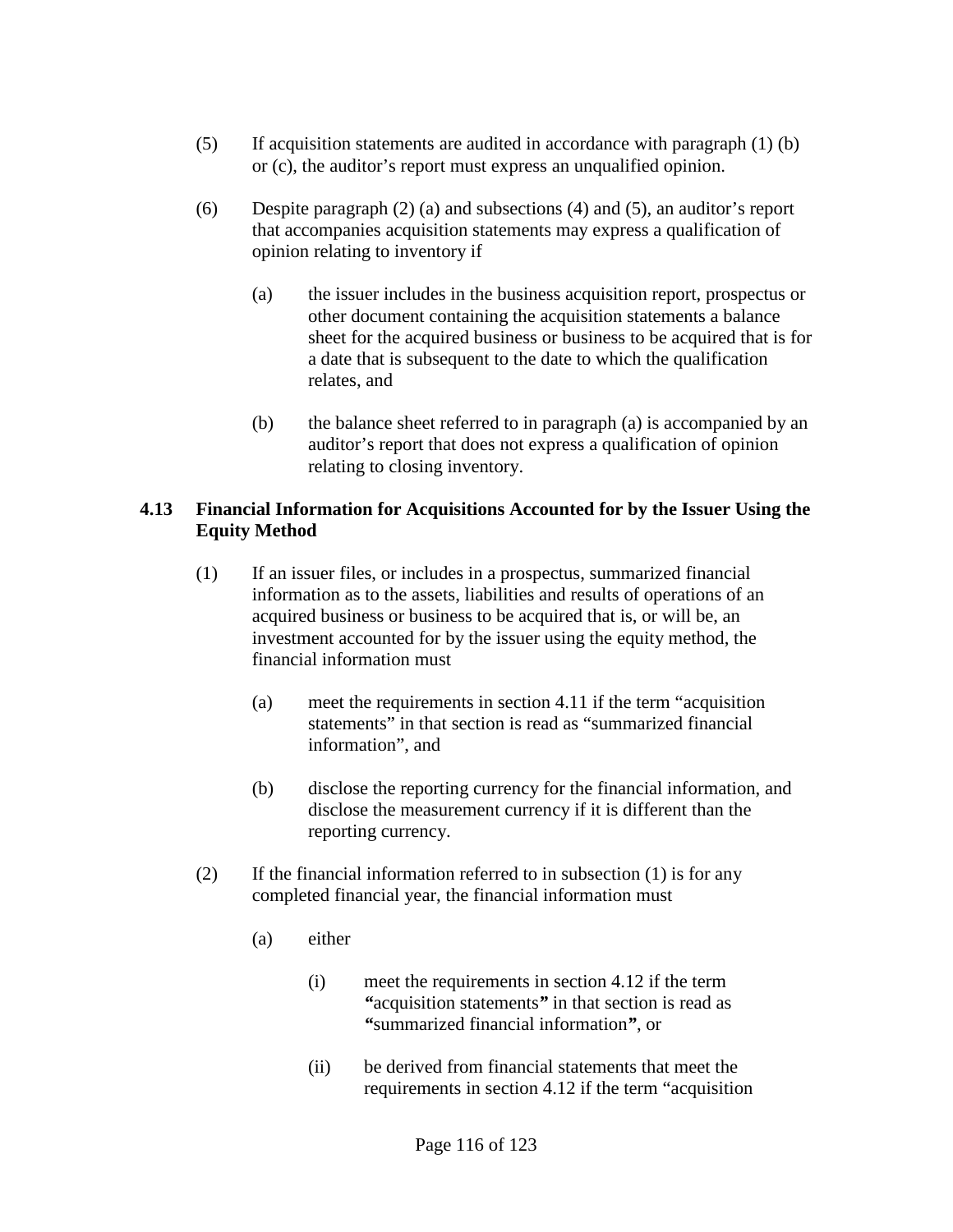(5) If acquisition statements are audited in accordance with paragraph (1) (b) or (c), the auditor's report must express an unqualified opinion.

(6) Despite paragraph (2) (a) and subsections (4) and (5), an auditor's report that accompanies acquisition statements may express a qualification of opinion relating to inventory if

(a) the issuer includes in the business acquisition report, prospectus or other document containing the acquisition statements a balance sheet for the acquired business or business to be acquired that is for a date that is subsequent to the date to which the qualification relates, and

(b) the balance sheet referred to in paragraph (a) is accompanied by an auditor's report that does not express a qualification of opinion relating to closing inventory.

### 4.13 Financial Information for Acquisitions Accounted for by the Issuer Using the Equity Method

(1) If an issuer files, or includes in a prospectus, summarized financial information as to the assets, liabilities and results of operations of an acquired business or business to be acquired that is, or will be, an investment accounted for by the issuer using the equity method, the financial information must

(a) meet the requirements in section 4.11 if the term "acquisition statements" in that section is read as "summarized financial information", and

(b) disclose the reporting currency for the financial information, and disclose the measurement currency if it is different than the reporting currency.

(2) If the financial information referred to in subsection (1) is for any completed financial year, the financial information must

(a) either

(i) meet the requirements in section 4.12 if the term **"**acquisition statements**"** in that section is read as **"**summarized financial information**"**, or

(ii) be derived from financial statements that meet the requirements in section 4.12 if the term "acquisition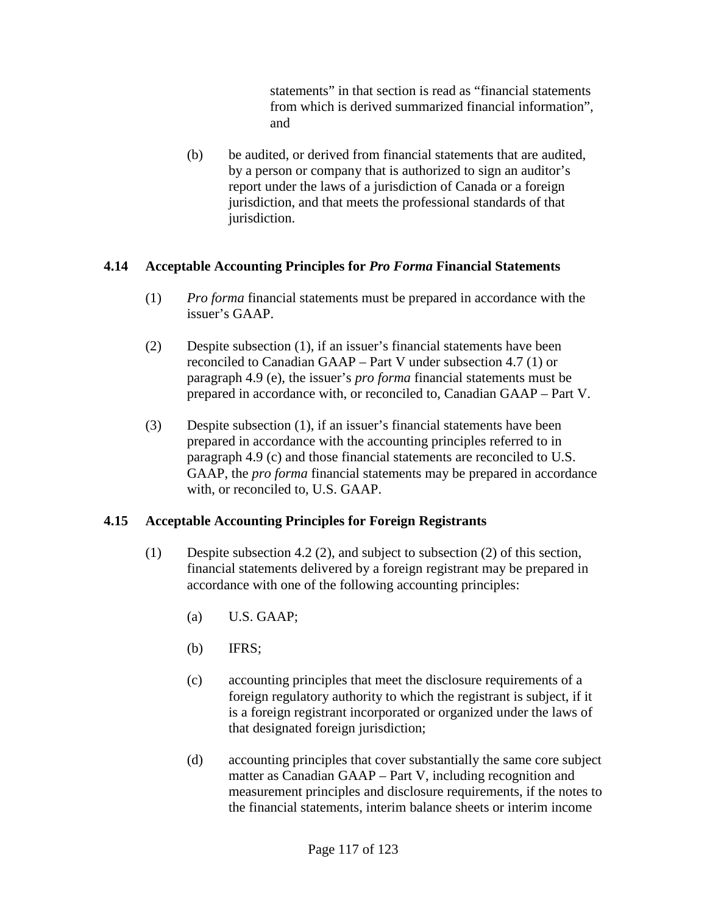statements" in that section is read as "financial statements from which is derived summarized financial information", and

(b) be audited, or derived from financial statements that are audited, by a person or company that is authorized to sign an auditor's report under the laws of a jurisdiction of Canada or a foreign jurisdiction, and that meets the professional standards of that jurisdiction.

### 4.14 Acceptable Accounting Principles for *Pro Forma* Financial Statements

(1) *Pro forma* financial statements must be prepared in accordance with the issuer's GAAP.

(2) Despite subsection (1), if an issuer's financial statements have been reconciled to Canadian GAAP – Part V under subsection 4.7 (1) or paragraph 4.9 (e), the issuer's *pro forma* financial statements must be prepared in accordance with, or reconciled to, Canadian GAAP – Part V.

(3) Despite subsection (1), if an issuer's financial statements have been prepared in accordance with the accounting principles referred to in paragraph 4.9 (c) and those financial statements are reconciled to U.S. GAAP, the *pro forma* financial statements may be prepared in accordance with, or reconciled to, U.S. GAAP.

### 4.15 Acceptable Accounting Principles for Foreign Registrants

(1) Despite subsection 4.2 (2), and subject to subsection (2) of this section, financial statements delivered by a foreign registrant may be prepared in accordance with one of the following accounting principles:

(a) U.S. GAAP;

(b) IFRS;

(c) accounting principles that meet the disclosure requirements of a foreign regulatory authority to which the registrant is subject, if it is a foreign registrant incorporated or organized under the laws of that designated foreign jurisdiction;

(d) accounting principles that cover substantially the same core subject matter as Canadian GAAP – Part V, including recognition and measurement principles and disclosure requirements, if the notes to the financial statements, interim balance sheets or interim income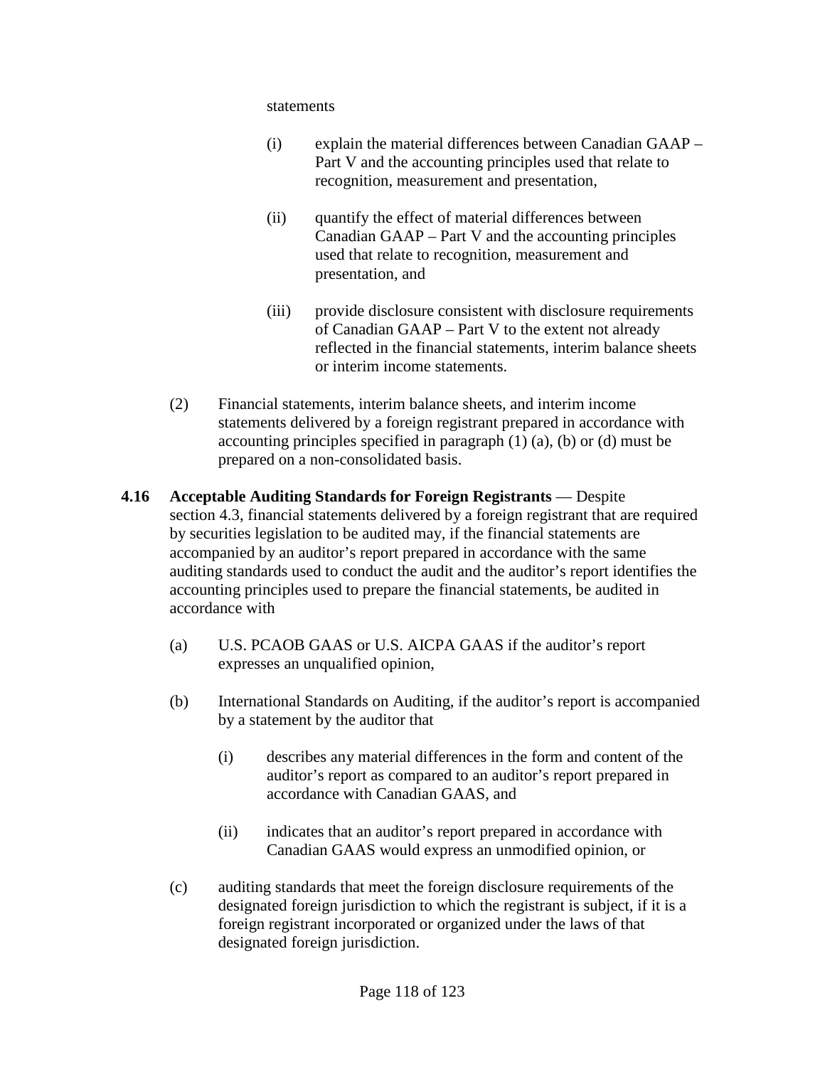statements

(i) explain the material differences between Canadian GAAP – Part V and the accounting principles used that relate to recognition, measurement and presentation,

(ii) quantify the effect of material differences between Canadian GAAP – Part V and the accounting principles used that relate to recognition, measurement and presentation, and

(iii) provide disclosure consistent with disclosure requirements of Canadian GAAP – Part V to the extent not already reflected in the financial statements, interim balance sheets or interim income statements.

(2) Financial statements, interim balance sheets, and interim income statements delivered by a foreign registrant prepared in accordance with accounting principles specified in paragraph (1) (a), (b) or (d) must be prepared on a non-consolidated basis.

**4.16 Acceptable Auditing Standards for Foreign Registrants** — Despite section 4.3, financial statements delivered by a foreign registrant that are required by securities legislation to be audited may, if the financial statements are accompanied by an auditor's report prepared in accordance with the same auditing standards used to conduct the audit and the auditor's report identifies the accounting principles used to prepare the financial statements, be audited in accordance with

(a) U.S. PCAOB GAAS or U.S. AICPA GAAS if the auditor's report expresses an unqualified opinion,

(b) International Standards on Auditing, if the auditor's report is accompanied by a statement by the auditor that

(i) describes any material differences in the form and content of the auditor's report as compared to an auditor's report prepared in accordance with Canadian GAAS, and

(ii) indicates that an auditor's report prepared in accordance with Canadian GAAS would express an unmodified opinion, or

(c) auditing standards that meet the foreign disclosure requirements of the designated foreign jurisdiction to which the registrant is subject, if it is a foreign registrant incorporated or organized under the laws of that designated foreign jurisdiction.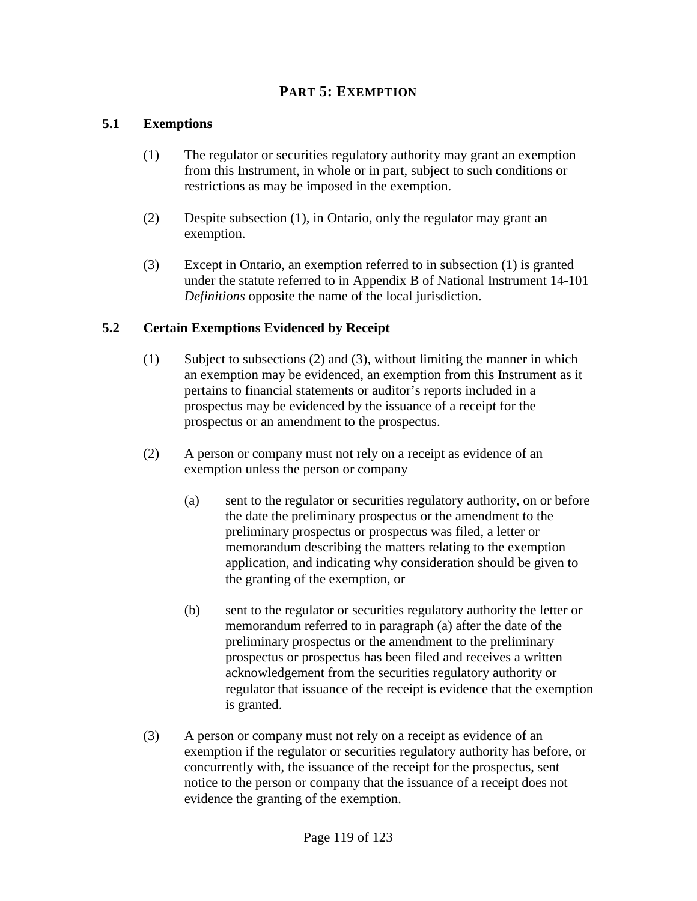# PART 5: EXEMPTION

## 5.1 Exemptions

(1) The regulator or securities regulatory authority may grant an exemption from this Instrument, in whole or in part, subject to such conditions or restrictions as may be imposed in the exemption.

(2) Despite subsection (1), in Ontario, only the regulator may grant an exemption.

(3) Except in Ontario, an exemption referred to in subsection (1) is granted under the statute referred to in Appendix B of National Instrument 14-101 *Definitions* opposite the name of the local jurisdiction.

## 5.2 Certain Exemptions Evidenced by Receipt

(1) Subject to subsections (2) and (3), without limiting the manner in which an exemption may be evidenced, an exemption from this Instrument as it pertains to financial statements or auditor's reports included in a prospectus may be evidenced by the issuance of a receipt for the prospectus or an amendment to the prospectus.

(2) A person or company must not rely on a receipt as evidence of an exemption unless the person or company

(a) sent to the regulator or securities regulatory authority, on or before the date the preliminary prospectus or the amendment to the preliminary prospectus or prospectus was filed, a letter or memorandum describing the matters relating to the exemption application, and indicating why consideration should be given to the granting of the exemption, or

(b) sent to the regulator or securities regulatory authority the letter or memorandum referred to in paragraph (a) after the date of the preliminary prospectus or the amendment to the preliminary prospectus or prospectus has been filed and receives a written acknowledgement from the securities regulatory authority or regulator that issuance of the receipt is evidence that the exemption is granted.

(3) A person or company must not rely on a receipt as evidence of an exemption if the regulator or securities regulatory authority has before, or concurrently with, the issuance of the receipt for the prospectus, sent notice to the person or company that the issuance of a receipt does not evidence the granting of the exemption.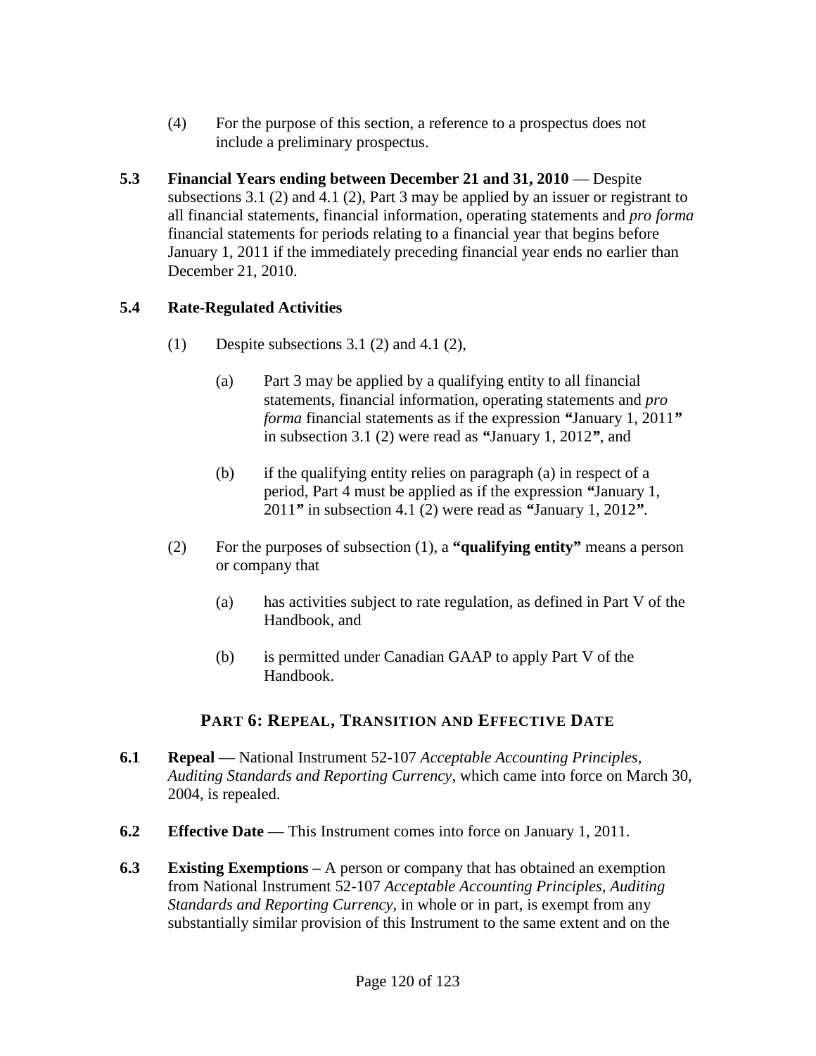(4) For the purpose of this section, a reference to a prospectus does not include a preliminary prospectus.

**5.3 Financial Years ending between December 21 and 31, 2010** — Despite subsections 3.1 (2) and 4.1 (2), Part 3 may be applied by an issuer or registrant to all financial statements, financial information, operating statements and *pro forma* financial statements for periods relating to a financial year that begins before January 1, 2011 if the immediately preceding financial year ends no earlier than December 21, 2010.

**5.4 Rate-Regulated Activities**

(1) Despite subsections 3.1 (2) and 4.1 (2),

(a) Part 3 may be applied by a qualifying entity to all financial statements, financial information, operating statements and *pro forma* financial statements as if the expression **"**January 1, 2011**"** in subsection 3.1 (2) were read as **"**January 1, 2012**"**, and

(b) if the qualifying entity relies on paragraph (a) in respect of a period, Part 4 must be applied as if the expression **"**January 1, 2011**"** in subsection 4.1 (2) were read as **"**January 1, 2012**"**.

(2) For the purposes of subsection (1), a **"qualifying entity"** means a person or company that

(a) has activities subject to rate regulation, as defined in Part V of the Handbook, and

(b) is permitted under Canadian GAAP to apply Part V of the Handbook.

## PART 6: REPEAL, TRANSITION AND EFFECTIVE DATE

**6.1 Repeal** — National Instrument 52-107 *Acceptable Accounting Principles, Auditing Standards and Reporting Currency*, which came into force on March 30, 2004, is repealed.

**6.2 Effective Date** — This Instrument comes into force on January 1, 2011.

**6.3 Existing Exemptions –** A person or company that has obtained an exemption from National Instrument 52-107 *Acceptable Accounting Principles, Auditing Standards and Reporting Currency*, in whole or in part, is exempt from any substantially similar provision of this Instrument to the same extent and on the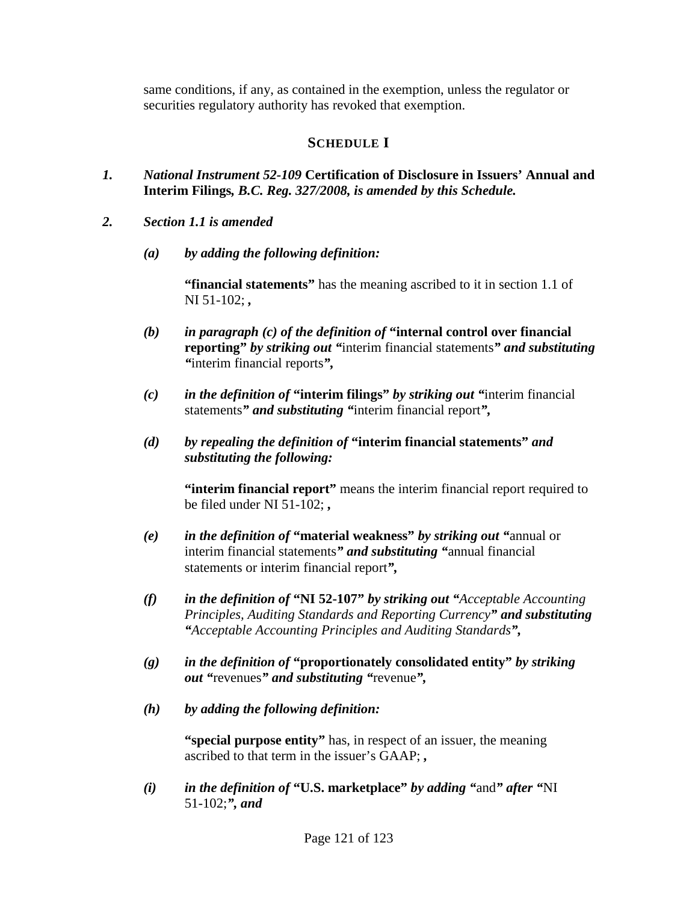same conditions, if any, as contained in the exemption, unless the regulator or securities regulatory authority has revoked that exemption.

## SCHEDULE I

***1.*** ***National Instrument 52-109*** **Certification of Disclosure in Issuers' Annual and Interim Filings*, B.C. Reg. 327/2008, is amended by this Schedule.***

***2.*** ***Section 1.1 is amended***

***(a)*** ***by adding the following definition:***

**"financial statements"** has the meaning ascribed to it in section 1.1 of NI 51-102; **,**

***(b)*** ***in paragraph (c) of the definition of*** **"internal control over financial reporting"** ***by striking out "***interim financial statements***" and substituting "***interim financial reports***",***

***(c)*** ***in the definition of*** **"interim filings"** ***by striking out "***interim financial statements***" and substituting "***interim financial report***",***

***(d)*** ***by repealing the definition of*** **"interim financial statements"** ***and substituting the following:***

**"interim financial report"** means the interim financial report required to be filed under NI 51-102; **,**

***(e)*** ***in the definition of*** **"material weakness"** ***by striking out "***annual or interim financial statements***" and substituting "***annual financial statements or interim financial report***",***

***(f)*** ***in the definition of*** **"NI 52-107"** ***by striking out "****Acceptable Accounting Principles, Auditing Standards and Reporting Currency****" and substituting "****Acceptable Accounting Principles and Auditing Standards****",***

***(g)*** ***in the definition of*** **"proportionately consolidated entity"** ***by striking out "***revenues***" and substituting "***revenue***",***

***(h)*** ***by adding the following definition:***

**"special purpose entity"** has, in respect of an issuer, the meaning ascribed to that term in the issuer's GAAP; **,**

***(i)*** ***in the definition of*** **"U.S. marketplace"** ***by adding "***and***" after "***NI 51-102;***", and***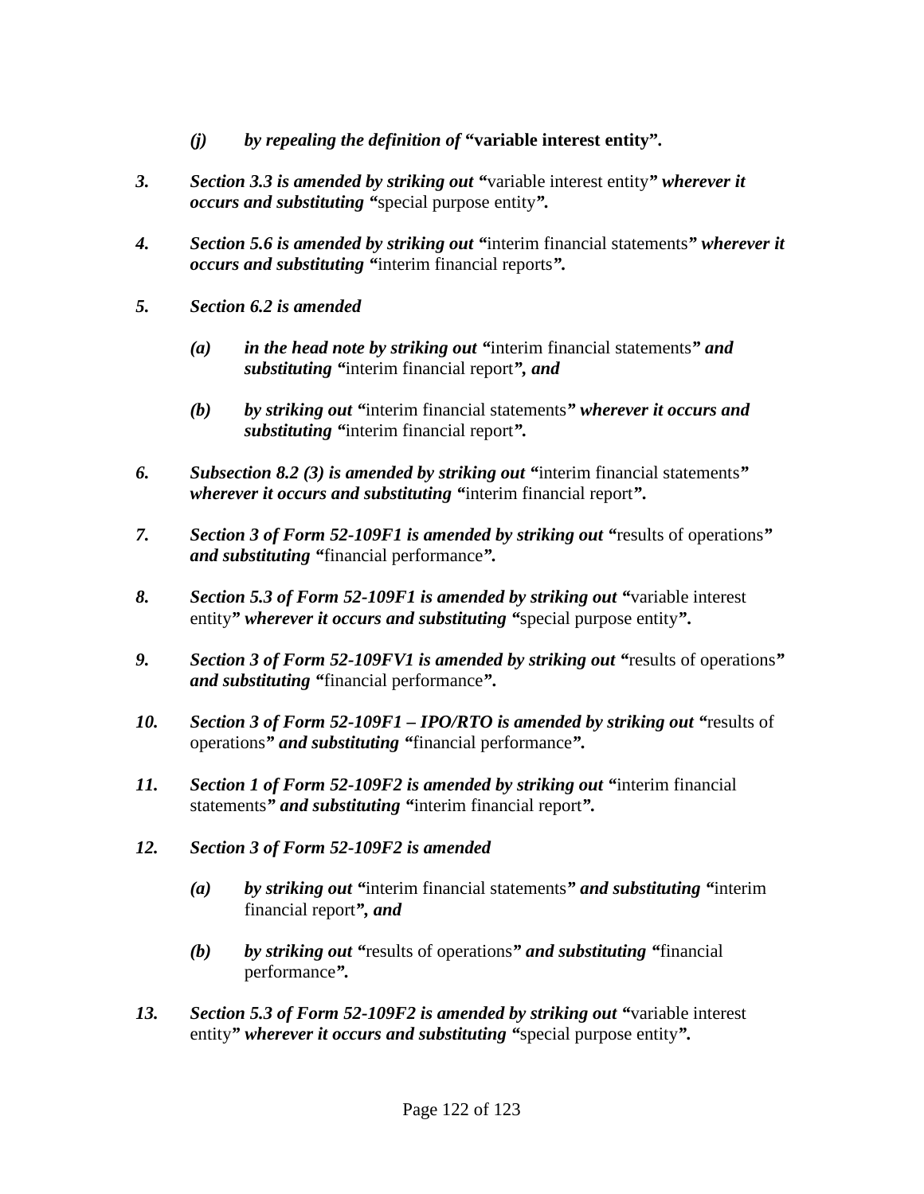*(j)* *by repealing the definition of* **"variable interest entity".**

***3.*** ***Section 3.3 is amended by striking out "***variable interest entity***" wherever it occurs and substituting "***special purpose entity***".***

***4.*** ***Section 5.6 is amended by striking out "***interim financial statements***" wherever it occurs and substituting "***interim financial reports***".***

***5.*** ***Section 6.2 is amended***

*(a)* ***in the head note by striking out "***interim financial statements***" and substituting "***interim financial report***", and***

*(b)* ***by striking out "***interim financial statements***" wherever it occurs and substituting "***interim financial report***".***

***6.*** ***Subsection 8.2 (3) is amended by striking out "***interim financial statements***" wherever it occurs and substituting "***interim financial report***".***

***7.*** ***Section 3 of Form 52-109F1 is amended by striking out "***results of operations***" and substituting "***financial performance***".***

***8.*** ***Section 5.3 of Form 52-109F1 is amended by striking out "***variable interest entity***" wherever it occurs and substituting "***special purpose entity***".***

***9.*** ***Section 3 of Form 52-109FV1 is amended by striking out "***results of operations***" and substituting "***financial performance***".***

***10.*** ***Section 3 of Form 52-109F1 – IPO/RTO is amended by striking out "***results of operations***" and substituting "***financial performance***".***

***11.*** ***Section 1 of Form 52-109F2 is amended by striking out "***interim financial statements***" and substituting "***interim financial report***".***

***12.*** ***Section 3 of Form 52-109F2 is amended***

*(a)* ***by striking out "***interim financial statements***" and substituting "***interim financial report***", and***

*(b)* ***by striking out "***results of operations***" and substituting "***financial performance***".***

***13.*** ***Section 5.3 of Form 52-109F2 is amended by striking out "***variable interest entity***" wherever it occurs and substituting "***special purpose entity***".***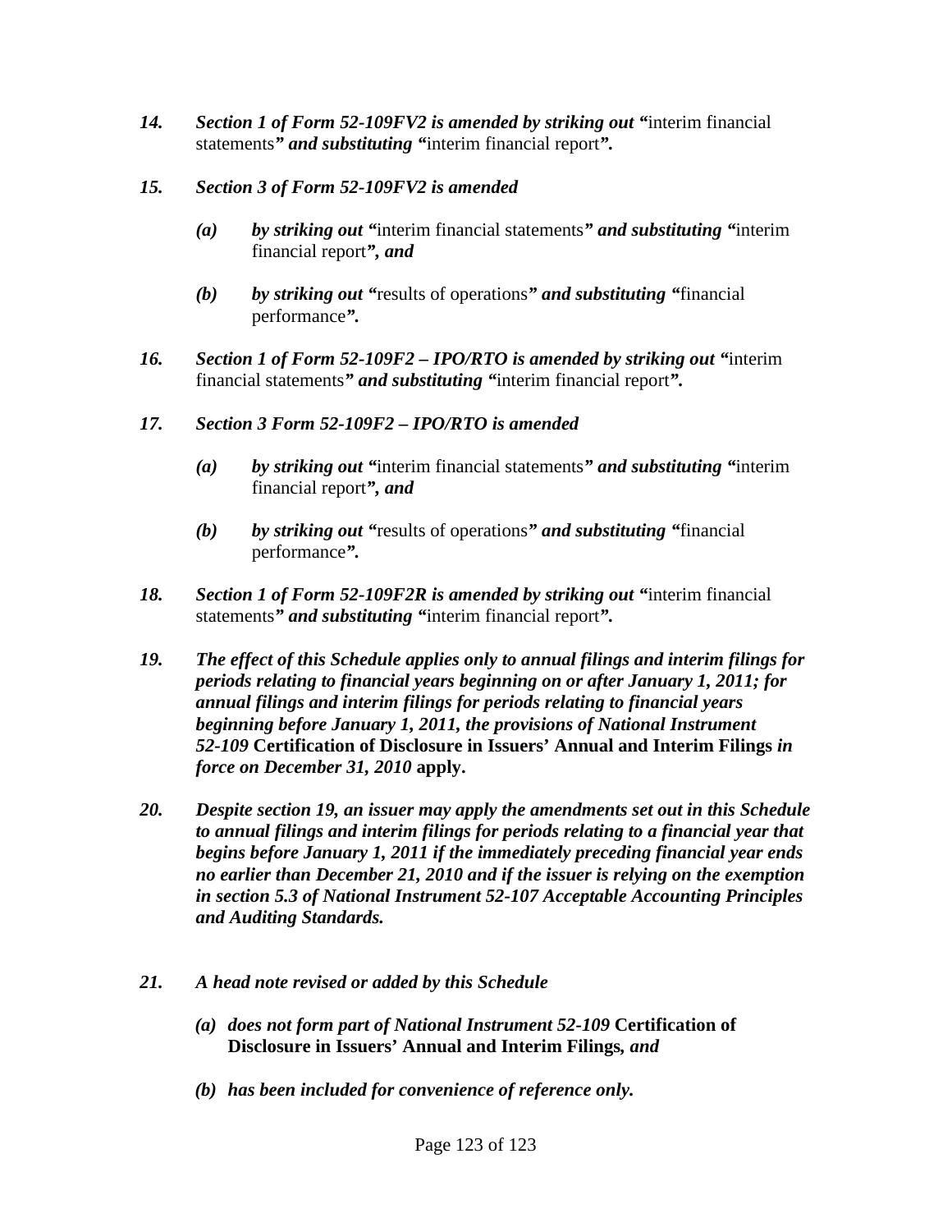14. ***Section 1 of Form 52-109FV2 is amended by striking out "***interim financial statements***" and substituting "***interim financial report***".***

15. ***Section 3 of Form 52-109FV2 is amended***

    ***(a) by striking out "***interim financial statements***" and substituting "***interim financial report***", and***

    ***(b) by striking out "***results of operations***" and substituting "***financial performance***".***

16. ***Section 1 of Form 52-109F2 – IPO/RTO is amended by striking out "***interim financial statements***" and substituting "***interim financial report***".***

17. ***Section 3 Form 52-109F2 – IPO/RTO is amended***

    ***(a) by striking out "***interim financial statements***" and substituting "***interim financial report***", and***

    ***(b) by striking out "***results of operations***" and substituting "***financial performance***".***

18. ***Section 1 of Form 52-109F2R is amended by striking out "***interim financial statements***" and substituting "***interim financial report***".***

19. ***The effect of this Schedule applies only to annual filings and interim filings for periods relating to financial years beginning on or after January 1, 2011; for annual filings and interim filings for periods relating to financial years beginning before January 1, 2011, the provisions of National Instrument 52-109* Certification of Disclosure in Issuers' Annual and Interim Filings *in force on December 31, 2010* apply.**

20. ***Despite section 19, an issuer may apply the amendments set out in this Schedule to annual filings and interim filings for periods relating to a financial year that begins before January 1, 2011 if the immediately preceding financial year ends no earlier than December 21, 2010 and if the issuer is relying on the exemption in section 5.3 of National Instrument 52-107 Acceptable Accounting Principles and Auditing Standards.***

21. ***A head note revised or added by this Schedule***

    **(a) *does not form part of National Instrument 52-109* Certification of Disclosure in Issuers' Annual and Interim Filings*, and***

    ***(b) has been included for convenience of reference only.***